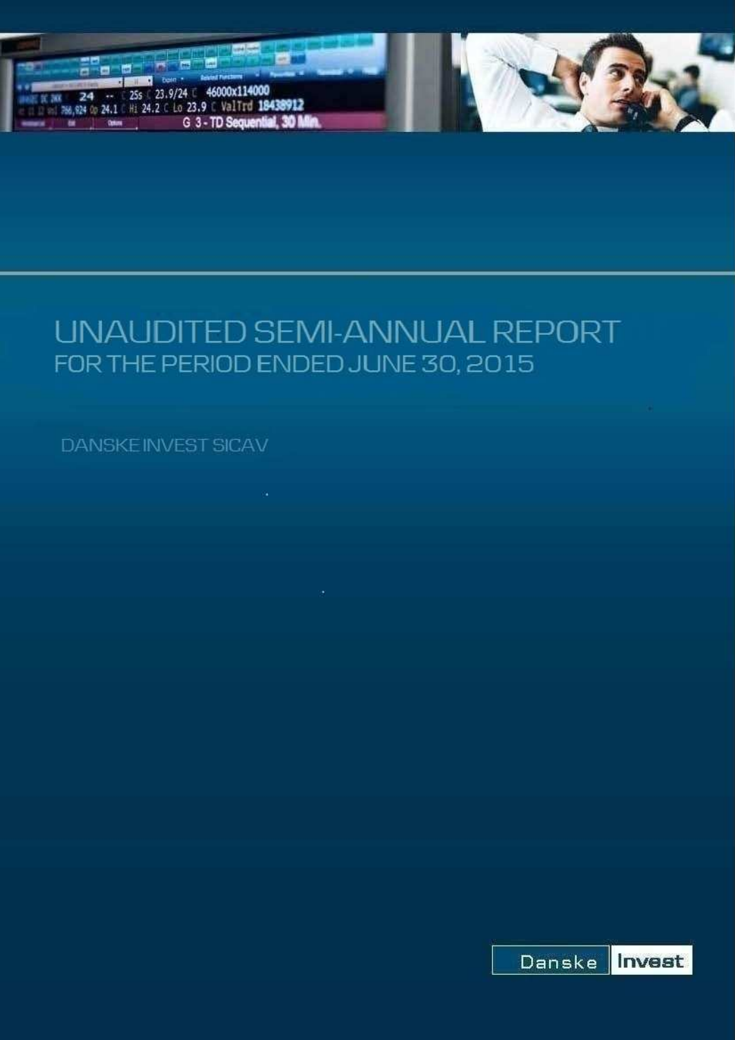# UNAUDITED SEMI-ANNUAL REPORT

## FOR THE PERIOD ENDED JUNE 30, 2015

DANSKE INVEST SICAV

Danske Invest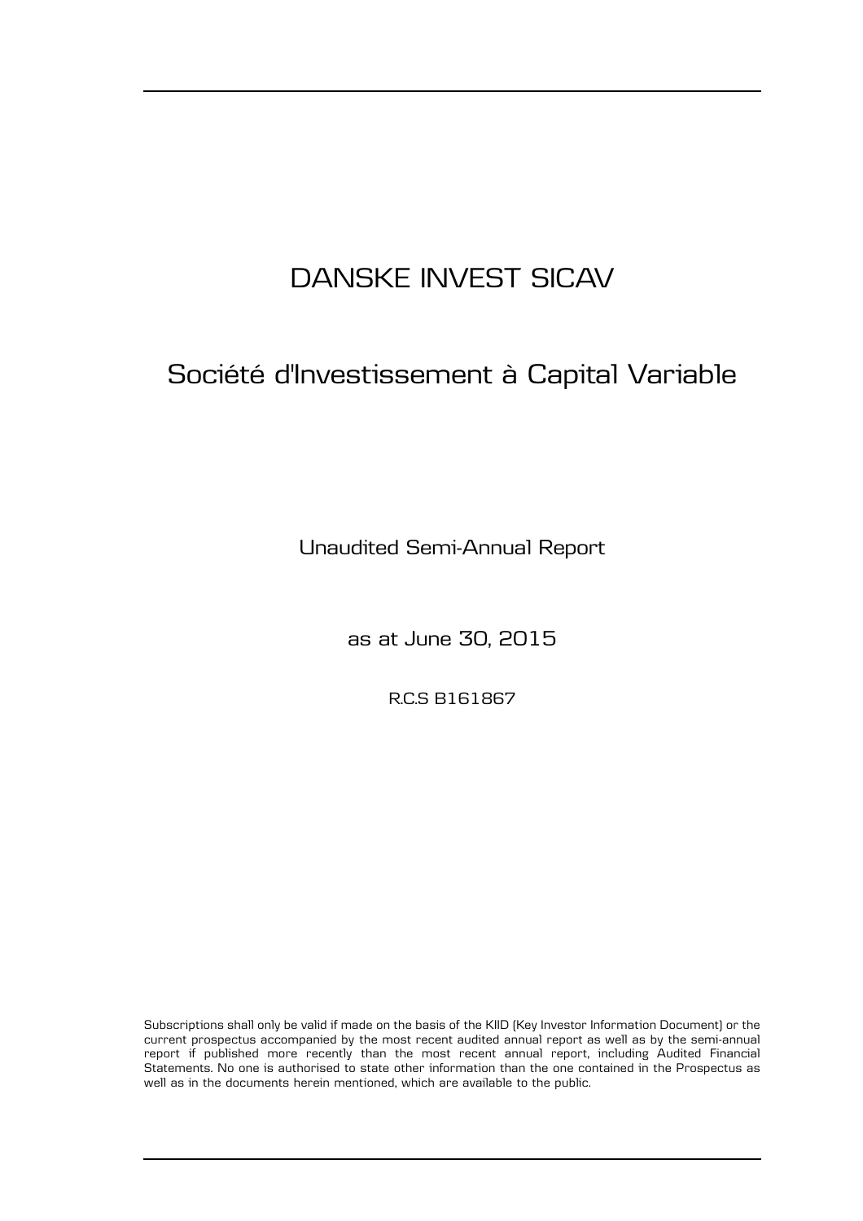# DANSKE INVEST SICAV

## Société d'Investissement à Capital Variable

Unaudited Semi-Annual Report

as at June 30, 2015

R.C.S B161867

Subscriptions shall only be valid if made on the basis of the KIID (Key Investor Information Document) or the current prospectus accompanied by the most recent audited annual report as well as by the semi-annual report if published more recently than the most recent annual report, including Audited Financial Statements. No one is authorised to state other information than the one contained in the Prospectus as well as in the documents herein mentioned, which are available to the public.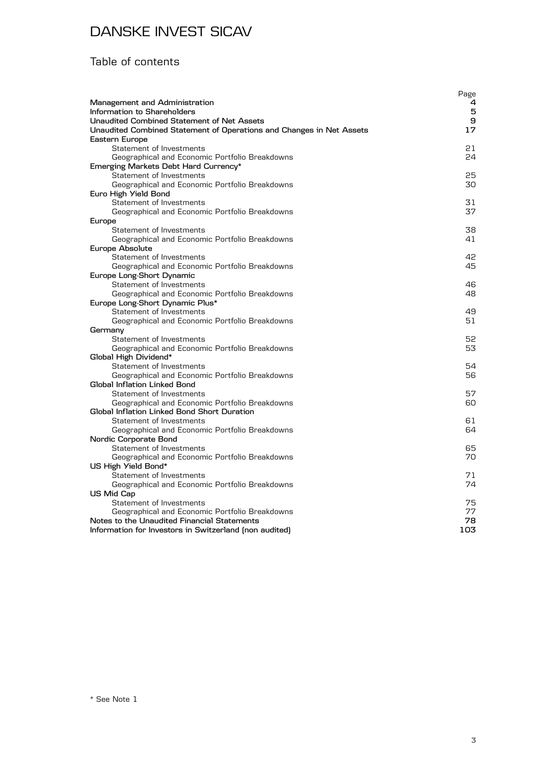# DANSKE INVEST SICAV

## Table of contents

| | Page |
|---|---|
| **Management and Administration** | **4** |
| **Information to Shareholders** | **5** |
| **Unaudited Combined Statement of Net Assets** | **9** |
| **Unaudited Combined Statement of Operations and Changes in Net Assets** | **17** |
| **Eastern Europe** | |
| Statement of Investments | 21 |
| Geographical and Economic Portfolio Breakdowns | 24 |
| **Emerging Markets Debt Hard Currency*** | |
| Statement of Investments | 25 |
| Geographical and Economic Portfolio Breakdowns | 30 |
| **Euro High Yield Bond** | |
| Statement of Investments | 31 |
| Geographical and Economic Portfolio Breakdowns | 37 |
| **Europe** | |
| Statement of Investments | 38 |
| Geographical and Economic Portfolio Breakdowns | 41 |
| **Europe Absolute** | |
| Statement of Investments | 42 |
| Geographical and Economic Portfolio Breakdowns | 45 |
| **Europe Long-Short Dynamic** | |
| Statement of Investments | 46 |
| Geographical and Economic Portfolio Breakdowns | 48 |
| **Europe Long-Short Dynamic Plus*** | |
| Statement of Investments | 49 |
| Geographical and Economic Portfolio Breakdowns | 51 |
| **Germany** | |
| Statement of Investments | 52 |
| Geographical and Economic Portfolio Breakdowns | 53 |
| **Global High Dividend*** | |
| Statement of Investments | 54 |
| Geographical and Economic Portfolio Breakdowns | 56 |
| **Global Inflation Linked Bond** | |
| Statement of Investments | 57 |
| Geographical and Economic Portfolio Breakdowns | 60 |
| **Global Inflation Linked Bond Short Duration** | |
| Statement of Investments | 61 |
| Geographical and Economic Portfolio Breakdowns | 64 |
| **Nordic Corporate Bond** | |
| Statement of Investments | 65 |
| Geographical and Economic Portfolio Breakdowns | 70 |
| **US High Yield Bond*** | |
| Statement of Investments | 71 |
| Geographical and Economic Portfolio Breakdowns | 74 |
| **US Mid Cap** | |
| Statement of Investments | 75 |
| Geographical and Economic Portfolio Breakdowns | 77 |
| **Notes to the Unaudited Financial Statements** | **78** |
| **Information for Investors in Switzerland (non audited)** | **103** |

\* See Note 1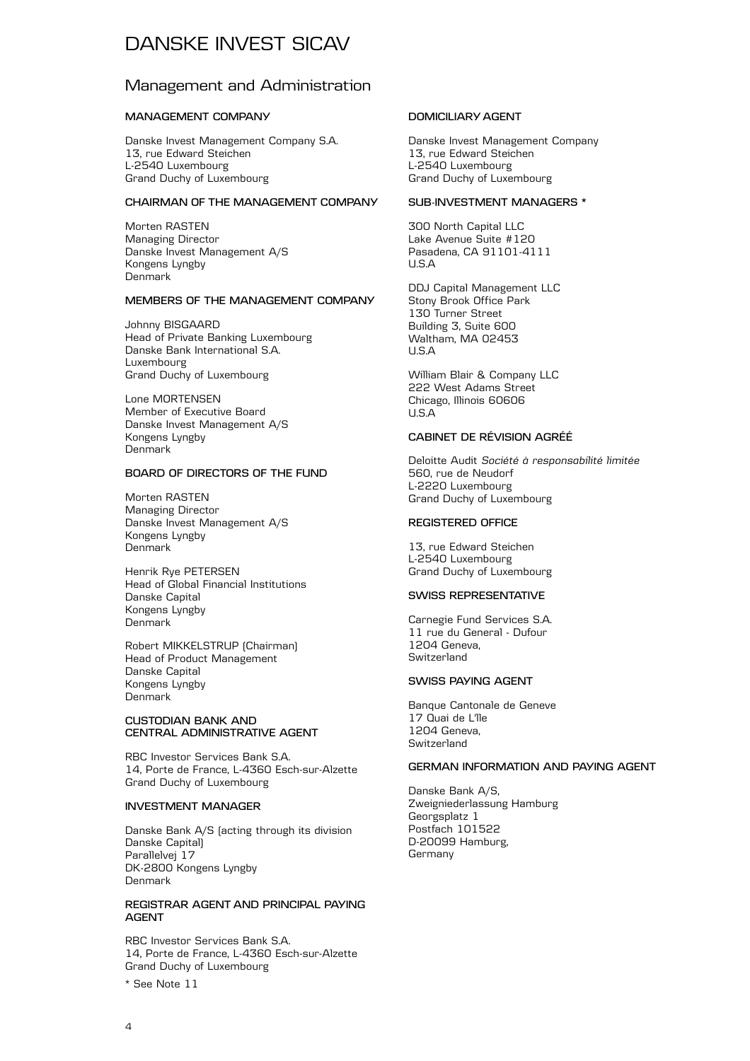# DANSKE INVEST SICAV

## Management and Administration

### MANAGEMENT COMPANY

Danske Invest Management Company S.A.
13, rue Edward Steichen
L-2540 Luxembourg
Grand Duchy of Luxembourg

### CHAIRMAN OF THE MANAGEMENT COMPANY

Morten RASTEN
Managing Director
Danske Invest Management A/S
Kongens Lyngby
Denmark

### MEMBERS OF THE MANAGEMENT COMPANY

Johnny BISGAARD
Head of Private Banking Luxembourg
Danske Bank International S.A.
Luxembourg
Grand Duchy of Luxembourg

Lone MORTENSEN
Member of Executive Board
Danske Invest Management A/S
Kongens Lyngby
Denmark

### BOARD OF DIRECTORS OF THE FUND

Morten RASTEN
Managing Director
Danske Invest Management A/S
Kongens Lyngby
Denmark

Henrik Rye PETERSEN
Head of Global Financial Institutions
Danske Capital
Kongens Lyngby
Denmark

Robert MIKKELSTRUP (Chairman)
Head of Product Management
Danske Capital
Kongens Lyngby
Denmark

### CUSTODIAN BANK AND CENTRAL ADMINISTRATIVE AGENT

RBC Investor Services Bank S.A.
14, Porte de France, L-4360 Esch-sur-Alzette
Grand Duchy of Luxembourg

### INVESTMENT MANAGER

Danske Bank A/S (acting through its division Danske Capital)
Parallelvej 17
DK-2800 Kongens Lyngby
Denmark

### REGISTRAR AGENT AND PRINCIPAL PAYING AGENT

RBC Investor Services Bank S.A.
14, Porte de France, L-4360 Esch-sur-Alzette
Grand Duchy of Luxembourg

\* See Note 11

### DOMICILIARY AGENT

Danske Invest Management Company
13, rue Edward Steichen
L-2540 Luxembourg
Grand Duchy of Luxembourg

### SUB-INVESTMENT MANAGERS *

300 North Capital LLC
Lake Avenue Suite #120
Pasadena, CA 91101-4111
U.S.A

DDJ Capital Management LLC
Stony Brook Office Park
130 Turner Street
Building 3, Suite 600
Waltham, MA 02453
U.S.A

William Blair & Company LLC
222 West Adams Street
Chicago, Illinois 60606
U.S.A

### CABINET DE RÉVISION AGRÉÉ

Deloitte Audit *Société à responsabilité limitée*
560, rue de Neudorf
L-2220 Luxembourg
Grand Duchy of Luxembourg

### REGISTERED OFFICE

13, rue Edward Steichen
L-2540 Luxembourg
Grand Duchy of Luxembourg

### SWISS REPRESENTATIVE

Carnegie Fund Services S.A.
11 rue du General - Dufour
1204 Geneva,
Switzerland

### SWISS PAYING AGENT

Banque Cantonale de Geneve
17 Quai de L'Ile
1204 Geneva,
Switzerland

### GERMAN INFORMATION AND PAYING AGENT

Danske Bank A/S,
Zweigniederlassung Hamburg
Georgsplatz 1
Postfach 101522
D-20099 Hamburg,
Germany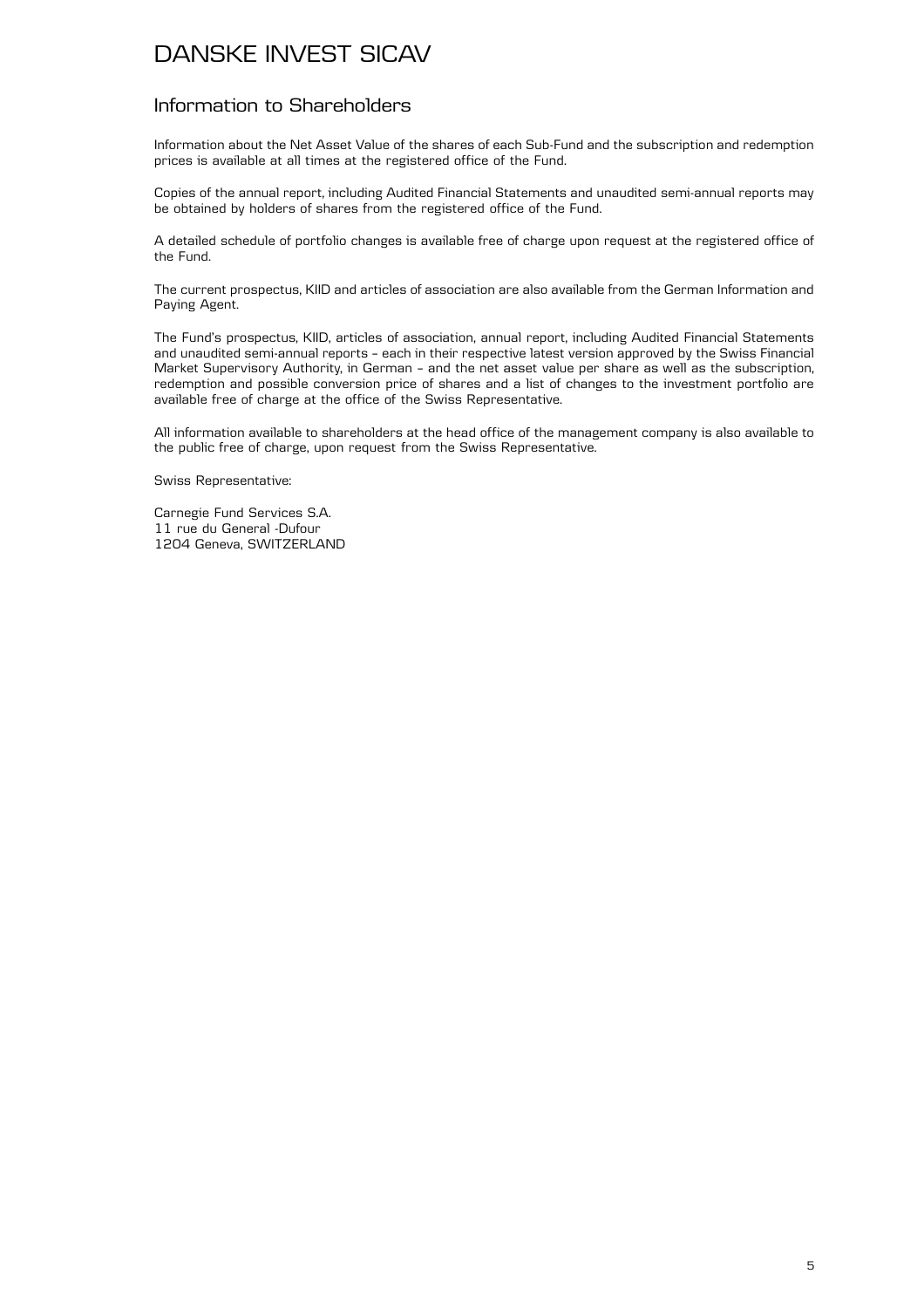# DANSKE INVEST SICAV

## Information to Shareholders

Information about the Net Asset Value of the shares of each Sub-Fund and the subscription and redemption prices is available at all times at the registered office of the Fund.

Copies of the annual report, including Audited Financial Statements and unaudited semi-annual reports may be obtained by holders of shares from the registered office of the Fund.

A detailed schedule of portfolio changes is available free of charge upon request at the registered office of the Fund.

The current prospectus, KIID and articles of association are also available from the German Information and Paying Agent.

The Fund's prospectus, KIID, articles of association, annual report, including Audited Financial Statements and unaudited semi-annual reports – each in their respective latest version approved by the Swiss Financial Market Supervisory Authority, in German – and the net asset value per share as well as the subscription, redemption and possible conversion price of shares and a list of changes to the investment portfolio are available free of charge at the office of the Swiss Representative.

All information available to shareholders at the head office of the management company is also available to the public free of charge, upon request from the Swiss Representative.

Swiss Representative:

Carnegie Fund Services S.A.
11 rue du General -Dufour
1204 Geneva, SWITZERLAND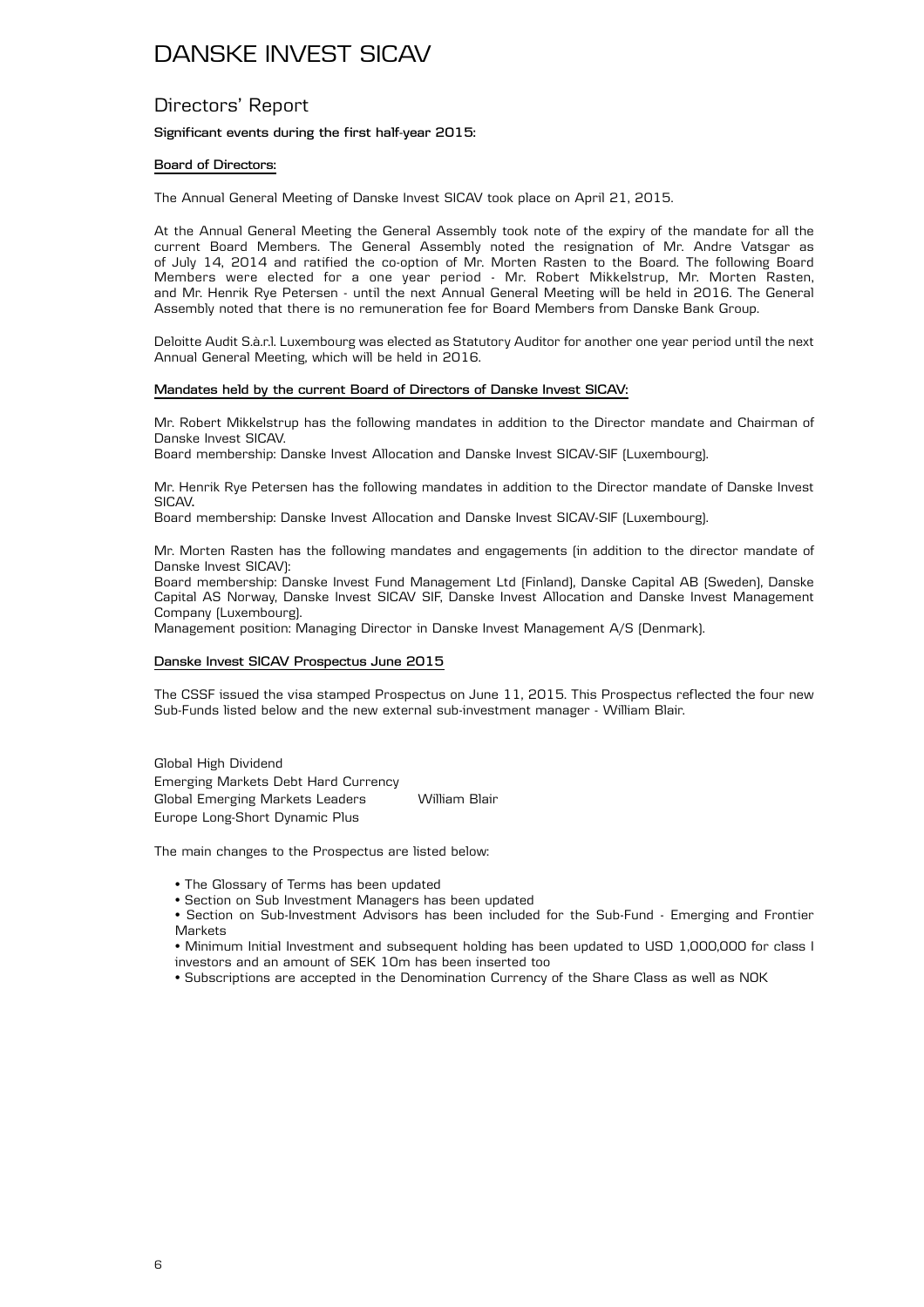# DANSKE INVEST SICAV

## Directors' Report

**Significant events during the first half-year 2015:**

**Board of Directors:**

The Annual General Meeting of Danske Invest SICAV took place on April 21, 2015.

At the Annual General Meeting the General Assembly took note of the expiry of the mandate for all the current Board Members. The General Assembly noted the resignation of Mr. Andre Vatsgar as of July 14, 2014 and ratified the co-option of Mr. Morten Rasten to the Board. The following Board Members were elected for a one year period - Mr. Robert Mikkelstrup, Mr. Morten Rasten, and Mr. Henrik Rye Petersen - until the next Annual General Meeting will be held in 2016. The General Assembly noted that there is no remuneration fee for Board Members from Danske Bank Group.

Deloitte Audit S.à.r.l. Luxembourg was elected as Statutory Auditor for another one year period until the next Annual General Meeting, which will be held in 2016.

**Mandates held by the current Board of Directors of Danske Invest SICAV:**

Mr. Robert Mikkelstrup has the following mandates in addition to the Director mandate and Chairman of Danske Invest SICAV.
Board membership: Danske Invest Allocation and Danske Invest SICAV-SIF (Luxembourg).

Mr. Henrik Rye Petersen has the following mandates in addition to the Director mandate of Danske Invest SICAV.
Board membership: Danske Invest Allocation and Danske Invest SICAV-SIF (Luxembourg).

Mr. Morten Rasten has the following mandates and engagements (in addition to the director mandate of Danske Invest SICAV):
Board membership: Danske Invest Fund Management Ltd (Finland), Danske Capital AB (Sweden), Danske Capital AS Norway, Danske Invest SICAV SIF, Danske Invest Allocation and Danske Invest Management Company (Luxembourg).
Management position: Managing Director in Danske Invest Management A/S (Denmark).

**Danske Invest SICAV Prospectus June 2015**

The CSSF issued the visa stamped Prospectus on June 11, 2015. This Prospectus reflected the four new Sub-Funds listed below and the new external sub-investment manager - William Blair.

| | |
|---|---|
| Global High Dividend | |
| Emerging Markets Debt Hard Currency | |
| Global Emerging Markets Leaders | William Blair |
| Europe Long-Short Dynamic Plus | |

The main changes to the Prospectus are listed below:

- The Glossary of Terms has been updated
- Section on Sub Investment Managers has been updated
- Section on Sub-Investment Advisors has been included for the Sub-Fund - Emerging and Frontier Markets
- Minimum Initial Investment and subsequent holding has been updated to USD 1,000,000 for class I investors and an amount of SEK 10m has been inserted too
- Subscriptions are accepted in the Denomination Currency of the Share Class as well as NOK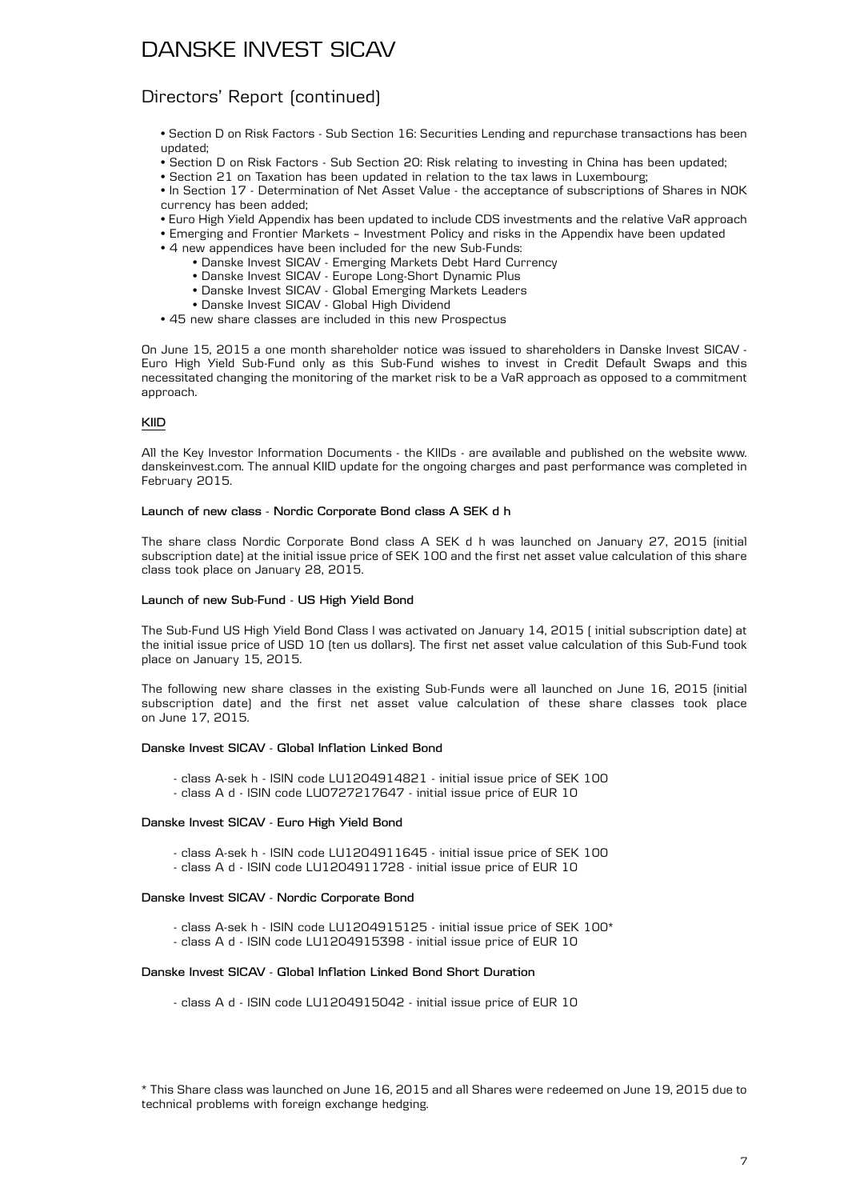# DANSKE INVEST SICAV

## Directors' Report (continued)

- Section D on Risk Factors - Sub Section 16: Securities Lending and repurchase transactions has been updated;
- Section D on Risk Factors - Sub Section 20: Risk relating to investing in China has been updated;
- Section 21 on Taxation has been updated in relation to the tax laws in Luxembourg;
- In Section 17 - Determination of Net Asset Value - the acceptance of subscriptions of Shares in NOK currency has been added;
- Euro High Yield Appendix has been updated to include CDS investments and the relative VaR approach
- Emerging and Frontier Markets – Investment Policy and risks in the Appendix have been updated
- 4 new appendices have been included for the new Sub-Funds:
    - Danske Invest SICAV - Emerging Markets Debt Hard Currency
    - Danske Invest SICAV - Europe Long-Short Dynamic Plus
    - Danske Invest SICAV - Global Emerging Markets Leaders
    - Danske Invest SICAV - Global High Dividend
- 45 new share classes are included in this new Prospectus

On June 15, 2015 a one month shareholder notice was issued to shareholders in Danske Invest SICAV - Euro High Yield Sub-Fund only as this Sub-Fund wishes to invest in Credit Default Swaps and this necessitated changing the monitoring of the market risk to be a VaR approach as opposed to a commitment approach.

### KIID

All the Key Investor Information Documents - the KIIDs - are available and published on the website www.danskeinvest.com. The annual KIID update for the ongoing charges and past performance was completed in February 2015.

#### Launch of new class - Nordic Corporate Bond class A SEK d h

The share class Nordic Corporate Bond class A SEK d h was launched on January 27, 2015 (initial subscription date) at the initial issue price of SEK 100 and the first net asset value calculation of this share class took place on January 28, 2015.

#### Launch of new Sub-Fund - US High Yield Bond

The Sub-Fund US High Yield Bond Class I was activated on January 14, 2015 ( initial subscription date) at the initial issue price of USD 10 (ten us dollars). The first net asset value calculation of this Sub-Fund took place on January 15, 2015.

The following new share classes in the existing Sub-Funds were all launched on June 16, 2015 (initial subscription date) and the first net asset value calculation of these share classes took place on June 17, 2015.

#### Danske Invest SICAV - Global Inflation Linked Bond

- class A-sek h - ISIN code LU1204914821 - initial issue price of SEK 100
- class A d - ISIN code LU0727217647 - initial issue price of EUR 10

#### Danske Invest SICAV - Euro High Yield Bond

- class A-sek h - ISIN code LU1204911645 - initial issue price of SEK 100
- class A d - ISIN code LU1204911728 - initial issue price of EUR 10

#### Danske Invest SICAV - Nordic Corporate Bond

- class A-sek h - ISIN code LU1204915125 - initial issue price of SEK 100*
- class A d - ISIN code LU1204915398 - initial issue price of EUR 10

#### Danske Invest SICAV - Global Inflation Linked Bond Short Duration

- class A d - ISIN code LU1204915042 - initial issue price of EUR 10

\* This Share class was launched on June 16, 2015 and all Shares were redeemed on June 19, 2015 due to technical problems with foreign exchange hedging.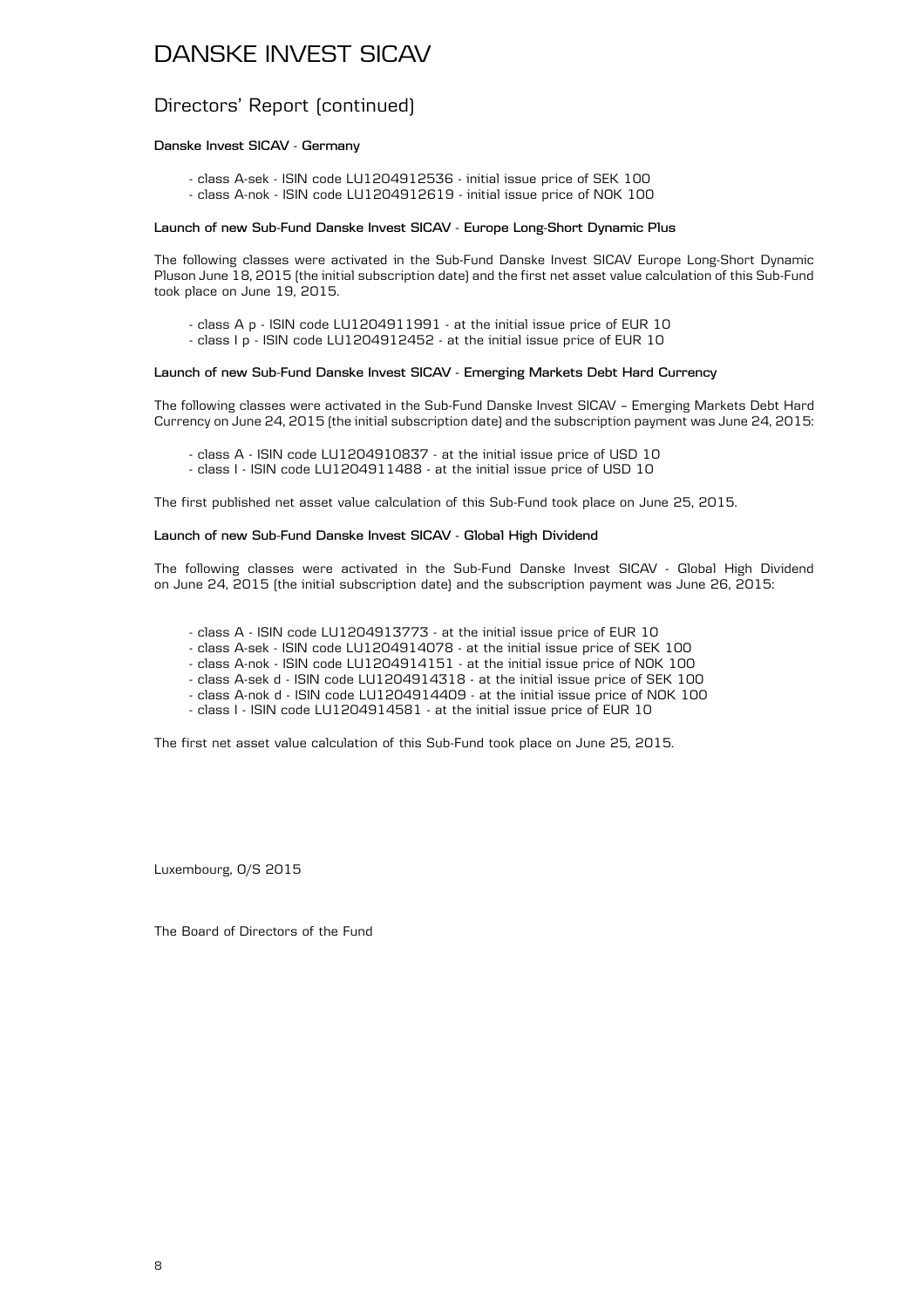# DANSKE INVEST SICAV

## Directors' Report (continued)

**Danske Invest SICAV - Germany**

- class A-sek - ISIN code LU1204912536 - initial issue price of SEK 100
- class A-nok - ISIN code LU1204912619 - initial issue price of NOK 100

**Launch of new Sub-Fund Danske Invest SICAV - Europe Long-Short Dynamic Plus**

The following classes were activated in the Sub-Fund Danske Invest SICAV Europe Long-Short Dynamic Pluson June 18, 2015 (the initial subscription date) and the first net asset value calculation of this Sub-Fund took place on June 19, 2015.

- class A p - ISIN code LU1204911991 - at the initial issue price of EUR 10
- class I p - ISIN code LU1204912452 - at the initial issue price of EUR 10

**Launch of new Sub-Fund Danske Invest SICAV - Emerging Markets Debt Hard Currency**

The following classes were activated in the Sub-Fund Danske Invest SICAV – Emerging Markets Debt Hard Currency on June 24, 2015 (the initial subscription date) and the subscription payment was June 24, 2015:

- class A - ISIN code LU1204910837 - at the initial issue price of USD 10
- class I - ISIN code LU1204911488 - at the initial issue price of USD 10

The first published net asset value calculation of this Sub-Fund took place on June 25, 2015.

**Launch of new Sub-Fund Danske Invest SICAV - Global High Dividend**

The following classes were activated in the Sub-Fund Danske Invest SICAV - Global High Dividend on June 24, 2015 (the initial subscription date) and the subscription payment was June 26, 2015:

- class A - ISIN code LU1204913773 - at the initial issue price of EUR 10
- class A-sek - ISIN code LU1204914078 - at the initial issue price of SEK 100
- class A-nok - ISIN code LU1204914151 - at the initial issue price of NOK 100
- class A-sek d - ISIN code LU1204914318 - at the initial issue price of SEK 100
- class A-nok d - ISIN code LU1204914409 - at the initial issue price of NOK 100
- class I - ISIN code LU1204914581 - at the initial issue price of EUR 10

The first net asset value calculation of this Sub-Fund took place on June 25, 2015.

Luxembourg, O/S 2015

The Board of Directors of the Fund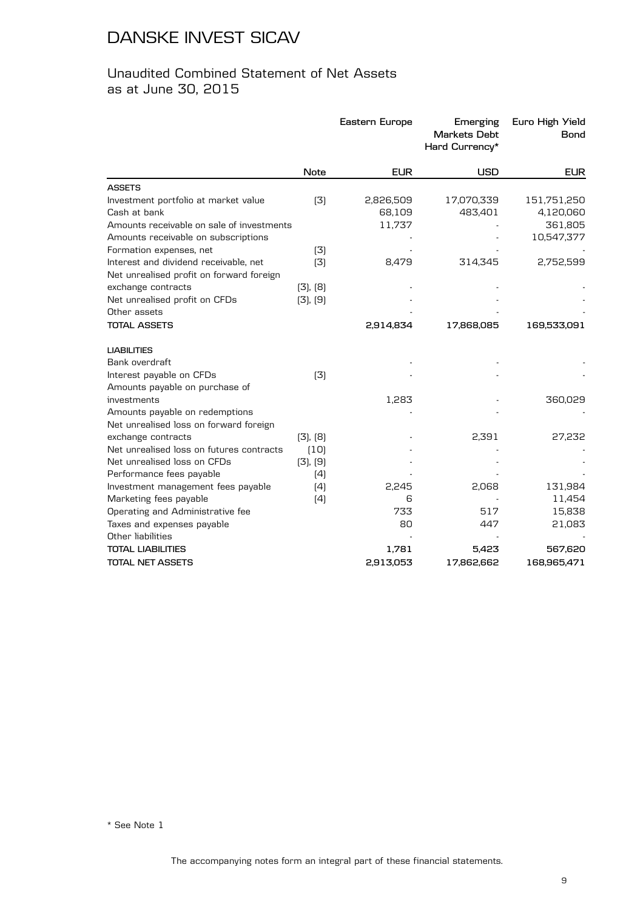# DANSKE INVEST SICAV

## Unaudited Combined Statement of Net Assets
as at June 30, 2015

| | Note | Eastern Europe | Emerging Markets Debt Hard Currency* | Euro High Yield Bond |
|---|---|---|---|---|
| | | EUR | USD | EUR |
| **ASSETS** | | | | |
| Investment portfolio at market value | (3) | 2,826,509 | 17,070,339 | 151,751,250 |
| Cash at bank | | 68,109 | 483,401 | 4,120,060 |
| Amounts receivable on sale of investments | | 11,737 | - | 361,805 |
| Amounts receivable on subscriptions | | - | - | 10,547,377 |
| Formation expenses, net | (3) | - | - | - |
| Interest and dividend receivable, net | (3) | 8,479 | 314,345 | 2,752,599 |
| Net unrealised profit on forward foreign exchange contracts | (3), (8) | - | - | - |
| Net unrealised profit on CFDs | (3), (9) | - | - | - |
| Other assets | | - | - | - |
| **TOTAL ASSETS** | | **2,914,834** | **17,868,085** | **169,533,091** |
| **LIABILITIES** | | | | |
| Bank overdraft | | - | - | - |
| Interest payable on CFDs | (3) | - | - | - |
| Amounts payable on purchase of investments | | 1,283 | - | 360,029 |
| Amounts payable on redemptions | | - | - | - |
| Net unrealised loss on forward foreign exchange contracts | (3), (8) | - | 2,391 | 27,232 |
| Net unrealised loss on futures contracts | (10) | - | - | - |
| Net unrealised loss on CFDs | (3), (9) | - | - | - |
| Performance fees payable | (4) | - | - | - |
| Investment management fees payable | (4) | 2,245 | 2,068 | 131,984 |
| Marketing fees payable | (4) | 6 | - | 11,454 |
| Operating and Administrative fee | | 733 | 517 | 15,838 |
| Taxes and expenses payable | | 80 | 447 | 21,083 |
| Other liabilities | | - | - | - |
| **TOTAL LIABILITIES** | | **1,781** | **5,423** | **567,620** |
| **TOTAL NET ASSETS** | | **2,913,053** | **17,862,662** | **168,965,471** |

\* See Note 1

The accompanying notes form an integral part of these financial statements.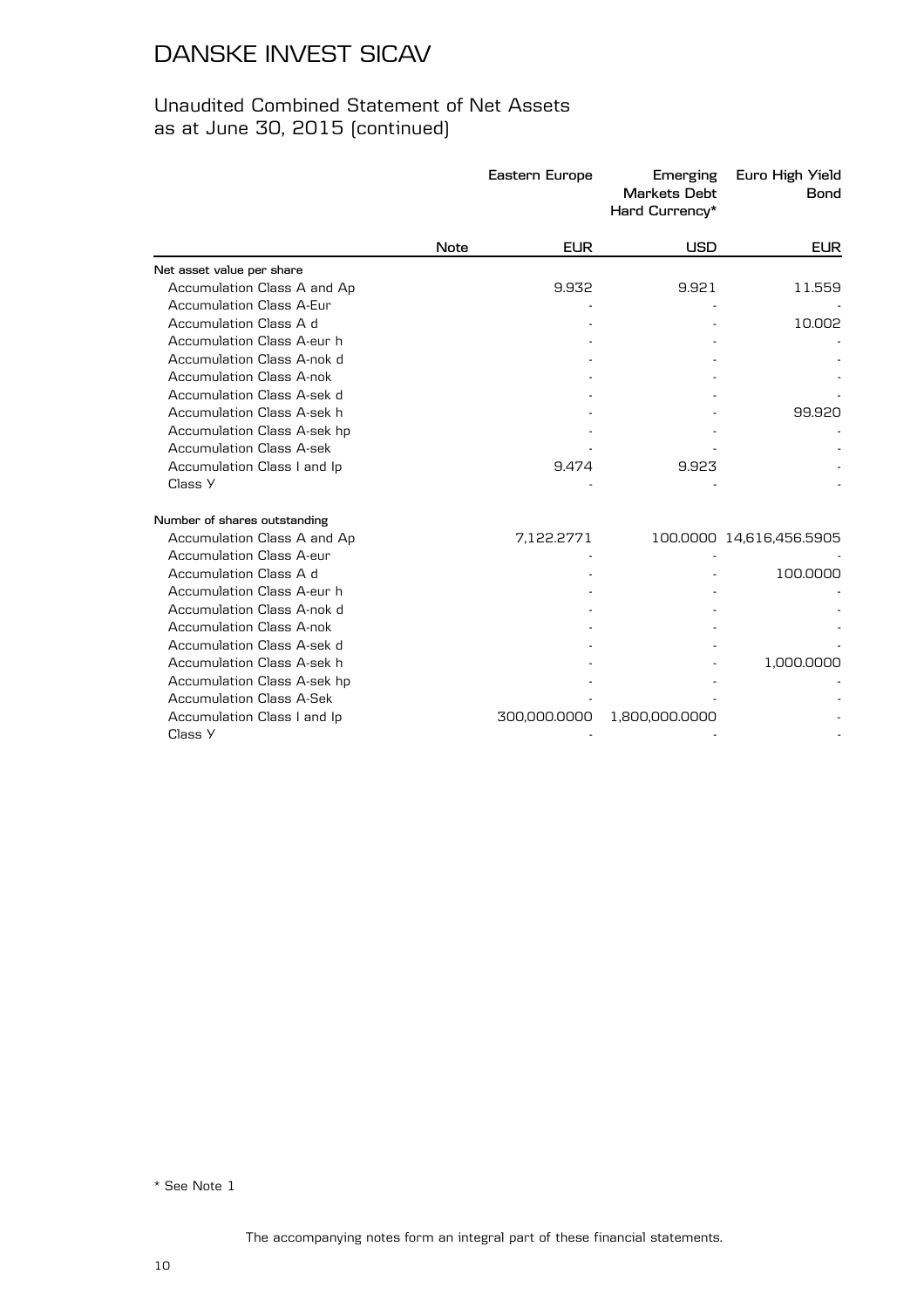# DANSKE INVEST SICAV

## Unaudited Combined Statement of Net Assets as at June 30, 2015 (continued)

| | Note | Eastern Europe | Emerging Markets Debt Hard Currency* | Euro High Yield Bond |
|---|---|---|---|---|
| | | EUR | USD | EUR |
| **Net asset value per share** | | | | |
| Accumulation Class A and Ap | | 9.932 | 9.921 | 11.559 |
| Accumulation Class A-Eur | | - | - | - |
| Accumulation Class A d | | - | - | 10.002 |
| Accumulation Class A-eur h | | - | - | - |
| Accumulation Class A-nok d | | - | - | - |
| Accumulation Class A-nok | | - | - | - |
| Accumulation Class A-sek d | | - | - | - |
| Accumulation Class A-sek h | | - | - | 99.920 |
| Accumulation Class A-sek hp | | - | - | - |
| Accumulation Class A-sek | | - | - | - |
| Accumulation Class I and Ip | | 9.474 | 9.923 | - |
| Class Y | | - | - | - |
| **Number of shares outstanding** | | | | |
| Accumulation Class A and Ap | | 7,122.2771 | 100.0000 | 14,616,456.5905 |
| Accumulation Class A-eur | | - | - | - |
| Accumulation Class A d | | - | - | 100.0000 |
| Accumulation Class A-eur h | | - | - | - |
| Accumulation Class A-nok d | | - | - | - |
| Accumulation Class A-nok | | - | - | - |
| Accumulation Class A-sek d | | - | - | - |
| Accumulation Class A-sek h | | - | - | 1,000.0000 |
| Accumulation Class A-sek hp | | - | - | - |
| Accumulation Class A-Sek | | - | - | - |
| Accumulation Class I and Ip | | 300,000.0000 | 1,800,000.0000 | - |
| Class Y | | - | - | - |

* See Note 1

The accompanying notes form an integral part of these financial statements.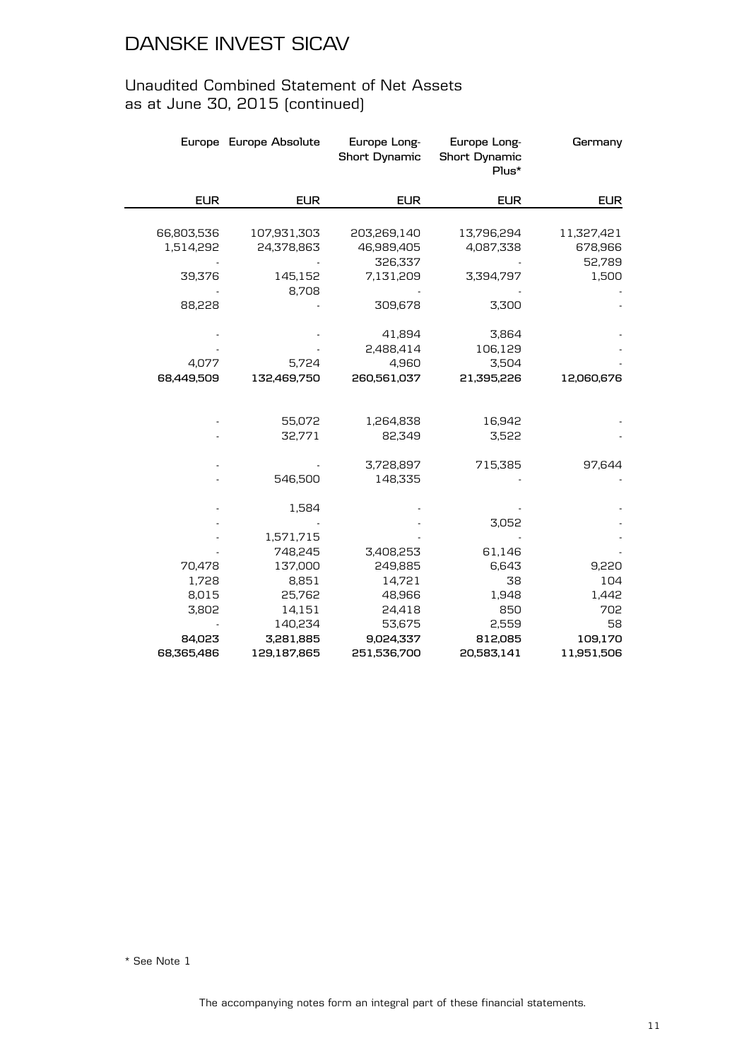# DANSKE INVEST SICAV

## Unaudited Combined Statement of Net Assets as at June 30, 2015 (continued)

| Europe | Europe Absolute | Europe Long-Short Dynamic | Europe Long-Short Dynamic Plus* | Germany |
|---|---|---|---|---|
| EUR | EUR | EUR | EUR | EUR |
| 66,803,536 | 107,931,303 | 203,269,140 | 13,796,294 | 11,327,421 |
| 1,514,292 | 24,378,863 | 46,989,405 | 4,087,338 | 678,966 |
| - | - | 326,337 | - | 52,789 |
| 39,376 | 145,152 | 7,131,209 | 3,394,797 | 1,500 |
| - | 8,708 | - | - | - |
| 88,228 | - | 309,678 | 3,300 | - |
| - | - | 41,894 | 3,864 | - |
| - | - | 2,488,414 | 106,129 | - |
| 4,077 | 5,724 | 4,960 | 3,504 | - |
| **68,449,509** | **132,469,750** | **260,561,037** | **21,395,226** | **12,060,676** |
| - | 55,072 | 1,264,838 | 16,942 | - |
| - | 32,771 | 82,349 | 3,522 | - |
| - | - | 3,728,897 | 715,385 | 97,644 |
| - | 546,500 | 148,335 | - | - |
| - | 1,584 | - | - | - |
| - | - | - | 3,052 | - |
| - | 1,571,715 | - | - | - |
| - | 748,245 | 3,408,253 | 61,146 | - |
| 70,478 | 137,000 | 249,885 | 6,643 | 9,220 |
| 1,728 | 8,851 | 14,721 | 38 | 104 |
| 8,015 | 25,762 | 48,966 | 1,948 | 1,442 |
| 3,802 | 14,151 | 24,418 | 850 | 702 |
| - | 140,234 | 53,675 | 2,559 | 58 |
| **84,023** | **3,281,885** | **9,024,337** | **812,085** | **109,170** |
| **68,365,486** | **129,187,865** | **251,536,700** | **20,583,141** | **11,951,506** |

\* See Note 1

The accompanying notes form an integral part of these financial statements.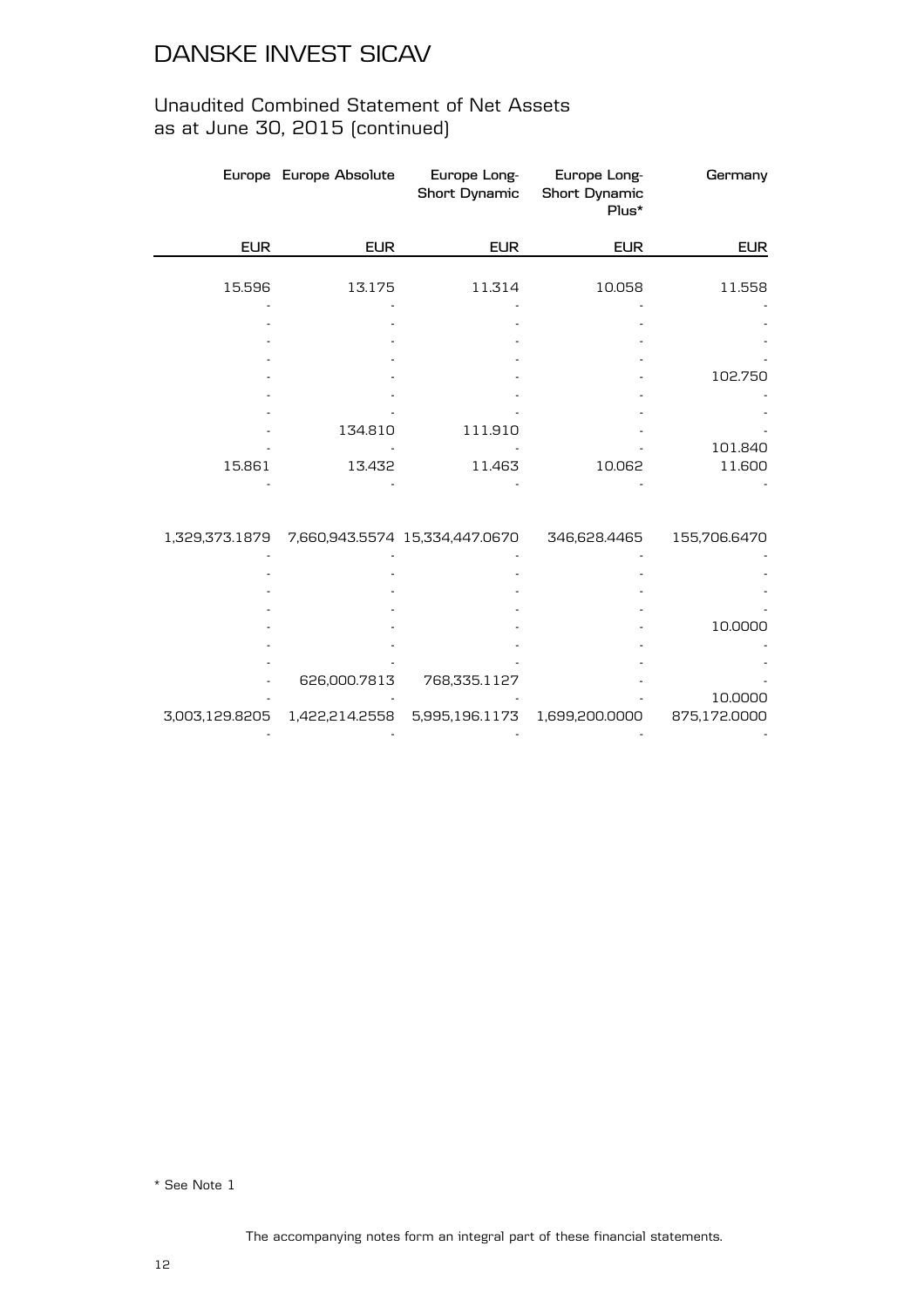# DANSKE INVEST SICAV

## Unaudited Combined Statement of Net Assets as at June 30, 2015 (continued)

| Europe | Europe Absolute | Europe Long-Short Dynamic | Europe Long-Short Dynamic Plus* | Germany |
|---|---|---|---|---|
| EUR | EUR | EUR | EUR | EUR |
| 15.596 | 13.175 | 11.314 | 10.058 | 11.558 |
| - | - | - | - | - |
| - | - | - | - | - |
| - | - | - | - | - |
| - | - | - | - | - |
| - | - | - | - | 102.750 |
| - | - | - | - | - |
| - | - | - | - | - |
| - | 134.810 | 111.910 | - | - |
| - | - | - | - | 101.840 |
| 15.861 | 13.432 | 11.463 | 10.062 | 11.600 |
| - | - | - | - | - |
| 1,329,373.1879 | 7,660,943.5574 | 15,334,447.0670 | 346,628.4465 | 155,706.6470 |
| - | - | - | - | - |
| - | - | - | - | - |
| - | - | - | - | - |
| - | - | - | - | - |
| - | - | - | - | 10.0000 |
| - | - | - | - | - |
| - | - | - | - | - |
| - | 626,000.7813 | 768,335.1127 | - | - |
| - | - | - | - | 10.0000 |
| 3,003,129.8205 | 1,422,214.2558 | 5,995,196.1173 | 1,699,200.0000 | 875,172.0000 |
| - | - | - | - | - |

* See Note 1

The accompanying notes form an integral part of these financial statements.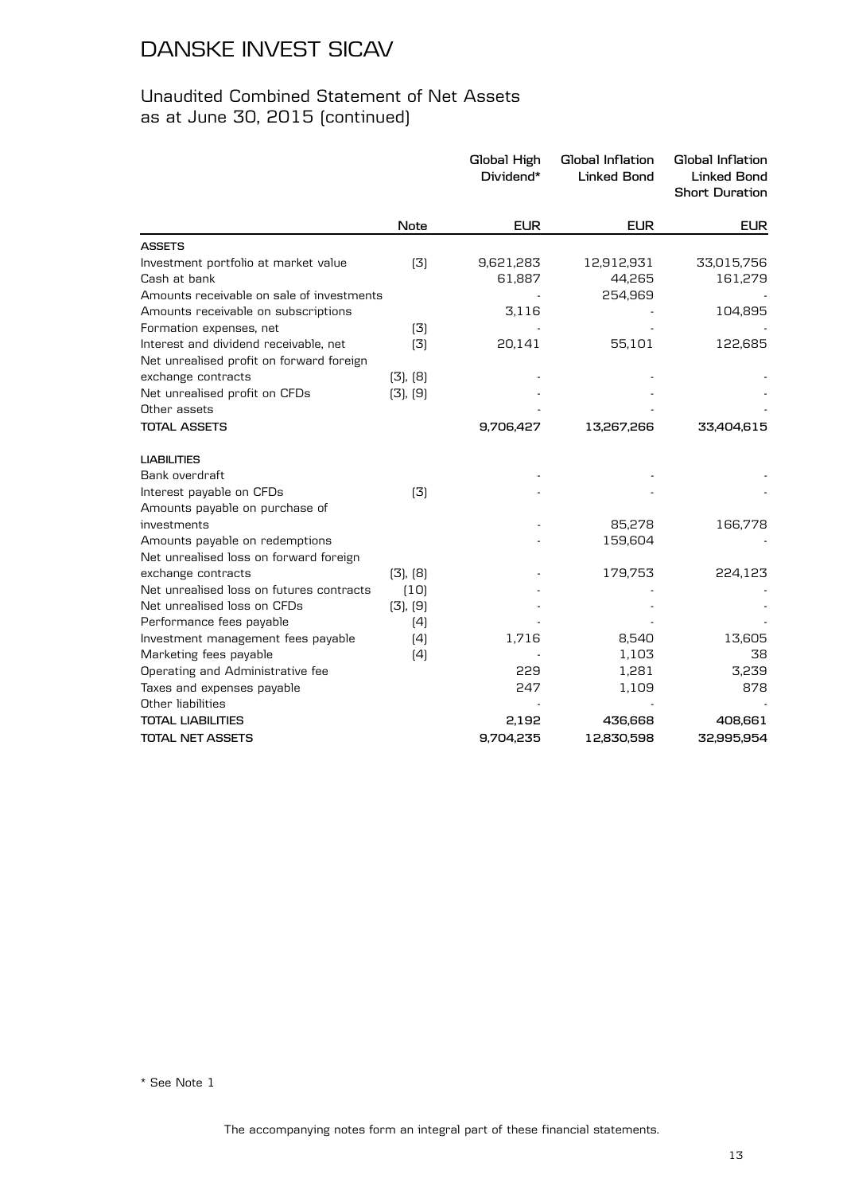# DANSKE INVEST SICAV

## Unaudited Combined Statement of Net Assets as at June 30, 2015 (continued)

| | Note | Global High Dividend* | Global Inflation Linked Bond | Global Inflation Linked Bond Short Duration |
|---|---|---|---|---|
| | | EUR | EUR | EUR |
| **ASSETS** | | | | |
| Investment portfolio at market value | (3) | 9,621,283 | 12,912,931 | 33,015,756 |
| Cash at bank | | 61,887 | 44,265 | 161,279 |
| Amounts receivable on sale of investments | | - | 254,969 | - |
| Amounts receivable on subscriptions | | 3,116 | - | 104,895 |
| Formation expenses, net | (3) | - | - | - |
| Interest and dividend receivable, net | (3) | 20,141 | 55,101 | 122,685 |
| Net unrealised profit on forward foreign exchange contracts | (3), (8) | - | - | - |
| Net unrealised profit on CFDs | (3), (9) | - | - | - |
| Other assets | | - | - | - |
| **TOTAL ASSETS** | | **9,706,427** | **13,267,266** | **33,404,615** |
| **LIABILITIES** | | | | |
| Bank overdraft | | - | - | - |
| Interest payable on CFDs | (3) | - | - | - |
| Amounts payable on purchase of investments | | - | 85,278 | 166,778 |
| Amounts payable on redemptions | | - | 159,604 | - |
| Net unrealised loss on forward foreign exchange contracts | (3), (8) | - | 179,753 | 224,123 |
| Net unrealised loss on futures contracts | (10) | - | - | - |
| Net unrealised loss on CFDs | (3), (9) | - | - | - |
| Performance fees payable | (4) | - | - | - |
| Investment management fees payable | (4) | 1,716 | 8,540 | 13,605 |
| Marketing fees payable | (4) | - | 1,103 | 38 |
| Operating and Administrative fee | | 229 | 1,281 | 3,239 |
| Taxes and expenses payable | | 247 | 1,109 | 878 |
| Other liabilities | | - | - | - |
| **TOTAL LIABILITIES** | | **2,192** | **436,668** | **408,661** |
| **TOTAL NET ASSETS** | | **9,704,235** | **12,830,598** | **32,995,954** |

\* See Note 1

The accompanying notes form an integral part of these financial statements.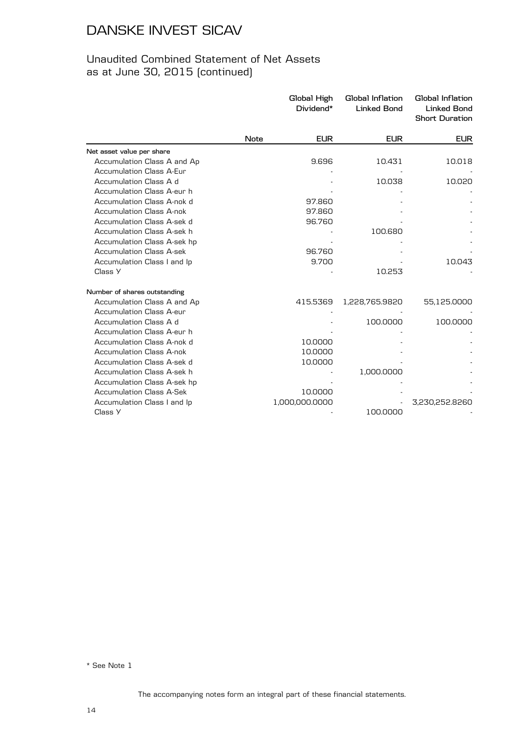# DANSKE INVEST SICAV

## Unaudited Combined Statement of Net Assets as at June 30, 2015 (continued)

| | Note | Global High Dividend* | Global Inflation Linked Bond | Global Inflation Linked Bond Short Duration |
|---|---|---|---|---|
| | | EUR | EUR | EUR |
| **Net asset value per share** | | | | |
| Accumulation Class A and Ap | | 9.696 | 10.431 | 10.018 |
| Accumulation Class A-Eur | | - | - | - |
| Accumulation Class A d | | - | 10.038 | 10.020 |
| Accumulation Class A-eur h | | - | - | - |
| Accumulation Class A-nok d | | 97.860 | - | - |
| Accumulation Class A-nok | | 97.860 | - | - |
| Accumulation Class A-sek d | | 96.760 | - | - |
| Accumulation Class A-sek h | | - | 100.680 | - |
| Accumulation Class A-sek hp | | - | - | - |
| Accumulation Class A-sek | | 96.760 | - | - |
| Accumulation Class I and Ip | | 9.700 | - | 10.043 |
| Class Y | | - | 10.253 | - |
| **Number of shares outstanding** | | | | |
| Accumulation Class A and Ap | | 415.5369 | 1,228,765.9820 | 55,125.0000 |
| Accumulation Class A-eur | | - | - | - |
| Accumulation Class A d | | - | 100.0000 | 100.0000 |
| Accumulation Class A-eur h | | - | - | - |
| Accumulation Class A-nok d | | 10.0000 | - | - |
| Accumulation Class A-nok | | 10.0000 | - | - |
| Accumulation Class A-sek d | | 10.0000 | - | - |
| Accumulation Class A-sek h | | - | 1,000.0000 | - |
| Accumulation Class A-sek hp | | - | - | - |
| Accumulation Class A-Sek | | 10.0000 | - | - |
| Accumulation Class I and Ip | | 1,000,000.0000 | - | 3,230,252.8260 |
| Class Y | | - | 100.0000 | - |

* See Note 1

The accompanying notes form an integral part of these financial statements.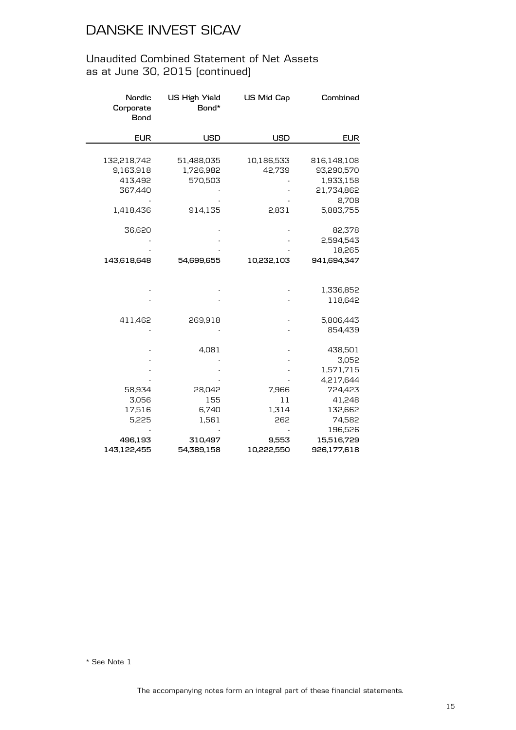# DANSKE INVEST SICAV

## Unaudited Combined Statement of Net Assets as at June 30, 2015 (continued)

| Nordic Corporate Bond | US High Yield Bond* | US Mid Cap | Combined |
|---|---|---|---|
| EUR | USD | USD | EUR |
| 132,218,742 | 51,488,035 | 10,186,533 | 816,148,108 |
| 9,163,918 | 1,726,982 | 42,739 | 93,290,570 |
| 413,492 | 570,503 | - | 1,933,158 |
| 367,440 | - | - | 21,734,862 |
| - | - | - | 8,708 |
| 1,418,436 | 914,135 | 2,831 | 5,883,755 |
| 36,620 | - | - | 82,378 |
| - | - | - | 2,594,543 |
| - | - | - | 18,265 |
| **143,618,648** | **54,699,655** | **10,232,103** | **941,694,347** |
| - | - | - | 1,336,852 |
| - | - | - | 118,642 |
| 411,462 | 269,918 | - | 5,806,443 |
| - | - | - | 854,439 |
| - | 4,081 | - | 438,501 |
| - | - | - | 3,052 |
| - | - | - | 1,571,715 |
| - | - | - | 4,217,644 |
| 58,934 | 28,042 | 7,966 | 724,423 |
| 3,056 | 155 | 11 | 41,248 |
| 17,516 | 6,740 | 1,314 | 132,662 |
| 5,225 | 1,561 | 262 | 74,582 |
| - | - | - | 196,526 |
| **496,193** | **310,497** | **9,553** | **15,516,729** |
| **143,122,455** | **54,389,158** | **10,222,550** | **926,177,618** |

* See Note 1

The accompanying notes form an integral part of these financial statements.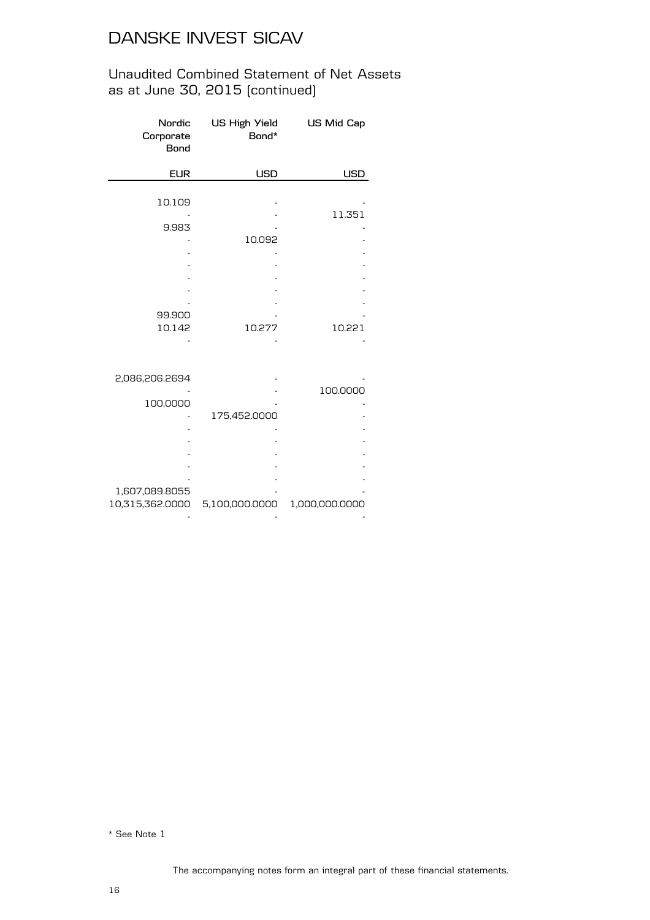# DANSKE INVEST SICAV

## Unaudited Combined Statement of Net Assets as at June 30, 2015 (continued)

| Nordic Corporate Bond | US High Yield Bond* | US Mid Cap |
|---|---|---|
| EUR | USD | USD |
| 10.109 | - | - |
| - | - | 11.351 |
| 9.983 | - | - |
| - | 10.092 | - |
| - | - | - |
| - | - | - |
| - | - | - |
| - | - | - |
| - | - | - |
| 99.900 | - | - |
| 10.142 | 10.277 | 10.221 |
| - | - | - |
| | | |
| 2,086,206.2694 | - | - |
| - | - | 100.0000 |
| 100.0000 | - | - |
| - | 175,452.0000 | - |
| - | - | - |
| - | - | - |
| - | - | - |
| - | - | - |
| - | - | - |
| 1,607,089.8055 | - | - |
| 10,315,362.0000 | 5,100,000.0000 | 1,000,000.0000 |
| - | - | - |

* See Note 1

The accompanying notes form an integral part of these financial statements.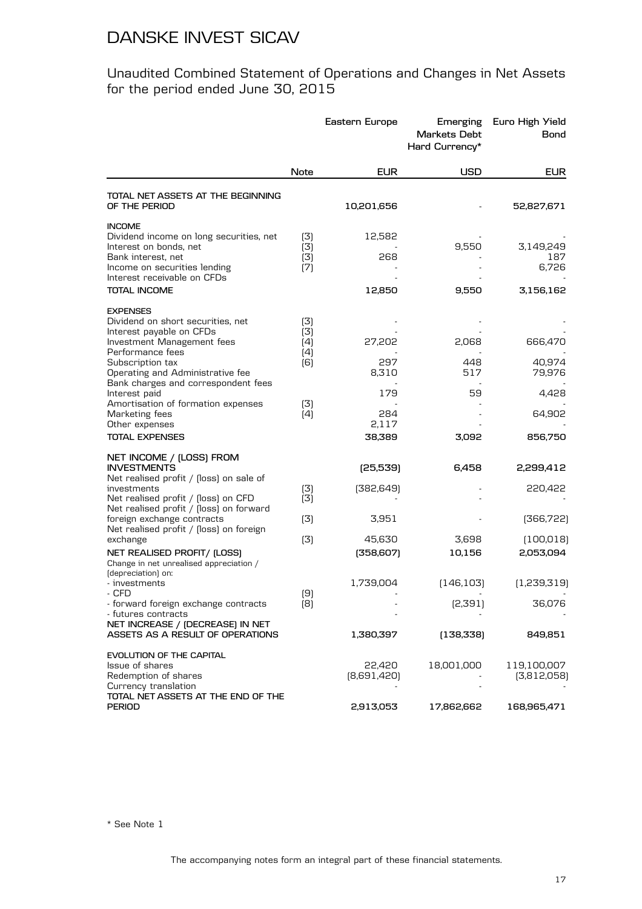# DANSKE INVEST SICAV

## Unaudited Combined Statement of Operations and Changes in Net Assets for the period ended June 30, 2015

| | Note | Eastern Europe | Emerging Markets Debt Hard Currency* | Euro High Yield Bond |
|---|---|---|---|---|
| | | EUR | USD | EUR |
| **TOTAL NET ASSETS AT THE BEGINNING OF THE PERIOD** | | **10,201,656** | **-** | **52,827,671** |
| **INCOME** | | | | |
| Dividend income on long securities, net | (3) | 12,582 | - | - |
| Interest on bonds, net | (3) | - | 9,550 | 3,149,249 |
| Bank interest, net | (3) | 268 | - | 187 |
| Income on securities lending | (7) | - | - | 6,726 |
| Interest receivable on CFDs | | - | - | - |
| **TOTAL INCOME** | | **12,850** | **9,550** | **3,156,162** |
| **EXPENSES** | | | | |
| Dividend on short securities, net | (3) | - | - | - |
| Interest payable on CFDs | (3) | - | - | - |
| Investment Management fees | (4) | 27,202 | 2,068 | 666,470 |
| Performance fees | (4) | - | - | - |
| Subscription tax | (6) | 297 | 448 | 40,974 |
| Operating and Administrative fee | | 8,310 | 517 | 79,976 |
| Bank charges and correspondent fees | | - | - | - |
| Interest paid | | 179 | 59 | 4,428 |
| Amortisation of formation expenses | (3) | - | - | - |
| Marketing fees | (4) | 284 | - | 64,902 |
| Other expenses | | 2,117 | - | - |
| **TOTAL EXPENSES** | | **38,389** | **3,092** | **856,750** |
| **NET INCOME / (LOSS) FROM INVESTMENTS** | | **(25,539)** | **6,458** | **2,299,412** |
| Net realised profit / (loss) on sale of investments | (3) | (382,649) | - | 220,422 |
| Net realised profit / (loss) on CFD | (3) | - | - | - |
| Net realised profit / (loss) on forward foreign exchange contracts | (3) | 3,951 | - | (366,722) |
| Net realised profit / (loss) on foreign exchange | (3) | 45,630 | 3,698 | (100,018) |
| **NET REALISED PROFIT/ (LOSS)** | | **(358,607)** | **10,156** | **2,053,094** |
| Change in net unrealised appreciation / (depreciation) on: | | | | |
| - investments | | 1,739,004 | (146,103) | (1,239,319) |
| - CFD | (9) | - | - | - |
| - forward foreign exchange contracts | (8) | - | (2,391) | 36,076 |
| - futures contracts | | - | - | - |
| **NET INCREASE / (DECREASE) IN NET ASSETS AS A RESULT OF OPERATIONS** | | **1,380,397** | **(138,338)** | **849,851** |
| **EVOLUTION OF THE CAPITAL** | | | | |
| Issue of shares | | 22,420 | 18,001,000 | 119,100,007 |
| Redemption of shares | | (8,691,420) | - | (3,812,058) |
| Currency translation | | - | - | - |
| **TOTAL NET ASSETS AT THE END OF THE PERIOD** | | **2,913,053** | **17,862,662** | **168,965,471** |

\* See Note 1

The accompanying notes form an integral part of these financial statements.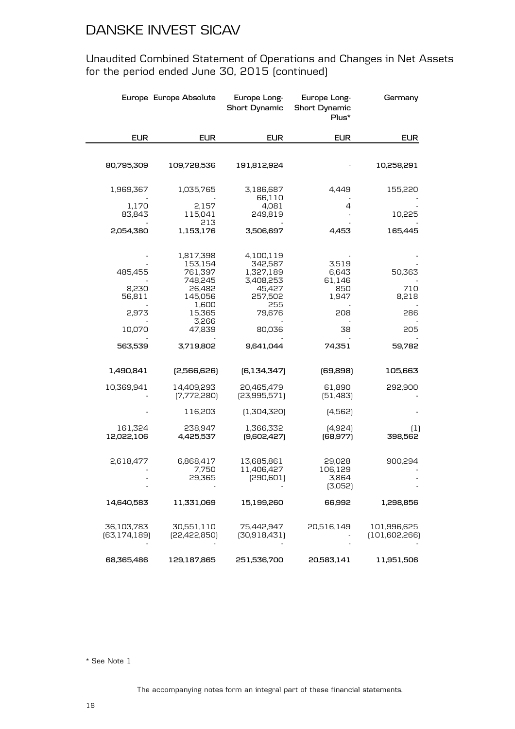# DANSKE INVEST SICAV

## Unaudited Combined Statement of Operations and Changes in Net Assets for the period ended June 30, 2015 (continued)

| Europe | Europe Absolute | Europe Long-Short Dynamic | Europe Long-Short Dynamic Plus* | Germany |
|---:|---:|---:|---:|---:|
| EUR | EUR | EUR | EUR | EUR |
| **80,795,309** | **109,728,536** | **191,812,924** | **-** | **10,258,291** |
| | | | | |
| 1,969,367 | 1,035,765 | 3,186,687 | 4,449 | 155,220 |
| - | - | 66,110 | - | - |
| 1,170 | 2,157 | 4,081 | 4 | - |
| 83,843 | 115,041 | 249,819 | - | 10,225 |
| - | 213 | - | - | - |
| **2,054,380** | **1,153,176** | **3,506,697** | **4,453** | **165,445** |
| | | | | |
| - | 1,817,398 | 4,100,119 | - | - |
| - | 153,154 | 342,587 | 3,519 | - |
| 485,455 | 761,397 | 1,327,189 | 6,643 | 50,363 |
| - | 748,245 | 3,408,253 | 61,146 | - |
| 8,230 | 26,482 | 45,427 | 850 | 710 |
| 56,811 | 145,056 | 257,502 | 1,947 | 8,218 |
| - | 1,600 | 255 | - | - |
| 2,973 | 15,365 | 79,676 | 208 | 286 |
| - | 3,266 | - | - | - |
| 10,070 | 47,839 | 80,036 | 38 | 205 |
| - | - | - | - | - |
| **563,539** | **3,719,802** | **9,641,044** | **74,351** | **59,782** |
| | | | | |
| **1,490,841** | **(2,566,626)** | **(6,134,347)** | **(69,898)** | **105,663** |
| | | | | |
| 10,369,941 | 14,409,293 | 20,465,479 | 61,890 | 292,900 |
| - | (7,772,280) | (23,995,571) | (51,483) | - |
| - | 116,203 | (1,304,320) | (4,562) | - |
| 161,324 | 238,947 | 1,366,332 | (4,924) | (1) |
| **12,022,106** | **4,425,537** | **(9,602,427)** | **(68,977)** | **398,562** |
| | | | | |
| 2,618,477 | 6,868,417 | 13,685,861 | 29,028 | 900,294 |
| - | 7,750 | 11,406,427 | 106,129 | - |
| - | 29,365 | (290,601) | 3,864 | - |
| - | - | - | (3,052) | - |
| **14,640,583** | **11,331,069** | **15,199,260** | **66,992** | **1,298,856** |
| | | | | |
| 36,103,783 | 30,551,110 | 75,442,947 | 20,516,149 | 101,996,625 |
| (63,174,189) | (22,422,850) | (30,918,431) | - | (101,602,266) |
| - | - | - | - | - |
| **68,365,486** | **129,187,865** | **251,536,700** | **20,583,141** | **11,951,506** |

\* See Note 1

The accompanying notes form an integral part of these financial statements.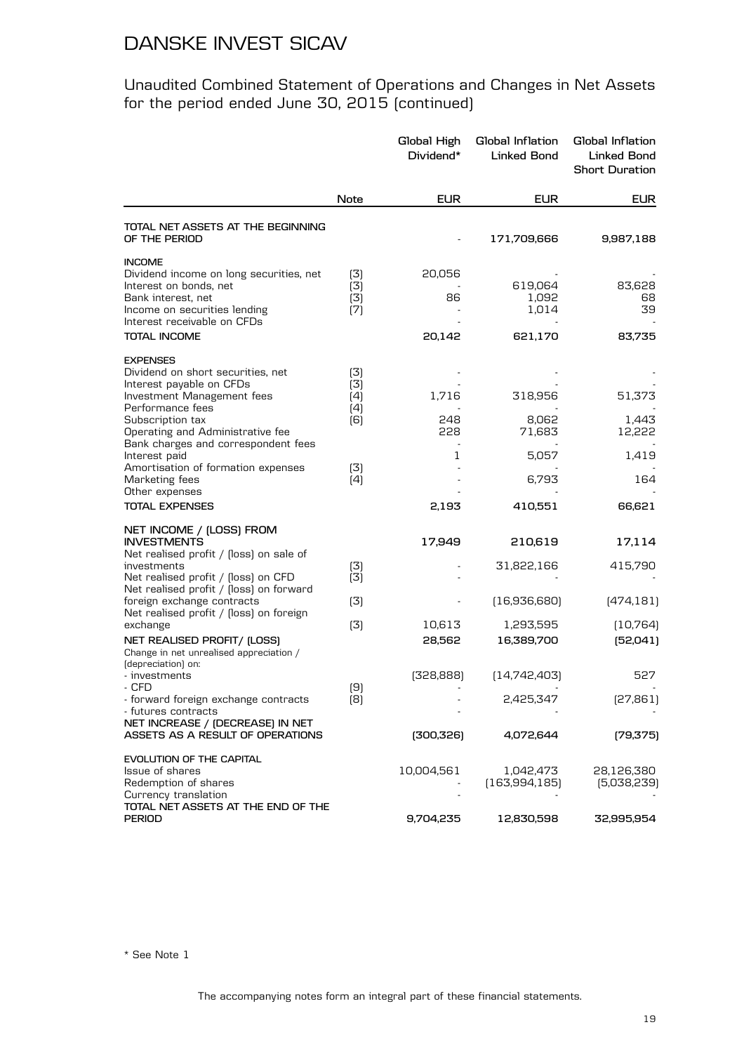# DANSKE INVEST SICAV

## Unaudited Combined Statement of Operations and Changes in Net Assets for the period ended June 30, 2015 (continued)

| | Note | Global High Dividend* | Global Inflation Linked Bond | Global Inflation Linked Bond Short Duration |
|---|---|---|---|---|
| | | EUR | EUR | EUR |
| **TOTAL NET ASSETS AT THE BEGINNING OF THE PERIOD** | | - | **171,709,666** | **9,987,188** |
| **INCOME** | | | | |
| Dividend income on long securities, net | (3) | 20,056 | - | - |
| Interest on bonds, net | (3) | - | 619,064 | 83,628 |
| Bank interest, net | (3) | 86 | 1,092 | 68 |
| Income on securities lending | (7) | - | 1,014 | 39 |
| Interest receivable on CFDs | | - | - | - |
| **TOTAL INCOME** | | **20,142** | **621,170** | **83,735** |
| **EXPENSES** | | | | |
| Dividend on short securities, net | (3) | - | - | - |
| Interest payable on CFDs | (3) | - | - | - |
| Investment Management fees | (4) | 1,716 | 318,956 | 51,373 |
| Performance fees | (4) | - | - | - |
| Subscription tax | (6) | 248 | 8,062 | 1,443 |
| Operating and Administrative fee | | 228 | 71,683 | 12,222 |
| Bank charges and correspondent fees | | - | - | - |
| Interest paid | | 1 | 5,057 | 1,419 |
| Amortisation of formation expenses | (3) | - | - | - |
| Marketing fees | (4) | - | 6,793 | 164 |
| Other expenses | | - | - | - |
| **TOTAL EXPENSES** | | **2,193** | **410,551** | **66,621** |
| **NET INCOME / (LOSS) FROM INVESTMENTS** | | **17,949** | **210,619** | **17,114** |
| Net realised profit / (loss) on sale of investments | (3) | - | 31,822,166 | 415,790 |
| Net realised profit / (loss) on CFD | (3) | - | - | - |
| Net realised profit / (loss) on forward foreign exchange contracts | (3) | - | (16,936,680) | (474,181) |
| Net realised profit / (loss) on foreign exchange | (3) | 10,613 | 1,293,595 | (10,764) |
| **NET REALISED PROFIT/ (LOSS)** | | **28,562** | **16,389,700** | **(52,041)** |
| Change in net unrealised appreciation / (depreciation) on: | | | | |
| - investments | | (328,888) | (14,742,403) | 527 |
| - CFD | (9) | - | - | - |
| - forward foreign exchange contracts | (8) | - | 2,425,347 | (27,861) |
| - futures contracts | | - | - | - |
| **NET INCREASE / (DECREASE) IN NET ASSETS AS A RESULT OF OPERATIONS** | | **(300,326)** | **4,072,644** | **(79,375)** |
| **EVOLUTION OF THE CAPITAL** | | | | |
| Issue of shares | | 10,004,561 | 1,042,473 | 28,126,380 |
| Redemption of shares | | - | (163,994,185) | (5,038,239) |
| Currency translation | | - | - | - |
| **TOTAL NET ASSETS AT THE END OF THE PERIOD** | | **9,704,235** | **12,830,598** | **32,995,954** |

* See Note 1

The accompanying notes form an integral part of these financial statements.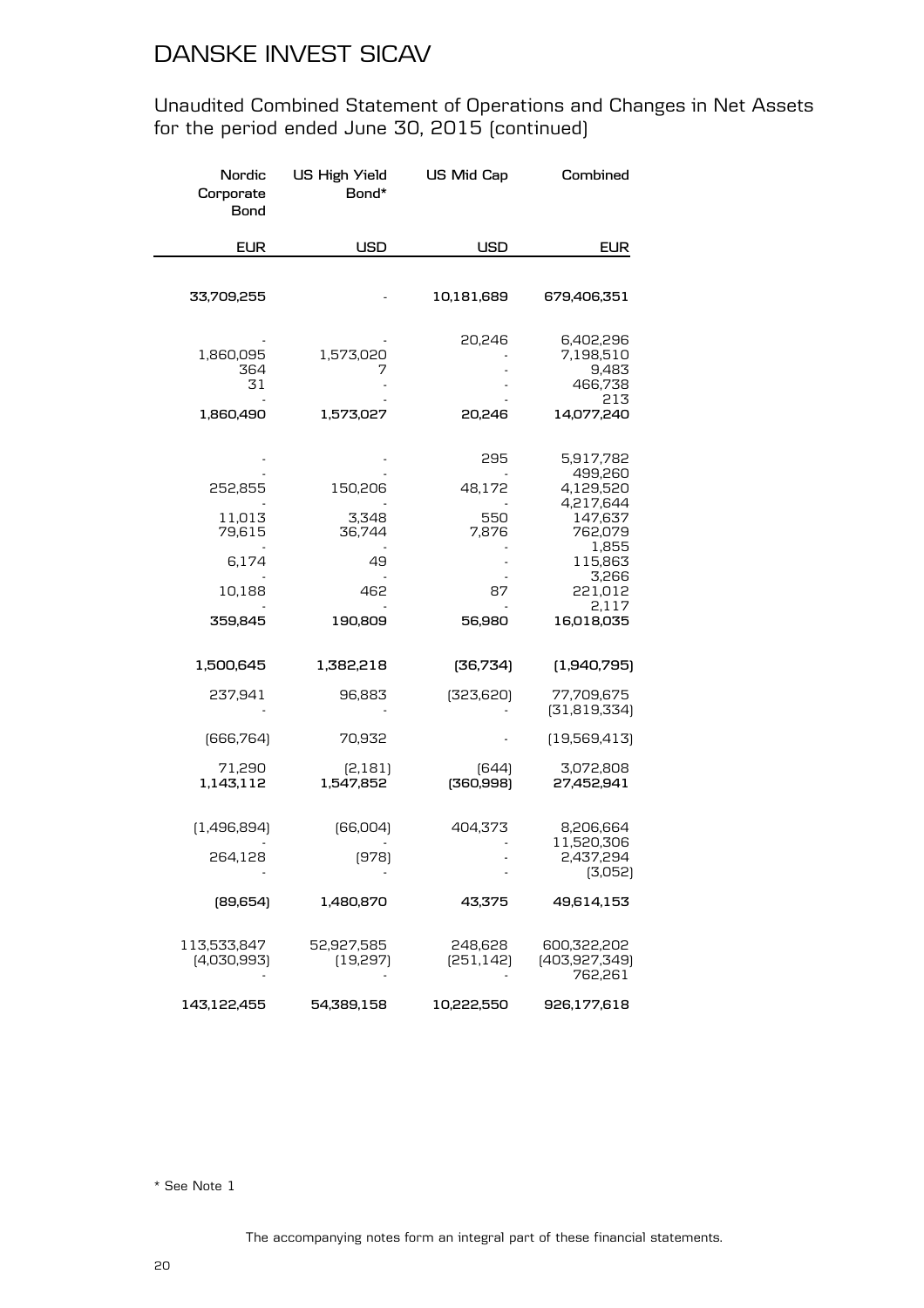# DANSKE INVEST SICAV

Unaudited Combined Statement of Operations and Changes in Net Assets for the period ended June 30, 2015 (continued)

| Nordic Corporate Bond | US High Yield Bond* | US Mid Cap | Combined |
|---:|---:|---:|---:|
| EUR | USD | USD | EUR |
| **33,709,255** | - | **10,181,689** | **679,406,351** |
| - | - | 20,246 | 6,402,296 |
| 1,860,095 | 1,573,020 | - | 7,198,510 |
| 364 | 7 | - | 9,483 |
| 31 | - | - | 466,738 |
| - | - | - | 213 |
| **1,860,490** | **1,573,027** | **20,246** | **14,077,240** |
| - | - | 295 | 5,917,782 |
| - | - | - | 499,260 |
| 252,855 | 150,206 | 48,172 | 4,129,520 |
| - | - | - | 4,217,644 |
| 11,013 | 3,348 | 550 | 147,637 |
| 79,615 | 36,744 | 7,876 | 762,079 |
| - | - | - | 1,855 |
| 6,174 | 49 | - | 115,863 |
| - | - | - | 3,266 |
| 10,188 | 462 | 87 | 221,012 |
| - | - | - | 2,117 |
| **359,845** | **190,809** | **56,980** | **16,018,035** |
| **1,500,645** | **1,382,218** | **(36,734)** | **(1,940,795)** |
| 237,941 | 96,883 | (323,620) | 77,709,675 |
| - | - | - | (31,819,334) |
| (666,764) | 70,932 | - | (19,569,413) |
| 71,290 | (2,181) | (644) | 3,072,808 |
| **1,143,112** | **1,547,852** | **(360,998)** | **27,452,941** |
| (1,496,894) | (66,004) | 404,373 | 8,206,664 |
| - | - | - | 11,520,306 |
| 264,128 | (978) | - | 2,437,294 |
| - | - | - | (3,052) |
| **(89,654)** | **1,480,870** | **43,375** | **49,614,153** |
| 113,533,847 | 52,927,585 | 248,628 | 600,322,202 |
| (4,030,993) | (19,297) | (251,142) | (403,927,349) |
| - | - | - | 762,261 |
| **143,122,455** | **54,389,158** | **10,222,550** | **926,177,618** |

* See Note 1

The accompanying notes form an integral part of these financial statements.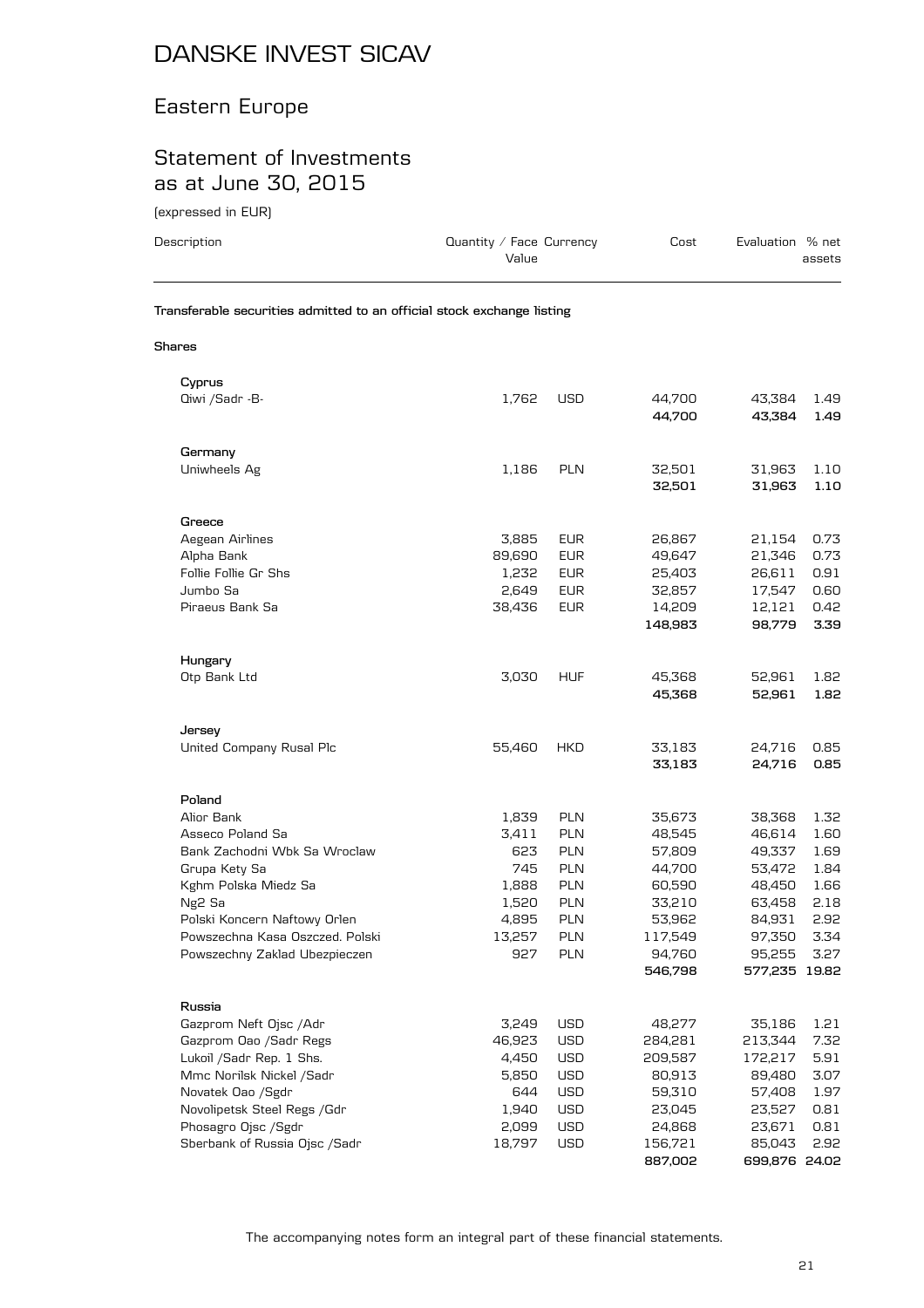# DANSKE INVEST SICAV

## Eastern Europe

## Statement of Investments as at June 30, 2015

(expressed in EUR)

| Description | Quantity / Face Value | Currency | Cost | Evaluation | % net assets |
|---|---|---|---|---|---|
| **Transferable securities admitted to an official stock exchange listing** | | | | | |
| **Shares** | | | | | |
| **Cyprus** | | | | | |
| Qiwi /Sadr -B- | 1,762 | USD | 44,700 | 43,384 | 1.49 |
| | | | **44,700** | **43,384** | **1.49** |
| **Germany** | | | | | |
| Uniwheels Ag | 1,186 | PLN | 32,501 | 31,963 | 1.10 |
| | | | **32,501** | **31,963** | **1.10** |
| **Greece** | | | | | |
| Aegean Airlines | 3,885 | EUR | 26,867 | 21,154 | 0.73 |
| Alpha Bank | 89,690 | EUR | 49,647 | 21,346 | 0.73 |
| Follie Follie Gr Shs | 1,232 | EUR | 25,403 | 26,611 | 0.91 |
| Jumbo Sa | 2,649 | EUR | 32,857 | 17,547 | 0.60 |
| Piraeus Bank Sa | 38,436 | EUR | 14,209 | 12,121 | 0.42 |
| | | | **148,983** | **98,779** | **3.39** |
| **Hungary** | | | | | |
| Otp Bank Ltd | 3,030 | HUF | 45,368 | 52,961 | 1.82 |
| | | | **45,368** | **52,961** | **1.82** |
| **Jersey** | | | | | |
| United Company Rusal Plc | 55,460 | HKD | 33,183 | 24,716 | 0.85 |
| | | | **33,183** | **24,716** | **0.85** |
| **Poland** | | | | | |
| Alior Bank | 1,839 | PLN | 35,673 | 38,368 | 1.32 |
| Asseco Poland Sa | 3,411 | PLN | 48,545 | 46,614 | 1.60 |
| Bank Zachodni Wbk Sa Wroclaw | 623 | PLN | 57,809 | 49,337 | 1.69 |
| Grupa Kety Sa | 745 | PLN | 44,700 | 53,472 | 1.84 |
| Kghm Polska Miedz Sa | 1,888 | PLN | 60,590 | 48,450 | 1.66 |
| Ng2 Sa | 1,520 | PLN | 33,210 | 63,458 | 2.18 |
| Polski Koncern Naftowy Orlen | 4,895 | PLN | 53,962 | 84,931 | 2.92 |
| Powszechna Kasa Oszczed. Polski | 13,257 | PLN | 117,549 | 97,350 | 3.34 |
| Powszechny Zaklad Ubezpieczen | 927 | PLN | 94,760 | 95,255 | 3.27 |
| | | | **546,798** | **577,235** | **19.82** |
| **Russia** | | | | | |
| Gazprom Neft Ojsc /Adr | 3,249 | USD | 48,277 | 35,186 | 1.21 |
| Gazprom Oao /Sadr Regs | 46,923 | USD | 284,281 | 213,344 | 7.32 |
| Lukoil /Sadr Rep. 1 Shs. | 4,450 | USD | 209,587 | 172,217 | 5.91 |
| Mmc Norilsk Nickel /Sadr | 5,850 | USD | 80,913 | 89,480 | 3.07 |
| Novatek Oao /Sgdr | 644 | USD | 59,310 | 57,408 | 1.97 |
| Novolipetsk Steel Regs /Gdr | 1,940 | USD | 23,045 | 23,527 | 0.81 |
| Phosagro Ojsc /Sgdr | 2,099 | USD | 24,868 | 23,671 | 0.81 |
| Sberbank of Russia Ojsc /Sadr | 18,797 | USD | 156,721 | 85,043 | 2.92 |
| | | | **887,002** | **699,876** | **24.02** |

The accompanying notes form an integral part of these financial statements.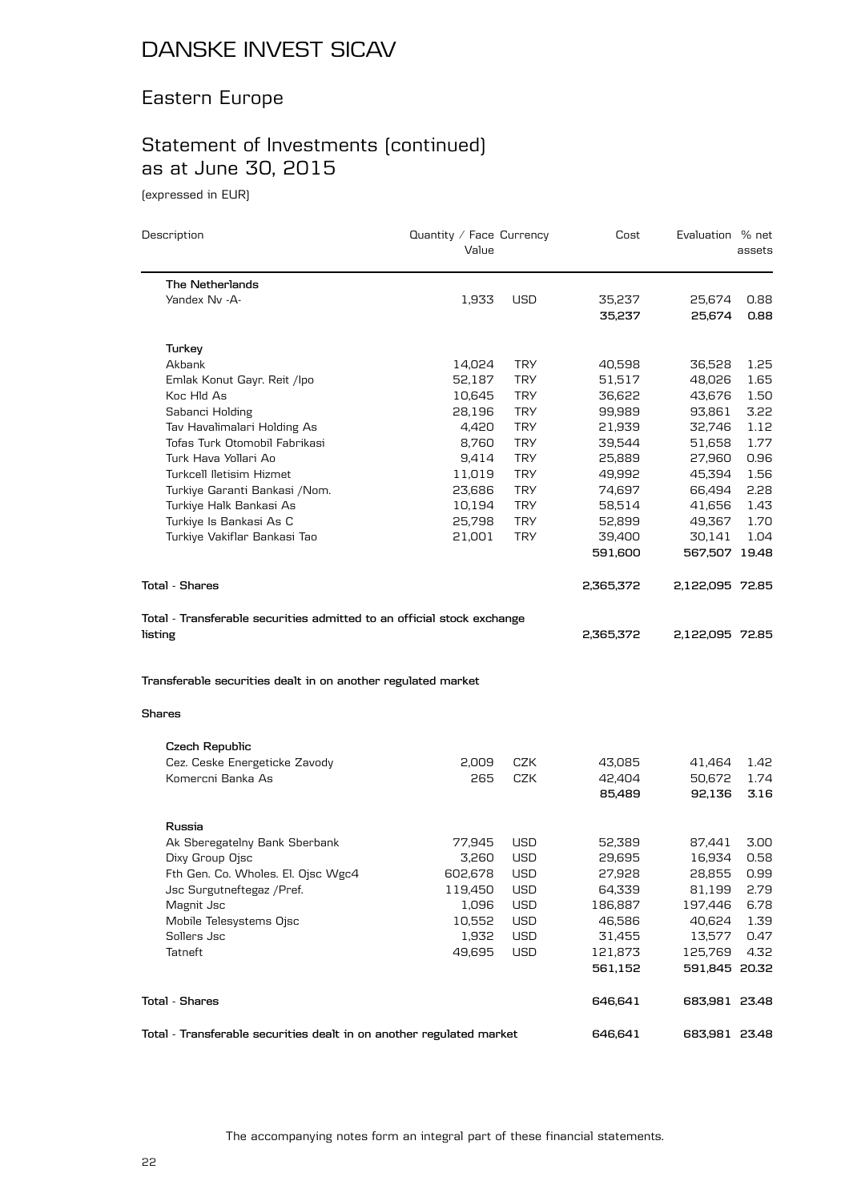# DANSKE INVEST SICAV

## Eastern Europe

## Statement of Investments (continued) as at June 30, 2015

(expressed in EUR)

| Description | Quantity / Face Value | Currency | Cost | Evaluation | % net assets |
|---|---|---|---|---|---|
| **The Netherlands** | | | | | |
| Yandex Nv -A- | 1,933 | USD | 35,237 | 25,674 | 0.88 |
| | | | **35,237** | **25,674** | **0.88** |
| **Turkey** | | | | | |
| Akbank | 14,024 | TRY | 40,598 | 36,528 | 1.25 |
| Emlak Konut Gayr. Reit /Ipo | 52,187 | TRY | 51,517 | 48,026 | 1.65 |
| Koc Hld As | 10,645 | TRY | 36,622 | 43,676 | 1.50 |
| Sabanci Holding | 28,196 | TRY | 99,989 | 93,861 | 3.22 |
| Tav Havalimalari Holding As | 4,420 | TRY | 21,939 | 32,746 | 1.12 |
| Tofas Turk Otomobil Fabrikasi | 8,760 | TRY | 39,544 | 51,658 | 1.77 |
| Turk Hava Yollari Ao | 9,414 | TRY | 25,889 | 27,960 | 0.96 |
| Turkcell Iletisim Hizmet | 11,019 | TRY | 49,992 | 45,394 | 1.56 |
| Turkiye Garanti Bankasi /Nom. | 23,686 | TRY | 74,697 | 66,494 | 2.28 |
| Turkiye Halk Bankasi As | 10,194 | TRY | 58,514 | 41,656 | 1.43 |
| Turkiye Is Bankasi As C | 25,798 | TRY | 52,899 | 49,367 | 1.70 |
| Turkiye Vakiflar Bankasi Tao | 21,001 | TRY | 39,400 | 30,141 | 1.04 |
| | | | **591,600** | **567,507** | **19.48** |
| **Total - Shares** | | | **2,365,372** | **2,122,095** | **72.85** |
| **Total - Transferable securities admitted to an official stock exchange listing** | | | **2,365,372** | **2,122,095** | **72.85** |
| **Transferable securities dealt in on another regulated market** | | | | | |
| **Shares** | | | | | |
| **Czech Republic** | | | | | |
| Cez. Ceske Energeticke Zavody | 2,009 | CZK | 43,085 | 41,464 | 1.42 |
| Komercni Banka As | 265 | CZK | 42,404 | 50,672 | 1.74 |
| | | | **85,489** | **92,136** | **3.16** |
| **Russia** | | | | | |
| Ak Sberegatelny Bank Sberbank | 77,945 | USD | 52,389 | 87,441 | 3.00 |
| Dixy Group Ojsc | 3,260 | USD | 29,695 | 16,934 | 0.58 |
| Fth Gen. Co. Wholes. El. Ojsc Wgc4 | 602,678 | USD | 27,928 | 28,855 | 0.99 |
| Jsc Surgutneftegaz /Pref. | 119,450 | USD | 64,339 | 81,199 | 2.79 |
| Magnit Jsc | 1,096 | USD | 186,887 | 197,446 | 6.78 |
| Mobile Telesystems Ojsc | 10,552 | USD | 46,586 | 40,624 | 1.39 |
| Sollers Jsc | 1,932 | USD | 31,455 | 13,577 | 0.47 |
| Tatneft | 49,695 | USD | 121,873 | 125,769 | 4.32 |
| | | | **561,152** | **591,845** | **20.32** |
| **Total - Shares** | | | **646,641** | **683,981** | **23.48** |
| **Total - Transferable securities dealt in on another regulated market** | | | **646,641** | **683,981** | **23.48** |

The accompanying notes form an integral part of these financial statements.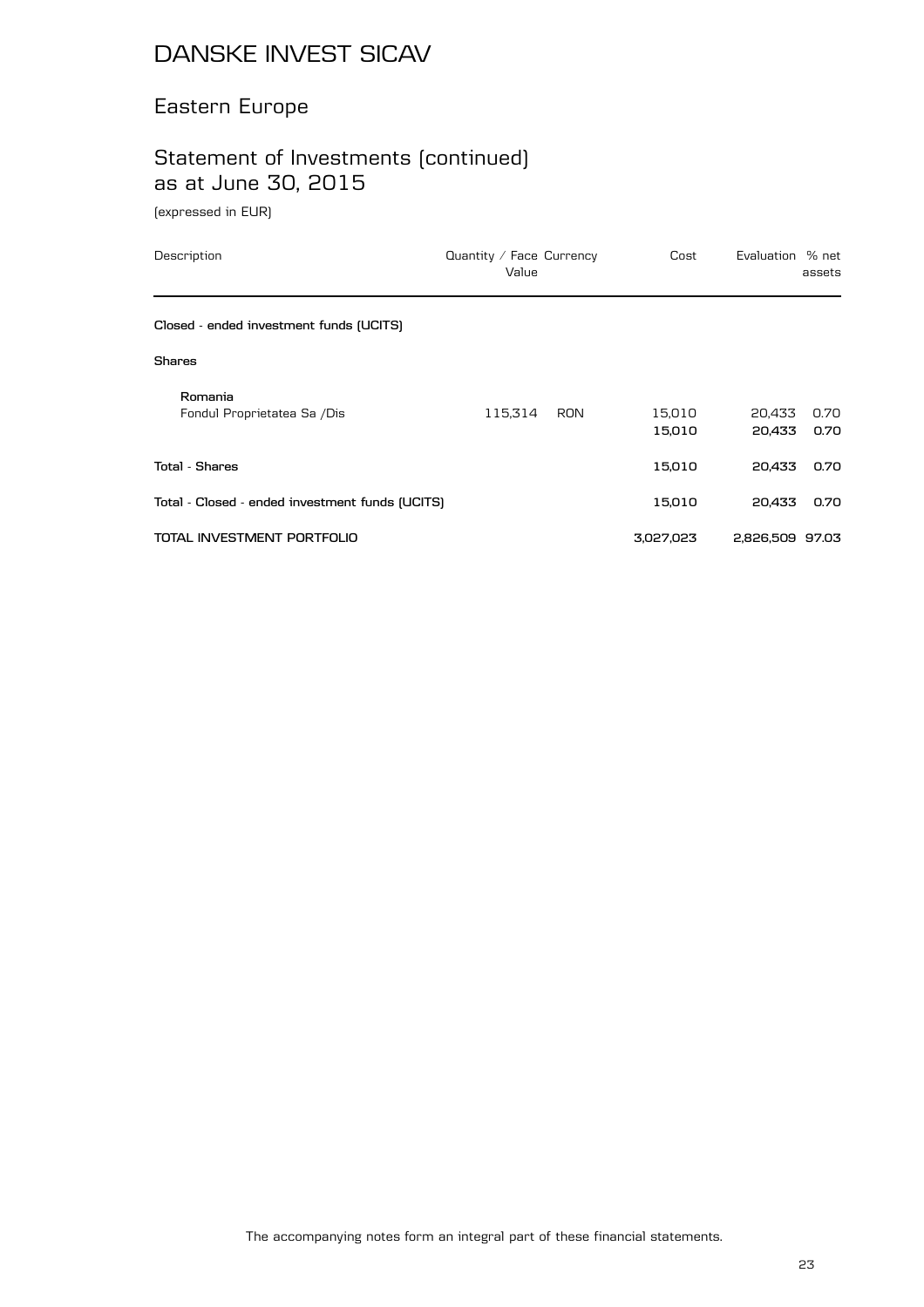# DANSKE INVEST SICAV

## Eastern Europe

## Statement of Investments (continued) as at June 30, 2015

(expressed in EUR)

| Description | Quantity / Face Value | Currency | Cost | Evaluation | % net assets |
|---|---|---|---|---|---|
| **Closed - ended investment funds (UCITS)** | | | | | |
| **Shares** | | | | | |
| **Romania** | | | | | |
| Fondul Proprietatea Sa /Dis | 115,314 | RON | 15,010 | 20,433 | 0.70 |
| | | | **15,010** | **20,433** | **0.70** |
| **Total - Shares** | | | **15,010** | **20,433** | **0.70** |
| **Total - Closed - ended investment funds (UCITS)** | | | **15,010** | **20,433** | **0.70** |
| **TOTAL INVESTMENT PORTFOLIO** | | | **3,027,023** | **2,826,509** | **97.03** |

The accompanying notes form an integral part of these financial statements.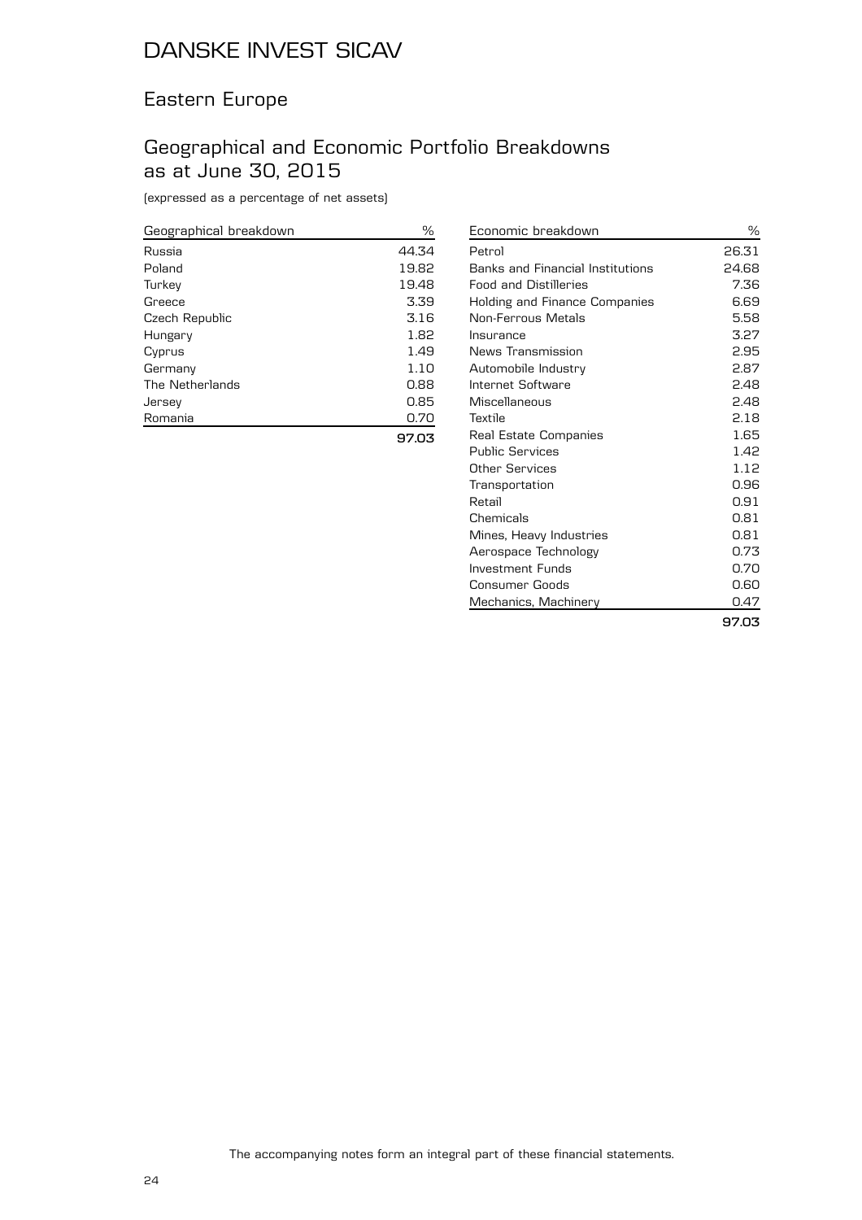# DANSKE INVEST SICAV

## Eastern Europe

## Geographical and Economic Portfolio Breakdowns as at June 30, 2015

(expressed as a percentage of net assets)

| Geographical breakdown | % |
|---|---|
| Russia | 44.34 |
| Poland | 19.82 |
| Turkey | 19.48 |
| Greece | 3.39 |
| Czech Republic | 3.16 |
| Hungary | 1.82 |
| Cyprus | 1.49 |
| Germany | 1.10 |
| The Netherlands | 0.88 |
| Jersey | 0.85 |
| Romania | 0.70 |
| | **97.03** |

| Economic breakdown | % |
|---|---|
| Petrol | 26.31 |
| Banks and Financial Institutions | 24.68 |
| Food and Distilleries | 7.36 |
| Holding and Finance Companies | 6.69 |
| Non-Ferrous Metals | 5.58 |
| Insurance | 3.27 |
| News Transmission | 2.95 |
| Automobile Industry | 2.87 |
| Internet Software | 2.48 |
| Miscellaneous | 2.48 |
| Textile | 2.18 |
| Real Estate Companies | 1.65 |
| Public Services | 1.42 |
| Other Services | 1.12 |
| Transportation | 0.96 |
| Retail | 0.91 |
| Chemicals | 0.81 |
| Mines, Heavy Industries | 0.81 |
| Aerospace Technology | 0.73 |
| Investment Funds | 0.70 |
| Consumer Goods | 0.60 |
| Mechanics, Machinery | 0.47 |
| | **97.03** |

The accompanying notes form an integral part of these financial statements.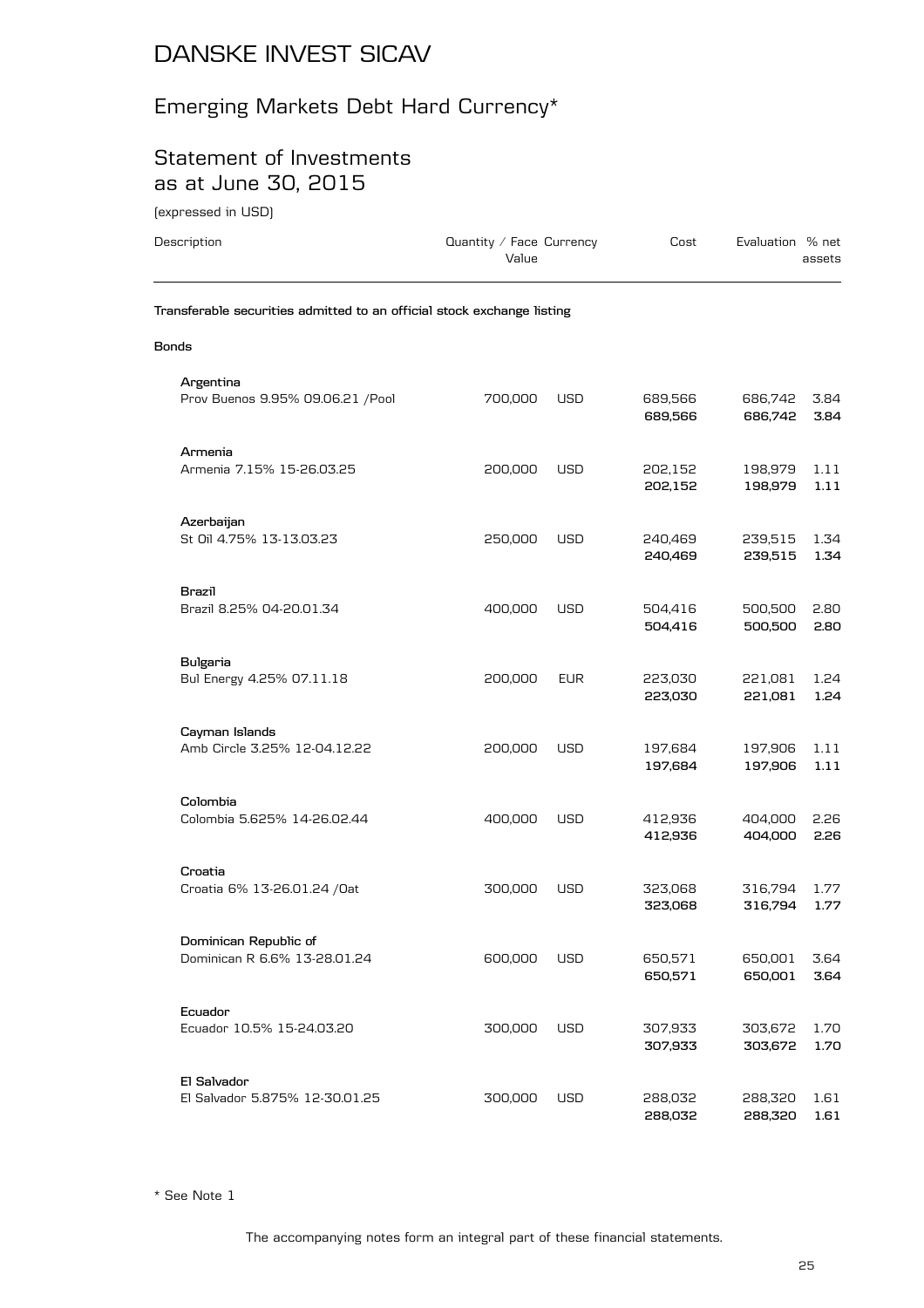# DANSKE INVEST SICAV

## Emerging Markets Debt Hard Currency*

## Statement of Investments as at June 30, 2015

(expressed in USD)

| Description | Quantity / Face Value | Currency | Cost | Evaluation | % net assets |
|---|---|---|---|---|---|
| **Transferable securities admitted to an official stock exchange listing** | | | | | |
| **Bonds** | | | | | |
| **Argentina** | | | | | |
| Prov Buenos 9.95% 09.06.21 /Pool | 700,000 | USD | 689,566 | 686,742 | 3.84 |
| | | | **689,566** | **686,742** | **3.84** |
| **Armenia** | | | | | |
| Armenia 7.15% 15-26.03.25 | 200,000 | USD | 202,152 | 198,979 | 1.11 |
| | | | **202,152** | **198,979** | **1.11** |
| **Azerbaijan** | | | | | |
| St Oil 4.75% 13-13.03.23 | 250,000 | USD | 240,469 | 239,515 | 1.34 |
| | | | **240,469** | **239,515** | **1.34** |
| **Brazil** | | | | | |
| Brazil 8.25% 04-20.01.34 | 400,000 | USD | 504,416 | 500,500 | 2.80 |
| | | | **504,416** | **500,500** | **2.80** |
| **Bulgaria** | | | | | |
| Bul Energy 4.25% 07.11.18 | 200,000 | EUR | 223,030 | 221,081 | 1.24 |
| | | | **223,030** | **221,081** | **1.24** |
| **Cayman Islands** | | | | | |
| Amb Circle 3.25% 12-04.12.22 | 200,000 | USD | 197,684 | 197,906 | 1.11 |
| | | | **197,684** | **197,906** | **1.11** |
| **Colombia** | | | | | |
| Colombia 5.625% 14-26.02.44 | 400,000 | USD | 412,936 | 404,000 | 2.26 |
| | | | **412,936** | **404,000** | **2.26** |
| **Croatia** | | | | | |
| Croatia 6% 13-26.01.24 /Oat | 300,000 | USD | 323,068 | 316,794 | 1.77 |
| | | | **323,068** | **316,794** | **1.77** |
| **Dominican Republic of** | | | | | |
| Dominican R 6.6% 13-28.01.24 | 600,000 | USD | 650,571 | 650,001 | 3.64 |
| | | | **650,571** | **650,001** | **3.64** |
| **Ecuador** | | | | | |
| Ecuador 10.5% 15-24.03.20 | 300,000 | USD | 307,933 | 303,672 | 1.70 |
| | | | **307,933** | **303,672** | **1.70** |
| **El Salvador** | | | | | |
| El Salvador 5.875% 12-30.01.25 | 300,000 | USD | 288,032 | 288,320 | 1.61 |
| | | | **288,032** | **288,320** | **1.61** |

* See Note 1

The accompanying notes form an integral part of these financial statements.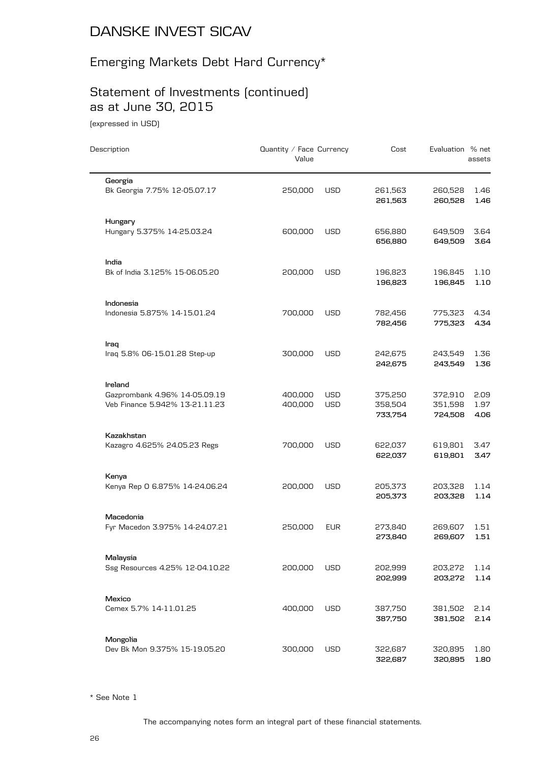# DANSKE INVEST SICAV

## Emerging Markets Debt Hard Currency*

## Statement of Investments (continued) as at June 30, 2015

(expressed in USD)

| Description | Quantity / Face Value | Currency | Cost | Evaluation | % net assets |
|---|---|---|---|---|---|
| **Georgia** | | | | | |
| Bk Georgia 7.75% 12-05.07.17 | 250,000 | USD | 261,563 | 260,528 | 1.46 |
| | | | **261,563** | **260,528** | **1.46** |
| **Hungary** | | | | | |
| Hungary 5.375% 14-25.03.24 | 600,000 | USD | 656,880 | 649,509 | 3.64 |
| | | | **656,880** | **649,509** | **3.64** |
| **India** | | | | | |
| Bk of India 3.125% 15-06.05.20 | 200,000 | USD | 196,823 | 196,845 | 1.10 |
| | | | **196,823** | **196,845** | **1.10** |
| **Indonesia** | | | | | |
| Indonesia 5.875% 14-15.01.24 | 700,000 | USD | 782,456 | 775,323 | 4.34 |
| | | | **782,456** | **775,323** | **4.34** |
| **Iraq** | | | | | |
| Iraq 5.8% 06-15.01.28 Step-up | 300,000 | USD | 242,675 | 243,549 | 1.36 |
| | | | **242,675** | **243,549** | **1.36** |
| **Ireland** | | | | | |
| Gazprombank 4.96% 14-05.09.19 | 400,000 | USD | 375,250 | 372,910 | 2.09 |
| Veb Finance 5.942% 13-21.11.23 | 400,000 | USD | 358,504 | 351,598 | 1.97 |
| | | | **733,754** | **724,508** | **4.06** |
| **Kazakhstan** | | | | | |
| Kazagro 4.625% 24.05.23 Regs | 700,000 | USD | 622,037 | 619,801 | 3.47 |
| | | | **622,037** | **619,801** | **3.47** |
| **Kenya** | | | | | |
| Kenya Rep O 6.875% 14-24.06.24 | 200,000 | USD | 205,373 | 203,328 | 1.14 |
| | | | **205,373** | **203,328** | **1.14** |
| **Macedonia** | | | | | |
| Fyr Macedon 3.975% 14-24.07.21 | 250,000 | EUR | 273,840 | 269,607 | 1.51 |
| | | | **273,840** | **269,607** | **1.51** |
| **Malaysia** | | | | | |
| Ssg Resources 4.25% 12-04.10.22 | 200,000 | USD | 202,999 | 203,272 | 1.14 |
| | | | **202,999** | **203,272** | **1.14** |
| **Mexico** | | | | | |
| Cemex 5.7% 14-11.01.25 | 400,000 | USD | 387,750 | 381,502 | 2.14 |
| | | | **387,750** | **381,502** | **2.14** |
| **Mongolia** | | | | | |
| Dev Bk Mon 9.375% 15-19.05.20 | 300,000 | USD | 322,687 | 320,895 | 1.80 |
| | | | **322,687** | **320,895** | **1.80** |

* See Note 1

The accompanying notes form an integral part of these financial statements.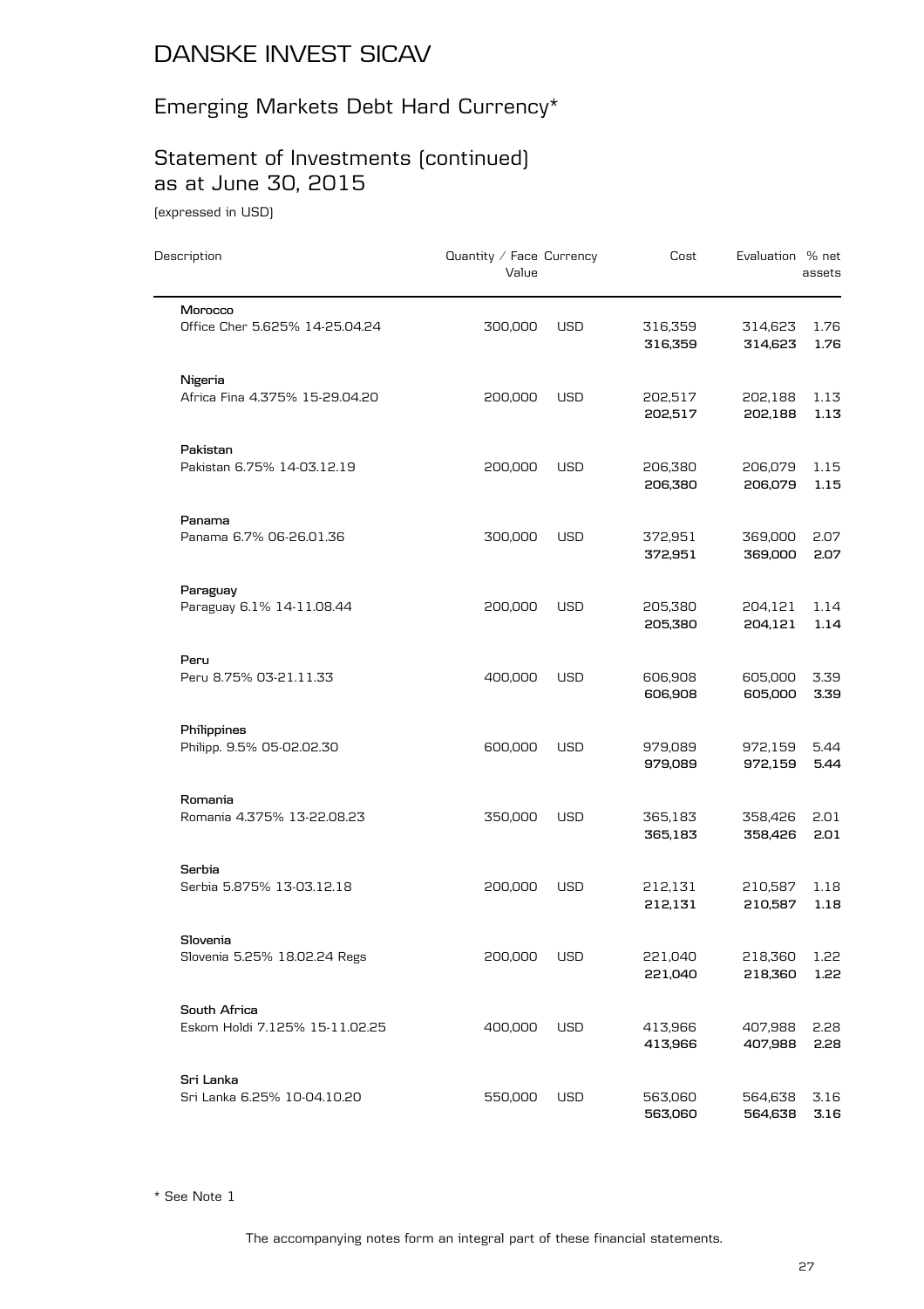# DANSKE INVEST SICAV

## Emerging Markets Debt Hard Currency*

## Statement of Investments (continued) as at June 30, 2015

(expressed in USD)

| Description | Quantity / Face Value | Currency | Cost | Evaluation | % net assets |
|---|---|---|---|---|---|
| **Morocco** | | | | | |
| Office Cher 5.625% 14-25.04.24 | 300,000 | USD | 316,359 | 314,623 | 1.76 |
| | | | **316,359** | **314,623** | **1.76** |
| **Nigeria** | | | | | |
| Africa Fina 4.375% 15-29.04.20 | 200,000 | USD | 202,517 | 202,188 | 1.13 |
| | | | **202,517** | **202,188** | **1.13** |
| **Pakistan** | | | | | |
| Pakistan 6.75% 14-03.12.19 | 200,000 | USD | 206,380 | 206,079 | 1.15 |
| | | | **206,380** | **206,079** | **1.15** |
| **Panama** | | | | | |
| Panama 6.7% 06-26.01.36 | 300,000 | USD | 372,951 | 369,000 | 2.07 |
| | | | **372,951** | **369,000** | **2.07** |
| **Paraguay** | | | | | |
| Paraguay 6.1% 14-11.08.44 | 200,000 | USD | 205,380 | 204,121 | 1.14 |
| | | | **205,380** | **204,121** | **1.14** |
| **Peru** | | | | | |
| Peru 8.75% 03-21.11.33 | 400,000 | USD | 606,908 | 605,000 | 3.39 |
| | | | **606,908** | **605,000** | **3.39** |
| **Philippines** | | | | | |
| Philipp. 9.5% 05-02.02.30 | 600,000 | USD | 979,089 | 972,159 | 5.44 |
| | | | **979,089** | **972,159** | **5.44** |
| **Romania** | | | | | |
| Romania 4.375% 13-22.08.23 | 350,000 | USD | 365,183 | 358,426 | 2.01 |
| | | | **365,183** | **358,426** | **2.01** |
| **Serbia** | | | | | |
| Serbia 5.875% 13-03.12.18 | 200,000 | USD | 212,131 | 210,587 | 1.18 |
| | | | **212,131** | **210,587** | **1.18** |
| **Slovenia** | | | | | |
| Slovenia 5.25% 18.02.24 Regs | 200,000 | USD | 221,040 | 218,360 | 1.22 |
| | | | **221,040** | **218,360** | **1.22** |
| **South Africa** | | | | | |
| Eskom Holdi 7.125% 15-11.02.25 | 400,000 | USD | 413,966 | 407,988 | 2.28 |
| | | | **413,966** | **407,988** | **2.28** |
| **Sri Lanka** | | | | | |
| Sri Lanka 6.25% 10-04.10.20 | 550,000 | USD | 563,060 | 564,638 | 3.16 |
| | | | **563,060** | **564,638** | **3.16** |

* See Note 1

The accompanying notes form an integral part of these financial statements.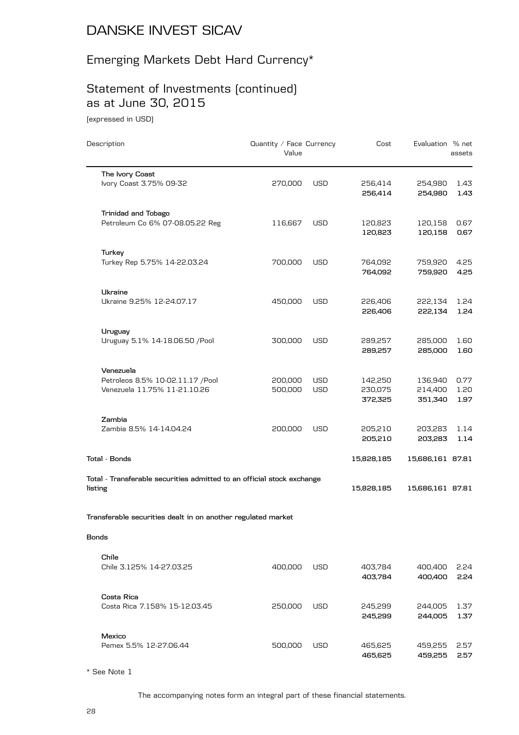# DANSKE INVEST SICAV

## Emerging Markets Debt Hard Currency*

## Statement of Investments (continued) as at June 30, 2015

(expressed in USD)

| Description | Quantity / Face Value | Currency | Cost | Evaluation | % net assets |
|---|---|---|---|---|---|
| **The Ivory Coast** | | | | | |
| Ivory Coast 3.75% 09-32 | 270,000 | USD | 256,414 | 254,980 | 1.43 |
| | | | **256,414** | **254,980** | **1.43** |
| **Trinidad and Tobago** | | | | | |
| Petroleum Co 6% 07-08.05.22 Reg | 116,667 | USD | 120,823 | 120,158 | 0.67 |
| | | | **120,823** | **120,158** | **0.67** |
| **Turkey** | | | | | |
| Turkey Rep 5.75% 14-22.03.24 | 700,000 | USD | 764,092 | 759,920 | 4.25 |
| | | | **764,092** | **759,920** | **4.25** |
| **Ukraine** | | | | | |
| Ukraine 9.25% 12-24.07.17 | 450,000 | USD | 226,406 | 222,134 | 1.24 |
| | | | **226,406** | **222,134** | **1.24** |
| **Uruguay** | | | | | |
| Uruguay 5.1% 14-18.06.50 /Pool | 300,000 | USD | 289,257 | 285,000 | 1.60 |
| | | | **289,257** | **285,000** | **1.60** |
| **Venezuela** | | | | | |
| Petroleos 8.5% 10-02.11.17 /Pool | 200,000 | USD | 142,250 | 136,940 | 0.77 |
| Venezuela 11.75% 11-21.10.26 | 500,000 | USD | 230,075 | 214,400 | 1.20 |
| | | | **372,325** | **351,340** | **1.97** |
| **Zambia** | | | | | |
| Zambia 8.5% 14-14.04.24 | 200,000 | USD | 205,210 | 203,283 | 1.14 |
| | | | **205,210** | **203,283** | **1.14** |
| **Total - Bonds** | | | **15,828,185** | **15,686,161** | **87.81** |
| **Total - Transferable securities admitted to an official stock exchange listing** | | | **15,828,185** | **15,686,161** | **87.81** |
| **Transferable securities dealt in on another regulated market** | | | | | |
| **Bonds** | | | | | |
| **Chile** | | | | | |
| Chile 3.125% 14-27.03.25 | 400,000 | USD | 403,784 | 400,400 | 2.24 |
| | | | **403,784** | **400,400** | **2.24** |
| **Costa Rica** | | | | | |
| Costa Rica 7.158% 15-12.03.45 | 250,000 | USD | 245,299 | 244,005 | 1.37 |
| | | | **245,299** | **244,005** | **1.37** |
| **Mexico** | | | | | |
| Pemex 5.5% 12-27.06.44 | 500,000 | USD | 465,625 | 459,255 | 2.57 |
| | | | **465,625** | **459,255** | **2.57** |

* See Note 1

The accompanying notes form an integral part of these financial statements.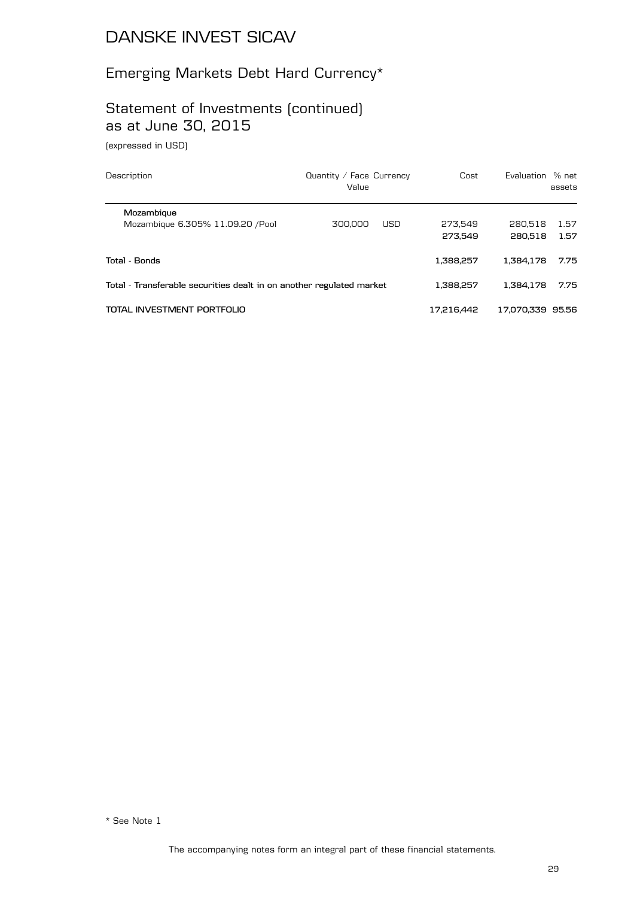# DANSKE INVEST SICAV

## Emerging Markets Debt Hard Currency*

## Statement of Investments (continued) as at June 30, 2015

(expressed in USD)

| Description | Quantity / Face Value | Currency | Cost | Evaluation | % net assets |
|---|---|---|---|---|---|
| **Mozambique** | | | | | |
| Mozambique 6.305% 11.09.20 /Pool | 300,000 | USD | 273,549 | 280,518 | 1.57 |
| | | | **273,549** | **280,518** | **1.57** |
| **Total - Bonds** | | | **1,388,257** | **1,384,178** | **7.75** |
| **Total - Transferable securities dealt in on another regulated market** | | | **1,388,257** | **1,384,178** | **7.75** |
| **TOTAL INVESTMENT PORTFOLIO** | | | **17,216,442** | **17,070,339** | **95.56** |

\* See Note 1

The accompanying notes form an integral part of these financial statements.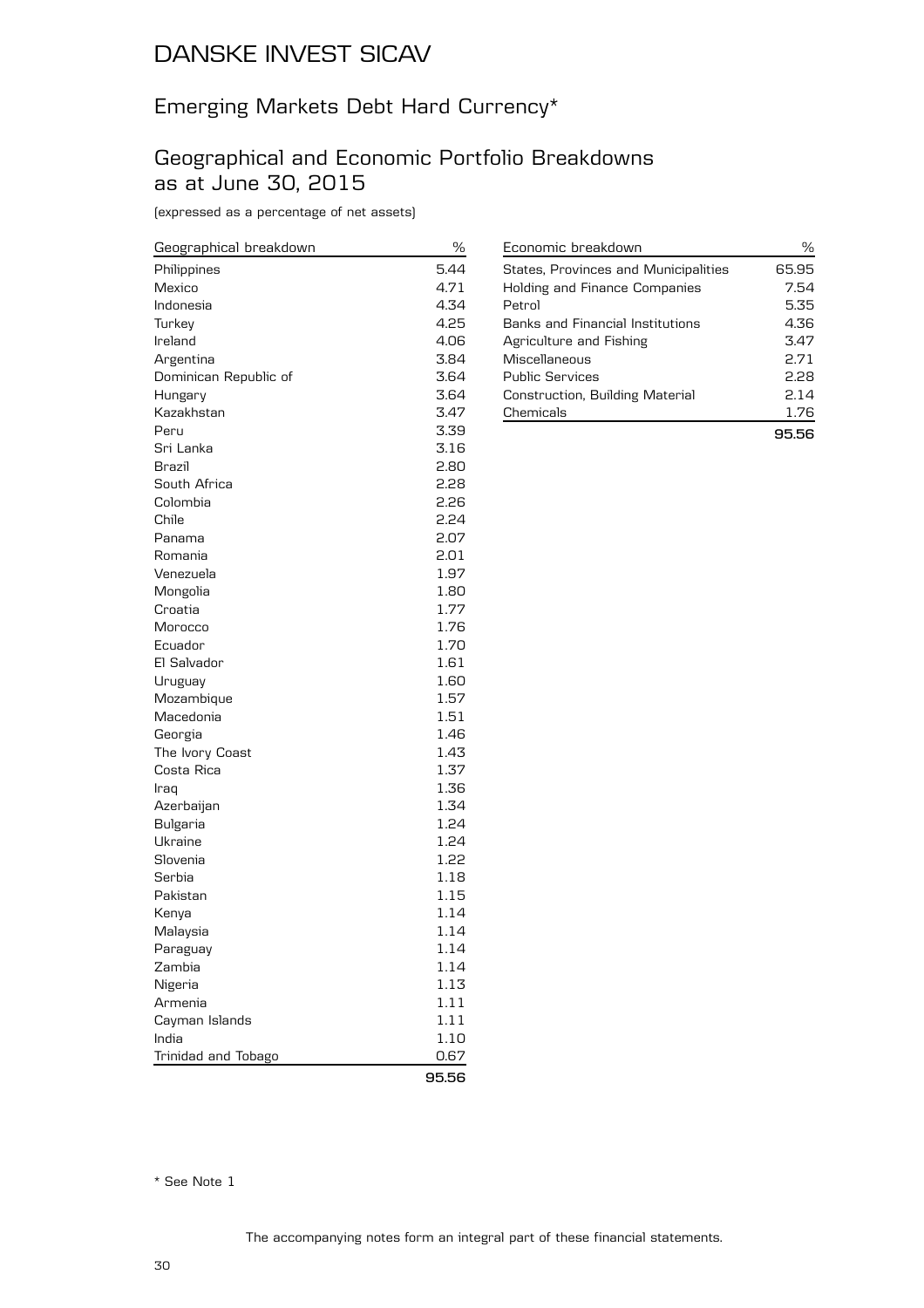# DANSKE INVEST SICAV

## Emerging Markets Debt Hard Currency*

## Geographical and Economic Portfolio Breakdowns as at June 30, 2015

(expressed as a percentage of net assets)

| Geographical breakdown | % |
|---|---|
| Philippines | 5.44 |
| Mexico | 4.71 |
| Indonesia | 4.34 |
| Turkey | 4.25 |
| Ireland | 4.06 |
| Argentina | 3.84 |
| Dominican Republic of | 3.64 |
| Hungary | 3.64 |
| Kazakhstan | 3.47 |
| Peru | 3.39 |
| Sri Lanka | 3.16 |
| Brazil | 2.80 |
| South Africa | 2.28 |
| Colombia | 2.26 |
| Chile | 2.24 |
| Panama | 2.07 |
| Romania | 2.01 |
| Venezuela | 1.97 |
| Mongolia | 1.80 |
| Croatia | 1.77 |
| Morocco | 1.76 |
| Ecuador | 1.70 |
| El Salvador | 1.61 |
| Uruguay | 1.60 |
| Mozambique | 1.57 |
| Macedonia | 1.51 |
| Georgia | 1.46 |
| The Ivory Coast | 1.43 |
| Costa Rica | 1.37 |
| Iraq | 1.36 |
| Azerbaijan | 1.34 |
| Bulgaria | 1.24 |
| Ukraine | 1.24 |
| Slovenia | 1.22 |
| Serbia | 1.18 |
| Pakistan | 1.15 |
| Kenya | 1.14 |
| Malaysia | 1.14 |
| Paraguay | 1.14 |
| Zambia | 1.14 |
| Nigeria | 1.13 |
| Armenia | 1.11 |
| Cayman Islands | 1.11 |
| India | 1.10 |
| Trinidad and Tobago | 0.67 |
| | **95.56** |

| Economic breakdown | % |
|---|---|
| States, Provinces and Municipalities | 65.95 |
| Holding and Finance Companies | 7.54 |
| Petrol | 5.35 |
| Banks and Financial Institutions | 4.36 |
| Agriculture and Fishing | 3.47 |
| Miscellaneous | 2.71 |
| Public Services | 2.28 |
| Construction, Building Material | 2.14 |
| Chemicals | 1.76 |
| | **95.56** |

* See Note 1

The accompanying notes form an integral part of these financial statements.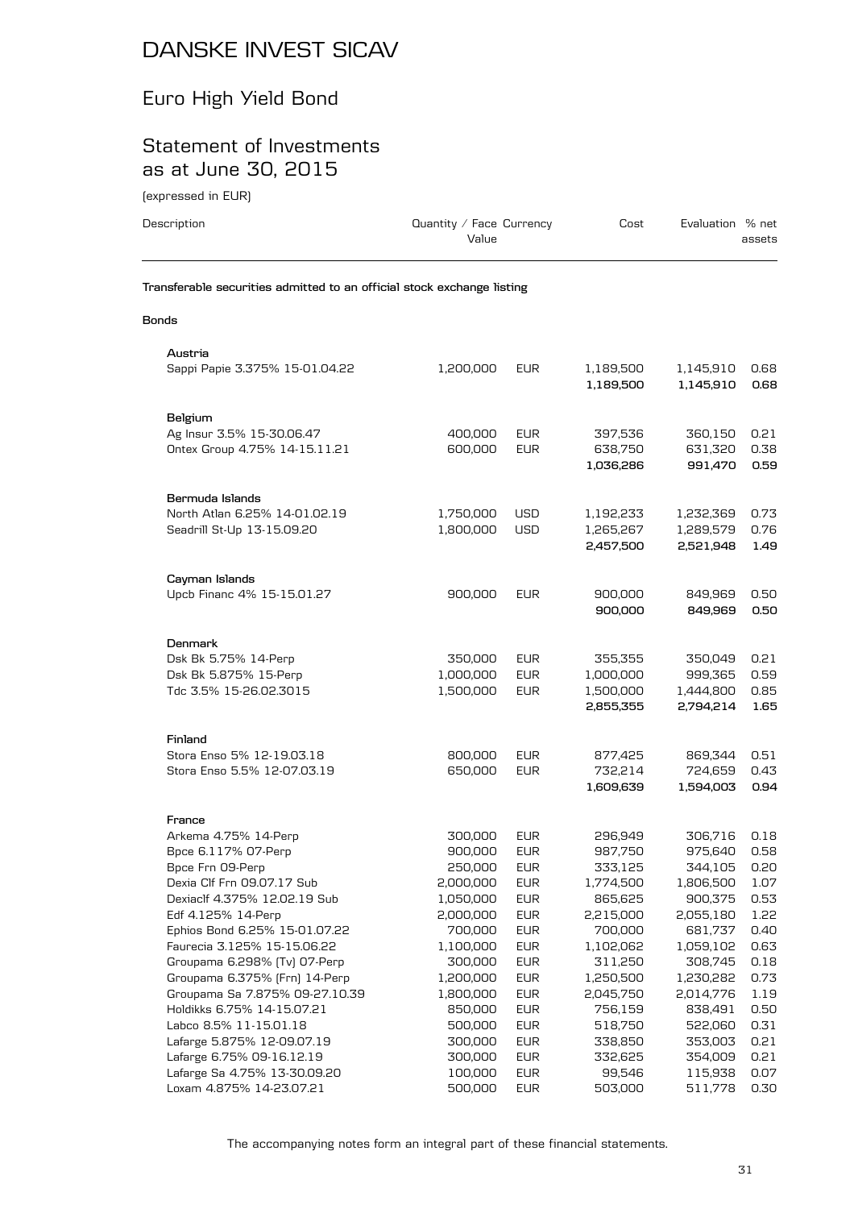# DANSKE INVEST SICAV

## Euro High Yield Bond

## Statement of Investments as at June 30, 2015

(expressed in EUR)

| Description | Quantity / Face Value | Currency | Cost | Evaluation | % net assets |
|---|---|---|---|---|---|
| **Transferable securities admitted to an official stock exchange listing** | | | | | |
| **Bonds** | | | | | |
| **Austria** | | | | | |
| Sappi Papie 3.375% 15-01.04.22 | 1,200,000 | EUR | 1,189,500 | 1,145,910 | 0.68 |
| | | | **1,189,500** | **1,145,910** | **0.68** |
| **Belgium** | | | | | |
| Ag Insur 3.5% 15-30.06.47 | 400,000 | EUR | 397,536 | 360,150 | 0.21 |
| Ontex Group 4.75% 14-15.11.21 | 600,000 | EUR | 638,750 | 631,320 | 0.38 |
| | | | **1,036,286** | **991,470** | **0.59** |
| **Bermuda Islands** | | | | | |
| North Atlan 6.25% 14-01.02.19 | 1,750,000 | USD | 1,192,233 | 1,232,369 | 0.73 |
| Seadrill St-Up 13-15.09.20 | 1,800,000 | USD | 1,265,267 | 1,289,579 | 0.76 |
| | | | **2,457,500** | **2,521,948** | **1.49** |
| **Cayman Islands** | | | | | |
| Upcb Financ 4% 15-15.01.27 | 900,000 | EUR | 900,000 | 849,969 | 0.50 |
| | | | **900,000** | **849,969** | **0.50** |
| **Denmark** | | | | | |
| Dsk Bk 5.75% 14-Perp | 350,000 | EUR | 355,355 | 350,049 | 0.21 |
| Dsk Bk 5.875% 15-Perp | 1,000,000 | EUR | 1,000,000 | 999,365 | 0.59 |
| Tdc 3.5% 15-26.02.3015 | 1,500,000 | EUR | 1,500,000 | 1,444,800 | 0.85 |
| | | | **2,855,355** | **2,794,214** | **1.65** |
| **Finland** | | | | | |
| Stora Enso 5% 12-19.03.18 | 800,000 | EUR | 877,425 | 869,344 | 0.51 |
| Stora Enso 5.5% 12-07.03.19 | 650,000 | EUR | 732,214 | 724,659 | 0.43 |
| | | | **1,609,639** | **1,594,003** | **0.94** |
| **France** | | | | | |
| Arkema 4.75% 14-Perp | 300,000 | EUR | 296,949 | 306,716 | 0.18 |
| Bpce 6.117% 07-Perp | 900,000 | EUR | 987,750 | 975,640 | 0.58 |
| Bpce Frn 09-Perp | 250,000 | EUR | 333,125 | 344,105 | 0.20 |
| Dexia Clf Frn 09.07.17 Sub | 2,000,000 | EUR | 1,774,500 | 1,806,500 | 1.07 |
| Dexiaclf 4.375% 12.02.19 Sub | 1,050,000 | EUR | 865,625 | 900,375 | 0.53 |
| Edf 4.125% 14-Perp | 2,000,000 | EUR | 2,215,000 | 2,055,180 | 1.22 |
| Ephios Bond 6.25% 15-01.07.22 | 700,000 | EUR | 700,000 | 681,737 | 0.40 |
| Faurecia 3.125% 15-15.06.22 | 1,100,000 | EUR | 1,102,062 | 1,059,102 | 0.63 |
| Groupama 6.298% (Tv) 07-Perp | 300,000 | EUR | 311,250 | 308,745 | 0.18 |
| Groupama 6.375% (Frn) 14-Perp | 1,200,000 | EUR | 1,250,500 | 1,230,282 | 0.73 |
| Groupama Sa 7.875% 09-27.10.39 | 1,800,000 | EUR | 2,045,750 | 2,014,776 | 1.19 |
| Holdikks 6.75% 14-15.07.21 | 850,000 | EUR | 756,159 | 838,491 | 0.50 |
| Labco 8.5% 11-15.01.18 | 500,000 | EUR | 518,750 | 522,060 | 0.31 |
| Lafarge 5.875% 12-09.07.19 | 300,000 | EUR | 338,850 | 353,003 | 0.21 |
| Lafarge 6.75% 09-16.12.19 | 300,000 | EUR | 332,625 | 354,009 | 0.21 |
| Lafarge Sa 4.75% 13-30.09.20 | 100,000 | EUR | 99,546 | 115,938 | 0.07 |
| Loxam 4.875% 14-23.07.21 | 500,000 | EUR | 503,000 | 511,778 | 0.30 |

The accompanying notes form an integral part of these financial statements.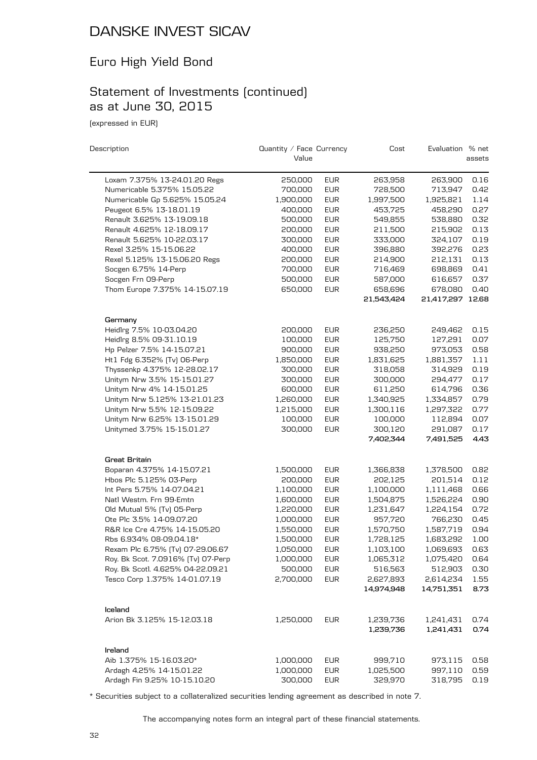# DANSKE INVEST SICAV

## Euro High Yield Bond

## Statement of Investments (continued) as at June 30, 2015

(expressed in EUR)

| Description | Quantity / Face Value | Currency | Cost | Evaluation | % net assets |
|---|---|---|---|---|---|
| Loxam 7.375% 13-24.01.20 Regs | 250,000 | EUR | 263,958 | 263,900 | 0.16 |
| Numericable 5.375% 15.05.22 | 700,000 | EUR | 728,500 | 713,947 | 0.42 |
| Numericable Gp 5.625% 15.05.24 | 1,900,000 | EUR | 1,997,500 | 1,925,821 | 1.14 |
| Peugeot 6.5% 13-18.01.19 | 400,000 | EUR | 453,725 | 458,290 | 0.27 |
| Renault 3.625% 13-19.09.18 | 500,000 | EUR | 549,855 | 538,880 | 0.32 |
| Renault 4.625% 12-18.09.17 | 200,000 | EUR | 211,500 | 215,902 | 0.13 |
| Renault 5.625% 10-22.03.17 | 300,000 | EUR | 333,000 | 324,107 | 0.19 |
| Rexel 3.25% 15-15.06.22 | 400,000 | EUR | 396,880 | 392,276 | 0.23 |
| Rexel 5.125% 13-15.06.20 Regs | 200,000 | EUR | 214,900 | 212,131 | 0.13 |
| Socgen 6.75% 14-Perp | 700,000 | EUR | 716,469 | 698,869 | 0.41 |
| Socgen Frn 09-Perp | 500,000 | EUR | 587,000 | 616,657 | 0.37 |
| Thom Europe 7.375% 14-15.07.19 | 650,000 | EUR | 658,696 | 678,080 | 0.40 |
| | | | **21,543,424** | **21,417,297** | **12.68** |
| **Germany** | | | | | |
| Heidlrg 7.5% 10-03.04.20 | 200,000 | EUR | 236,250 | 249,462 | 0.15 |
| Heidlrg 8.5% 09-31.10.19 | 100,000 | EUR | 125,750 | 127,291 | 0.07 |
| Hp Pelzer 7.5% 14-15.07.21 | 900,000 | EUR | 938,250 | 973,053 | 0.58 |
| Ht1 Fdg 6.352% (Tv) 06-Perp | 1,850,000 | EUR | 1,831,625 | 1,881,357 | 1.11 |
| Thyssenkp 4.375% 12-28.02.17 | 300,000 | EUR | 318,058 | 314,929 | 0.19 |
| Unitym Nrw 3.5% 15-15.01.27 | 300,000 | EUR | 300,000 | 294,477 | 0.17 |
| Unitym Nrw 4% 14-15.01.25 | 600,000 | EUR | 611,250 | 614,796 | 0.36 |
| Unitym Nrw 5.125% 13-21.01.23 | 1,260,000 | EUR | 1,340,925 | 1,334,857 | 0.79 |
| Unitym Nrw 5.5% 12-15.09.22 | 1,215,000 | EUR | 1,300,116 | 1,297,322 | 0.77 |
| Unitym Nrw 6.25% 13-15.01.29 | 100,000 | EUR | 100,000 | 112,894 | 0.07 |
| Unitymed 3.75% 15-15.01.27 | 300,000 | EUR | 300,120 | 291,087 | 0.17 |
| | | | **7,402,344** | **7,491,525** | **4.43** |
| **Great Britain** | | | | | |
| Boparan 4.375% 14-15.07.21 | 1,500,000 | EUR | 1,366,838 | 1,378,500 | 0.82 |
| Hbos Plc 5.125% 03-Perp | 200,000 | EUR | 202,125 | 201,514 | 0.12 |
| Int Pers 5.75% 14-07.04.21 | 1,100,000 | EUR | 1,100,000 | 1,111,468 | 0.66 |
| Natl Westm. Frn 99-Emtn | 1,600,000 | EUR | 1,504,875 | 1,526,224 | 0.90 |
| Old Mutual 5% (Tv) 05-Perp | 1,220,000 | EUR | 1,231,647 | 1,224,154 | 0.72 |
| Ote Plc 3.5% 14-09.07.20 | 1,000,000 | EUR | 957,720 | 766,230 | 0.45 |
| R&R Ice Cre 4.75% 14-15.05.20 | 1,550,000 | EUR | 1,570,750 | 1,587,719 | 0.94 |
| Rbs 6.934% 08-09.04.18* | 1,500,000 | EUR | 1,728,125 | 1,683,292 | 1.00 |
| Rexam Plc 6.75% (Tv) 07-29.06.67 | 1,050,000 | EUR | 1,103,100 | 1,069,693 | 0.63 |
| Roy. Bk Scot. 7.0916% (Tv) 07-Perp | 1,000,000 | EUR | 1,065,312 | 1,075,420 | 0.64 |
| Roy. Bk Scotl. 4.625% 04-22.09.21 | 500,000 | EUR | 516,563 | 512,903 | 0.30 |
| Tesco Corp 1.375% 14-01.07.19 | 2,700,000 | EUR | 2,627,893 | 2,614,234 | 1.55 |
| | | | **14,974,948** | **14,751,351** | **8.73** |
| **Iceland** | | | | | |
| Arion Bk 3.125% 15-12.03.18 | 1,250,000 | EUR | 1,239,736 | 1,241,431 | 0.74 |
| | | | **1,239,736** | **1,241,431** | **0.74** |
| **Ireland** | | | | | |
| Aib 1.375% 15-16.03.20* | 1,000,000 | EUR | 999,710 | 973,115 | 0.58 |
| Ardagh 4.25% 14-15.01.22 | 1,000,000 | EUR | 1,025,500 | 997,110 | 0.59 |
| Ardagh Fin 9.25% 10-15.10.20 | 300,000 | EUR | 329,970 | 318,795 | 0.19 |

\* Securities subject to a collateralized securities lending agreement as described in note 7.

The accompanying notes form an integral part of these financial statements.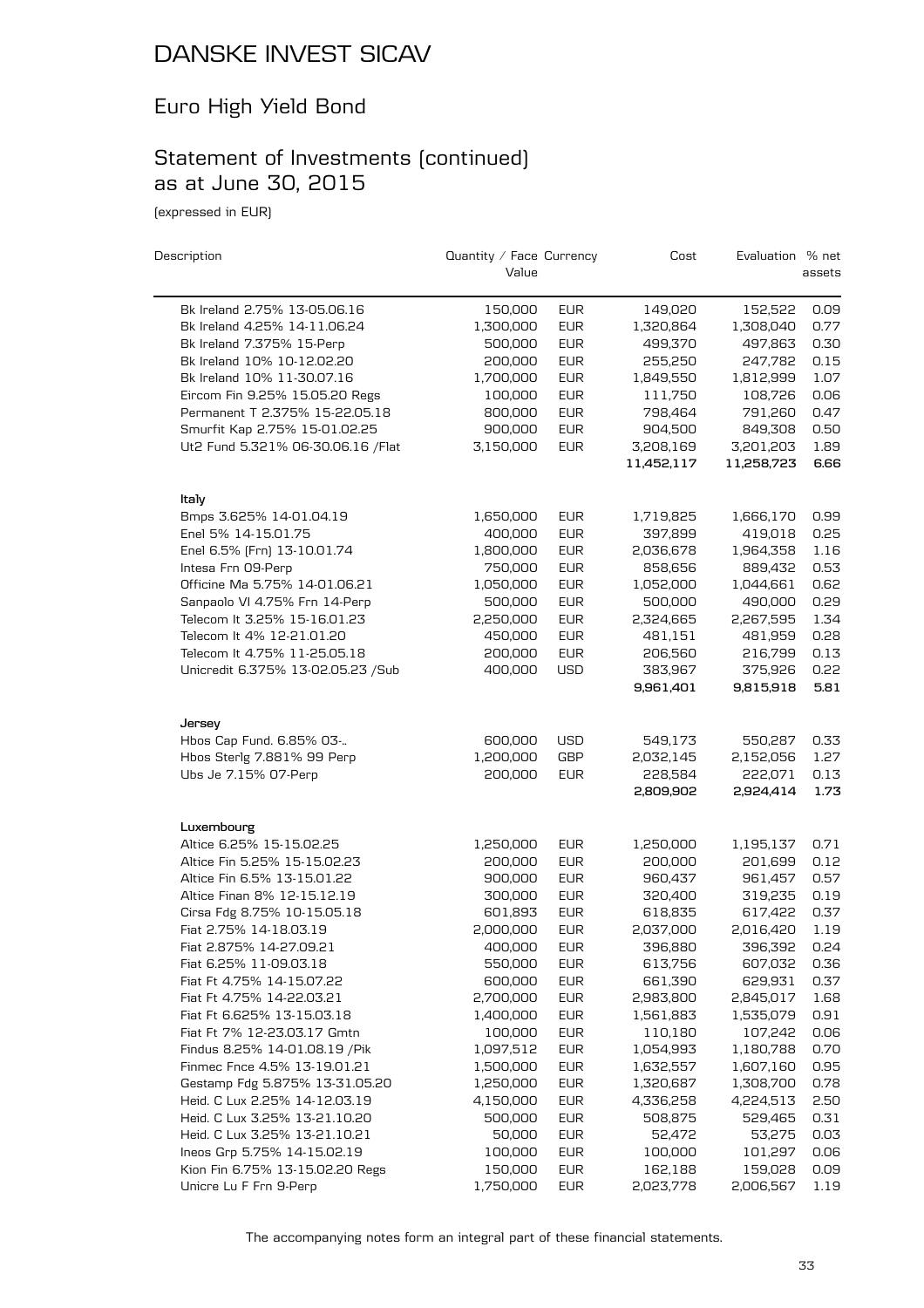# DANSKE INVEST SICAV

## Euro High Yield Bond

## Statement of Investments (continued) as at June 30, 2015

(expressed in EUR)

| Description | Quantity / Face Value | Currency | Cost | Evaluation | % net assets |
|---|---|---|---|---|---|
| Bk Ireland 2.75% 13-05.06.16 | 150,000 | EUR | 149,020 | 152,522 | 0.09 |
| Bk Ireland 4.25% 14-11.06.24 | 1,300,000 | EUR | 1,320,864 | 1,308,040 | 0.77 |
| Bk Ireland 7.375% 15-Perp | 500,000 | EUR | 499,370 | 497,863 | 0.30 |
| Bk Ireland 10% 10-12.02.20 | 200,000 | EUR | 255,250 | 247,782 | 0.15 |
| Bk Ireland 10% 11-30.07.16 | 1,700,000 | EUR | 1,849,550 | 1,812,999 | 1.07 |
| Eircom Fin 9.25% 15.05.20 Regs | 100,000 | EUR | 111,750 | 108,726 | 0.06 |
| Permanent T 2.375% 15-22.05.18 | 800,000 | EUR | 798,464 | 791,260 | 0.47 |
| Smurfit Kap 2.75% 15-01.02.25 | 900,000 | EUR | 904,500 | 849,308 | 0.50 |
| Ut2 Fund 5.321% 06-30.06.16 /Flat | 3,150,000 | EUR | 3,208,169 | 3,201,203 | 1.89 |
| | | | **11,452,117** | **11,258,723** | **6.66** |
| **Italy** | | | | | |
| Bmps 3.625% 14-01.04.19 | 1,650,000 | EUR | 1,719,825 | 1,666,170 | 0.99 |
| Enel 5% 14-15.01.75 | 400,000 | EUR | 397,899 | 419,018 | 0.25 |
| Enel 6.5% (Frn) 13-10.01.74 | 1,800,000 | EUR | 2,036,678 | 1,964,358 | 1.16 |
| Intesa Frn 09-Perp | 750,000 | EUR | 858,656 | 889,432 | 0.53 |
| Officine Ma 5.75% 14-01.06.21 | 1,050,000 | EUR | 1,052,000 | 1,044,661 | 0.62 |
| Sanpaolo Vl 4.75% Frn 14-Perp | 500,000 | EUR | 500,000 | 490,000 | 0.29 |
| Telecom It 3.25% 15-16.01.23 | 2,250,000 | EUR | 2,324,665 | 2,267,595 | 1.34 |
| Telecom It 4% 12-21.01.20 | 450,000 | EUR | 481,151 | 481,959 | 0.28 |
| Telecom It 4.75% 11-25.05.18 | 200,000 | EUR | 206,560 | 216,799 | 0.13 |
| Unicredit 6.375% 13-02.05.23 /Sub | 400,000 | USD | 383,967 | 375,926 | 0.22 |
| | | | **9,961,401** | **9,815,918** | **5.81** |
| **Jersey** | | | | | |
| Hbos Cap Fund. 6.85% 03-.. | 600,000 | USD | 549,173 | 550,287 | 0.33 |
| Hbos Sterlg 7.881% 99 Perp | 1,200,000 | GBP | 2,032,145 | 2,152,056 | 1.27 |
| Ubs Je 7.15% 07-Perp | 200,000 | EUR | 228,584 | 222,071 | 0.13 |
| | | | **2,809,902** | **2,924,414** | **1.73** |
| **Luxembourg** | | | | | |
| Altice 6.25% 15-15.02.25 | 1,250,000 | EUR | 1,250,000 | 1,195,137 | 0.71 |
| Altice Fin 5.25% 15-15.02.23 | 200,000 | EUR | 200,000 | 201,699 | 0.12 |
| Altice Fin 6.5% 13-15.01.22 | 900,000 | EUR | 960,437 | 961,457 | 0.57 |
| Altice Finan 8% 12-15.12.19 | 300,000 | EUR | 320,400 | 319,235 | 0.19 |
| Cirsa Fdg 8.75% 10-15.05.18 | 601,893 | EUR | 618,835 | 617,422 | 0.37 |
| Fiat 2.75% 14-18.03.19 | 2,000,000 | EUR | 2,037,000 | 2,016,420 | 1.19 |
| Fiat 2.875% 14-27.09.21 | 400,000 | EUR | 396,880 | 396,392 | 0.24 |
| Fiat 6.25% 11-09.03.18 | 550,000 | EUR | 613,756 | 607,032 | 0.36 |
| Fiat Ft 4.75% 14-15.07.22 | 600,000 | EUR | 661,390 | 629,931 | 0.37 |
| Fiat Ft 4.75% 14-22.03.21 | 2,700,000 | EUR | 2,983,800 | 2,845,017 | 1.68 |
| Fiat Ft 6.625% 13-15.03.18 | 1,400,000 | EUR | 1,561,883 | 1,535,079 | 0.91 |
| Fiat Ft 7% 12-23.03.17 Gmtn | 100,000 | EUR | 110,180 | 107,242 | 0.06 |
| Findus 8.25% 14-01.08.19 /Pik | 1,097,512 | EUR | 1,054,993 | 1,180,788 | 0.70 |
| Finmec Fnce 4.5% 13-19.01.21 | 1,500,000 | EUR | 1,632,557 | 1,607,160 | 0.95 |
| Gestamp Fdg 5.875% 13-31.05.20 | 1,250,000 | EUR | 1,320,687 | 1,308,700 | 0.78 |
| Heid. C Lux 2.25% 14-12.03.19 | 4,150,000 | EUR | 4,336,258 | 4,224,513 | 2.50 |
| Heid. C Lux 3.25% 13-21.10.20 | 500,000 | EUR | 508,875 | 529,465 | 0.31 |
| Heid. C Lux 3.25% 13-21.10.21 | 50,000 | EUR | 52,472 | 53,275 | 0.03 |
| Ineos Grp 5.75% 14-15.02.19 | 100,000 | EUR | 100,000 | 101,297 | 0.06 |
| Kion Fin 6.75% 13-15.02.20 Regs | 150,000 | EUR | 162,188 | 159,028 | 0.09 |
| Unicre Lu F Frn 9-Perp | 1,750,000 | EUR | 2,023,778 | 2,006,567 | 1.19 |

The accompanying notes form an integral part of these financial statements.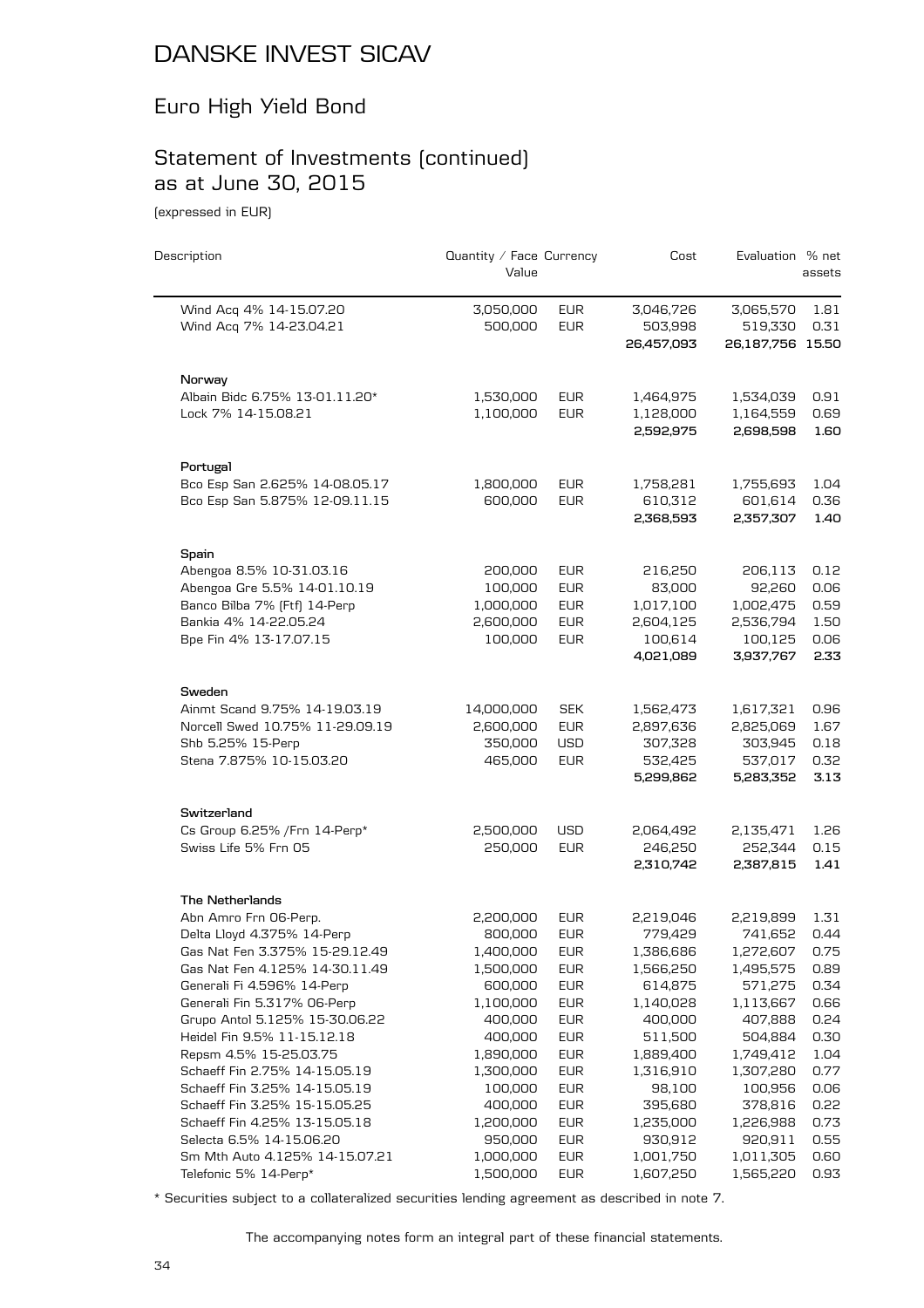# DANSKE INVEST SICAV

## Euro High Yield Bond

## Statement of Investments (continued) as at June 30, 2015

(expressed in EUR)

| Description | Quantity / Face Value | Currency | Cost | Evaluation | % net assets |
|---|---|---|---|---|---|
| Wind Acq 4% 14-15.07.20 | 3,050,000 | EUR | 3,046,726 | 3,065,570 | 1.81 |
| Wind Acq 7% 14-23.04.21 | 500,000 | EUR | 503,998 | 519,330 | 0.31 |
| | | | **26,457,093** | **26,187,756** | **15.50** |
| **Norway** | | | | | |
| Albain Bidc 6.75% 13-01.11.20* | 1,530,000 | EUR | 1,464,975 | 1,534,039 | 0.91 |
| Lock 7% 14-15.08.21 | 1,100,000 | EUR | 1,128,000 | 1,164,559 | 0.69 |
| | | | **2,592,975** | **2,698,598** | **1.60** |
| **Portugal** | | | | | |
| Bco Esp San 2.625% 14-08.05.17 | 1,800,000 | EUR | 1,758,281 | 1,755,693 | 1.04 |
| Bco Esp San 5.875% 12-09.11.15 | 600,000 | EUR | 610,312 | 601,614 | 0.36 |
| | | | **2,368,593** | **2,357,307** | **1.40** |
| **Spain** | | | | | |
| Abengoa 8.5% 10-31.03.16 | 200,000 | EUR | 216,250 | 206,113 | 0.12 |
| Abengoa Gre 5.5% 14-01.10.19 | 100,000 | EUR | 83,000 | 92,260 | 0.06 |
| Banco Bilba 7% (Ftf) 14-Perp | 1,000,000 | EUR | 1,017,100 | 1,002,475 | 0.59 |
| Bankia 4% 14-22.05.24 | 2,600,000 | EUR | 2,604,125 | 2,536,794 | 1.50 |
| Bpe Fin 4% 13-17.07.15 | 100,000 | EUR | 100,614 | 100,125 | 0.06 |
| | | | **4,021,089** | **3,937,767** | **2.33** |
| **Sweden** | | | | | |
| Ainmt Scand 9.75% 14-19.03.19 | 14,000,000 | SEK | 1,562,473 | 1,617,321 | 0.96 |
| Norcell Swed 10.75% 11-29.09.19 | 2,600,000 | EUR | 2,897,636 | 2,825,069 | 1.67 |
| Shb 5.25% 15-Perp | 350,000 | USD | 307,328 | 303,945 | 0.18 |
| Stena 7.875% 10-15.03.20 | 465,000 | EUR | 532,425 | 537,017 | 0.32 |
| | | | **5,299,862** | **5,283,352** | **3.13** |
| **Switzerland** | | | | | |
| Cs Group 6.25% /Frn 14-Perp* | 2,500,000 | USD | 2,064,492 | 2,135,471 | 1.26 |
| Swiss Life 5% Frn 05 | 250,000 | EUR | 246,250 | 252,344 | 0.15 |
| | | | **2,310,742** | **2,387,815** | **1.41** |
| **The Netherlands** | | | | | |
| Abn Amro Frn 06-Perp. | 2,200,000 | EUR | 2,219,046 | 2,219,899 | 1.31 |
| Delta Lloyd 4.375% 14-Perp | 800,000 | EUR | 779,429 | 741,652 | 0.44 |
| Gas Nat Fen 3.375% 15-29.12.49 | 1,400,000 | EUR | 1,386,686 | 1,272,607 | 0.75 |
| Gas Nat Fen 4.125% 14-30.11.49 | 1,500,000 | EUR | 1,566,250 | 1,495,575 | 0.89 |
| Generali Fi 4.596% 14-Perp | 600,000 | EUR | 614,875 | 571,275 | 0.34 |
| Generali Fin 5.317% 06-Perp | 1,100,000 | EUR | 1,140,028 | 1,113,667 | 0.66 |
| Grupo Antol 5.125% 15-30.06.22 | 400,000 | EUR | 400,000 | 407,888 | 0.24 |
| Heidel Fin 9.5% 11-15.12.18 | 400,000 | EUR | 511,500 | 504,884 | 0.30 |
| Repsm 4.5% 15-25.03.75 | 1,890,000 | EUR | 1,889,400 | 1,749,412 | 1.04 |
| Schaeff Fin 2.75% 14-15.05.19 | 1,300,000 | EUR | 1,316,910 | 1,307,280 | 0.77 |
| Schaeff Fin 3.25% 14-15.05.19 | 100,000 | EUR | 98,100 | 100,956 | 0.06 |
| Schaeff Fin 3.25% 15-15.05.25 | 400,000 | EUR | 395,680 | 378,816 | 0.22 |
| Schaeff Fin 4.25% 13-15.05.18 | 1,200,000 | EUR | 1,235,000 | 1,226,988 | 0.73 |
| Selecta 6.5% 14-15.06.20 | 950,000 | EUR | 930,912 | 920,911 | 0.55 |
| Sm Mth Auto 4.125% 14-15.07.21 | 1,000,000 | EUR | 1,001,750 | 1,011,305 | 0.60 |
| Telefonic 5% 14-Perp* | 1,500,000 | EUR | 1,607,250 | 1,565,220 | 0.93 |

* Securities subject to a collateralized securities lending agreement as described in note 7.

The accompanying notes form an integral part of these financial statements.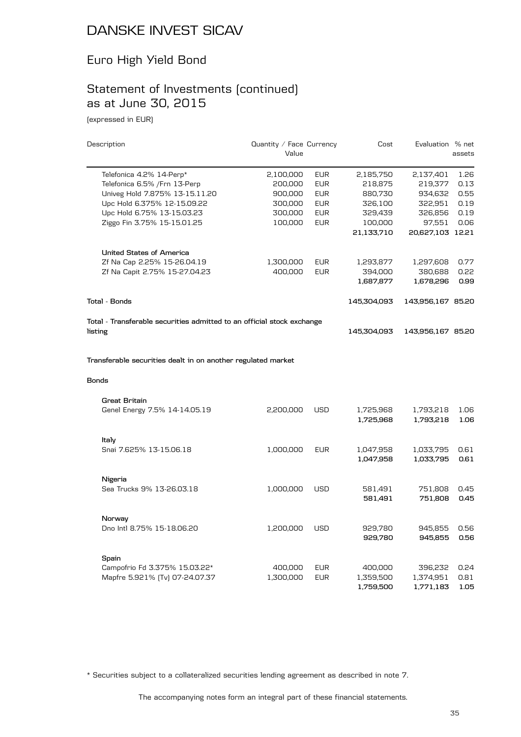# DANSKE INVEST SICAV

## Euro High Yield Bond

## Statement of Investments (continued) as at June 30, 2015

(expressed in EUR)

| Description | Quantity / Face Value | Currency | Cost | Evaluation | % net assets |
|---|---|---|---|---|---|
| Telefonica 4.2% 14-Perp* | 2,100,000 | EUR | 2,185,750 | 2,137,401 | 1.26 |
| Telefonica 6.5% /Frn 13-Perp | 200,000 | EUR | 218,875 | 219,377 | 0.13 |
| Univeg Hold 7.875% 13-15.11.20 | 900,000 | EUR | 880,730 | 934,632 | 0.55 |
| Upc Hold 6.375% 12-15.09.22 | 300,000 | EUR | 326,100 | 322,951 | 0.19 |
| Upc Hold 6.75% 13-15.03.23 | 300,000 | EUR | 329,439 | 326,856 | 0.19 |
| Ziggo Fin 3.75% 15-15.01.25 | 100,000 | EUR | 100,000 | 97,551 | 0.06 |
| | | | **21,133,710** | **20,627,103** | **12.21** |
| **United States of America** | | | | | |
| Zf Na Cap 2.25% 15-26.04.19 | 1,300,000 | EUR | 1,293,877 | 1,297,608 | 0.77 |
| Zf Na Capit 2.75% 15-27.04.23 | 400,000 | EUR | 394,000 | 380,688 | 0.22 |
| | | | **1,687,877** | **1,678,296** | **0.99** |
| **Total - Bonds** | | | **145,304,093** | **143,956,167** | **85.20** |
| **Total - Transferable securities admitted to an official stock exchange listing** | | | **145,304,093** | **143,956,167** | **85.20** |
| **Transferable securities dealt in on another regulated market** | | | | | |
| **Bonds** | | | | | |
| **Great Britain** | | | | | |
| Genel Energy 7.5% 14-14.05.19 | 2,200,000 | USD | 1,725,968 | 1,793,218 | 1.06 |
| | | | **1,725,968** | **1,793,218** | **1.06** |
| **Italy** | | | | | |
| Snai 7.625% 13-15.06.18 | 1,000,000 | EUR | 1,047,958 | 1,033,795 | 0.61 |
| | | | **1,047,958** | **1,033,795** | **0.61** |
| **Nigeria** | | | | | |
| Sea Trucks 9% 13-26.03.18 | 1,000,000 | USD | 581,491 | 751,808 | 0.45 |
| | | | **581,491** | **751,808** | **0.45** |
| **Norway** | | | | | |
| Dno Intl 8.75% 15-18.06.20 | 1,200,000 | USD | 929,780 | 945,855 | 0.56 |
| | | | **929,780** | **945,855** | **0.56** |
| **Spain** | | | | | |
| Campofrio Fd 3.375% 15.03.22* | 400,000 | EUR | 400,000 | 396,232 | 0.24 |
| Mapfre 5.921% (Tv) 07-24.07.37 | 1,300,000 | EUR | 1,359,500 | 1,374,951 | 0.81 |
| | | | **1,759,500** | **1,771,183** | **1.05** |

\* Securities subject to a collateralized securities lending agreement as described in note 7.

The accompanying notes form an integral part of these financial statements.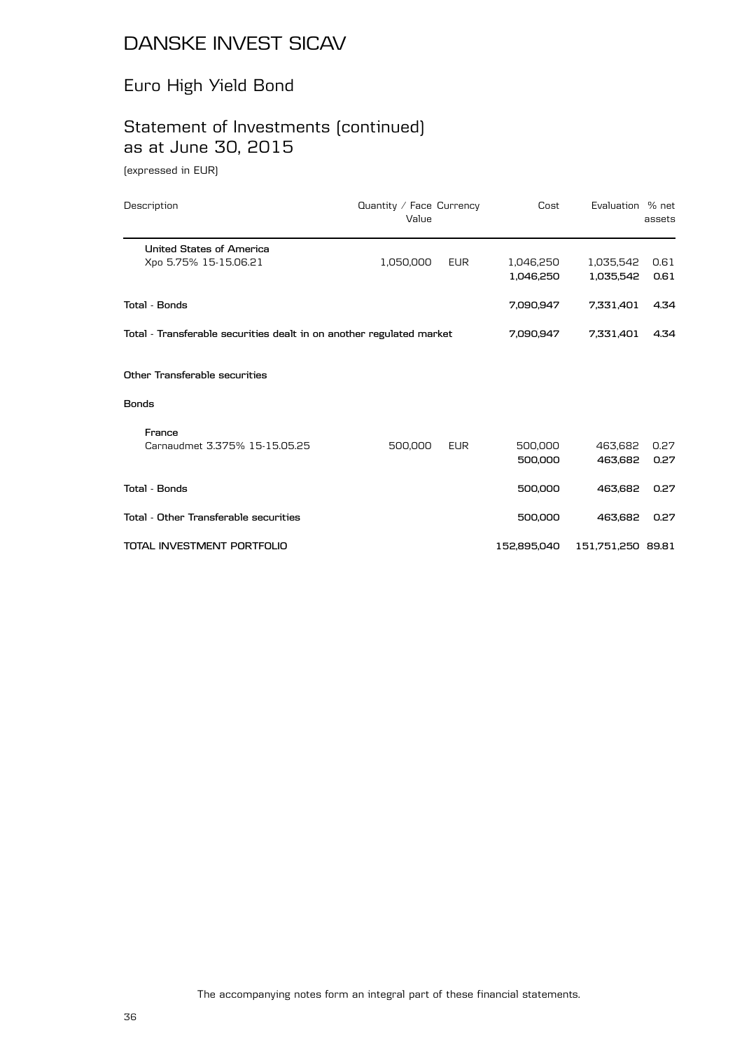# DANSKE INVEST SICAV

## Euro High Yield Bond

## Statement of Investments (continued) as at June 30, 2015

(expressed in EUR)

| Description | Quantity / Face Value | Currency | Cost | Evaluation | % net assets |
|---|---|---|---|---|---|
| **United States of America** | | | | | |
| Xpo 5.75% 15-15.06.21 | 1,050,000 | EUR | 1,046,250 | 1,035,542 | 0.61 |
| | | | **1,046,250** | **1,035,542** | **0.61** |
| **Total - Bonds** | | | **7,090,947** | **7,331,401** | **4.34** |
| **Total - Transferable securities dealt in on another regulated market** | | | **7,090,947** | **7,331,401** | **4.34** |
| **Other Transferable securities** | | | | | |
| **Bonds** | | | | | |
| **France** | | | | | |
| Carnaudmet 3.375% 15-15.05.25 | 500,000 | EUR | 500,000 | 463,682 | 0.27 |
| | | | **500,000** | **463,682** | **0.27** |
| **Total - Bonds** | | | **500,000** | **463,682** | **0.27** |
| **Total - Other Transferable securities** | | | **500,000** | **463,682** | **0.27** |
| **TOTAL INVESTMENT PORTFOLIO** | | | **152,895,040** | **151,751,250** | **89.81** |

The accompanying notes form an integral part of these financial statements.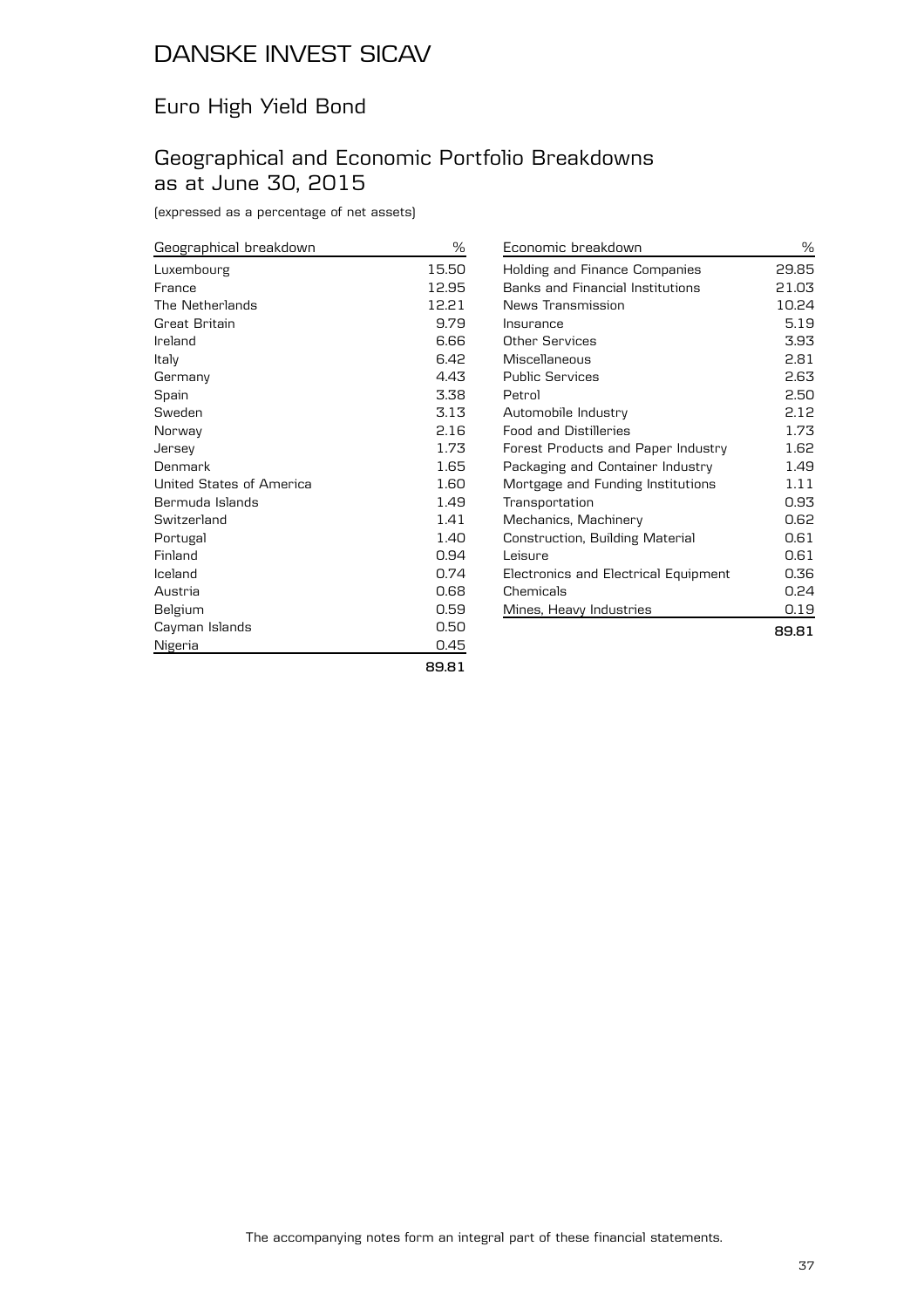# DANSKE INVEST SICAV

## Euro High Yield Bond

## Geographical and Economic Portfolio Breakdowns as at June 30, 2015

(expressed as a percentage of net assets)

| Geographical breakdown | % |
|---|---|
| Luxembourg | 15.50 |
| France | 12.95 |
| The Netherlands | 12.21 |
| Great Britain | 9.79 |
| Ireland | 6.66 |
| Italy | 6.42 |
| Germany | 4.43 |
| Spain | 3.38 |
| Sweden | 3.13 |
| Norway | 2.16 |
| Jersey | 1.73 |
| Denmark | 1.65 |
| United States of America | 1.60 |
| Bermuda Islands | 1.49 |
| Switzerland | 1.41 |
| Portugal | 1.40 |
| Finland | 0.94 |
| Iceland | 0.74 |
| Austria | 0.68 |
| Belgium | 0.59 |
| Cayman Islands | 0.50 |
| Nigeria | 0.45 |
| | **89.81** |

| Economic breakdown | % |
|---|---|
| Holding and Finance Companies | 29.85 |
| Banks and Financial Institutions | 21.03 |
| News Transmission | 10.24 |
| Insurance | 5.19 |
| Other Services | 3.93 |
| Miscellaneous | 2.81 |
| Public Services | 2.63 |
| Petrol | 2.50 |
| Automobile Industry | 2.12 |
| Food and Distilleries | 1.73 |
| Forest Products and Paper Industry | 1.62 |
| Packaging and Container Industry | 1.49 |
| Mortgage and Funding Institutions | 1.11 |
| Transportation | 0.93 |
| Mechanics, Machinery | 0.62 |
| Construction, Building Material | 0.61 |
| Leisure | 0.61 |
| Electronics and Electrical Equipment | 0.36 |
| Chemicals | 0.24 |
| Mines, Heavy Industries | 0.19 |
| | **89.81** |

The accompanying notes form an integral part of these financial statements.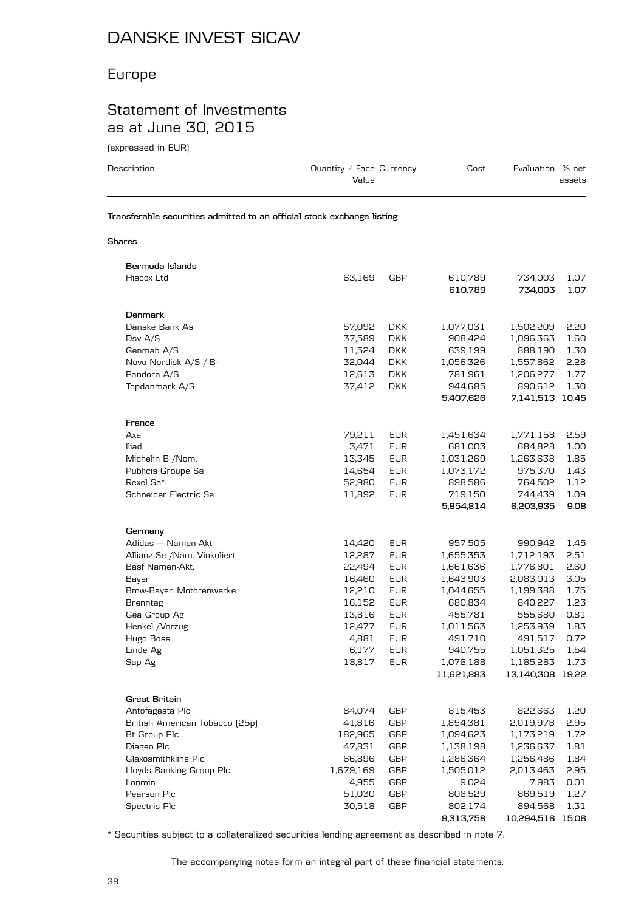# DANSKE INVEST SICAV

## Europe

## Statement of Investments as at June 30, 2015

(expressed in EUR)

| Description | Quantity / Face Value | Currency | Cost | Evaluation | % net assets |
|---|---|---|---|---|---|
| **Transferable securities admitted to an official stock exchange listing** | | | | | |
| **Shares** | | | | | |
| **Bermuda Islands** | | | | | |
| Hiscox Ltd | 63,169 | GBP | 610,789 | 734,003 | 1.07 |
| | | | **610,789** | **734,003** | **1.07** |
| **Denmark** | | | | | |
| Danske Bank As | 57,092 | DKK | 1,077,031 | 1,502,209 | 2.20 |
| Dsv A/S | 37,589 | DKK | 908,424 | 1,096,363 | 1.60 |
| Genmab A/S | 11,524 | DKK | 639,199 | 888,190 | 1.30 |
| Novo Nordisk A/S /-B- | 32,044 | DKK | 1,056,326 | 1,557,862 | 2.28 |
| Pandora A/S | 12,613 | DKK | 781,961 | 1,206,277 | 1.77 |
| Topdanmark A/S | 37,412 | DKK | 944,685 | 890,612 | 1.30 |
| | | | **5,407,626** | **7,141,513** | **10.45** |
| **France** | | | | | |
| Axa | 79,211 | EUR | 1,451,634 | 1,771,158 | 2.59 |
| Iliad | 3,471 | EUR | 681,003 | 684,828 | 1.00 |
| Michelin B /Nom. | 13,345 | EUR | 1,031,269 | 1,263,638 | 1.85 |
| Publicis Groupe Sa | 14,654 | EUR | 1,073,172 | 975,370 | 1.43 |
| Rexel Sa* | 52,980 | EUR | 898,586 | 764,502 | 1.12 |
| Schneider Electric Sa | 11,892 | EUR | 719,150 | 744,439 | 1.09 |
| | | | **5,854,814** | **6,203,935** | **9.08** |
| **Germany** | | | | | |
| Adidas – Namen-Akt | 14,420 | EUR | 957,505 | 990,942 | 1.45 |
| Allianz Se /Nam. Vinkuliert | 12,287 | EUR | 1,655,353 | 1,712,193 | 2.51 |
| Basf Namen-Akt. | 22,494 | EUR | 1,661,636 | 1,776,801 | 2.60 |
| Bayer | 16,460 | EUR | 1,643,903 | 2,083,013 | 3.05 |
| Bmw-Bayer. Motorenwerke | 12,210 | EUR | 1,044,655 | 1,199,388 | 1.75 |
| Brenntag | 16,152 | EUR | 680,834 | 840,227 | 1.23 |
| Gea Group Ag | 13,816 | EUR | 455,781 | 555,680 | 0.81 |
| Henkel /Vorzug | 12,477 | EUR | 1,011,563 | 1,253,939 | 1.83 |
| Hugo Boss | 4,881 | EUR | 491,710 | 491,517 | 0.72 |
| Linde Ag | 6,177 | EUR | 940,755 | 1,051,325 | 1.54 |
| Sap Ag | 18,817 | EUR | 1,078,188 | 1,185,283 | 1.73 |
| | | | **11,621,883** | **13,140,308** | **19.22** |
| **Great Britain** | | | | | |
| Antofagasta Plc | 84,074 | GBP | 815,453 | 822,663 | 1.20 |
| British American Tobacco (25p) | 41,816 | GBP | 1,854,381 | 2,019,978 | 2.95 |
| Bt Group Plc | 182,965 | GBP | 1,094,623 | 1,173,219 | 1.72 |
| Diageo Plc | 47,831 | GBP | 1,138,198 | 1,236,637 | 1.81 |
| Glaxosmithkline Plc | 66,896 | GBP | 1,286,364 | 1,256,486 | 1.84 |
| Lloyds Banking Group Plc | 1,679,169 | GBP | 1,505,012 | 2,013,463 | 2.95 |
| Lonmin | 4,955 | GBP | 9,024 | 7,983 | 0.01 |
| Pearson Plc | 51,030 | GBP | 808,529 | 869,519 | 1.27 |
| Spectris Plc | 30,518 | GBP | 802,174 | 894,568 | 1.31 |
| | | | **9,313,758** | **10,294,516** | **15.06** |

* Securities subject to a collateralized securities lending agreement as described in note 7.

The accompanying notes form an integral part of these financial statements.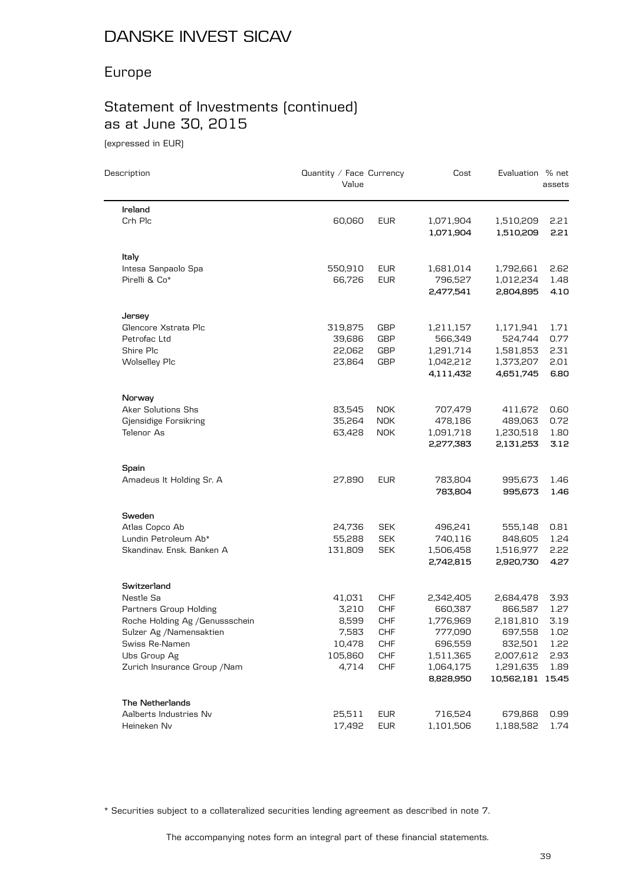# DANSKE INVEST SICAV

## Europe

## Statement of Investments (continued) as at June 30, 2015

(expressed in EUR)

| Description | Quantity / Face Value | Currency | Cost | Evaluation | % net assets |
|---|---|---|---|---|---|
| **Ireland** | | | | | |
| Crh Plc | 60,060 | EUR | 1,071,904 | 1,510,209 | 2.21 |
| | | | **1,071,904** | **1,510,209** | **2.21** |
| **Italy** | | | | | |
| Intesa Sanpaolo Spa | 550,910 | EUR | 1,681,014 | 1,792,661 | 2.62 |
| Pirelli & Co* | 66,726 | EUR | 796,527 | 1,012,234 | 1.48 |
| | | | **2,477,541** | **2,804,895** | **4.10** |
| **Jersey** | | | | | |
| Glencore Xstrata Plc | 319,875 | GBP | 1,211,157 | 1,171,941 | 1.71 |
| Petrofac Ltd | 39,686 | GBP | 566,349 | 524,744 | 0.77 |
| Shire Plc | 22,062 | GBP | 1,291,714 | 1,581,853 | 2.31 |
| Wolselley Plc | 23,864 | GBP | 1,042,212 | 1,373,207 | 2.01 |
| | | | **4,111,432** | **4,651,745** | **6.80** |
| **Norway** | | | | | |
| Aker Solutions Shs | 83,545 | NOK | 707,479 | 411,672 | 0.60 |
| Gjensidige Forsikring | 35,264 | NOK | 478,186 | 489,063 | 0.72 |
| Telenor As | 63,428 | NOK | 1,091,718 | 1,230,518 | 1.80 |
| | | | **2,277,383** | **2,131,253** | **3.12** |
| **Spain** | | | | | |
| Amadeus It Holding Sr. A | 27,890 | EUR | 783,804 | 995,673 | 1.46 |
| | | | **783,804** | **995,673** | **1.46** |
| **Sweden** | | | | | |
| Atlas Copco Ab | 24,736 | SEK | 496,241 | 555,148 | 0.81 |
| Lundin Petroleum Ab* | 55,288 | SEK | 740,116 | 848,605 | 1.24 |
| Skandinav. Ensk. Banken A | 131,809 | SEK | 1,506,458 | 1,516,977 | 2.22 |
| | | | **2,742,815** | **2,920,730** | **4.27** |
| **Switzerland** | | | | | |
| Nestle Sa | 41,031 | CHF | 2,342,405 | 2,684,478 | 3.93 |
| Partners Group Holding | 3,210 | CHF | 660,387 | 866,587 | 1.27 |
| Roche Holding Ag /Genussschein | 8,599 | CHF | 1,776,969 | 2,181,810 | 3.19 |
| Sulzer Ag /Namensaktien | 7,583 | CHF | 777,090 | 697,558 | 1.02 |
| Swiss Re-Namen | 10,478 | CHF | 696,559 | 832,501 | 1.22 |
| Ubs Group Ag | 105,860 | CHF | 1,511,365 | 2,007,612 | 2.93 |
| Zurich Insurance Group /Nam | 4,714 | CHF | 1,064,175 | 1,291,635 | 1.89 |
| | | | **8,828,950** | **10,562,181** | **15.45** |
| **The Netherlands** | | | | | |
| Aalberts Industries Nv | 25,511 | EUR | 716,524 | 679,868 | 0.99 |
| Heineken Nv | 17,492 | EUR | 1,101,506 | 1,188,582 | 1.74 |

* Securities subject to a collateralized securities lending agreement as described in note 7.

The accompanying notes form an integral part of these financial statements.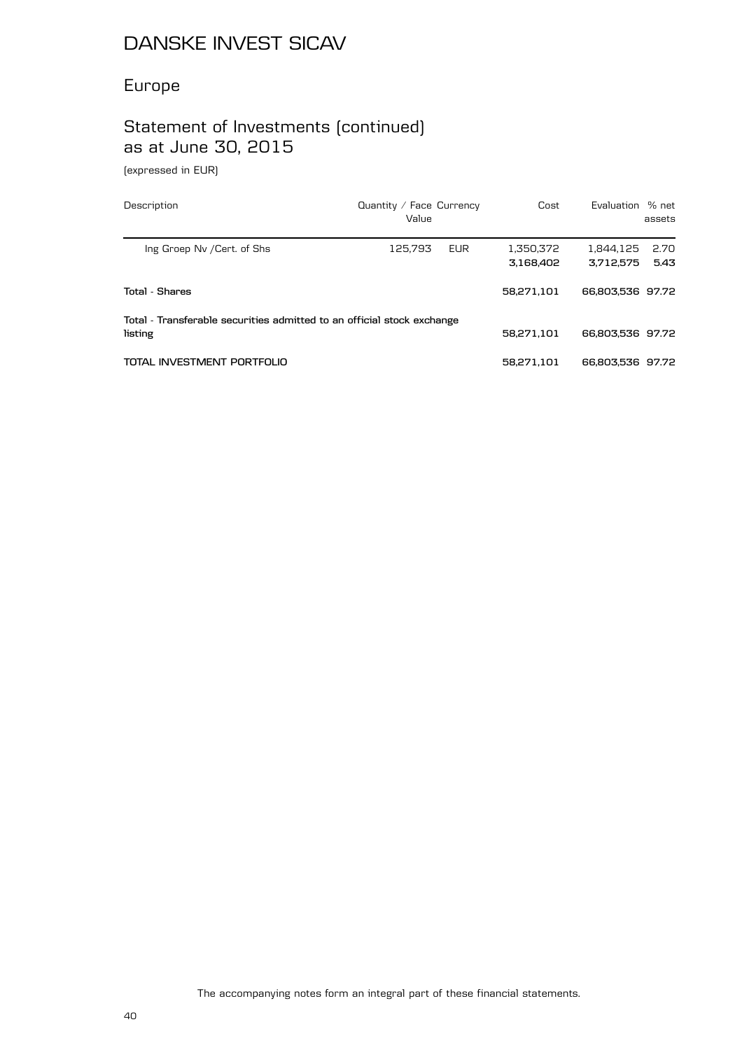# DANSKE INVEST SICAV

## Europe

## Statement of Investments (continued) as at June 30, 2015

(expressed in EUR)

| Description | Quantity / Face Value | Currency | Cost | Evaluation | % net assets |
|---|---|---|---|---|---|
| Ing Groep Nv /Cert. of Shs | 125,793 | EUR | 1,350,372 | 1,844,125 | 2.70 |
| | | | **3,168,402** | **3,712,575** | **5.43** |
| **Total - Shares** | | | **58,271,101** | **66,803,536** | **97.72** |
| **Total - Transferable securities admitted to an official stock exchange listing** | | | **58,271,101** | **66,803,536** | **97.72** |
| **TOTAL INVESTMENT PORTFOLIO** | | | **58,271,101** | **66,803,536** | **97.72** |

The accompanying notes form an integral part of these financial statements.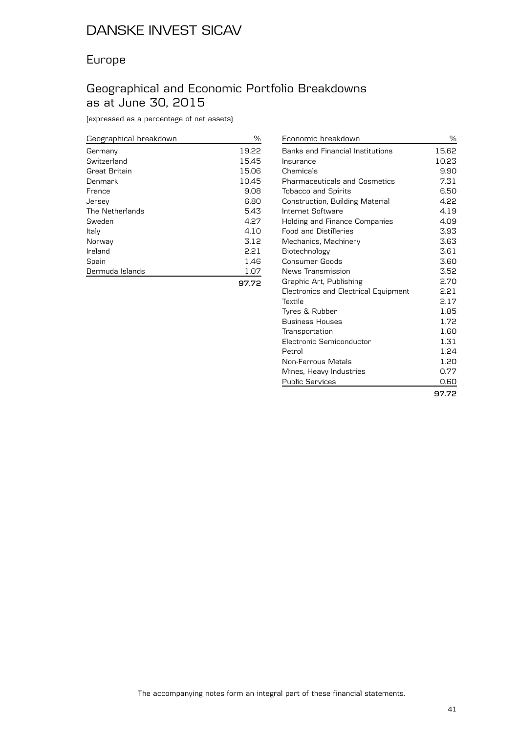# DANSKE INVEST SICAV

## Europe

## Geographical and Economic Portfolio Breakdowns as at June 30, 2015

(expressed as a percentage of net assets)

| Geographical breakdown | % |
|---|---|
| Germany | 19.22 |
| Switzerland | 15.45 |
| Great Britain | 15.06 |
| Denmark | 10.45 |
| France | 9.08 |
| Jersey | 6.80 |
| The Netherlands | 5.43 |
| Sweden | 4.27 |
| Italy | 4.10 |
| Norway | 3.12 |
| Ireland | 2.21 |
| Spain | 1.46 |
| Bermuda Islands | 1.07 |
| | **97.72** |

| Economic breakdown | % |
|---|---|
| Banks and Financial Institutions | 15.62 |
| Insurance | 10.23 |
| Chemicals | 9.90 |
| Pharmaceuticals and Cosmetics | 7.31 |
| Tobacco and Spirits | 6.50 |
| Construction, Building Material | 4.22 |
| Internet Software | 4.19 |
| Holding and Finance Companies | 4.09 |
| Food and Distilleries | 3.93 |
| Mechanics, Machinery | 3.63 |
| Biotechnology | 3.61 |
| Consumer Goods | 3.60 |
| News Transmission | 3.52 |
| Graphic Art, Publishing | 2.70 |
| Electronics and Electrical Equipment | 2.21 |
| Textile | 2.17 |
| Tyres & Rubber | 1.85 |
| Business Houses | 1.72 |
| Transportation | 1.60 |
| Electronic Semiconductor | 1.31 |
| Petrol | 1.24 |
| Non-Ferrous Metals | 1.20 |
| Mines, Heavy Industries | 0.77 |
| Public Services | 0.60 |
| | **97.72** |

The accompanying notes form an integral part of these financial statements.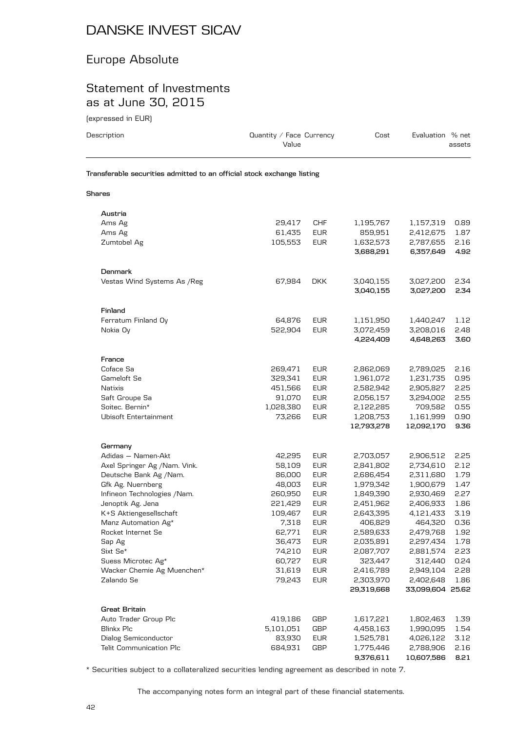# DANSKE INVEST SICAV

## Europe Absolute

## Statement of Investments as at June 30, 2015

(expressed in EUR)

| Description | Quantity / Face Value | Currency | Cost | Evaluation | % net assets |
|---|---|---|---|---|---|
| **Transferable securities admitted to an official stock exchange listing** | | | | | |
| **Shares** | | | | | |
| **Austria** | | | | | |
| Ams Ag | 29,417 | CHF | 1,195,767 | 1,157,319 | 0.89 |
| Ams Ag | 61,435 | EUR | 859,951 | 2,412,675 | 1.87 |
| Zumtobel Ag | 105,553 | EUR | 1,632,573 | 2,787,655 | 2.16 |
| | | | **3,688,291** | **6,357,649** | **4.92** |
| **Denmark** | | | | | |
| Vestas Wind Systems As /Reg | 67,984 | DKK | 3,040,155 | 3,027,200 | 2.34 |
| | | | **3,040,155** | **3,027,200** | **2.34** |
| **Finland** | | | | | |
| Ferratum Finland Oy | 64,876 | EUR | 1,151,950 | 1,440,247 | 1.12 |
| Nokia Oy | 522,904 | EUR | 3,072,459 | 3,208,016 | 2.48 |
| | | | **4,224,409** | **4,648,263** | **3.60** |
| **France** | | | | | |
| Coface Sa | 269,471 | EUR | 2,862,069 | 2,789,025 | 2.16 |
| Gameloft Se | 329,341 | EUR | 1,961,072 | 1,231,735 | 0.95 |
| Natixis | 451,566 | EUR | 2,582,942 | 2,905,827 | 2.25 |
| Saft Groupe Sa | 91,070 | EUR | 2,056,157 | 3,294,002 | 2.55 |
| Soitec. Bernin* | 1,028,380 | EUR | 2,122,285 | 709,582 | 0.55 |
| Ubisoft Entertainment | 73,266 | EUR | 1,208,753 | 1,161,999 | 0.90 |
| | | | **12,793,278** | **12,092,170** | **9.36** |
| **Germany** | | | | | |
| Adidas – Namen-Akt | 42,295 | EUR | 2,703,057 | 2,906,512 | 2.25 |
| Axel Springer Ag /Nam. Vink. | 58,109 | EUR | 2,841,802 | 2,734,610 | 2.12 |
| Deutsche Bank Ag /Nam. | 86,000 | EUR | 2,686,454 | 2,311,680 | 1.79 |
| Gfk Ag. Nuernberg | 48,003 | EUR | 1,979,342 | 1,900,679 | 1.47 |
| Infineon Technologies /Nam. | 260,950 | EUR | 1,849,390 | 2,930,469 | 2.27 |
| Jenoptik Ag. Jena | 221,429 | EUR | 2,451,962 | 2,406,933 | 1.86 |
| K+S Aktiengesellschaft | 109,467 | EUR | 2,643,395 | 4,121,433 | 3.19 |
| Manz Automation Ag* | 7,318 | EUR | 406,829 | 464,320 | 0.36 |
| Rocket Internet Se | 62,771 | EUR | 2,589,633 | 2,479,768 | 1.92 |
| Sap Ag | 36,473 | EUR | 2,035,891 | 2,297,434 | 1.78 |
| Sixt Se* | 74,210 | EUR | 2,087,707 | 2,881,574 | 2.23 |
| Suess Microtec Ag* | 60,727 | EUR | 323,447 | 312,440 | 0.24 |
| Wacker Chemie Ag Muenchen* | 31,619 | EUR | 2,416,789 | 2,949,104 | 2.28 |
| Zalando Se | 79,243 | EUR | 2,303,970 | 2,402,648 | 1.86 |
| | | | **29,319,668** | **33,099,604** | **25.62** |
| **Great Britain** | | | | | |
| Auto Trader Group Plc | 419,186 | GBP | 1,617,221 | 1,802,463 | 1.39 |
| Blinkx Plc | 5,101,051 | GBP | 4,458,163 | 1,990,095 | 1.54 |
| Dialog Semiconductor | 83,930 | EUR | 1,525,781 | 4,026,122 | 3.12 |
| Telit Communication Plc | 684,931 | GBP | 1,775,446 | 2,788,906 | 2.16 |
| | | | **9,376,611** | **10,607,586** | **8.21** |

* Securities subject to a collateralized securities lending agreement as described in note 7.

The accompanying notes form an integral part of these financial statements.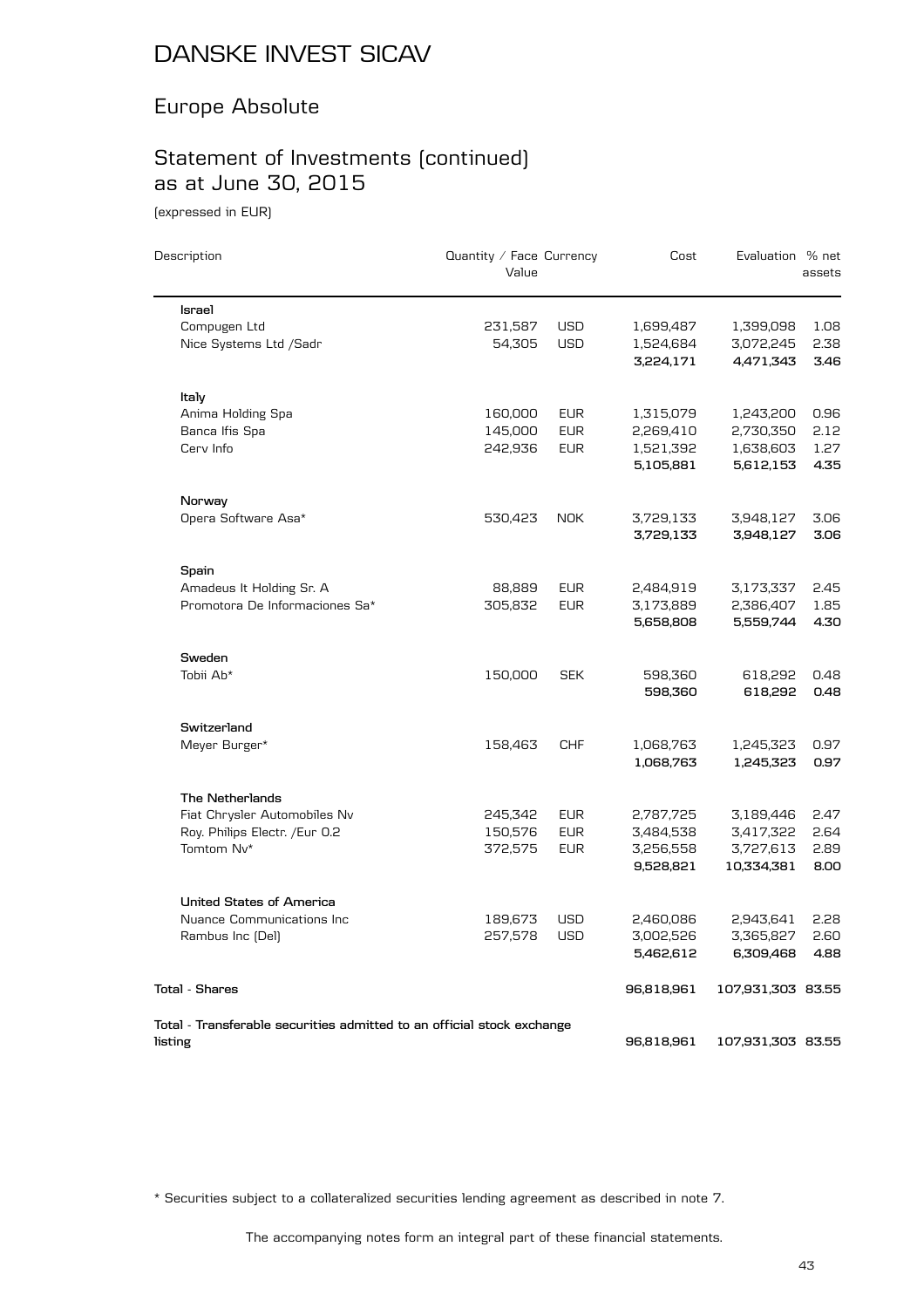# DANSKE INVEST SICAV

## Europe Absolute

## Statement of Investments (continued) as at June 30, 2015

(expressed in EUR)

| Description | Quantity / Face Value | Currency | Cost | Evaluation | % net assets |
|---|---|---|---|---|---|
| **Israel** | | | | | |
| Compugen Ltd | 231,587 | USD | 1,699,487 | 1,399,098 | 1.08 |
| Nice Systems Ltd /Sadr | 54,305 | USD | 1,524,684 | 3,072,245 | 2.38 |
| | | | **3,224,171** | **4,471,343** | **3.46** |
| **Italy** | | | | | |
| Anima Holding Spa | 160,000 | EUR | 1,315,079 | 1,243,200 | 0.96 |
| Banca Ifis Spa | 145,000 | EUR | 2,269,410 | 2,730,350 | 2.12 |
| Cerv Info | 242,936 | EUR | 1,521,392 | 1,638,603 | 1.27 |
| | | | **5,105,881** | **5,612,153** | **4.35** |
| **Norway** | | | | | |
| Opera Software Asa* | 530,423 | NOK | 3,729,133 | 3,948,127 | 3.06 |
| | | | **3,729,133** | **3,948,127** | **3.06** |
| **Spain** | | | | | |
| Amadeus It Holding Sr. A | 88,889 | EUR | 2,484,919 | 3,173,337 | 2.45 |
| Promotora De Informaciones Sa* | 305,832 | EUR | 3,173,889 | 2,386,407 | 1.85 |
| | | | **5,658,808** | **5,559,744** | **4.30** |
| **Sweden** | | | | | |
| Tobii Ab* | 150,000 | SEK | 598,360 | 618,292 | 0.48 |
| | | | **598,360** | **618,292** | **0.48** |
| **Switzerland** | | | | | |
| Meyer Burger* | 158,463 | CHF | 1,068,763 | 1,245,323 | 0.97 |
| | | | **1,068,763** | **1,245,323** | **0.97** |
| **The Netherlands** | | | | | |
| Fiat Chrysler Automobiles Nv | 245,342 | EUR | 2,787,725 | 3,189,446 | 2.47 |
| Roy. Philips Electr. /Eur 0.2 | 150,576 | EUR | 3,484,538 | 3,417,322 | 2.64 |
| Tomtom Nv* | 372,575 | EUR | 3,256,558 | 3,727,613 | 2.89 |
| | | | **9,528,821** | **10,334,381** | **8.00** |
| **United States of America** | | | | | |
| Nuance Communications Inc | 189,673 | USD | 2,460,086 | 2,943,641 | 2.28 |
| Rambus Inc (Del) | 257,578 | USD | 3,002,526 | 3,365,827 | 2.60 |
| | | | **5,462,612** | **6,309,468** | **4.88** |
| **Total - Shares** | | | **96,818,961** | **107,931,303** | **83.55** |
| **Total - Transferable securities admitted to an official stock exchange listing** | | | **96,818,961** | **107,931,303** | **83.55** |

\* Securities subject to a collateralized securities lending agreement as described in note 7.

The accompanying notes form an integral part of these financial statements.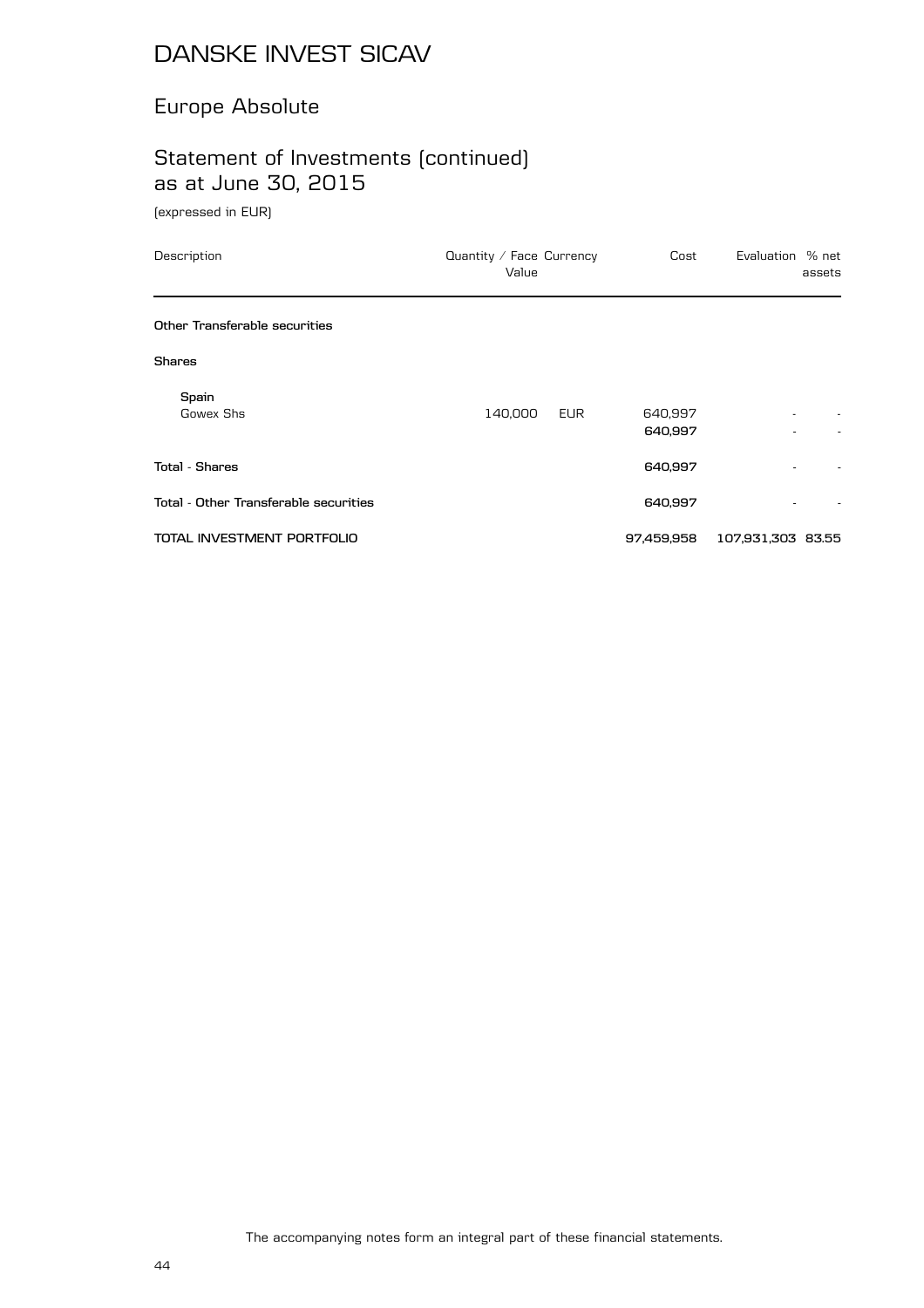# DANSKE INVEST SICAV

## Europe Absolute

## Statement of Investments (continued) as at June 30, 2015

(expressed in EUR)

| Description | Quantity / Face Value | Currency | Cost | Evaluation | % net assets |
|---|---|---|---|---|---|
| **Other Transferable securities** | | | | | |
| **Shares** | | | | | |
| **Spain** | | | | | |
| Gowex Shs | 140,000 | EUR | 640,997 | - | - |
| | | | **640,997** | - | - |
| **Total - Shares** | | | **640,997** | - | - |
| **Total - Other Transferable securities** | | | **640,997** | - | - |
| **TOTAL INVESTMENT PORTFOLIO** | | | **97,459,958** | **107,931,303** | **83.55** |

The accompanying notes form an integral part of these financial statements.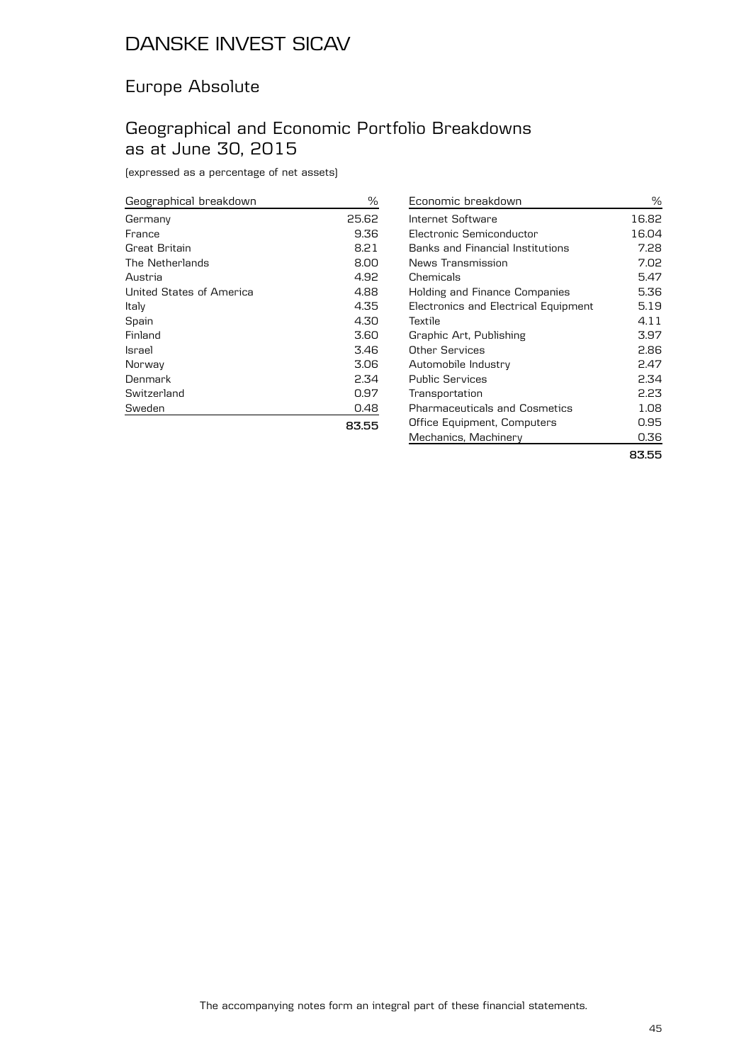# DANSKE INVEST SICAV

## Europe Absolute

## Geographical and Economic Portfolio Breakdowns as at June 30, 2015

(expressed as a percentage of net assets)

| Geographical breakdown | % |
|---|---|
| Germany | 25.62 |
| France | 9.36 |
| Great Britain | 8.21 |
| The Netherlands | 8.00 |
| Austria | 4.92 |
| United States of America | 4.88 |
| Italy | 4.35 |
| Spain | 4.30 |
| Finland | 3.60 |
| Israel | 3.46 |
| Norway | 3.06 |
| Denmark | 2.34 |
| Switzerland | 0.97 |
| Sweden | 0.48 |
| | **83.55** |

| Economic breakdown | % |
|---|---|
| Internet Software | 16.82 |
| Electronic Semiconductor | 16.04 |
| Banks and Financial Institutions | 7.28 |
| News Transmission | 7.02 |
| Chemicals | 5.47 |
| Holding and Finance Companies | 5.36 |
| Electronics and Electrical Equipment | 5.19 |
| Textile | 4.11 |
| Graphic Art, Publishing | 3.97 |
| Other Services | 2.86 |
| Automobile Industry | 2.47 |
| Public Services | 2.34 |
| Transportation | 2.23 |
| Pharmaceuticals and Cosmetics | 1.08 |
| Office Equipment, Computers | 0.95 |
| Mechanics, Machinery | 0.36 |
| | **83.55** |

The accompanying notes form an integral part of these financial statements.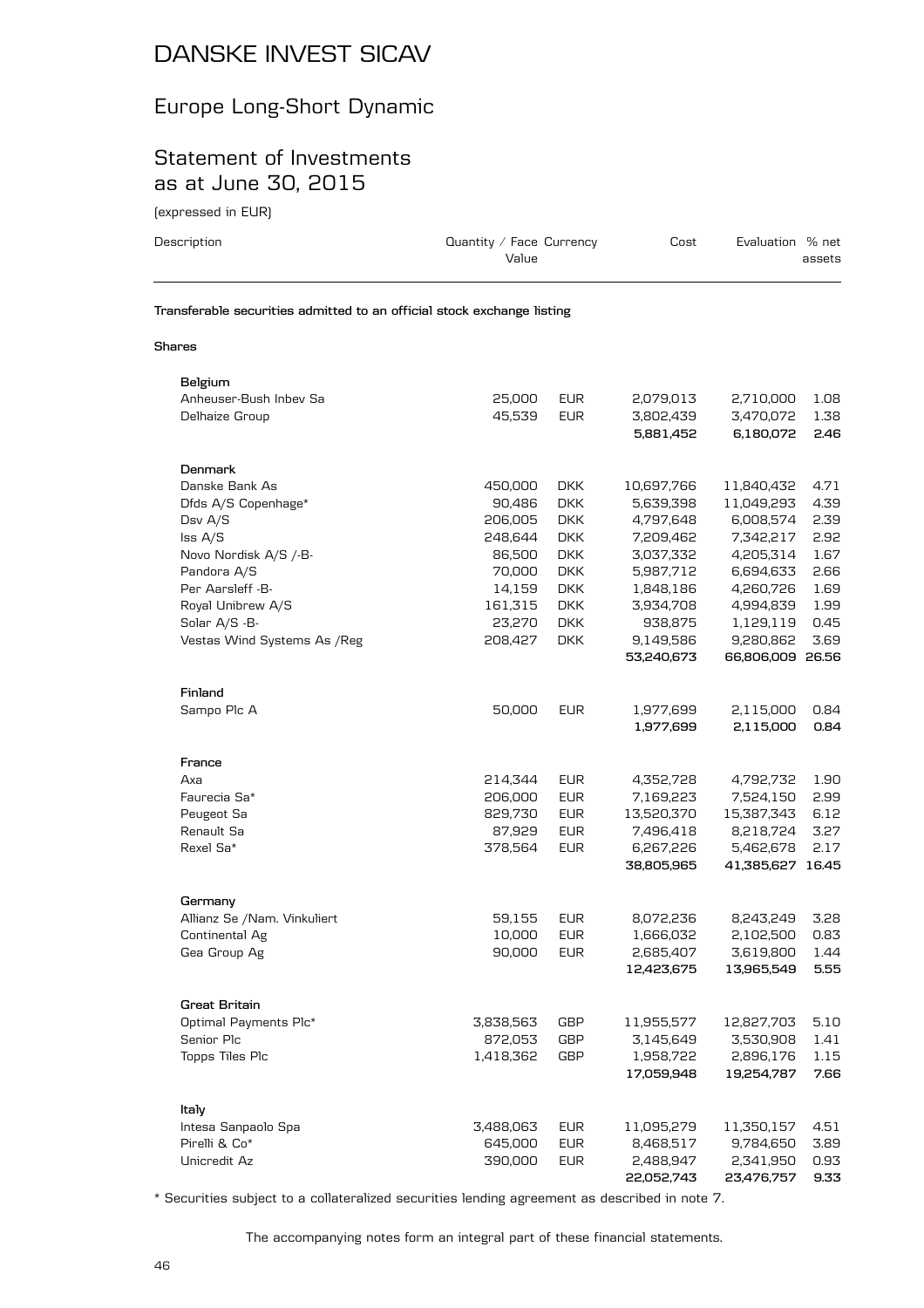# DANSKE INVEST SICAV

## Europe Long-Short Dynamic

## Statement of Investments as at June 30, 2015

(expressed in EUR)

| Description | Quantity / Face Value | Currency | Cost | Evaluation | % net assets |
|---|---|---|---|---|---|
| **Transferable securities admitted to an official stock exchange listing** | | | | | |
| **Shares** | | | | | |
| **Belgium** | | | | | |
| Anheuser-Bush Inbev Sa | 25,000 | EUR | 2,079,013 | 2,710,000 | 1.08 |
| Delhaize Group | 45,539 | EUR | 3,802,439 | 3,470,072 | 1.38 |
| | | | **5,881,452** | **6,180,072** | **2.46** |
| **Denmark** | | | | | |
| Danske Bank As | 450,000 | DKK | 10,697,766 | 11,840,432 | 4.71 |
| Dfds A/S Copenhage* | 90,486 | DKK | 5,639,398 | 11,049,293 | 4.39 |
| Dsv A/S | 206,005 | DKK | 4,797,648 | 6,008,574 | 2.39 |
| Iss A/S | 248,644 | DKK | 7,209,462 | 7,342,217 | 2.92 |
| Novo Nordisk A/S /-B- | 86,500 | DKK | 3,037,332 | 4,205,314 | 1.67 |
| Pandora A/S | 70,000 | DKK | 5,987,712 | 6,694,633 | 2.66 |
| Per Aarsleff -B- | 14,159 | DKK | 1,848,186 | 4,260,726 | 1.69 |
| Royal Unibrew A/S | 161,315 | DKK | 3,934,708 | 4,994,839 | 1.99 |
| Solar A/S -B- | 23,270 | DKK | 938,875 | 1,129,119 | 0.45 |
| Vestas Wind Systems As /Reg | 208,427 | DKK | 9,149,586 | 9,280,862 | 3.69 |
| | | | **53,240,673** | **66,806,009** | **26.56** |
| **Finland** | | | | | |
| Sampo Plc A | 50,000 | EUR | 1,977,699 | 2,115,000 | 0.84 |
| | | | **1,977,699** | **2,115,000** | **0.84** |
| **France** | | | | | |
| Axa | 214,344 | EUR | 4,352,728 | 4,792,732 | 1.90 |
| Faurecia Sa* | 206,000 | EUR | 7,169,223 | 7,524,150 | 2.99 |
| Peugeot Sa | 829,730 | EUR | 13,520,370 | 15,387,343 | 6.12 |
| Renault Sa | 87,929 | EUR | 7,496,418 | 8,218,724 | 3.27 |
| Rexel Sa* | 378,564 | EUR | 6,267,226 | 5,462,678 | 2.17 |
| | | | **38,805,965** | **41,385,627** | **16.45** |
| **Germany** | | | | | |
| Allianz Se /Nam. Vinkuliert | 59,155 | EUR | 8,072,236 | 8,243,249 | 3.28 |
| Continental Ag | 10,000 | EUR | 1,666,032 | 2,102,500 | 0.83 |
| Gea Group Ag | 90,000 | EUR | 2,685,407 | 3,619,800 | 1.44 |
| | | | **12,423,675** | **13,965,549** | **5.55** |
| **Great Britain** | | | | | |
| Optimal Payments Plc* | 3,838,563 | GBP | 11,955,577 | 12,827,703 | 5.10 |
| Senior Plc | 872,053 | GBP | 3,145,649 | 3,530,908 | 1.41 |
| Topps Tiles Plc | 1,418,362 | GBP | 1,958,722 | 2,896,176 | 1.15 |
| | | | **17,059,948** | **19,254,787** | **7.66** |
| **Italy** | | | | | |
| Intesa Sanpaolo Spa | 3,488,063 | EUR | 11,095,279 | 11,350,157 | 4.51 |
| Pirelli & Co* | 645,000 | EUR | 8,468,517 | 9,784,650 | 3.89 |
| Unicredit Az | 390,000 | EUR | 2,488,947 | 2,341,950 | 0.93 |
| | | | **22,052,743** | **23,476,757** | **9.33** |

\* Securities subject to a collateralized securities lending agreement as described in note 7.

The accompanying notes form an integral part of these financial statements.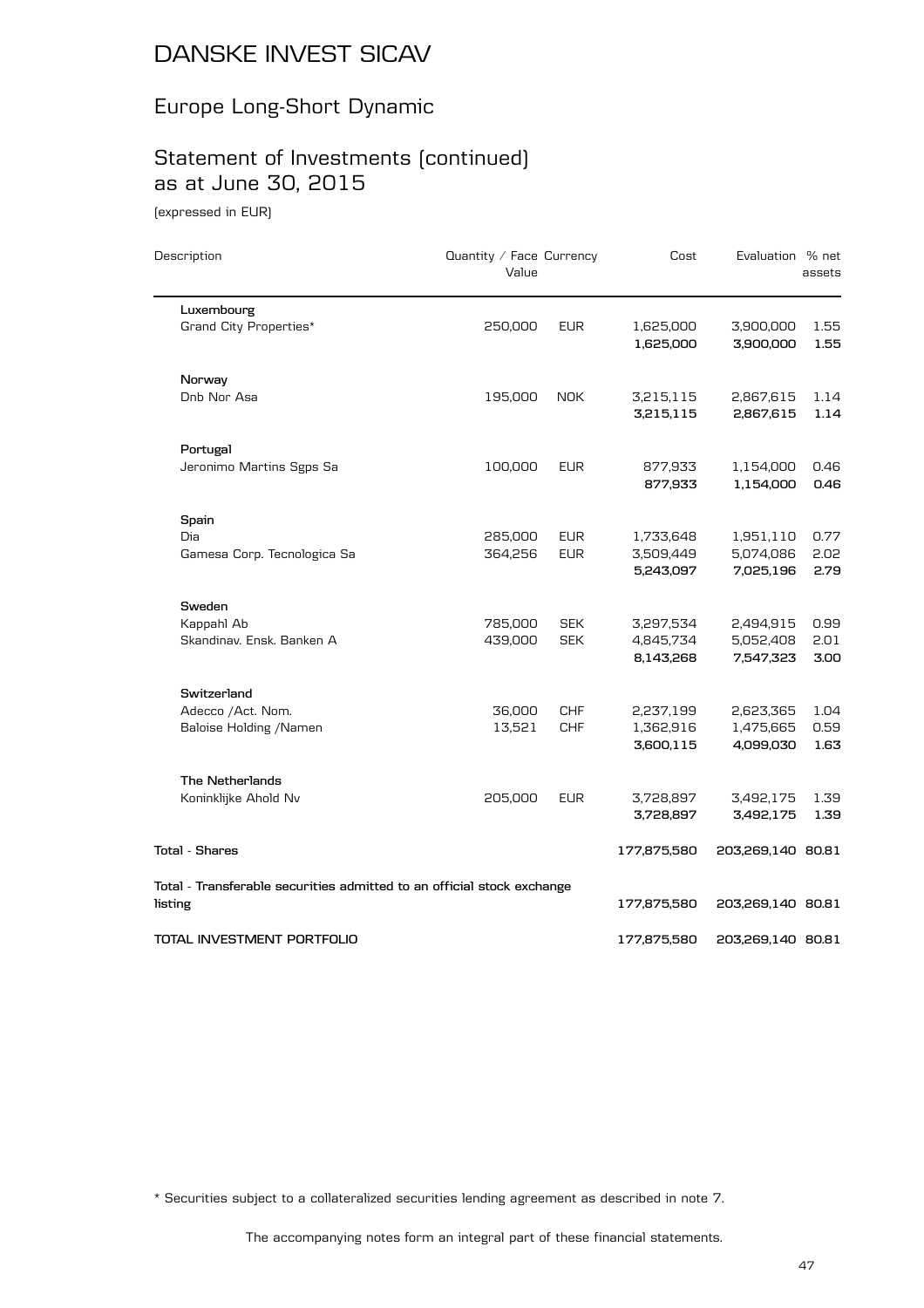# DANSKE INVEST SICAV

## Europe Long-Short Dynamic

## Statement of Investments (continued) as at June 30, 2015

(expressed in EUR)

| Description | Quantity / Face Value | Currency | Cost | Evaluation | % net assets |
|---|---|---|---|---|---|
| **Luxembourg** | | | | | |
| Grand City Properties* | 250,000 | EUR | 1,625,000 | 3,900,000 | 1.55 |
| | | | **1,625,000** | **3,900,000** | **1.55** |
| **Norway** | | | | | |
| Dnb Nor Asa | 195,000 | NOK | 3,215,115 | 2,867,615 | 1.14 |
| | | | **3,215,115** | **2,867,615** | **1.14** |
| **Portugal** | | | | | |
| Jeronimo Martins Sgps Sa | 100,000 | EUR | 877,933 | 1,154,000 | 0.46 |
| | | | **877,933** | **1,154,000** | **0.46** |
| **Spain** | | | | | |
| Dia | 285,000 | EUR | 1,733,648 | 1,951,110 | 0.77 |
| Gamesa Corp. Tecnologica Sa | 364,256 | EUR | 3,509,449 | 5,074,086 | 2.02 |
| | | | **5,243,097** | **7,025,196** | **2.79** |
| **Sweden** | | | | | |
| Kappahl Ab | 785,000 | SEK | 3,297,534 | 2,494,915 | 0.99 |
| Skandinav. Ensk. Banken A | 439,000 | SEK | 4,845,734 | 5,052,408 | 2.01 |
| | | | **8,143,268** | **7,547,323** | **3.00** |
| **Switzerland** | | | | | |
| Adecco /Act. Nom. | 36,000 | CHF | 2,237,199 | 2,623,365 | 1.04 |
| Baloise Holding /Namen | 13,521 | CHF | 1,362,916 | 1,475,665 | 0.59 |
| | | | **3,600,115** | **4,099,030** | **1.63** |
| **The Netherlands** | | | | | |
| Koninklijke Ahold Nv | 205,000 | EUR | 3,728,897 | 3,492,175 | 1.39 |
| | | | **3,728,897** | **3,492,175** | **1.39** |
| **Total - Shares** | | | **177,875,580** | **203,269,140** | **80.81** |
| **Total - Transferable securities admitted to an official stock exchange listing** | | | **177,875,580** | **203,269,140** | **80.81** |
| **TOTAL INVESTMENT PORTFOLIO** | | | **177,875,580** | **203,269,140** | **80.81** |

* Securities subject to a collateralized securities lending agreement as described in note 7.

The accompanying notes form an integral part of these financial statements.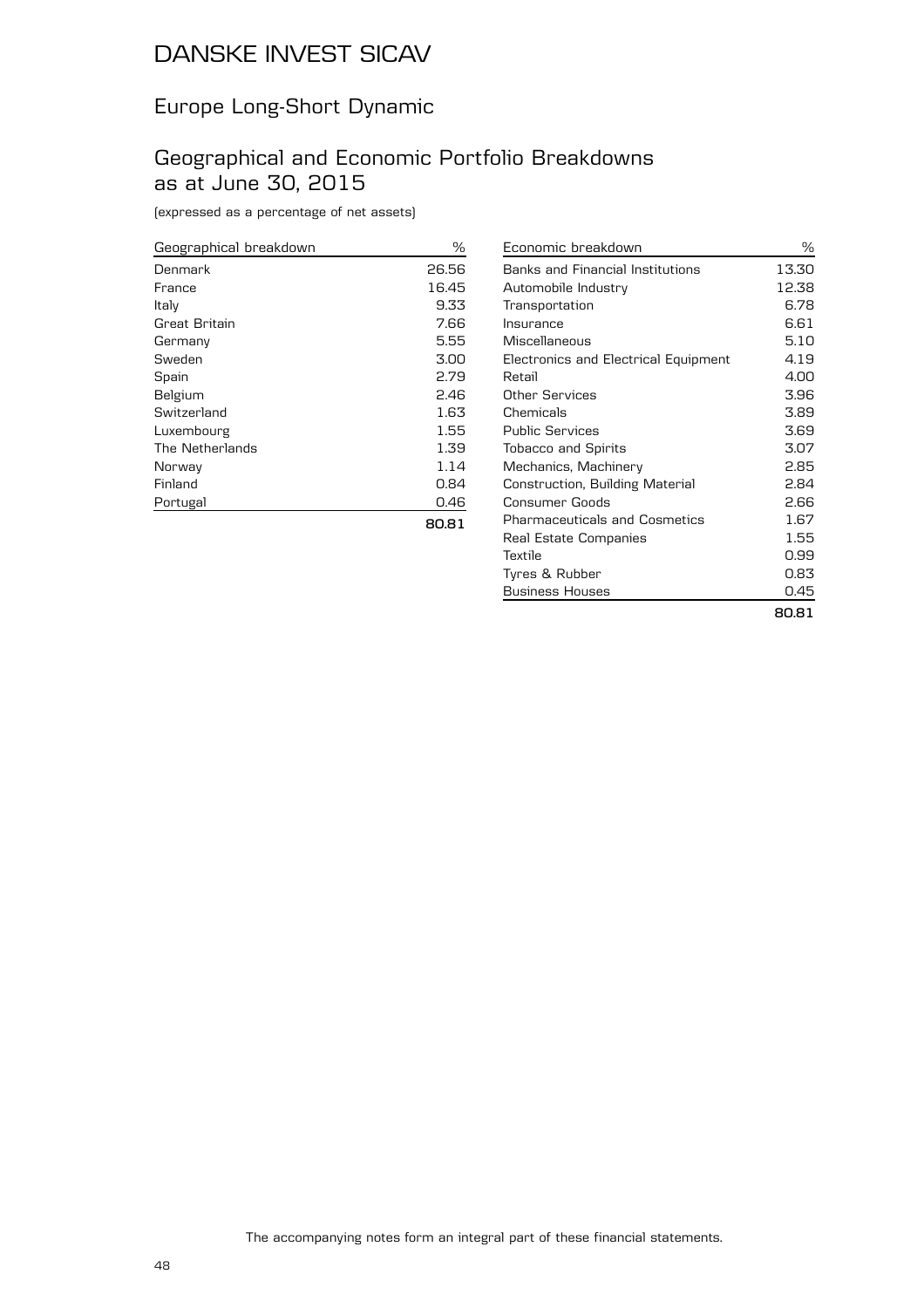# DANSKE INVEST SICAV

## Europe Long-Short Dynamic

## Geographical and Economic Portfolio Breakdowns as at June 30, 2015

(expressed as a percentage of net assets)

| Geographical breakdown | % |
|---|---|
| Denmark | 26.56 |
| France | 16.45 |
| Italy | 9.33 |
| Great Britain | 7.66 |
| Germany | 5.55 |
| Sweden | 3.00 |
| Spain | 2.79 |
| Belgium | 2.46 |
| Switzerland | 1.63 |
| Luxembourg | 1.55 |
| The Netherlands | 1.39 |
| Norway | 1.14 |
| Finland | 0.84 |
| Portugal | 0.46 |
| | **80.81** |

| Economic breakdown | % |
|---|---|
| Banks and Financial Institutions | 13.30 |
| Automobile Industry | 12.38 |
| Transportation | 6.78 |
| Insurance | 6.61 |
| Miscellaneous | 5.10 |
| Electronics and Electrical Equipment | 4.19 |
| Retail | 4.00 |
| Other Services | 3.96 |
| Chemicals | 3.89 |
| Public Services | 3.69 |
| Tobacco and Spirits | 3.07 |
| Mechanics, Machinery | 2.85 |
| Construction, Building Material | 2.84 |
| Consumer Goods | 2.66 |
| Pharmaceuticals and Cosmetics | 1.67 |
| Real Estate Companies | 1.55 |
| Textile | 0.99 |
| Tyres & Rubber | 0.83 |
| Business Houses | 0.45 |
| | **80.81** |

The accompanying notes form an integral part of these financial statements.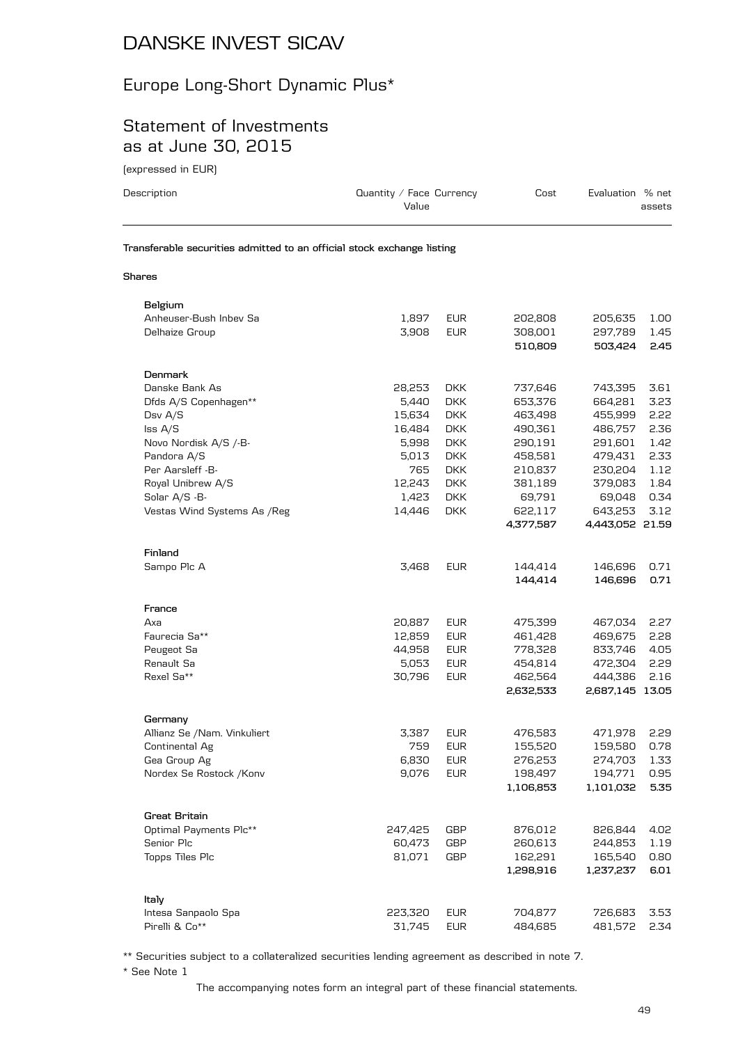# DANSKE INVEST SICAV

## Europe Long-Short Dynamic Plus*

## Statement of Investments as at June 30, 2015

(expressed in EUR)

| Description | Quantity / Face Value | Currency | Cost | Evaluation | % net assets |
|---|---|---|---|---|---|
| **Transferable securities admitted to an official stock exchange listing** | | | | | |
| **Shares** | | | | | |
| **Belgium** | | | | | |
| Anheuser-Bush Inbev Sa | 1,897 | EUR | 202,808 | 205,635 | 1.00 |
| Delhaize Group | 3,908 | EUR | 308,001 | 297,789 | 1.45 |
| | | | **510,809** | **503,424** | **2.45** |
| **Denmark** | | | | | |
| Danske Bank As | 28,253 | DKK | 737,646 | 743,395 | 3.61 |
| Dfds A/S Copenhagen** | 5,440 | DKK | 653,376 | 664,281 | 3.23 |
| Dsv A/S | 15,634 | DKK | 463,498 | 455,999 | 2.22 |
| Iss A/S | 16,484 | DKK | 490,361 | 486,757 | 2.36 |
| Novo Nordisk A/S /-B- | 5,998 | DKK | 290,191 | 291,601 | 1.42 |
| Pandora A/S | 5,013 | DKK | 458,581 | 479,431 | 2.33 |
| Per Aarsleff -B- | 765 | DKK | 210,837 | 230,204 | 1.12 |
| Royal Unibrew A/S | 12,243 | DKK | 381,189 | 379,083 | 1.84 |
| Solar A/S -B- | 1,423 | DKK | 69,791 | 69,048 | 0.34 |
| Vestas Wind Systems As /Reg | 14,446 | DKK | 622,117 | 643,253 | 3.12 |
| | | | **4,377,587** | **4,443,052** | **21.59** |
| **Finland** | | | | | |
| Sampo Plc A | 3,468 | EUR | 144,414 | 146,696 | 0.71 |
| | | | **144,414** | **146,696** | **0.71** |
| **France** | | | | | |
| Axa | 20,887 | EUR | 475,399 | 467,034 | 2.27 |
| Faurecia Sa** | 12,859 | EUR | 461,428 | 469,675 | 2.28 |
| Peugeot Sa | 44,958 | EUR | 778,328 | 833,746 | 4.05 |
| Renault Sa | 5,053 | EUR | 454,814 | 472,304 | 2.29 |
| Rexel Sa** | 30,796 | EUR | 462,564 | 444,386 | 2.16 |
| | | | **2,632,533** | **2,687,145** | **13.05** |
| **Germany** | | | | | |
| Allianz Se /Nam. Vinkuliert | 3,387 | EUR | 476,583 | 471,978 | 2.29 |
| Continental Ag | 759 | EUR | 155,520 | 159,580 | 0.78 |
| Gea Group Ag | 6,830 | EUR | 276,253 | 274,703 | 1.33 |
| Nordex Se Rostock /Konv | 9,076 | EUR | 198,497 | 194,771 | 0.95 |
| | | | **1,106,853** | **1,101,032** | **5.35** |
| **Great Britain** | | | | | |
| Optimal Payments Plc** | 247,425 | GBP | 876,012 | 826,844 | 4.02 |
| Senior Plc | 60,473 | GBP | 260,613 | 244,853 | 1.19 |
| Topps Tiles Plc | 81,071 | GBP | 162,291 | 165,540 | 0.80 |
| | | | **1,298,916** | **1,237,237** | **6.01** |
| **Italy** | | | | | |
| Intesa Sanpaolo Spa | 223,320 | EUR | 704,877 | 726,683 | 3.53 |
| Pirelli & Co** | 31,745 | EUR | 484,685 | 481,572 | 2.34 |

** Securities subject to a collateralized securities lending agreement as described in note 7.

\* See Note 1

The accompanying notes form an integral part of these financial statements.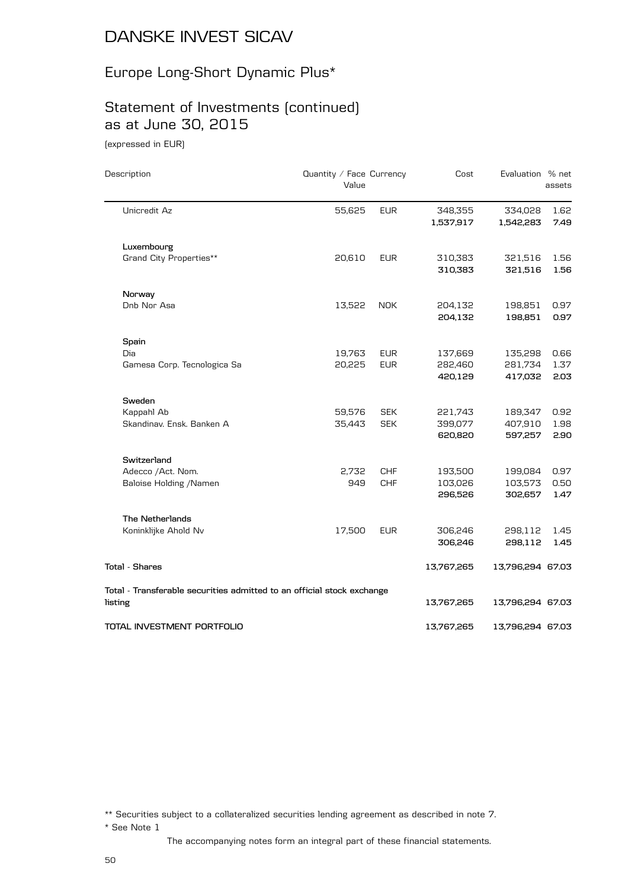# DANSKE INVEST SICAV

## Europe Long-Short Dynamic Plus*

## Statement of Investments (continued) as at June 30, 2015

(expressed in EUR)

| Description | Quantity / Face Value | Currency | Cost | Evaluation | % net assets |
|---|---|---|---|---|---|
| Unicredit Az | 55,625 | EUR | 348,355 | 334,028 | 1.62 |
| | | | **1,537,917** | **1,542,283** | **7.49** |
| **Luxembourg** | | | | | |
| Grand City Properties** | 20,610 | EUR | 310,383 | 321,516 | 1.56 |
| | | | **310,383** | **321,516** | **1.56** |
| **Norway** | | | | | |
| Dnb Nor Asa | 13,522 | NOK | 204,132 | 198,851 | 0.97 |
| | | | **204,132** | **198,851** | **0.97** |
| **Spain** | | | | | |
| Dia | 19,763 | EUR | 137,669 | 135,298 | 0.66 |
| Gamesa Corp. Tecnologica Sa | 20,225 | EUR | 282,460 | 281,734 | 1.37 |
| | | | **420,129** | **417,032** | **2.03** |
| **Sweden** | | | | | |
| Kappahl Ab | 59,576 | SEK | 221,743 | 189,347 | 0.92 |
| Skandinav. Ensk. Banken A | 35,443 | SEK | 399,077 | 407,910 | 1.98 |
| | | | **620,820** | **597,257** | **2.90** |
| **Switzerland** | | | | | |
| Adecco /Act. Nom. | 2,732 | CHF | 193,500 | 199,084 | 0.97 |
| Baloise Holding /Namen | 949 | CHF | 103,026 | 103,573 | 0.50 |
| | | | **296,526** | **302,657** | **1.47** |
| **The Netherlands** | | | | | |
| Koninklijke Ahold Nv | 17,500 | EUR | 306,246 | 298,112 | 1.45 |
| | | | **306,246** | **298,112** | **1.45** |
| **Total - Shares** | | | **13,767,265** | **13,796,294** | **67.03** |
| **Total - Transferable securities admitted to an official stock exchange listing** | | | **13,767,265** | **13,796,294** | **67.03** |
| **TOTAL INVESTMENT PORTFOLIO** | | | **13,767,265** | **13,796,294** | **67.03** |

** Securities subject to a collateralized securities lending agreement as described in note 7.

* See Note 1

The accompanying notes form an integral part of these financial statements.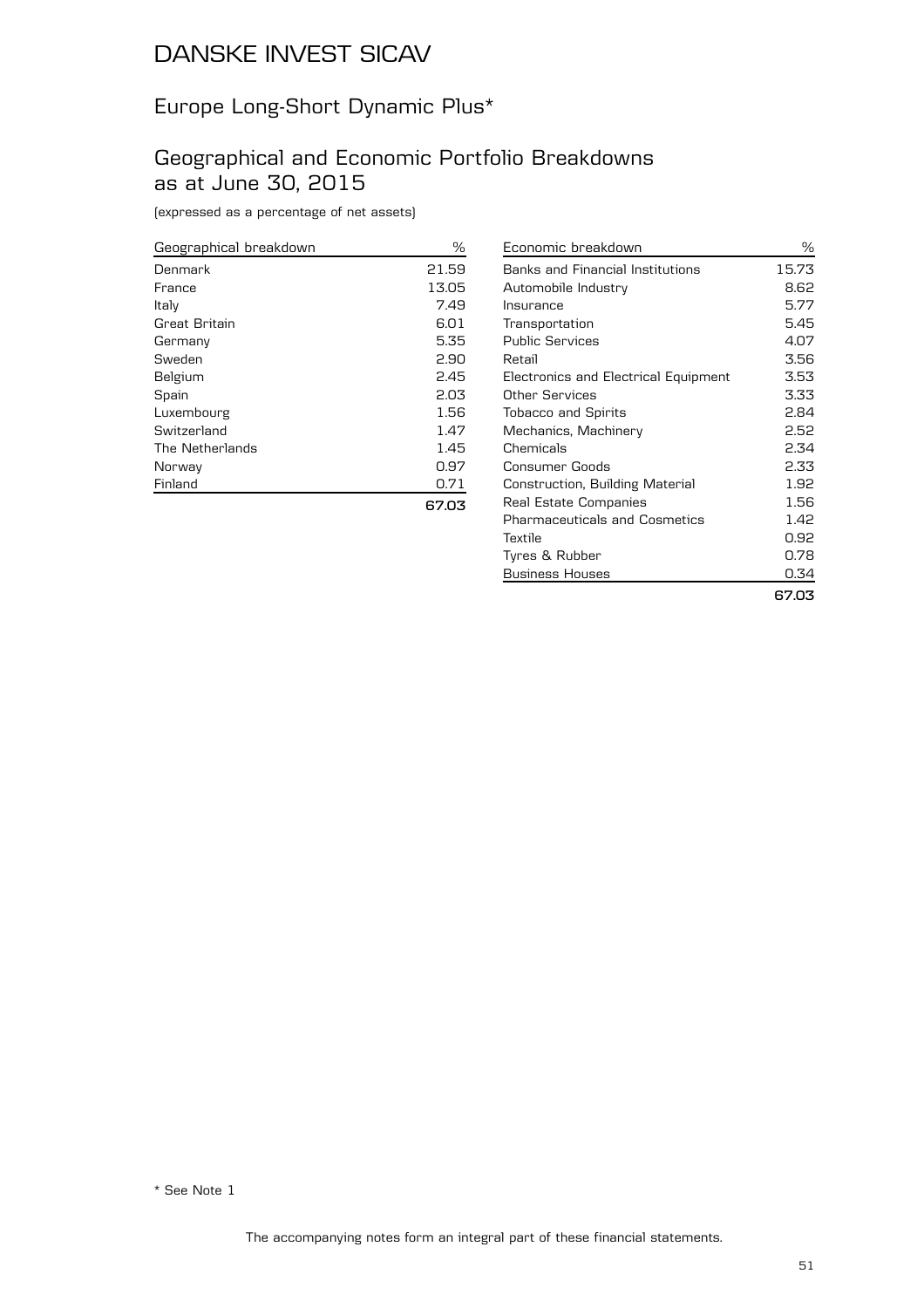# DANSKE INVEST SICAV

## Europe Long-Short Dynamic Plus*

## Geographical and Economic Portfolio Breakdowns as at June 30, 2015

(expressed as a percentage of net assets)

| Geographical breakdown | % |
|---|---|
| Denmark | 21.59 |
| France | 13.05 |
| Italy | 7.49 |
| Great Britain | 6.01 |
| Germany | 5.35 |
| Sweden | 2.90 |
| Belgium | 2.45 |
| Spain | 2.03 |
| Luxembourg | 1.56 |
| Switzerland | 1.47 |
| The Netherlands | 1.45 |
| Norway | 0.97 |
| Finland | 0.71 |
| | **67.03** |

| Economic breakdown | % |
|---|---|
| Banks and Financial Institutions | 15.73 |
| Automobile Industry | 8.62 |
| Insurance | 5.77 |
| Transportation | 5.45 |
| Public Services | 4.07 |
| Retail | 3.56 |
| Electronics and Electrical Equipment | 3.53 |
| Other Services | 3.33 |
| Tobacco and Spirits | 2.84 |
| Mechanics, Machinery | 2.52 |
| Chemicals | 2.34 |
| Consumer Goods | 2.33 |
| Construction, Building Material | 1.92 |
| Real Estate Companies | 1.56 |
| Pharmaceuticals and Cosmetics | 1.42 |
| Textile | 0.92 |
| Tyres & Rubber | 0.78 |
| Business Houses | 0.34 |
| | **67.03** |

* See Note 1

The accompanying notes form an integral part of these financial statements.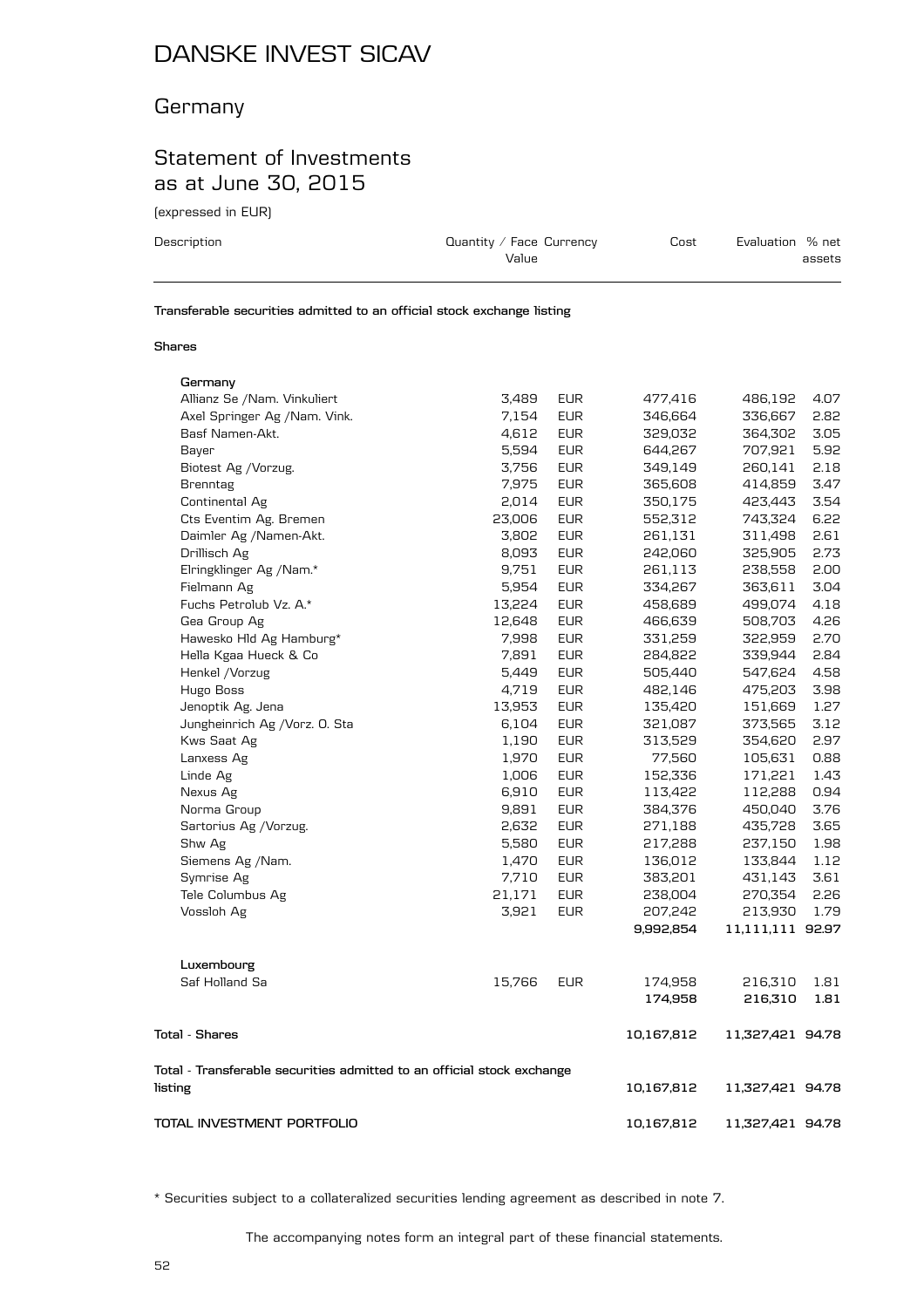# DANSKE INVEST SICAV

## Germany

## Statement of Investments as at June 30, 2015

(expressed in EUR)

| Description | Quantity / Face Value | Currency | Cost | Evaluation | % net assets |
|---|---|---|---|---|---|
| **Transferable securities admitted to an official stock exchange listing** | | | | | |
| **Shares** | | | | | |
| **Germany** | | | | | |
| Allianz Se /Nam. Vinkuliert | 3,489 | EUR | 477,416 | 486,192 | 4.07 |
| Axel Springer Ag /Nam. Vink. | 7,154 | EUR | 346,664 | 336,667 | 2.82 |
| Basf Namen-Akt. | 4,612 | EUR | 329,032 | 364,302 | 3.05 |
| Bayer | 5,594 | EUR | 644,267 | 707,921 | 5.92 |
| Biotest Ag /Vorzug. | 3,756 | EUR | 349,149 | 260,141 | 2.18 |
| Brenntag | 7,975 | EUR | 365,608 | 414,859 | 3.47 |
| Continental Ag | 2,014 | EUR | 350,175 | 423,443 | 3.54 |
| Cts Eventim Ag. Bremen | 23,006 | EUR | 552,312 | 743,324 | 6.22 |
| Daimler Ag /Namen-Akt. | 3,802 | EUR | 261,131 | 311,498 | 2.61 |
| Drillisch Ag | 8,093 | EUR | 242,060 | 325,905 | 2.73 |
| Elringklinger Ag /Nam.* | 9,751 | EUR | 261,113 | 238,558 | 2.00 |
| Fielmann Ag | 5,954 | EUR | 334,267 | 363,611 | 3.04 |
| Fuchs Petrolub Vz. A.* | 13,224 | EUR | 458,689 | 499,074 | 4.18 |
| Gea Group Ag | 12,648 | EUR | 466,639 | 508,703 | 4.26 |
| Hawesko Hld Ag Hamburg* | 7,998 | EUR | 331,259 | 322,959 | 2.70 |
| Hella Kgaa Hueck & Co | 7,891 | EUR | 284,822 | 339,944 | 2.84 |
| Henkel /Vorzug | 5,449 | EUR | 505,440 | 547,624 | 4.58 |
| Hugo Boss | 4,719 | EUR | 482,146 | 475,203 | 3.98 |
| Jenoptik Ag. Jena | 13,953 | EUR | 135,420 | 151,669 | 1.27 |
| Jungheinrich Ag /Vorz. O. Sta | 6,104 | EUR | 321,087 | 373,565 | 3.12 |
| Kws Saat Ag | 1,190 | EUR | 313,529 | 354,620 | 2.97 |
| Lanxess Ag | 1,970 | EUR | 77,560 | 105,631 | 0.88 |
| Linde Ag | 1,006 | EUR | 152,336 | 171,221 | 1.43 |
| Nexus Ag | 6,910 | EUR | 113,422 | 112,288 | 0.94 |
| Norma Group | 9,891 | EUR | 384,376 | 450,040 | 3.76 |
| Sartorius Ag /Vorzug. | 2,632 | EUR | 271,188 | 435,728 | 3.65 |
| Shw Ag | 5,580 | EUR | 217,288 | 237,150 | 1.98 |
| Siemens Ag /Nam. | 1,470 | EUR | 136,012 | 133,844 | 1.12 |
| Symrise Ag | 7,710 | EUR | 383,201 | 431,143 | 3.61 |
| Tele Columbus Ag | 21,171 | EUR | 238,004 | 270,354 | 2.26 |
| Vossloh Ag | 3,921 | EUR | 207,242 | 213,930 | 1.79 |
| | | | **9,992,854** | **11,111,111** | **92.97** |
| **Luxembourg** | | | | | |
| Saf Holland Sa | 15,766 | EUR | 174,958 | 216,310 | 1.81 |
| | | | **174,958** | **216,310** | **1.81** |
| **Total - Shares** | | | **10,167,812** | **11,327,421** | **94.78** |
| **Total - Transferable securities admitted to an official stock exchange listing** | | | **10,167,812** | **11,327,421** | **94.78** |
| **TOTAL INVESTMENT PORTFOLIO** | | | **10,167,812** | **11,327,421** | **94.78** |

* Securities subject to a collateralized securities lending agreement as described in note 7.

The accompanying notes form an integral part of these financial statements.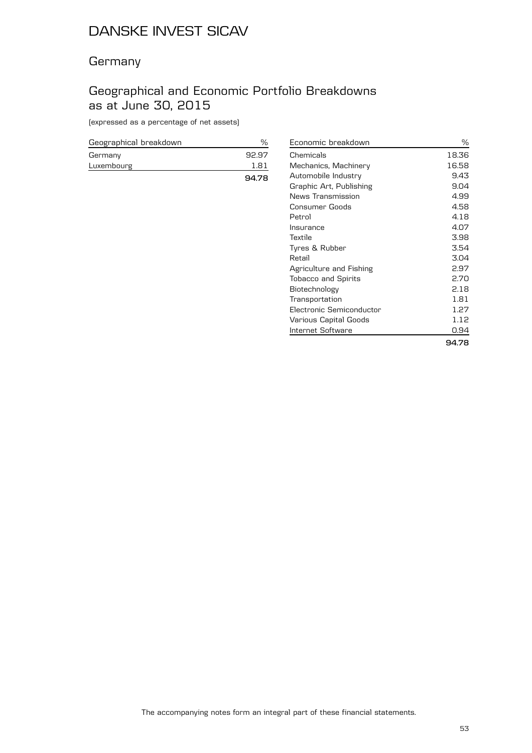# DANSKE INVEST SICAV

## Germany

## Geographical and Economic Portfolio Breakdowns as at June 30, 2015

(expressed as a percentage of net assets)

| Geographical breakdown | % |
|---|---|
| Germany | 92.97 |
| Luxembourg | 1.81 |
| | **94.78** |

| Economic breakdown | % |
|---|---|
| Chemicals | 18.36 |
| Mechanics, Machinery | 16.58 |
| Automobile Industry | 9.43 |
| Graphic Art, Publishing | 9.04 |
| News Transmission | 4.99 |
| Consumer Goods | 4.58 |
| Petrol | 4.18 |
| Insurance | 4.07 |
| Textile | 3.98 |
| Tyres & Rubber | 3.54 |
| Retail | 3.04 |
| Agriculture and Fishing | 2.97 |
| Tobacco and Spirits | 2.70 |
| Biotechnology | 2.18 |
| Transportation | 1.81 |
| Electronic Semiconductor | 1.27 |
| Various Capital Goods | 1.12 |
| Internet Software | 0.94 |
| | **94.78** |

The accompanying notes form an integral part of these financial statements.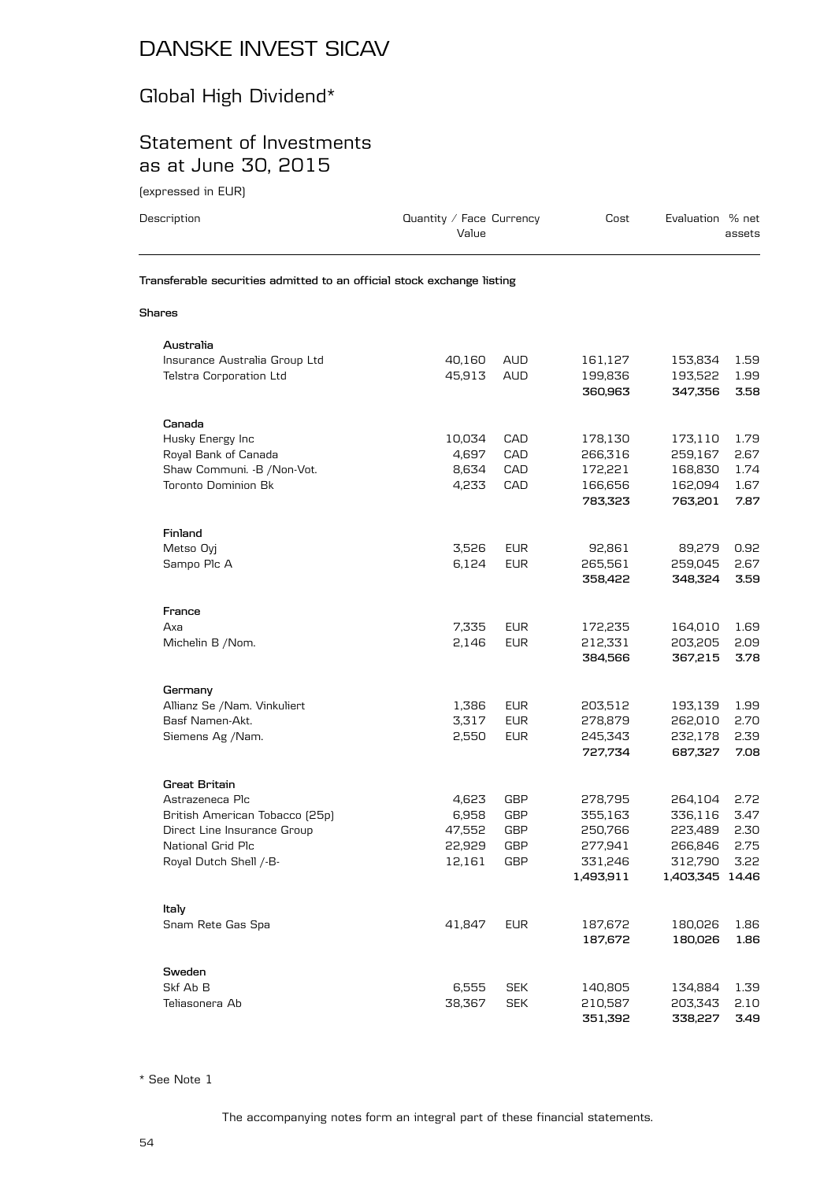# DANSKE INVEST SICAV

## Global High Dividend*

## Statement of Investments as at June 30, 2015

(expressed in EUR)

| Description | Quantity / Face Value | Currency | Cost | Evaluation | % net assets |
|---|---|---|---|---|---|
| **Transferable securities admitted to an official stock exchange listing** | | | | | |
| **Shares** | | | | | |
| **Australia** | | | | | |
| Insurance Australia Group Ltd | 40,160 | AUD | 161,127 | 153,834 | 1.59 |
| Telstra Corporation Ltd | 45,913 | AUD | 199,836 | 193,522 | 1.99 |
| | | | **360,963** | **347,356** | **3.58** |
| **Canada** | | | | | |
| Husky Energy Inc | 10,034 | CAD | 178,130 | 173,110 | 1.79 |
| Royal Bank of Canada | 4,697 | CAD | 266,316 | 259,167 | 2.67 |
| Shaw Communi. -B /Non-Vot. | 8,634 | CAD | 172,221 | 168,830 | 1.74 |
| Toronto Dominion Bk | 4,233 | CAD | 166,656 | 162,094 | 1.67 |
| | | | **783,323** | **763,201** | **7.87** |
| **Finland** | | | | | |
| Metso Oyj | 3,526 | EUR | 92,861 | 89,279 | 0.92 |
| Sampo Plc A | 6,124 | EUR | 265,561 | 259,045 | 2.67 |
| | | | **358,422** | **348,324** | **3.59** |
| **France** | | | | | |
| Axa | 7,335 | EUR | 172,235 | 164,010 | 1.69 |
| Michelin B /Nom. | 2,146 | EUR | 212,331 | 203,205 | 2.09 |
| | | | **384,566** | **367,215** | **3.78** |
| **Germany** | | | | | |
| Allianz Se /Nam. Vinkuliert | 1,386 | EUR | 203,512 | 193,139 | 1.99 |
| Basf Namen-Akt. | 3,317 | EUR | 278,879 | 262,010 | 2.70 |
| Siemens Ag /Nam. | 2,550 | EUR | 245,343 | 232,178 | 2.39 |
| | | | **727,734** | **687,327** | **7.08** |
| **Great Britain** | | | | | |
| Astrazeneca Plc | 4,623 | GBP | 278,795 | 264,104 | 2.72 |
| British American Tobacco (25p) | 6,958 | GBP | 355,163 | 336,116 | 3.47 |
| Direct Line Insurance Group | 47,552 | GBP | 250,766 | 223,489 | 2.30 |
| National Grid Plc | 22,929 | GBP | 277,941 | 266,846 | 2.75 |
| Royal Dutch Shell /-B- | 12,161 | GBP | 331,246 | 312,790 | 3.22 |
| | | | **1,493,911** | **1,403,345** | **14.46** |
| **Italy** | | | | | |
| Snam Rete Gas Spa | 41,847 | EUR | 187,672 | 180,026 | 1.86 |
| | | | **187,672** | **180,026** | **1.86** |
| **Sweden** | | | | | |
| Skf Ab B | 6,555 | SEK | 140,805 | 134,884 | 1.39 |
| Teliasonera Ab | 38,367 | SEK | 210,587 | 203,343 | 2.10 |
| | | | **351,392** | **338,227** | **3.49** |

* See Note 1

The accompanying notes form an integral part of these financial statements.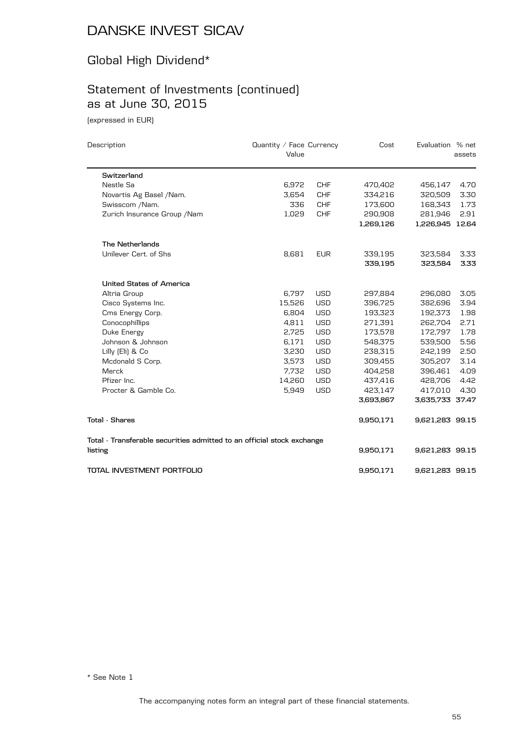# DANSKE INVEST SICAV

## Global High Dividend*

## Statement of Investments (continued) as at June 30, 2015

(expressed in EUR)

| Description | Quantity / Face Value | Currency | Cost | Evaluation | % net assets |
|---|---|---|---|---|---|
| **Switzerland** | | | | | |
| Nestle Sa | 6,972 | CHF | 470,402 | 456,147 | 4.70 |
| Novartis Ag Basel /Nam. | 3,654 | CHF | 334,216 | 320,509 | 3.30 |
| Swisscom /Nam. | 336 | CHF | 173,600 | 168,343 | 1.73 |
| Zurich Insurance Group /Nam | 1,029 | CHF | 290,908 | 281,946 | 2.91 |
| | | | **1,269,126** | **1,226,945** | **12.64** |
| **The Netherlands** | | | | | |
| Unilever Cert. of Shs | 8,681 | EUR | 339,195 | 323,584 | 3.33 |
| | | | **339,195** | **323,584** | **3.33** |
| **United States of America** | | | | | |
| Altria Group | 6,797 | USD | 297,884 | 296,080 | 3.05 |
| Cisco Systems Inc. | 15,526 | USD | 396,725 | 382,696 | 3.94 |
| Cms Energy Corp. | 6,804 | USD | 193,323 | 192,373 | 1.98 |
| Conocophillips | 4,811 | USD | 271,391 | 262,704 | 2.71 |
| Duke Energy | 2,725 | USD | 173,578 | 172,797 | 1.78 |
| Johnson & Johnson | 6,171 | USD | 548,375 | 539,500 | 5.56 |
| Lilly (Eli) & Co | 3,230 | USD | 238,315 | 242,199 | 2.50 |
| Mcdonald S Corp. | 3,573 | USD | 309,455 | 305,207 | 3.14 |
| Merck | 7,732 | USD | 404,258 | 396,461 | 4.09 |
| Pfizer Inc. | 14,260 | USD | 437,416 | 428,706 | 4.42 |
| Procter & Gamble Co. | 5,949 | USD | 423,147 | 417,010 | 4.30 |
| | | | **3,693,867** | **3,635,733** | **37.47** |
| **Total - Shares** | | | **9,950,171** | **9,621,283** | **99.15** |
| **Total - Transferable securities admitted to an official stock exchange listing** | | | **9,950,171** | **9,621,283** | **99.15** |
| **TOTAL INVESTMENT PORTFOLIO** | | | **9,950,171** | **9,621,283** | **99.15** |

* See Note 1

The accompanying notes form an integral part of these financial statements.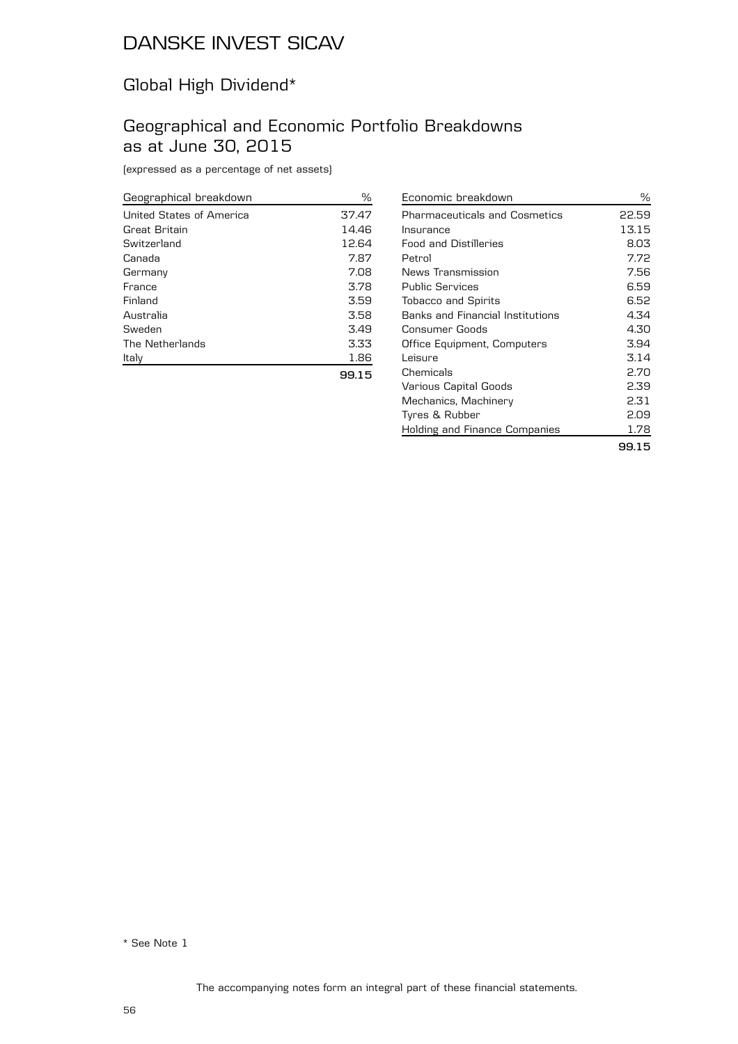# DANSKE INVEST SICAV

## Global High Dividend*

## Geographical and Economic Portfolio Breakdowns as at June 30, 2015

(expressed as a percentage of net assets)

| Geographical breakdown | % |
|---|---|
| United States of America | 37.47 |
| Great Britain | 14.46 |
| Switzerland | 12.64 |
| Canada | 7.87 |
| Germany | 7.08 |
| France | 3.78 |
| Finland | 3.59 |
| Australia | 3.58 |
| Sweden | 3.49 |
| The Netherlands | 3.33 |
| Italy | 1.86 |
| | **99.15** |

| Economic breakdown | % |
|---|---|
| Pharmaceuticals and Cosmetics | 22.59 |
| Insurance | 13.15 |
| Food and Distilleries | 8.03 |
| Petrol | 7.72 |
| News Transmission | 7.56 |
| Public Services | 6.59 |
| Tobacco and Spirits | 6.52 |
| Banks and Financial Institutions | 4.34 |
| Consumer Goods | 4.30 |
| Office Equipment, Computers | 3.94 |
| Leisure | 3.14 |
| Chemicals | 2.70 |
| Various Capital Goods | 2.39 |
| Mechanics, Machinery | 2.31 |
| Tyres & Rubber | 2.09 |
| Holding and Finance Companies | 1.78 |
| | **99.15** |

* See Note 1

The accompanying notes form an integral part of these financial statements.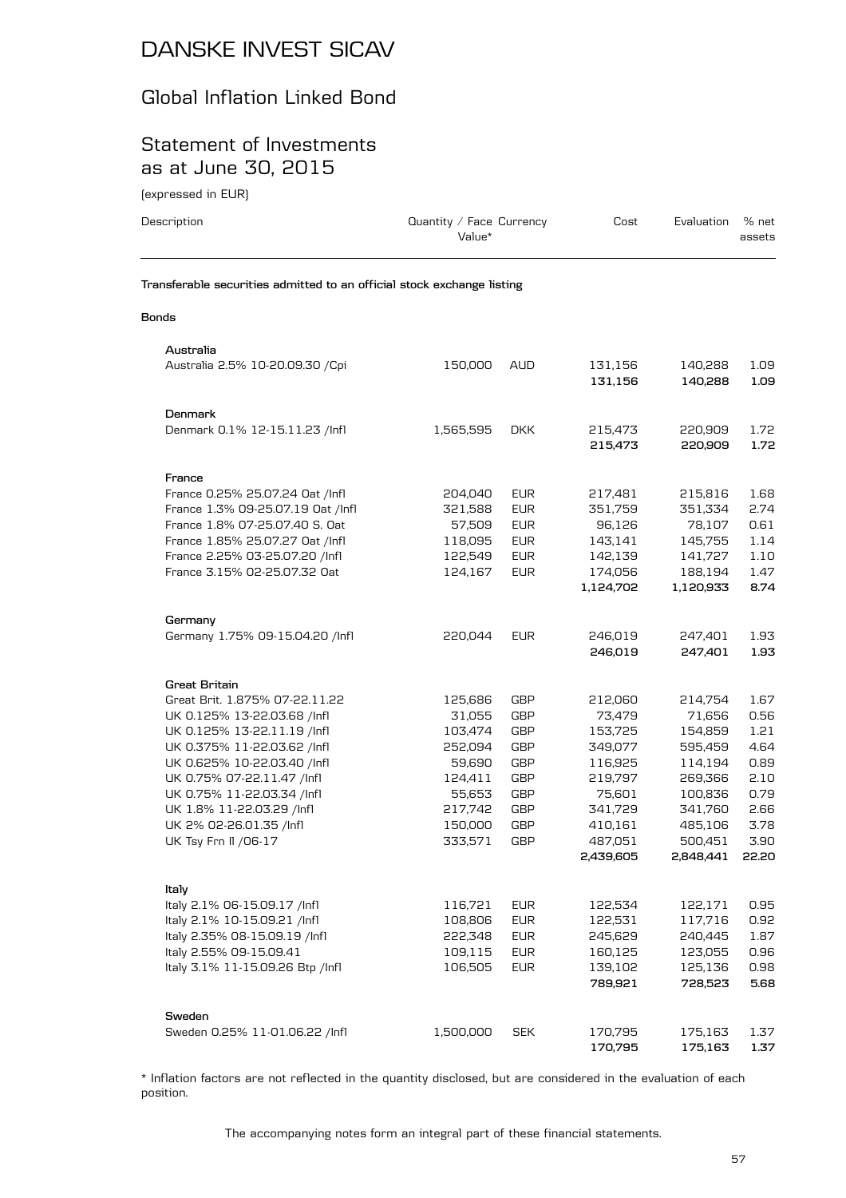# DANSKE INVEST SICAV

## Global Inflation Linked Bond

## Statement of Investments as at June 30, 2015

(expressed in EUR)

| Description | Quantity / Face Value* | Currency | Cost | Evaluation | % net assets |
|---|---|---|---|---|---|
| **Transferable securities admitted to an official stock exchange listing** | | | | | |
| **Bonds** | | | | | |
| **Australia** | | | | | |
| Australia 2.5% 10-20.09.30 /Cpi | 150,000 | AUD | 131,156 | 140,288 | 1.09 |
| | | | **131,156** | **140,288** | **1.09** |
| **Denmark** | | | | | |
| Denmark 0.1% 12-15.11.23 /Infl | 1,565,595 | DKK | 215,473 | 220,909 | 1.72 |
| | | | **215,473** | **220,909** | **1.72** |
| **France** | | | | | |
| France 0.25% 25.07.24 Oat /Infl | 204,040 | EUR | 217,481 | 215,816 | 1.68 |
| France 1.3% 09-25.07.19 Oat /Infl | 321,588 | EUR | 351,759 | 351,334 | 2.74 |
| France 1.8% 07-25.07.40 S. Oat | 57,509 | EUR | 96,126 | 78,107 | 0.61 |
| France 1.85% 25.07.27 Oat /Infl | 118,095 | EUR | 143,141 | 145,755 | 1.14 |
| France 2.25% 03-25.07.20 /Infl | 122,549 | EUR | 142,139 | 141,727 | 1.10 |
| France 3.15% 02-25.07.32 Oat | 124,167 | EUR | 174,056 | 188,194 | 1.47 |
| | | | **1,124,702** | **1,120,933** | **8.74** |
| **Germany** | | | | | |
| Germany 1.75% 09-15.04.20 /Infl | 220,044 | EUR | 246,019 | 247,401 | 1.93 |
| | | | **246,019** | **247,401** | **1.93** |
| **Great Britain** | | | | | |
| Great Brit. 1.875% 07-22.11.22 | 125,686 | GBP | 212,060 | 214,754 | 1.67 |
| UK 0.125% 13-22.03.68 /Infl | 31,055 | GBP | 73,479 | 71,656 | 0.56 |
| UK 0.125% 13-22.11.19 /Infl | 103,474 | GBP | 153,725 | 154,859 | 1.21 |
| UK 0.375% 11-22.03.62 /Infl | 252,094 | GBP | 349,077 | 595,459 | 4.64 |
| UK 0.625% 10-22.03.40 /Infl | 59,690 | GBP | 116,925 | 114,194 | 0.89 |
| UK 0.75% 07-22.11.47 /Infl | 124,411 | GBP | 219,797 | 269,366 | 2.10 |
| UK 0.75% 11-22.03.34 /Infl | 55,653 | GBP | 75,601 | 100,836 | 0.79 |
| UK 1.8% 11-22.03.29 /Infl | 217,742 | GBP | 341,729 | 341,760 | 2.66 |
| UK 2% 02-26.01.35 /Infl | 150,000 | GBP | 410,161 | 485,106 | 3.78 |
| UK Tsy Frn Il /06-17 | 333,571 | GBP | 487,051 | 500,451 | 3.90 |
| | | | **2,439,605** | **2,848,441** | **22.20** |
| **Italy** | | | | | |
| Italy 2.1% 06-15.09.17 /Infl | 116,721 | EUR | 122,534 | 122,171 | 0.95 |
| Italy 2.1% 10-15.09.21 /Infl | 108,806 | EUR | 122,531 | 117,716 | 0.92 |
| Italy 2.35% 08-15.09.19 /Infl | 222,348 | EUR | 245,629 | 240,445 | 1.87 |
| Italy 2.55% 09-15.09.41 | 109,115 | EUR | 160,125 | 123,055 | 0.96 |
| Italy 3.1% 11-15.09.26 Btp /Infl | 106,505 | EUR | 139,102 | 125,136 | 0.98 |
| | | | **789,921** | **728,523** | **5.68** |
| **Sweden** | | | | | |
| Sweden 0.25% 11-01.06.22 /Infl | 1,500,000 | SEK | 170,795 | 175,163 | 1.37 |
| | | | **170,795** | **175,163** | **1.37** |

\* Inflation factors are not reflected in the quantity disclosed, but are considered in the evaluation of each position.

The accompanying notes form an integral part of these financial statements.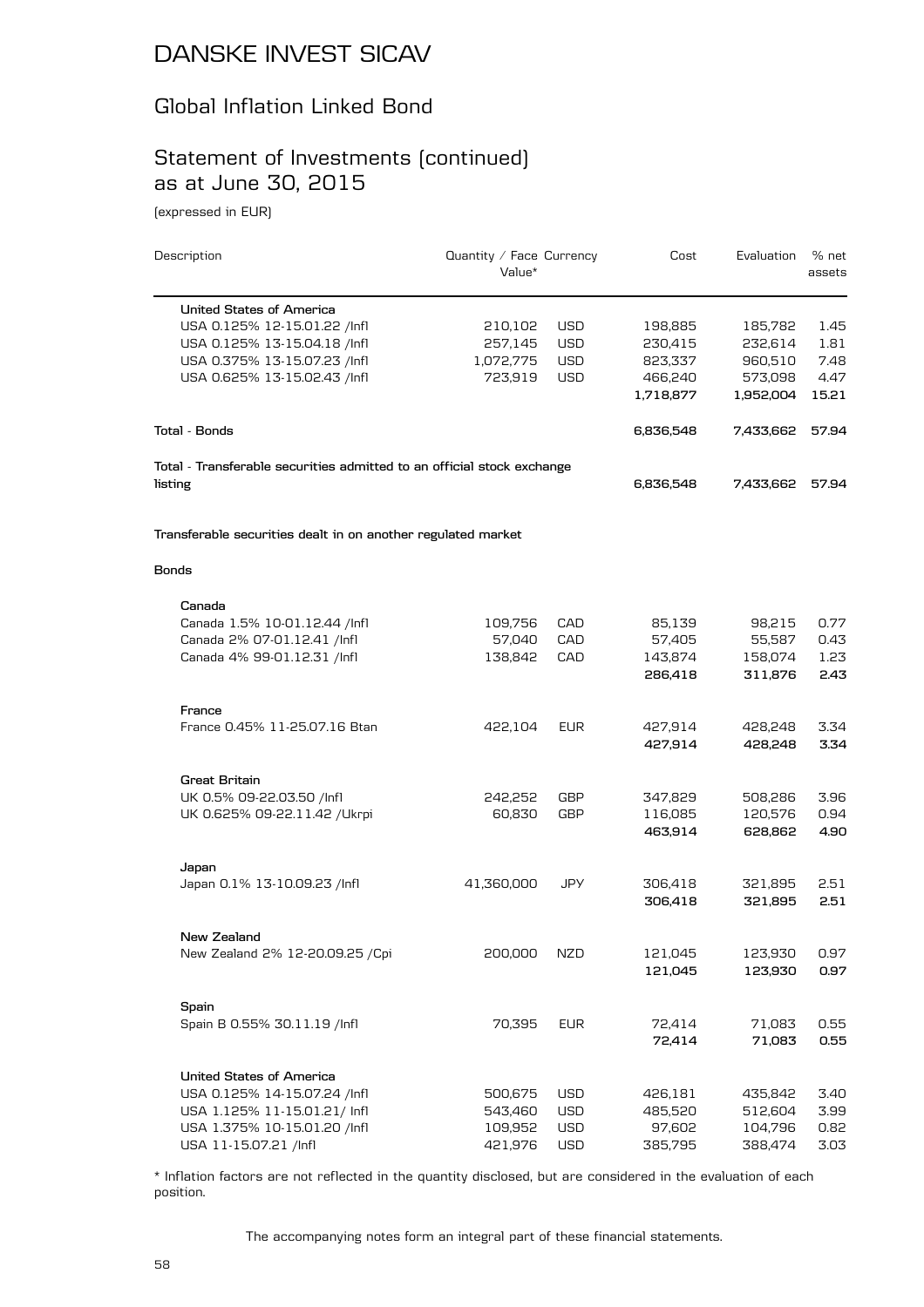# DANSKE INVEST SICAV

## Global Inflation Linked Bond

## Statement of Investments (continued) as at June 30, 2015

(expressed in EUR)

| Description | Quantity / Face Value* | Currency | Cost | Evaluation | % net assets |
|---|---|---|---|---|---|
| **United States of America** | | | | | |
| USA 0.125% 12-15.01.22 /Infl | 210,102 | USD | 198,885 | 185,782 | 1.45 |
| USA 0.125% 13-15.04.18 /Infl | 257,145 | USD | 230,415 | 232,614 | 1.81 |
| USA 0.375% 13-15.07.23 /Infl | 1,072,775 | USD | 823,337 | 960,510 | 7.48 |
| USA 0.625% 13-15.02.43 /Infl | 723,919 | USD | 466,240 | 573,098 | 4.47 |
| | | | **1,718,877** | **1,952,004** | **15.21** |
| **Total - Bonds** | | | **6,836,548** | **7,433,662** | **57.94** |
| **Total - Transferable securities admitted to an official stock exchange listing** | | | **6,836,548** | **7,433,662** | **57.94** |
| **Transferable securities dealt in on another regulated market** | | | | | |
| **Bonds** | | | | | |
| **Canada** | | | | | |
| Canada 1.5% 10-01.12.44 /Infl | 109,756 | CAD | 85,139 | 98,215 | 0.77 |
| Canada 2% 07-01.12.41 /Infl | 57,040 | CAD | 57,405 | 55,587 | 0.43 |
| Canada 4% 99-01.12.31 /Infl | 138,842 | CAD | 143,874 | 158,074 | 1.23 |
| | | | **286,418** | **311,876** | **2.43** |
| **France** | | | | | |
| France 0.45% 11-25.07.16 Btan | 422,104 | EUR | 427,914 | 428,248 | 3.34 |
| | | | **427,914** | **428,248** | **3.34** |
| **Great Britain** | | | | | |
| UK 0.5% 09-22.03.50 /Infl | 242,252 | GBP | 347,829 | 508,286 | 3.96 |
| UK 0.625% 09-22.11.42 /Ukrpi | 60,830 | GBP | 116,085 | 120,576 | 0.94 |
| | | | **463,914** | **628,862** | **4.90** |
| **Japan** | | | | | |
| Japan 0.1% 13-10.09.23 /Infl | 41,360,000 | JPY | 306,418 | 321,895 | 2.51 |
| | | | **306,418** | **321,895** | **2.51** |
| **New Zealand** | | | | | |
| New Zealand 2% 12-20.09.25 /Cpi | 200,000 | NZD | 121,045 | 123,930 | 0.97 |
| | | | **121,045** | **123,930** | **0.97** |
| **Spain** | | | | | |
| Spain B 0.55% 30.11.19 /Infl | 70,395 | EUR | 72,414 | 71,083 | 0.55 |
| | | | **72,414** | **71,083** | **0.55** |
| **United States of America** | | | | | |
| USA 0.125% 14-15.07.24 /Infl | 500,675 | USD | 426,181 | 435,842 | 3.40 |
| USA 1.125% 11-15.01.21/ Infl | 543,460 | USD | 485,520 | 512,604 | 3.99 |
| USA 1.375% 10-15.01.20 /Infl | 109,952 | USD | 97,602 | 104,796 | 0.82 |
| USA 11-15.07.21 /Infl | 421,976 | USD | 385,795 | 388,474 | 3.03 |

* Inflation factors are not reflected in the quantity disclosed, but are considered in the evaluation of each position.

The accompanying notes form an integral part of these financial statements.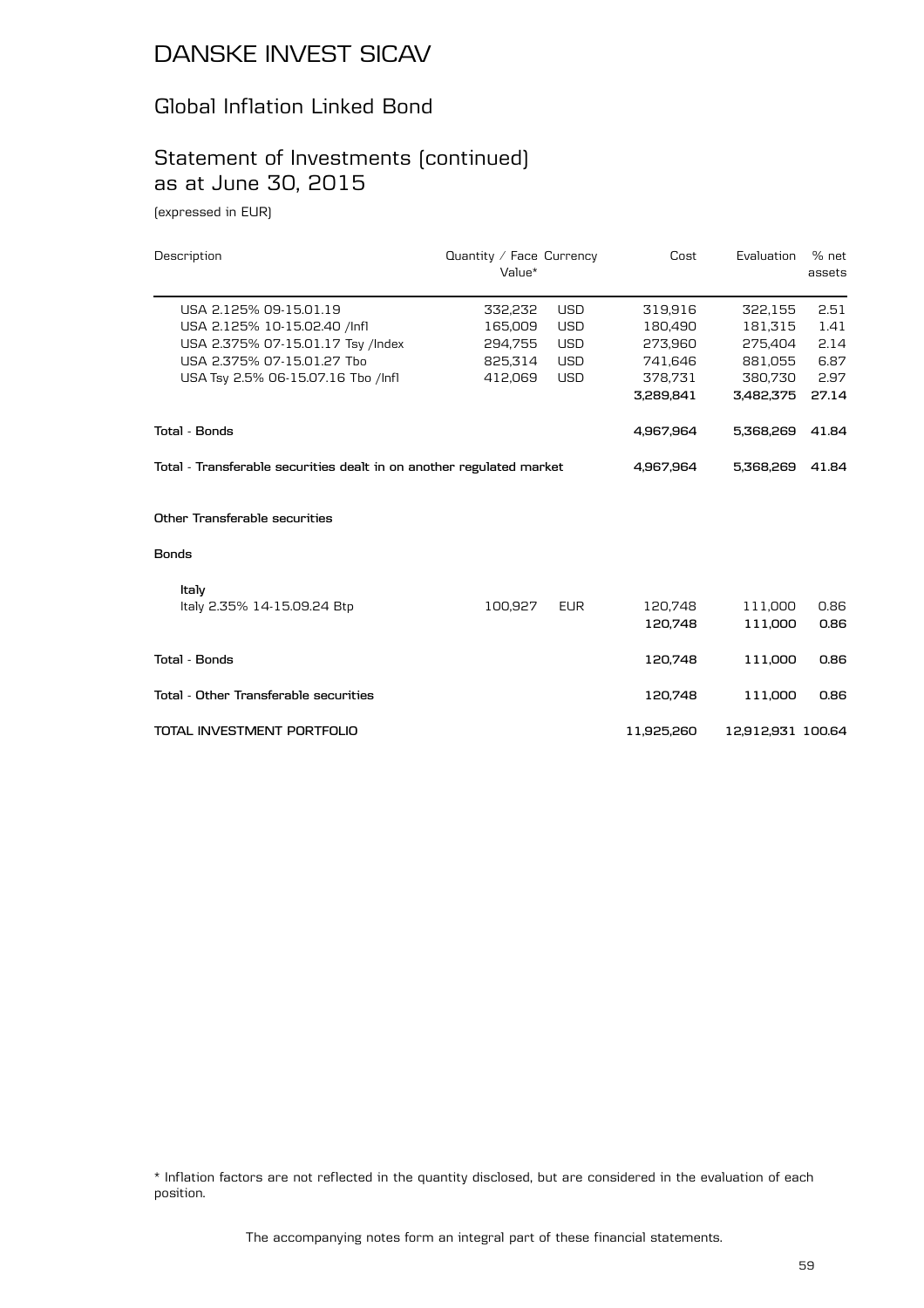# DANSKE INVEST SICAV

## Global Inflation Linked Bond

## Statement of Investments (continued) as at June 30, 2015

(expressed in EUR)

| Description | Quantity / Face Value* | Currency | Cost | Evaluation | % net assets |
|---|---|---|---|---|---|
| USA 2.125% 09-15.01.19 | 332,232 | USD | 319,916 | 322,155 | 2.51 |
| USA 2.125% 10-15.02.40 /Infl | 165,009 | USD | 180,490 | 181,315 | 1.41 |
| USA 2.375% 07-15.01.17 Tsy /Index | 294,755 | USD | 273,960 | 275,404 | 2.14 |
| USA 2.375% 07-15.01.27 Tbo | 825,314 | USD | 741,646 | 881,055 | 6.87 |
| USA Tsy 2.5% 06-15.07.16 Tbo /Infl | 412,069 | USD | 378,731 | 380,730 | 2.97 |
| | | | **3,289,841** | **3,482,375** | **27.14** |
| **Total - Bonds** | | | **4,967,964** | **5,368,269** | **41.84** |
| **Total - Transferable securities dealt in on another regulated market** | | | **4,967,964** | **5,368,269** | **41.84** |
| **Other Transferable securities** | | | | | |
| **Bonds** | | | | | |
| **Italy** | | | | | |
| Italy 2.35% 14-15.09.24 Btp | 100,927 | EUR | 120,748 | 111,000 | 0.86 |
| | | | **120,748** | **111,000** | **0.86** |
| **Total - Bonds** | | | **120,748** | **111,000** | **0.86** |
| **Total - Other Transferable securities** | | | **120,748** | **111,000** | **0.86** |
| **TOTAL INVESTMENT PORTFOLIO** | | | **11,925,260** | **12,912,931** | **100.64** |

* Inflation factors are not reflected in the quantity disclosed, but are considered in the evaluation of each position.

The accompanying notes form an integral part of these financial statements.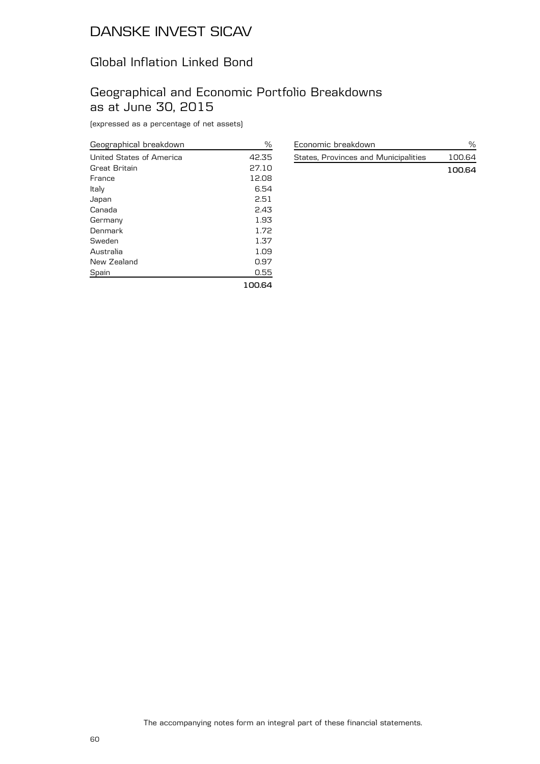# DANSKE INVEST SICAV

## Global Inflation Linked Bond

## Geographical and Economic Portfolio Breakdowns as at June 30, 2015

(expressed as a percentage of net assets)

| Geographical breakdown | % |
|---|---|
| United States of America | 42.35 |
| Great Britain | 27.10 |
| France | 12.08 |
| Italy | 6.54 |
| Japan | 2.51 |
| Canada | 2.43 |
| Germany | 1.93 |
| Denmark | 1.72 |
| Sweden | 1.37 |
| Australia | 1.09 |
| New Zealand | 0.97 |
| Spain | 0.55 |
| | **100.64** |

| Economic breakdown | % |
|---|---|
| States, Provinces and Municipalities | 100.64 |
| | **100.64** |

The accompanying notes form an integral part of these financial statements.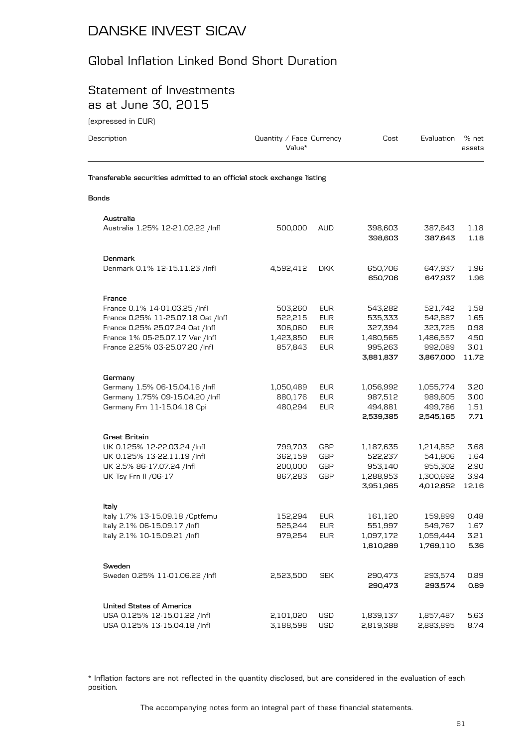# DANSKE INVEST SICAV

## Global Inflation Linked Bond Short Duration

## Statement of Investments as at June 30, 2015

(expressed in EUR)

| Description | Quantity / Face Value* | Currency | Cost | Evaluation | % net assets |
|---|---|---|---|---|---|
| **Transferable securities admitted to an official stock exchange listing** | | | | | |
| **Bonds** | | | | | |
| **Australia** | | | | | |
| Australia 1.25% 12-21.02.22 /Infl | 500,000 | AUD | 398,603 | 387,643 | 1.18 |
| | | | **398,603** | **387,643** | **1.18** |
| **Denmark** | | | | | |
| Denmark 0.1% 12-15.11.23 /Infl | 4,592,412 | DKK | 650,706 | 647,937 | 1.96 |
| | | | **650,706** | **647,937** | **1.96** |
| **France** | | | | | |
| France 0.1% 14-01.03.25 /Infl | 503,260 | EUR | 543,282 | 521,742 | 1.58 |
| France 0.25% 11-25.07.18 Oat /Infl | 522,215 | EUR | 535,333 | 542,887 | 1.65 |
| France 0.25% 25.07.24 Oat /Infl | 306,060 | EUR | 327,394 | 323,725 | 0.98 |
| France 1% 05-25.07.17 Var /Infl | 1,423,850 | EUR | 1,480,565 | 1,486,557 | 4.50 |
| France 2.25% 03-25.07.20 /Infl | 857,843 | EUR | 995,263 | 992,089 | 3.01 |
| | | | **3,881,837** | **3,867,000** | **11.72** |
| **Germany** | | | | | |
| Germany 1.5% 06-15.04.16 /Infl | 1,050,489 | EUR | 1,056,992 | 1,055,774 | 3.20 |
| Germany 1.75% 09-15.04.20 /Infl | 880,176 | EUR | 987,512 | 989,605 | 3.00 |
| Germany Frn 11-15.04.18 Cpi | 480,294 | EUR | 494,881 | 499,786 | 1.51 |
| | | | **2,539,385** | **2,545,165** | **7.71** |
| **Great Britain** | | | | | |
| UK 0.125% 12-22.03.24 /Infl | 799,703 | GBP | 1,187,635 | 1,214,852 | 3.68 |
| UK 0.125% 13-22.11.19 /Infl | 362,159 | GBP | 522,237 | 541,806 | 1.64 |
| UK 2.5% 86-17.07.24 /Infl | 200,000 | GBP | 953,140 | 955,302 | 2.90 |
| UK Tsy Frn Il /06-17 | 867,283 | GBP | 1,288,953 | 1,300,692 | 3.94 |
| | | | **3,951,965** | **4,012,652** | **12.16** |
| **Italy** | | | | | |
| Italy 1.7% 13-15.09.18 /Cptfemu | 152,294 | EUR | 161,120 | 159,899 | 0.48 |
| Italy 2.1% 06-15.09.17 /Infl | 525,244 | EUR | 551,997 | 549,767 | 1.67 |
| Italy 2.1% 10-15.09.21 /Infl | 979,254 | EUR | 1,097,172 | 1,059,444 | 3.21 |
| | | | **1,810,289** | **1,769,110** | **5.36** |
| **Sweden** | | | | | |
| Sweden 0.25% 11-01.06.22 /Infl | 2,523,500 | SEK | 290,473 | 293,574 | 0.89 |
| | | | **290,473** | **293,574** | **0.89** |
| **United States of America** | | | | | |
| USA 0.125% 12-15.01.22 /Infl | 2,101,020 | USD | 1,839,137 | 1,857,487 | 5.63 |
| USA 0.125% 13-15.04.18 /Infl | 3,188,598 | USD | 2,819,388 | 2,883,895 | 8.74 |

\* Inflation factors are not reflected in the quantity disclosed, but are considered in the evaluation of each position.

The accompanying notes form an integral part of these financial statements.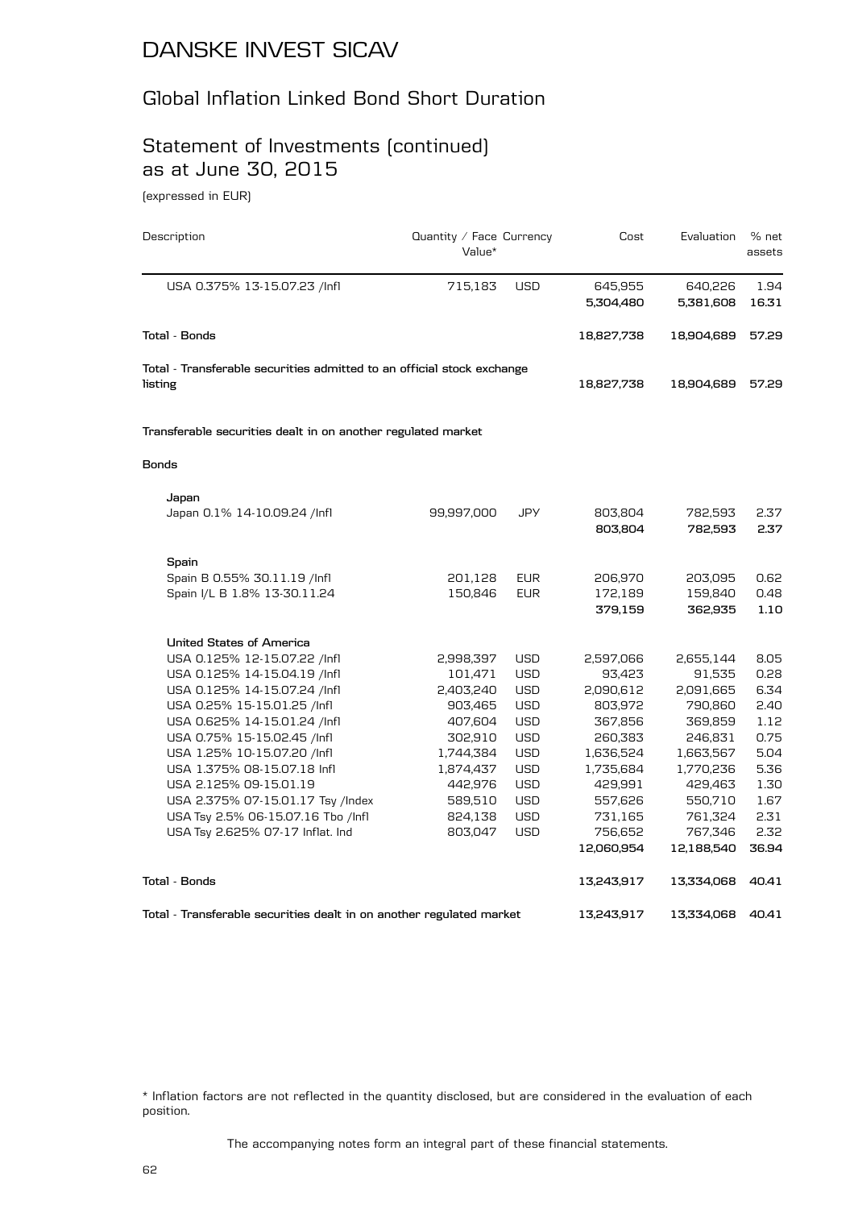# DANSKE INVEST SICAV

## Global Inflation Linked Bond Short Duration

## Statement of Investments (continued) as at June 30, 2015

(expressed in EUR)

| Description | Quantity / Face Value* | Currency | Cost | Evaluation | % net assets |
|---|---|---|---|---|---|
| USA 0.375% 13-15.07.23 /Infl | 715,183 | USD | 645,955 | 640,226 | 1.94 |
| | | | **5,304,480** | **5,381,608** | **16.31** |
| **Total - Bonds** | | | **18,827,738** | **18,904,689** | **57.29** |
| **Total - Transferable securities admitted to an official stock exchange listing** | | | **18,827,738** | **18,904,689** | **57.29** |
| **Transferable securities dealt in on another regulated market** | | | | | |
| **Bonds** | | | | | |
| **Japan** | | | | | |
| Japan 0.1% 14-10.09.24 /Infl | 99,997,000 | JPY | 803,804 | 782,593 | 2.37 |
| | | | **803,804** | **782,593** | **2.37** |
| **Spain** | | | | | |
| Spain B 0.55% 30.11.19 /Infl | 201,128 | EUR | 206,970 | 203,095 | 0.62 |
| Spain I/L B 1.8% 13-30.11.24 | 150,846 | EUR | 172,189 | 159,840 | 0.48 |
| | | | **379,159** | **362,935** | **1.10** |
| **United States of America** | | | | | |
| USA 0.125% 12-15.07.22 /Infl | 2,998,397 | USD | 2,597,066 | 2,655,144 | 8.05 |
| USA 0.125% 14-15.04.19 /Infl | 101,471 | USD | 93,423 | 91,535 | 0.28 |
| USA 0.125% 14-15.07.24 /Infl | 2,403,240 | USD | 2,090,612 | 2,091,665 | 6.34 |
| USA 0.25% 15-15.01.25 /Infl | 903,465 | USD | 803,972 | 790,860 | 2.40 |
| USA 0.625% 14-15.01.24 /Infl | 407,604 | USD | 367,856 | 369,859 | 1.12 |
| USA 0.75% 15-15.02.45 /Infl | 302,910 | USD | 260,383 | 246,831 | 0.75 |
| USA 1.25% 10-15.07.20 /Infl | 1,744,384 | USD | 1,636,524 | 1,663,567 | 5.04 |
| USA 1.375% 08-15.07.18 Infl | 1,874,437 | USD | 1,735,684 | 1,770,236 | 5.36 |
| USA 2.125% 09-15.01.19 | 442,976 | USD | 429,991 | 429,463 | 1.30 |
| USA 2.375% 07-15.01.17 Tsy /Index | 589,510 | USD | 557,626 | 550,710 | 1.67 |
| USA Tsy 2.5% 06-15.07.16 Tbo /Infl | 824,138 | USD | 731,165 | 761,324 | 2.31 |
| USA Tsy 2.625% 07-17 Inflat. Ind | 803,047 | USD | 756,652 | 767,346 | 2.32 |
| | | | **12,060,954** | **12,188,540** | **36.94** |
| **Total - Bonds** | | | **13,243,917** | **13,334,068** | **40.41** |
| **Total - Transferable securities dealt in on another regulated market** | | | **13,243,917** | **13,334,068** | **40.41** |

\* Inflation factors are not reflected in the quantity disclosed, but are considered in the evaluation of each position.

The accompanying notes form an integral part of these financial statements.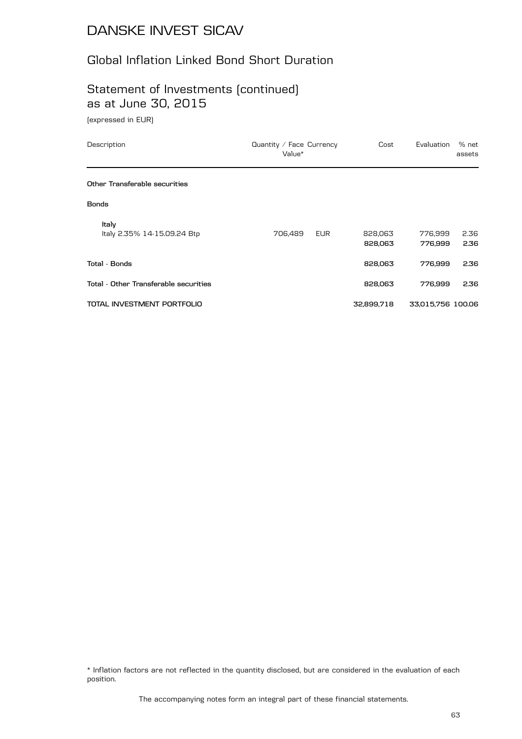# DANSKE INVEST SICAV

## Global Inflation Linked Bond Short Duration

## Statement of Investments (continued) as at June 30, 2015

(expressed in EUR)

| Description | Quantity / Face Value* | Currency | Cost | Evaluation | % net assets |
|---|---|---|---|---|---|
| **Other Transferable securities** | | | | | |
| **Bonds** | | | | | |
| **Italy** | | | | | |
| Italy 2.35% 14-15.09.24 Btp | 706,489 | EUR | 828,063 | 776,999 | 2.36 |
| | | | **828,063** | **776,999** | **2.36** |
| **Total - Bonds** | | | **828,063** | **776,999** | **2.36** |
| **Total - Other Transferable securities** | | | **828,063** | **776,999** | **2.36** |
| **TOTAL INVESTMENT PORTFOLIO** | | | **32,899,718** | **33,015,756** | **100.06** |

\* Inflation factors are not reflected in the quantity disclosed, but are considered in the evaluation of each position.

The accompanying notes form an integral part of these financial statements.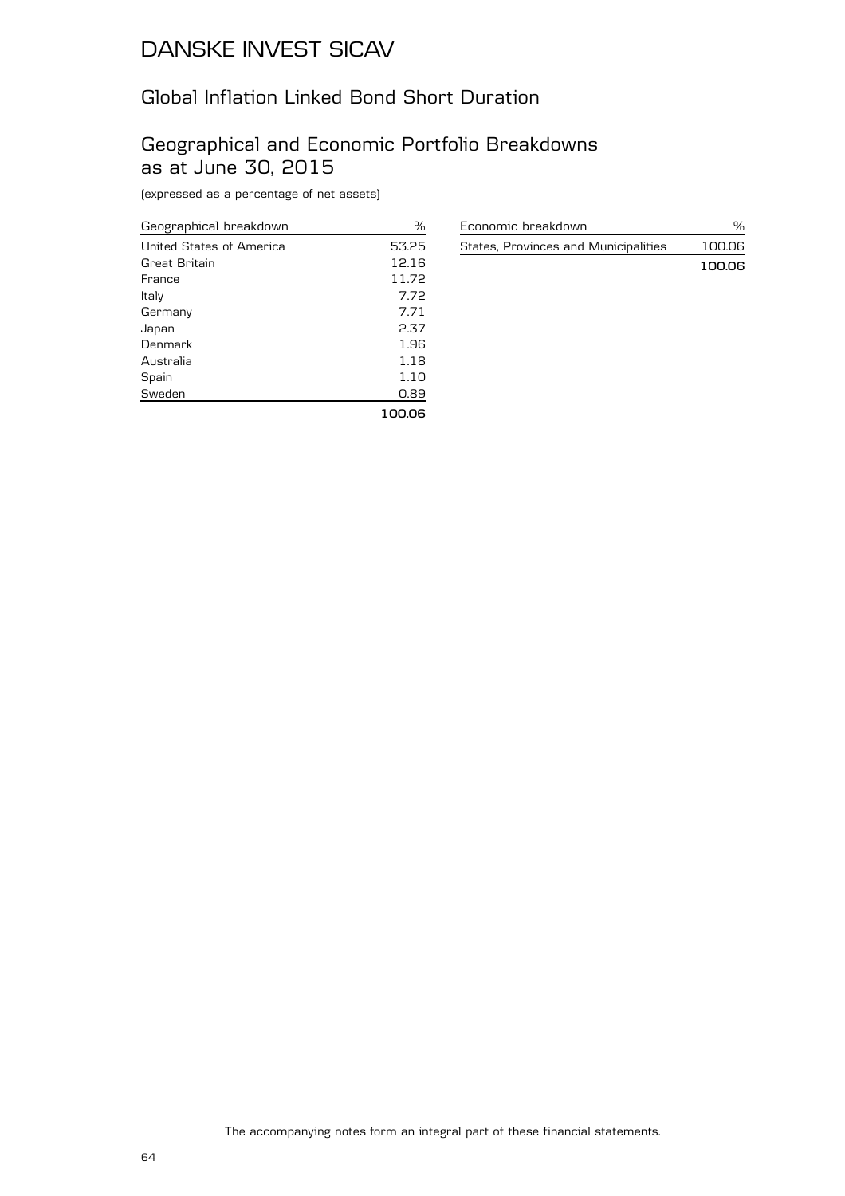# DANSKE INVEST SICAV

## Global Inflation Linked Bond Short Duration

## Geographical and Economic Portfolio Breakdowns as at June 30, 2015

(expressed as a percentage of net assets)

| Geographical breakdown | % |
|---|---|
| United States of America | 53.25 |
| Great Britain | 12.16 |
| France | 11.72 |
| Italy | 7.72 |
| Germany | 7.71 |
| Japan | 2.37 |
| Denmark | 1.96 |
| Australia | 1.18 |
| Spain | 1.10 |
| Sweden | 0.89 |
| | **100.06** |

| Economic breakdown | % |
|---|---|
| States, Provinces and Municipalities | 100.06 |
| | **100.06** |

The accompanying notes form an integral part of these financial statements.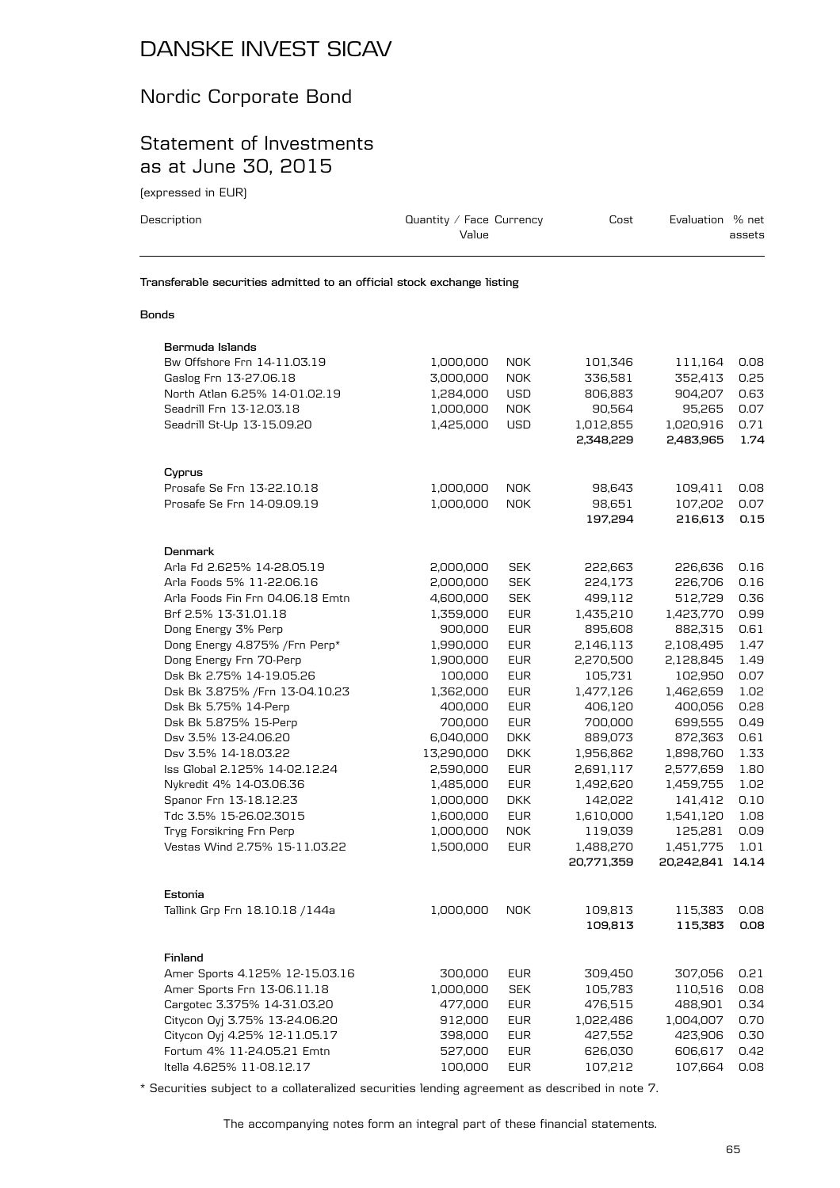# DANSKE INVEST SICAV

## Nordic Corporate Bond

## Statement of Investments as at June 30, 2015

(expressed in EUR)

| Description | Quantity / Face Value | Currency | Cost | Evaluation | % net assets |
|---|---|---|---|---|---|
| **Transferable securities admitted to an official stock exchange listing** | | | | | |
| **Bonds** | | | | | |
| **Bermuda Islands** | | | | | |
| Bw Offshore Frn 14-11.03.19 | 1,000,000 | NOK | 101,346 | 111,164 | 0.08 |
| Gaslog Frn 13-27.06.18 | 3,000,000 | NOK | 336,581 | 352,413 | 0.25 |
| North Atlan 6.25% 14-01.02.19 | 1,284,000 | USD | 806,883 | 904,207 | 0.63 |
| Seadrill Frn 13-12.03.18 | 1,000,000 | NOK | 90,564 | 95,265 | 0.07 |
| Seadrill St-Up 13-15.09.20 | 1,425,000 | USD | 1,012,855 | 1,020,916 | 0.71 |
| | | | **2,348,229** | **2,483,965** | **1.74** |
| **Cyprus** | | | | | |
| Prosafe Se Frn 13-22.10.18 | 1,000,000 | NOK | 98,643 | 109,411 | 0.08 |
| Prosafe Se Frn 14-09.09.19 | 1,000,000 | NOK | 98,651 | 107,202 | 0.07 |
| | | | **197,294** | **216,613** | **0.15** |
| **Denmark** | | | | | |
| Arla Fd 2.625% 14-28.05.19 | 2,000,000 | SEK | 222,663 | 226,636 | 0.16 |
| Arla Foods 5% 11-22.06.16 | 2,000,000 | SEK | 224,173 | 226,706 | 0.16 |
| Arla Foods Fin Frn 04.06.18 Emtn | 4,600,000 | SEK | 499,112 | 512,729 | 0.36 |
| Brf 2.5% 13-31.01.18 | 1,359,000 | EUR | 1,435,210 | 1,423,770 | 0.99 |
| Dong Energy 3% Perp | 900,000 | EUR | 895,608 | 882,315 | 0.61 |
| Dong Energy 4.875% /Frn Perp* | 1,990,000 | EUR | 2,146,113 | 2,108,495 | 1.47 |
| Dong Energy Frn 70-Perp | 1,900,000 | EUR | 2,270,500 | 2,128,845 | 1.49 |
| Dsk Bk 2.75% 14-19.05.26 | 100,000 | EUR | 105,731 | 102,950 | 0.07 |
| Dsk Bk 3.875% /Frn 13-04.10.23 | 1,362,000 | EUR | 1,477,126 | 1,462,659 | 1.02 |
| Dsk Bk 5.75% 14-Perp | 400,000 | EUR | 406,120 | 400,056 | 0.28 |
| Dsk Bk 5.875% 15-Perp | 700,000 | EUR | 700,000 | 699,555 | 0.49 |
| Dsv 3.5% 13-24.06.20 | 6,040,000 | DKK | 889,073 | 872,363 | 0.61 |
| Dsv 3.5% 14-18.03.22 | 13,290,000 | DKK | 1,956,862 | 1,898,760 | 1.33 |
| Iss Global 2.125% 14-02.12.24 | 2,590,000 | EUR | 2,691,117 | 2,577,659 | 1.80 |
| Nykredit 4% 14-03.06.36 | 1,485,000 | EUR | 1,492,620 | 1,459,755 | 1.02 |
| Spanor Frn 13-18.12.23 | 1,000,000 | DKK | 142,022 | 141,412 | 0.10 |
| Tdc 3.5% 15-26.02.3015 | 1,600,000 | EUR | 1,610,000 | 1,541,120 | 1.08 |
| Tryg Forsikring Frn Perp | 1,000,000 | NOK | 119,039 | 125,281 | 0.09 |
| Vestas Wind 2.75% 15-11.03.22 | 1,500,000 | EUR | 1,488,270 | 1,451,775 | 1.01 |
| | | | **20,771,359** | **20,242,841** | **14.14** |
| **Estonia** | | | | | |
| Tallink Grp Frn 18.10.18 /144a | 1,000,000 | NOK | 109,813 | 115,383 | 0.08 |
| | | | **109,813** | **115,383** | **0.08** |
| **Finland** | | | | | |
| Amer Sports 4.125% 12-15.03.16 | 300,000 | EUR | 309,450 | 307,056 | 0.21 |
| Amer Sports Frn 13-06.11.18 | 1,000,000 | SEK | 105,783 | 110,516 | 0.08 |
| Cargotec 3.375% 14-31.03.20 | 477,000 | EUR | 476,515 | 488,901 | 0.34 |
| Citycon Oyj 3.75% 13-24.06.20 | 912,000 | EUR | 1,022,486 | 1,004,007 | 0.70 |
| Citycon Oyj 4.25% 12-11.05.17 | 398,000 | EUR | 427,552 | 423,906 | 0.30 |
| Fortum 4% 11-24.05.21 Emtn | 527,000 | EUR | 626,030 | 606,617 | 0.42 |
| Itella 4.625% 11-08.12.17 | 100,000 | EUR | 107,212 | 107,664 | 0.08 |

\* Securities subject to a collateralized securities lending agreement as described in note 7.

The accompanying notes form an integral part of these financial statements.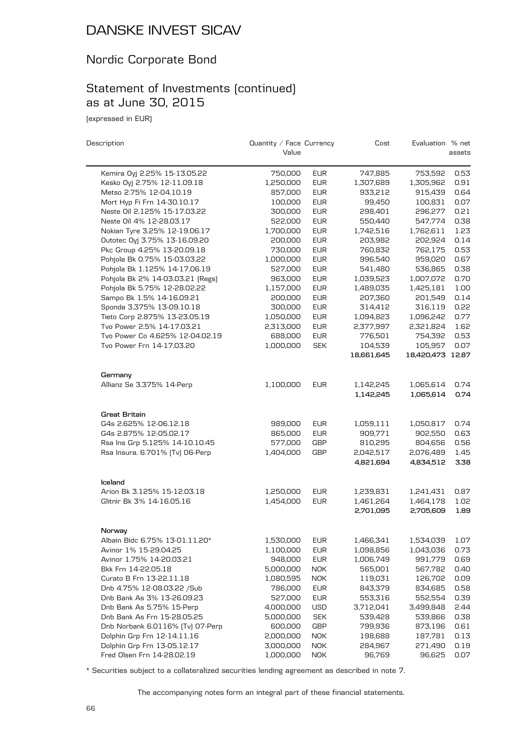# DANSKE INVEST SICAV

## Nordic Corporate Bond

## Statement of Investments (continued) as at June 30, 2015

(expressed in EUR)

| Description | Quantity / Face Value | Currency | Cost | Evaluation | % net assets |
|---|---|---|---|---|---|
| Kemira Oyj 2.25% 15-13.05.22 | 750,000 | EUR | 747,885 | 753,592 | 0.53 |
| Kesko Oyj 2.75% 12-11.09.18 | 1,250,000 | EUR | 1,307,689 | 1,305,962 | 0.91 |
| Metso 2.75% 12-04.10.19 | 857,000 | EUR | 933,212 | 915,439 | 0.64 |
| Mort Hyp Fi Frn 14-30.10.17 | 100,000 | EUR | 99,450 | 100,831 | 0.07 |
| Neste Oil 2.125% 15-17.03.22 | 300,000 | EUR | 298,401 | 296,277 | 0.21 |
| Neste Oil 4% 12-28.03.17 | 522,000 | EUR | 550,440 | 547,774 | 0.38 |
| Nokian Tyre 3.25% 12-19.06.17 | 1,700,000 | EUR | 1,742,516 | 1,762,611 | 1.23 |
| Outotec Oyj 3.75% 13-16.09.20 | 200,000 | EUR | 203,982 | 202,924 | 0.14 |
| Pkc Group 4.25% 13-20.09.18 | 730,000 | EUR | 760,832 | 762,175 | 0.53 |
| Pohjola Bk 0.75% 15-03.03.22 | 1,000,000 | EUR | 996,540 | 959,020 | 0.67 |
| Pohjola Bk 1.125% 14-17.06.19 | 527,000 | EUR | 541,480 | 536,865 | 0.38 |
| Pohjola Bk 2% 14-03.03.21 (Regs) | 963,000 | EUR | 1,039,523 | 1,007,072 | 0.70 |
| Pohjola Bk 5.75% 12-28.02.22 | 1,157,000 | EUR | 1,489,035 | 1,425,181 | 1.00 |
| Sampo Bk 1.5% 14-16.09.21 | 200,000 | EUR | 207,360 | 201,549 | 0.14 |
| Sponda 3.375% 13-09.10.18 | 300,000 | EUR | 314,412 | 316,119 | 0.22 |
| Tieto Corp 2.875% 13-23.05.19 | 1,050,000 | EUR | 1,094,823 | 1,096,242 | 0.77 |
| Tvo Power 2.5% 14-17.03.21 | 2,313,000 | EUR | 2,377,997 | 2,321,824 | 1.62 |
| Tvo Power Co 4.625% 12-04.02.19 | 688,000 | EUR | 776,501 | 754,392 | 0.53 |
| Tvo Power Frn 14-17.03.20 | 1,000,000 | SEK | 104,539 | 105,957 | 0.07 |
| | | | **18,661,645** | **18,420,473** | **12.87** |
| **Germany** | | | | | |
| Allianz Se 3.375% 14-Perp | 1,100,000 | EUR | 1,142,245 | 1,065,614 | 0.74 |
| | | | **1,142,245** | **1,065,614** | **0.74** |
| **Great Britain** | | | | | |
| G4s 2.625% 12-06.12.18 | 989,000 | EUR | 1,059,111 | 1,050,817 | 0.74 |
| G4s 2.875% 12-05.02.17 | 865,000 | EUR | 909,771 | 902,550 | 0.63 |
| Rsa Ins Grp 5.125% 14-10.10.45 | 577,000 | GBP | 810,295 | 804,656 | 0.56 |
| Rsa Insura. 6.701% (Tv) 06-Perp | 1,404,000 | GBP | 2,042,517 | 2,076,489 | 1.45 |
| | | | **4,821,694** | **4,834,512** | **3.38** |
| **Iceland** | | | | | |
| Arion Bk 3.125% 15-12.03.18 | 1,250,000 | EUR | 1,239,831 | 1,241,431 | 0.87 |
| Glitnir Bk 3% 14-16.05.16 | 1,454,000 | EUR | 1,461,264 | 1,464,178 | 1.02 |
| | | | **2,701,095** | **2,705,609** | **1.89** |
| **Norway** | | | | | |
| Albain Bidc 6.75% 13-01.11.20* | 1,530,000 | EUR | 1,466,341 | 1,534,039 | 1.07 |
| Avinor 1% 15-29.04.25 | 1,100,000 | EUR | 1,098,856 | 1,043,036 | 0.73 |
| Avinor 1.75% 14-20.03.21 | 948,000 | EUR | 1,006,749 | 991,779 | 0.69 |
| Bkk Frn 14-22.05.18 | 5,000,000 | NOK | 565,001 | 567,782 | 0.40 |
| Curato B Frn 13-22.11.18 | 1,080,595 | NOK | 119,031 | 126,702 | 0.09 |
| Dnb 4.75% 12-08.03.22 /Sub | 786,000 | EUR | 843,379 | 834,685 | 0.58 |
| Dnb Bank As 3% 13-26.09.23 | 527,000 | EUR | 553,316 | 552,554 | 0.39 |
| Dnb Bank As 5.75% 15-Perp | 4,000,000 | USD | 3,712,041 | 3,499,848 | 2.44 |
| Dnb Bank As Frn 15-28.05.25 | 5,000,000 | SEK | 539,428 | 539,866 | 0.38 |
| Dnb Norbank 6.0116% (Tv) 07-Perp | 600,000 | GBP | 799,936 | 873,196 | 0.61 |
| Dolphin Grp Frn 12-14.11.16 | 2,000,000 | NOK | 198,688 | 187,781 | 0.13 |
| Dolphin Grp Frn 13-05.12.17 | 3,000,000 | NOK | 284,967 | 271,490 | 0.19 |
| Fred Olsen Frn 14-28.02.19 | 1,000,000 | NOK | 96,769 | 96,625 | 0.07 |

\* Securities subject to a collateralized securities lending agreement as described in note 7.

The accompanying notes form an integral part of these financial statements.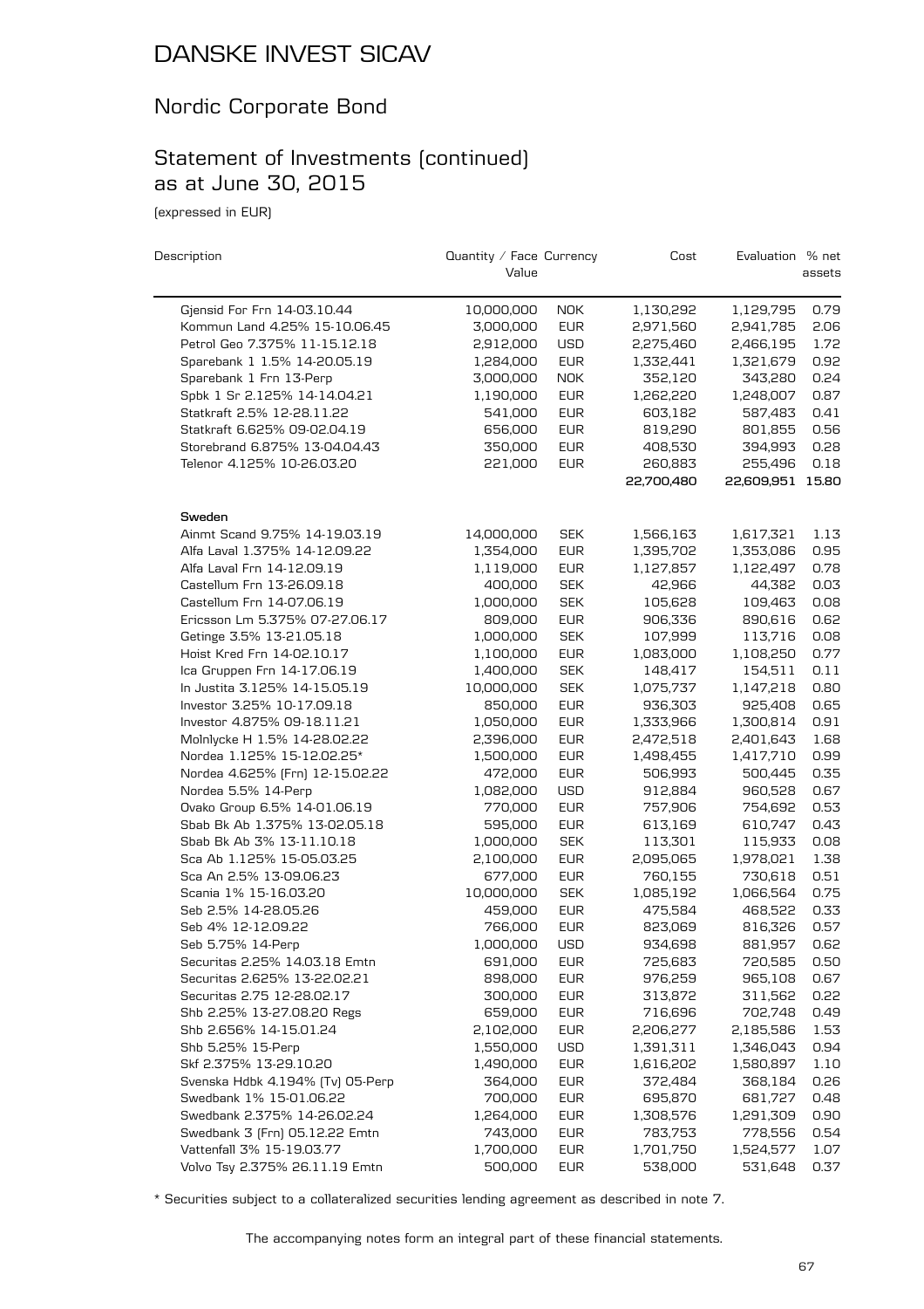# DANSKE INVEST SICAV

## Nordic Corporate Bond

## Statement of Investments (continued) as at June 30, 2015

(expressed in EUR)

| Description | Quantity / Face Value | Currency | Cost | Evaluation | % net assets |
|---|---|---|---|---|---|
| Gjensid For Frn 14-03.10.44 | 10,000,000 | NOK | 1,130,292 | 1,129,795 | 0.79 |
| Kommun Land 4.25% 15-10.06.45 | 3,000,000 | EUR | 2,971,560 | 2,941,785 | 2.06 |
| Petrol Geo 7.375% 11-15.12.18 | 2,912,000 | USD | 2,275,460 | 2,466,195 | 1.72 |
| Sparebank 1 1.5% 14-20.05.19 | 1,284,000 | EUR | 1,332,441 | 1,321,679 | 0.92 |
| Sparebank 1 Frn 13-Perp | 3,000,000 | NOK | 352,120 | 343,280 | 0.24 |
| Spbk 1 Sr 2.125% 14-14.04.21 | 1,190,000 | EUR | 1,262,220 | 1,248,007 | 0.87 |
| Statkraft 2.5% 12-28.11.22 | 541,000 | EUR | 603,182 | 587,483 | 0.41 |
| Statkraft 6.625% 09-02.04.19 | 656,000 | EUR | 819,290 | 801,855 | 0.56 |
| Storebrand 6.875% 13-04.04.43 | 350,000 | EUR | 408,530 | 394,993 | 0.28 |
| Telenor 4.125% 10-26.03.20 | 221,000 | EUR | 260,883 | 255,496 | 0.18 |
| | | | **22,700,480** | **22,609,951** | **15.80** |
| **Sweden** | | | | | |
| Ainmt Scand 9.75% 14-19.03.19 | 14,000,000 | SEK | 1,566,163 | 1,617,321 | 1.13 |
| Alfa Laval 1.375% 14-12.09.22 | 1,354,000 | EUR | 1,395,702 | 1,353,086 | 0.95 |
| Alfa Laval Frn 14-12.09.19 | 1,119,000 | EUR | 1,127,857 | 1,122,497 | 0.78 |
| Castellum Frn 13-26.09.18 | 400,000 | SEK | 42,966 | 44,382 | 0.03 |
| Castellum Frn 14-07.06.19 | 1,000,000 | SEK | 105,628 | 109,463 | 0.08 |
| Ericsson Lm 5.375% 07-27.06.17 | 809,000 | EUR | 906,336 | 890,616 | 0.62 |
| Getinge 3.5% 13-21.05.18 | 1,000,000 | SEK | 107,999 | 113,716 | 0.08 |
| Hoist Kred Frn 14-02.10.17 | 1,100,000 | EUR | 1,083,000 | 1,108,250 | 0.77 |
| Ica Gruppen Frn 14-17.06.19 | 1,400,000 | SEK | 148,417 | 154,511 | 0.11 |
| In Justita 3.125% 14-15.05.19 | 10,000,000 | SEK | 1,075,737 | 1,147,218 | 0.80 |
| Investor 3.25% 10-17.09.18 | 850,000 | EUR | 936,303 | 925,408 | 0.65 |
| Investor 4.875% 09-18.11.21 | 1,050,000 | EUR | 1,333,966 | 1,300,814 | 0.91 |
| Molnlycke H 1.5% 14-28.02.22 | 2,396,000 | EUR | 2,472,518 | 2,401,643 | 1.68 |
| Nordea 1.125% 15-12.02.25* | 1,500,000 | EUR | 1,498,455 | 1,417,710 | 0.99 |
| Nordea 4.625% (Frn) 12-15.02.22 | 472,000 | EUR | 506,993 | 500,445 | 0.35 |
| Nordea 5.5% 14-Perp | 1,082,000 | USD | 912,884 | 960,528 | 0.67 |
| Ovako Group 6.5% 14-01.06.19 | 770,000 | EUR | 757,906 | 754,692 | 0.53 |
| Sbab Bk Ab 1.375% 13-02.05.18 | 595,000 | EUR | 613,169 | 610,747 | 0.43 |
| Sbab Bk Ab 3% 13-11.10.18 | 1,000,000 | SEK | 113,301 | 115,933 | 0.08 |
| Sca Ab 1.125% 15-05.03.25 | 2,100,000 | EUR | 2,095,065 | 1,978,021 | 1.38 |
| Sca An 2.5% 13-09.06.23 | 677,000 | EUR | 760,155 | 730,618 | 0.51 |
| Scania 1% 15-16.03.20 | 10,000,000 | SEK | 1,085,192 | 1,066,564 | 0.75 |
| Seb 2.5% 14-28.05.26 | 459,000 | EUR | 475,584 | 468,522 | 0.33 |
| Seb 4% 12-12.09.22 | 766,000 | EUR | 823,069 | 816,326 | 0.57 |
| Seb 5.75% 14-Perp | 1,000,000 | USD | 934,698 | 881,957 | 0.62 |
| Securitas 2.25% 14.03.18 Emtn | 691,000 | EUR | 725,683 | 720,585 | 0.50 |
| Securitas 2.625% 13-22.02.21 | 898,000 | EUR | 976,259 | 965,108 | 0.67 |
| Securitas 2.75 12-28.02.17 | 300,000 | EUR | 313,872 | 311,562 | 0.22 |
| Shb 2.25% 13-27.08.20 Regs | 659,000 | EUR | 716,696 | 702,748 | 0.49 |
| Shb 2.656% 14-15.01.24 | 2,102,000 | EUR | 2,206,277 | 2,185,586 | 1.53 |
| Shb 5.25% 15-Perp | 1,550,000 | USD | 1,391,311 | 1,346,043 | 0.94 |
| Skf 2.375% 13-29.10.20 | 1,490,000 | EUR | 1,616,202 | 1,580,897 | 1.10 |
| Svenska Hdbk 4.194% (Tv) 05-Perp | 364,000 | EUR | 372,484 | 368,184 | 0.26 |
| Swedbank 1% 15-01.06.22 | 700,000 | EUR | 695,870 | 681,727 | 0.48 |
| Swedbank 2.375% 14-26.02.24 | 1,264,000 | EUR | 1,308,576 | 1,291,309 | 0.90 |
| Swedbank 3 (Frn) 05.12.22 Emtn | 743,000 | EUR | 783,753 | 778,556 | 0.54 |
| Vattenfall 3% 15-19.03.77 | 1,700,000 | EUR | 1,701,750 | 1,524,577 | 1.07 |
| Volvo Tsy 2.375% 26.11.19 Emtn | 500,000 | EUR | 538,000 | 531,648 | 0.37 |

* Securities subject to a collateralized securities lending agreement as described in note 7.

The accompanying notes form an integral part of these financial statements.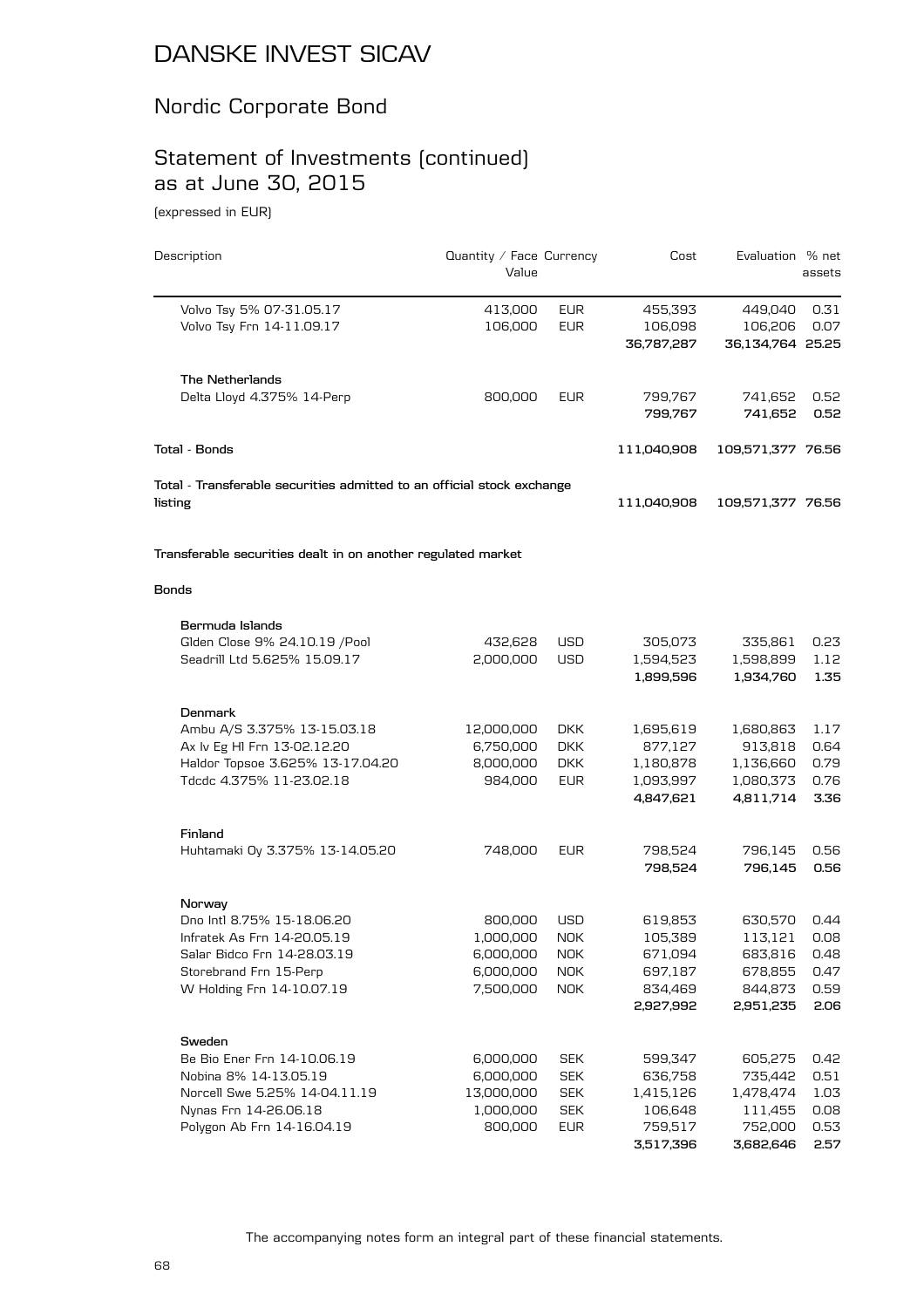# DANSKE INVEST SICAV

## Nordic Corporate Bond

## Statement of Investments (continued) as at June 30, 2015

(expressed in EUR)

| Description | Quantity / Face Value | Currency | Cost | Evaluation | % net assets |
|---|---|---|---|---|---|
| Volvo Tsy 5% 07-31.05.17 | 413,000 | EUR | 455,393 | 449,040 | 0.31 |
| Volvo Tsy Frn 14-11.09.17 | 106,000 | EUR | 106,098 | 106,206 | 0.07 |
| | | | **36,787,287** | **36,134,764** | **25.25** |
| **The Netherlands** | | | | | |
| Delta Lloyd 4.375% 14-Perp | 800,000 | EUR | 799,767 | 741,652 | 0.52 |
| | | | **799,767** | **741,652** | **0.52** |
| **Total - Bonds** | | | **111,040,908** | **109,571,377** | **76.56** |
| **Total - Transferable securities admitted to an official stock exchange listing** | | | **111,040,908** | **109,571,377** | **76.56** |
| **Transferable securities dealt in on another regulated market** | | | | | |
| **Bonds** | | | | | |
| **Bermuda Islands** | | | | | |
| Glden Close 9% 24.10.19 /Pool | 432,628 | USD | 305,073 | 335,861 | 0.23 |
| Seadrill Ltd 5.625% 15.09.17 | 2,000,000 | USD | 1,594,523 | 1,598,899 | 1.12 |
| | | | **1,899,596** | **1,934,760** | **1.35** |
| **Denmark** | | | | | |
| Ambu A/S 3.375% 13-15.03.18 | 12,000,000 | DKK | 1,695,619 | 1,680,863 | 1.17 |
| Ax Iv Eg Hl Frn 13-02.12.20 | 6,750,000 | DKK | 877,127 | 913,818 | 0.64 |
| Haldor Topsoe 3.625% 13-17.04.20 | 8,000,000 | DKK | 1,180,878 | 1,136,660 | 0.79 |
| Tdcdc 4.375% 11-23.02.18 | 984,000 | EUR | 1,093,997 | 1,080,373 | 0.76 |
| | | | **4,847,621** | **4,811,714** | **3.36** |
| **Finland** | | | | | |
| Huhtamaki Oy 3.375% 13-14.05.20 | 748,000 | EUR | 798,524 | 796,145 | 0.56 |
| | | | **798,524** | **796,145** | **0.56** |
| **Norway** | | | | | |
| Dno Intl 8.75% 15-18.06.20 | 800,000 | USD | 619,853 | 630,570 | 0.44 |
| Infratek As Frn 14-20.05.19 | 1,000,000 | NOK | 105,389 | 113,121 | 0.08 |
| Salar Bidco Frn 14-28.03.19 | 6,000,000 | NOK | 671,094 | 683,816 | 0.48 |
| Storebrand Frn 15-Perp | 6,000,000 | NOK | 697,187 | 678,855 | 0.47 |
| W Holding Frn 14-10.07.19 | 7,500,000 | NOK | 834,469 | 844,873 | 0.59 |
| | | | **2,927,992** | **2,951,235** | **2.06** |
| **Sweden** | | | | | |
| Be Bio Ener Frn 14-10.06.19 | 6,000,000 | SEK | 599,347 | 605,275 | 0.42 |
| Nobina 8% 14-13.05.19 | 6,000,000 | SEK | 636,758 | 735,442 | 0.51 |
| Norcell Swe 5.25% 14-04.11.19 | 13,000,000 | SEK | 1,415,126 | 1,478,474 | 1.03 |
| Nynas Frn 14-26.06.18 | 1,000,000 | SEK | 106,648 | 111,455 | 0.08 |
| Polygon Ab Frn 14-16.04.19 | 800,000 | EUR | 759,517 | 752,000 | 0.53 |
| | | | **3,517,396** | **3,682,646** | **2.57** |

The accompanying notes form an integral part of these financial statements.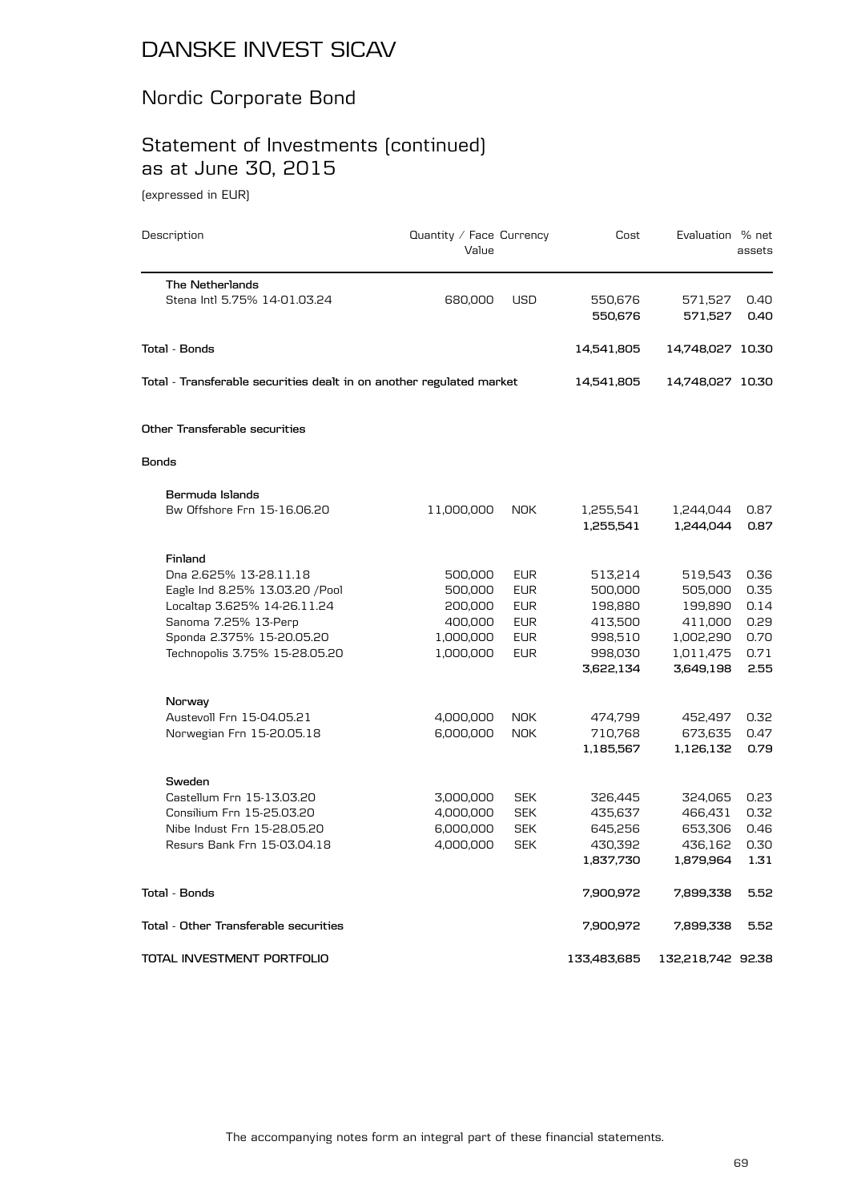# DANSKE INVEST SICAV

## Nordic Corporate Bond

## Statement of Investments (continued) as at June 30, 2015

(expressed in EUR)

| Description | Quantity / Face Value | Currency | Cost | Evaluation | % net assets |
|---|---|---|---|---|---|
| **The Netherlands** | | | | | |
| Stena Intl 5.75% 14-01.03.24 | 680,000 | USD | 550,676 | 571,527 | 0.40 |
| | | | **550,676** | **571,527** | **0.40** |
| **Total - Bonds** | | | **14,541,805** | **14,748,027** | **10.30** |
| **Total - Transferable securities dealt in on another regulated market** | | | **14,541,805** | **14,748,027** | **10.30** |
| **Other Transferable securities** | | | | | |
| **Bonds** | | | | | |
| **Bermuda Islands** | | | | | |
| Bw Offshore Frn 15-16.06.20 | 11,000,000 | NOK | 1,255,541 | 1,244,044 | 0.87 |
| | | | **1,255,541** | **1,244,044** | **0.87** |
| **Finland** | | | | | |
| Dna 2.625% 13-28.11.18 | 500,000 | EUR | 513,214 | 519,543 | 0.36 |
| Eagle Ind 8.25% 13.03.20 /Pool | 500,000 | EUR | 500,000 | 505,000 | 0.35 |
| Localtap 3.625% 14-26.11.24 | 200,000 | EUR | 198,880 | 199,890 | 0.14 |
| Sanoma 7.25% 13-Perp | 400,000 | EUR | 413,500 | 411,000 | 0.29 |
| Sponda 2.375% 15-20.05.20 | 1,000,000 | EUR | 998,510 | 1,002,290 | 0.70 |
| Technopolis 3.75% 15-28.05.20 | 1,000,000 | EUR | 998,030 | 1,011,475 | 0.71 |
| | | | **3,622,134** | **3,649,198** | **2.55** |
| **Norway** | | | | | |
| Austevoll Frn 15-04.05.21 | 4,000,000 | NOK | 474,799 | 452,497 | 0.32 |
| Norwegian Frn 15-20.05.18 | 6,000,000 | NOK | 710,768 | 673,635 | 0.47 |
| | | | **1,185,567** | **1,126,132** | **0.79** |
| **Sweden** | | | | | |
| Castellum Frn 15-13.03.20 | 3,000,000 | SEK | 326,445 | 324,065 | 0.23 |
| Consilium Frn 15-25.03.20 | 4,000,000 | SEK | 435,637 | 466,431 | 0.32 |
| Nibe Indust Frn 15-28.05.20 | 6,000,000 | SEK | 645,256 | 653,306 | 0.46 |
| Resurs Bank Frn 15-03.04.18 | 4,000,000 | SEK | 430,392 | 436,162 | 0.30 |
| | | | **1,837,730** | **1,879,964** | **1.31** |
| **Total - Bonds** | | | **7,900,972** | **7,899,338** | **5.52** |
| **Total - Other Transferable securities** | | | **7,900,972** | **7,899,338** | **5.52** |
| **TOTAL INVESTMENT PORTFOLIO** | | | **133,483,685** | **132,218,742** | **92.38** |

The accompanying notes form an integral part of these financial statements.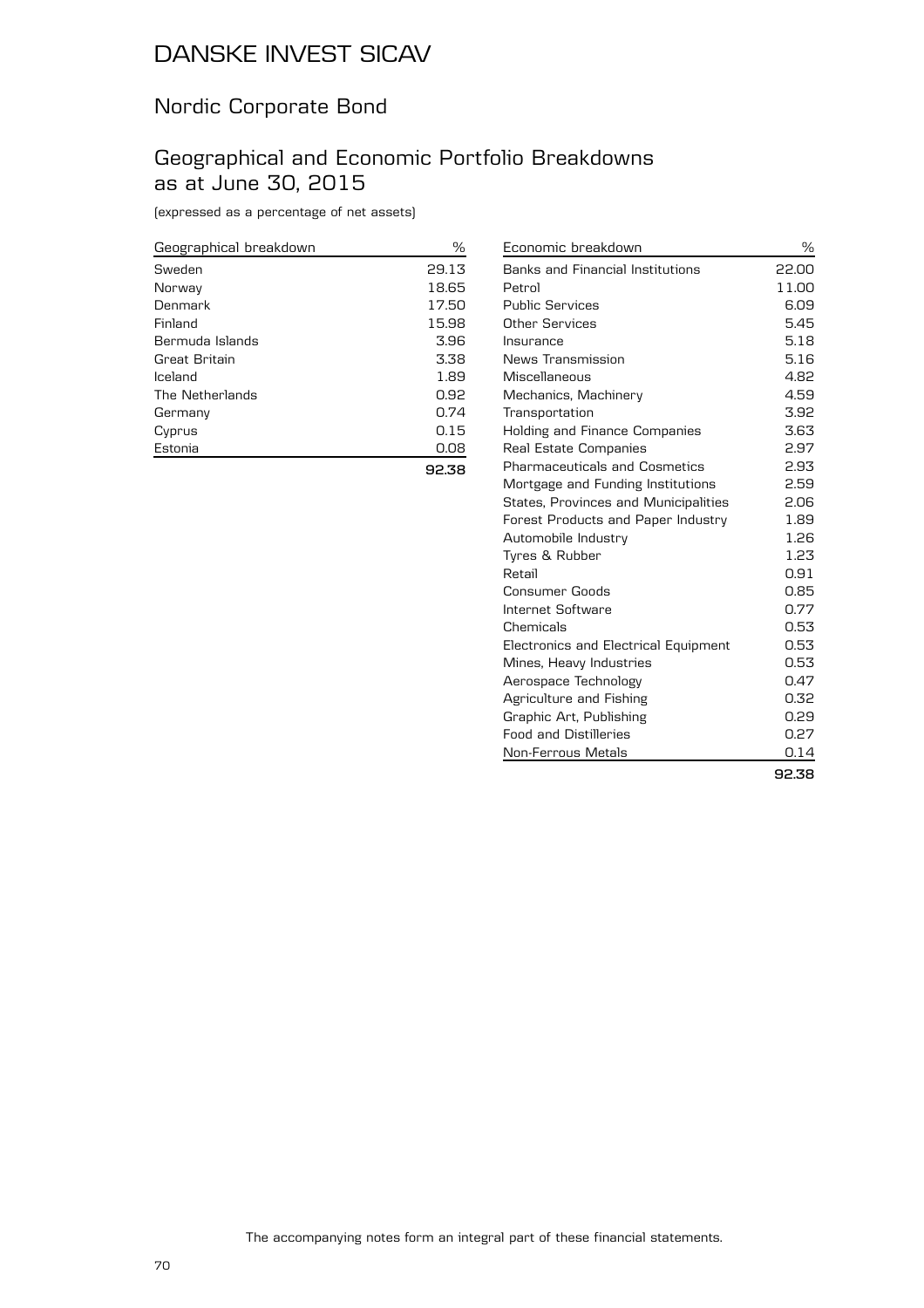# DANSKE INVEST SICAV

## Nordic Corporate Bond

## Geographical and Economic Portfolio Breakdowns as at June 30, 2015

(expressed as a percentage of net assets)

| Geographical breakdown | % |
|---|---|
| Sweden | 29.13 |
| Norway | 18.65 |
| Denmark | 17.50 |
| Finland | 15.98 |
| Bermuda Islands | 3.96 |
| Great Britain | 3.38 |
| Iceland | 1.89 |
| The Netherlands | 0.92 |
| Germany | 0.74 |
| Cyprus | 0.15 |
| Estonia | 0.08 |
| | **92.38** |

| Economic breakdown | % |
|---|---|
| Banks and Financial Institutions | 22.00 |
| Petrol | 11.00 |
| Public Services | 6.09 |
| Other Services | 5.45 |
| Insurance | 5.18 |
| News Transmission | 5.16 |
| Miscellaneous | 4.82 |
| Mechanics, Machinery | 4.59 |
| Transportation | 3.92 |
| Holding and Finance Companies | 3.63 |
| Real Estate Companies | 2.97 |
| Pharmaceuticals and Cosmetics | 2.93 |
| Mortgage and Funding Institutions | 2.59 |
| States, Provinces and Municipalities | 2.06 |
| Forest Products and Paper Industry | 1.89 |
| Automobile Industry | 1.26 |
| Tyres & Rubber | 1.23 |
| Retail | 0.91 |
| Consumer Goods | 0.85 |
| Internet Software | 0.77 |
| Chemicals | 0.53 |
| Electronics and Electrical Equipment | 0.53 |
| Mines, Heavy Industries | 0.53 |
| Aerospace Technology | 0.47 |
| Agriculture and Fishing | 0.32 |
| Graphic Art, Publishing | 0.29 |
| Food and Distilleries | 0.27 |
| Non-Ferrous Metals | 0.14 |
| | **92.38** |

The accompanying notes form an integral part of these financial statements.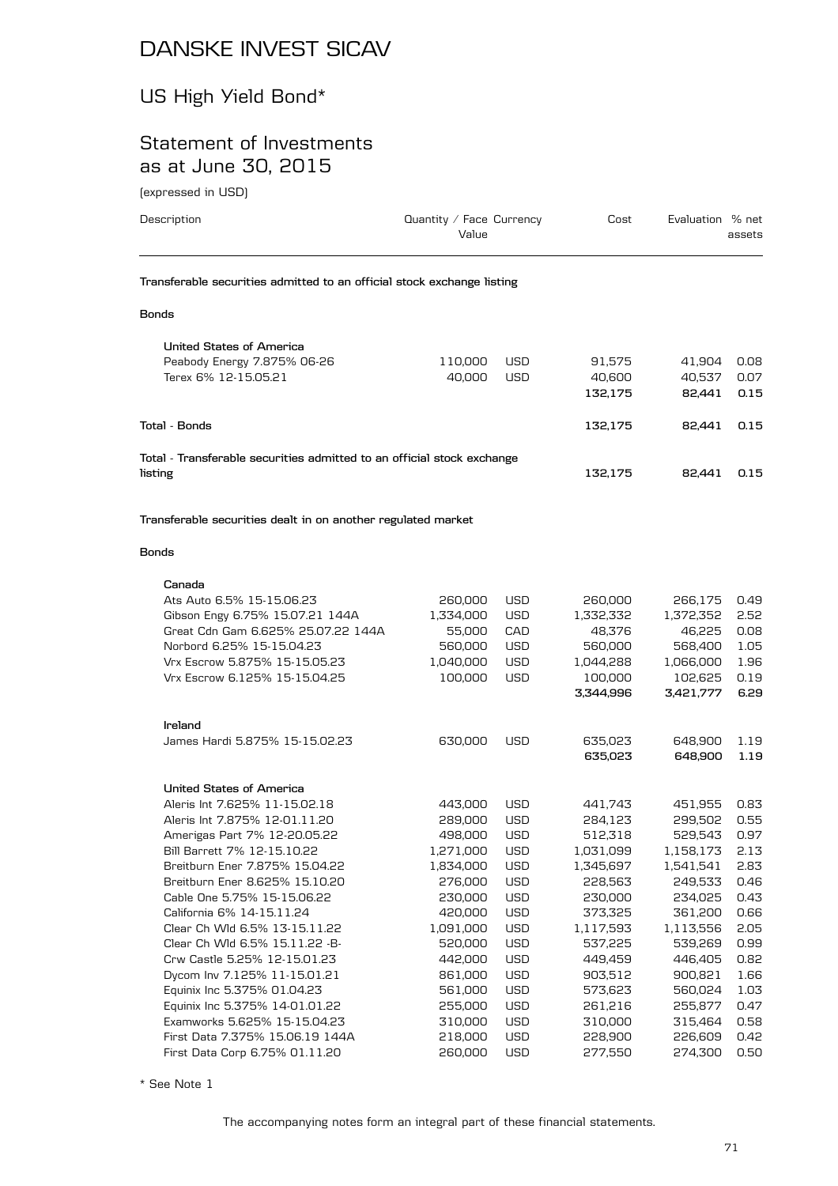# DANSKE INVEST SICAV

## US High Yield Bond*

## Statement of Investments as at June 30, 2015

(expressed in USD)

| Description | Quantity / Face Value | Currency | Cost | Evaluation | % net assets |
|---|---|---|---|---|---|
| **Transferable securities admitted to an official stock exchange listing** | | | | | |
| **Bonds** | | | | | |
| **United States of America** | | | | | |
| Peabody Energy 7.875% 06-26 | 110,000 | USD | 91,575 | 41,904 | 0.08 |
| Terex 6% 12-15.05.21 | 40,000 | USD | 40,600 | 40,537 | 0.07 |
| | | | **132,175** | **82,441** | **0.15** |
| **Total - Bonds** | | | **132,175** | **82,441** | **0.15** |
| **Total - Transferable securities admitted to an official stock exchange listing** | | | **132,175** | **82,441** | **0.15** |
| **Transferable securities dealt in on another regulated market** | | | | | |
| **Bonds** | | | | | |
| **Canada** | | | | | |
| Ats Auto 6.5% 15-15.06.23 | 260,000 | USD | 260,000 | 266,175 | 0.49 |
| Gibson Engy 6.75% 15.07.21 144A | 1,334,000 | USD | 1,332,332 | 1,372,352 | 2.52 |
| Great Cdn Gam 6.625% 25.07.22 144A | 55,000 | CAD | 48,376 | 46,225 | 0.08 |
| Norbord 6.25% 15-15.04.23 | 560,000 | USD | 560,000 | 568,400 | 1.05 |
| Vrx Escrow 5.875% 15-15.05.23 | 1,040,000 | USD | 1,044,288 | 1,066,000 | 1.96 |
| Vrx Escrow 6.125% 15-15.04.25 | 100,000 | USD | 100,000 | 102,625 | 0.19 |
| | | | **3,344,996** | **3,421,777** | **6.29** |
| **Ireland** | | | | | |
| James Hardi 5.875% 15-15.02.23 | 630,000 | USD | 635,023 | 648,900 | 1.19 |
| | | | **635,023** | **648,900** | **1.19** |
| **United States of America** | | | | | |
| Aleris Int 7.625% 11-15.02.18 | 443,000 | USD | 441,743 | 451,955 | 0.83 |
| Aleris Int 7.875% 12-01.11.20 | 289,000 | USD | 284,123 | 299,502 | 0.55 |
| Amerigas Part 7% 12-20.05.22 | 498,000 | USD | 512,318 | 529,543 | 0.97 |
| Bill Barrett 7% 12-15.10.22 | 1,271,000 | USD | 1,031,099 | 1,158,173 | 2.13 |
| Breitburn Ener 7.875% 15.04.22 | 1,834,000 | USD | 1,345,697 | 1,541,541 | 2.83 |
| Breitburn Ener 8.625% 15.10.20 | 276,000 | USD | 228,563 | 249,533 | 0.46 |
| Cable One 5.75% 15-15.06.22 | 230,000 | USD | 230,000 | 234,025 | 0.43 |
| California 6% 14-15.11.24 | 420,000 | USD | 373,325 | 361,200 | 0.66 |
| Clear Ch Wld 6.5% 13-15.11.22 | 1,091,000 | USD | 1,117,593 | 1,113,556 | 2.05 |
| Clear Ch Wld 6.5% 15.11.22 -B- | 520,000 | USD | 537,225 | 539,269 | 0.99 |
| Crw Castle 5.25% 12-15.01.23 | 442,000 | USD | 449,459 | 446,405 | 0.82 |
| Dycom Inv 7.125% 11-15.01.21 | 861,000 | USD | 903,512 | 900,821 | 1.66 |
| Equinix Inc 5.375% 01.04.23 | 561,000 | USD | 573,623 | 560,024 | 1.03 |
| Equinix Inc 5.375% 14-01.01.22 | 255,000 | USD | 261,216 | 255,877 | 0.47 |
| Examworks 5.625% 15-15.04.23 | 310,000 | USD | 310,000 | 315,464 | 0.58 |
| First Data 7.375% 15.06.19 144A | 218,000 | USD | 228,900 | 226,609 | 0.42 |
| First Data Corp 6.75% 01.11.20 | 260,000 | USD | 277,550 | 274,300 | 0.50 |

* See Note 1

The accompanying notes form an integral part of these financial statements.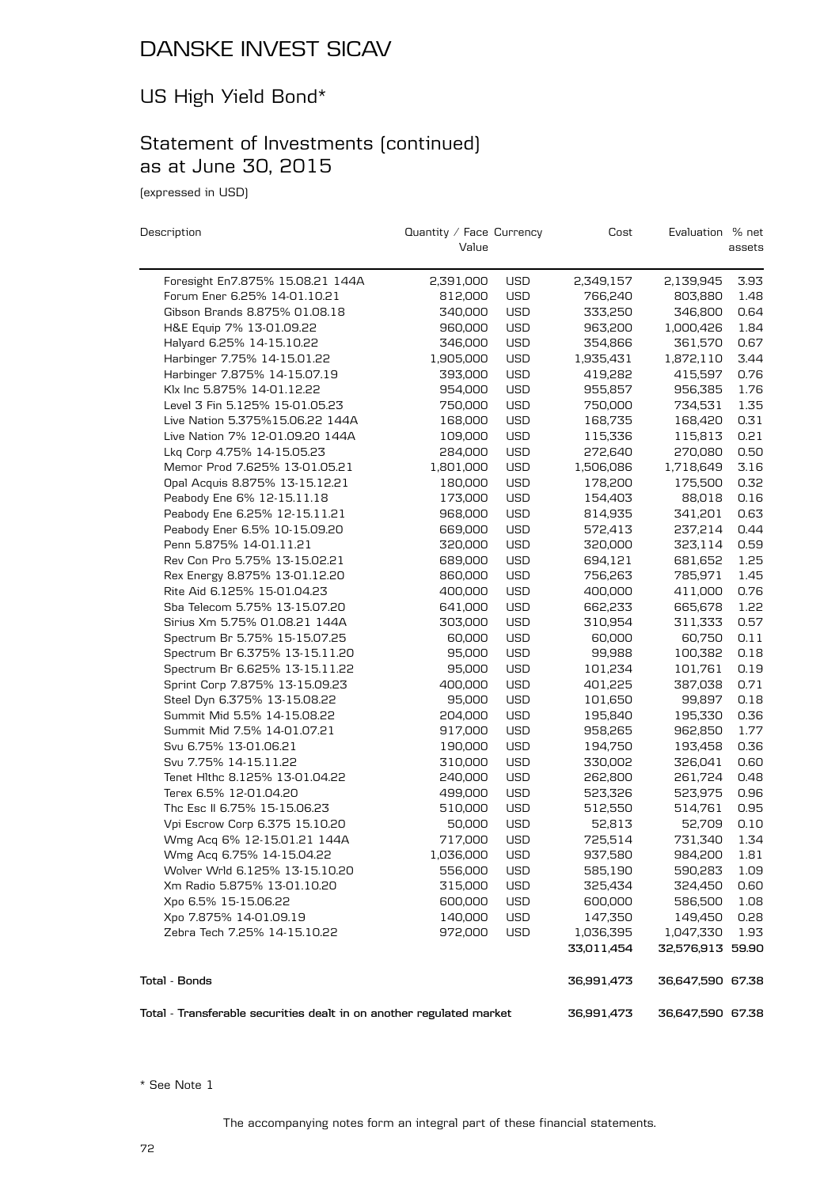# DANSKE INVEST SICAV

## US High Yield Bond*

## Statement of Investments (continued) as at June 30, 2015

(expressed in USD)

| Description | Quantity / Face Value | Currency | Cost | Evaluation | % net assets |
|---|---|---|---|---|---|
| Foresight En7.875% 15.08.21 144A | 2,391,000 | USD | 2,349,157 | 2,139,945 | 3.93 |
| Forum Ener 6.25% 14-01.10.21 | 812,000 | USD | 766,240 | 803,880 | 1.48 |
| Gibson Brands 8.875% 01.08.18 | 340,000 | USD | 333,250 | 346,800 | 0.64 |
| H&E Equip 7% 13-01.09.22 | 960,000 | USD | 963,200 | 1,000,426 | 1.84 |
| Halyard 6.25% 14-15.10.22 | 346,000 | USD | 354,866 | 361,570 | 0.67 |
| Harbinger 7.75% 14-15.01.22 | 1,905,000 | USD | 1,935,431 | 1,872,110 | 3.44 |
| Harbinger 7.875% 14-15.07.19 | 393,000 | USD | 419,282 | 415,597 | 0.76 |
| Klx Inc 5.875% 14-01.12.22 | 954,000 | USD | 955,857 | 956,385 | 1.76 |
| Level 3 Fin 5.125% 15-01.05.23 | 750,000 | USD | 750,000 | 734,531 | 1.35 |
| Live Nation 5.375%15.06.22 144A | 168,000 | USD | 168,735 | 168,420 | 0.31 |
| Live Nation 7% 12-01.09.20 144A | 109,000 | USD | 115,336 | 115,813 | 0.21 |
| Lkq Corp 4.75% 14-15.05.23 | 284,000 | USD | 272,640 | 270,080 | 0.50 |
| Memor Prod 7.625% 13-01.05.21 | 1,801,000 | USD | 1,506,086 | 1,718,649 | 3.16 |
| Opal Acquis 8.875% 13-15.12.21 | 180,000 | USD | 178,200 | 175,500 | 0.32 |
| Peabody Ene 6% 12-15.11.18 | 173,000 | USD | 154,403 | 88,018 | 0.16 |
| Peabody Ene 6.25% 12-15.11.21 | 968,000 | USD | 814,935 | 341,201 | 0.63 |
| Peabody Ener 6.5% 10-15.09.20 | 669,000 | USD | 572,413 | 237,214 | 0.44 |
| Penn 5.875% 14-01.11.21 | 320,000 | USD | 320,000 | 323,114 | 0.59 |
| Rev Con Pro 5.75% 13-15.02.21 | 689,000 | USD | 694,121 | 681,652 | 1.25 |
| Rex Energy 8.875% 13-01.12.20 | 860,000 | USD | 756,263 | 785,971 | 1.45 |
| Rite Aid 6.125% 15-01.04.23 | 400,000 | USD | 400,000 | 411,000 | 0.76 |
| Sba Telecom 5.75% 13-15.07.20 | 641,000 | USD | 662,233 | 665,678 | 1.22 |
| Sirius Xm 5.75% 01.08.21 144A | 303,000 | USD | 310,954 | 311,333 | 0.57 |
| Spectrum Br 5.75% 15-15.07.25 | 60,000 | USD | 60,000 | 60,750 | 0.11 |
| Spectrum Br 6.375% 13-15.11.20 | 95,000 | USD | 99,988 | 100,382 | 0.18 |
| Spectrum Br 6.625% 13-15.11.22 | 95,000 | USD | 101,234 | 101,761 | 0.19 |
| Sprint Corp 7.875% 13-15.09.23 | 400,000 | USD | 401,225 | 387,038 | 0.71 |
| Steel Dyn 6.375% 13-15.08.22 | 95,000 | USD | 101,650 | 99,897 | 0.18 |
| Summit Mid 5.5% 14-15.08.22 | 204,000 | USD | 195,840 | 195,330 | 0.36 |
| Summit Mid 7.5% 14-01.07.21 | 917,000 | USD | 958,265 | 962,850 | 1.77 |
| Svu 6.75% 13-01.06.21 | 190,000 | USD | 194,750 | 193,458 | 0.36 |
| Svu 7.75% 14-15.11.22 | 310,000 | USD | 330,002 | 326,041 | 0.60 |
| Tenet Hlthc 8.125% 13-01.04.22 | 240,000 | USD | 262,800 | 261,724 | 0.48 |
| Terex 6.5% 12-01.04.20 | 499,000 | USD | 523,326 | 523,975 | 0.96 |
| Thc Esc II 6.75% 15-15.06.23 | 510,000 | USD | 512,550 | 514,761 | 0.95 |
| Vpi Escrow Corp 6.375 15.10.20 | 50,000 | USD | 52,813 | 52,709 | 0.10 |
| Wmg Acq 6% 12-15.01.21 144A | 717,000 | USD | 725,514 | 731,340 | 1.34 |
| Wmg Acq 6.75% 14-15.04.22 | 1,036,000 | USD | 937,580 | 984,200 | 1.81 |
| Wolver Wrld 6.125% 13-15.10.20 | 556,000 | USD | 585,190 | 590,283 | 1.09 |
| Xm Radio 5.875% 13-01.10.20 | 315,000 | USD | 325,434 | 324,450 | 0.60 |
| Xpo 6.5% 15-15.06.22 | 600,000 | USD | 600,000 | 586,500 | 1.08 |
| Xpo 7.875% 14-01.09.19 | 140,000 | USD | 147,350 | 149,450 | 0.28 |
| Zebra Tech 7.25% 14-15.10.22 | 972,000 | USD | 1,036,395 | 1,047,330 | 1.93 |
| | | | **33,011,454** | **32,576,913** | **59.90** |
| **Total - Bonds** | | | **36,991,473** | **36,647,590** | **67.38** |
| **Total - Transferable securities dealt in on another regulated market** | | | **36,991,473** | **36,647,590** | **67.38** |

\* See Note 1

The accompanying notes form an integral part of these financial statements.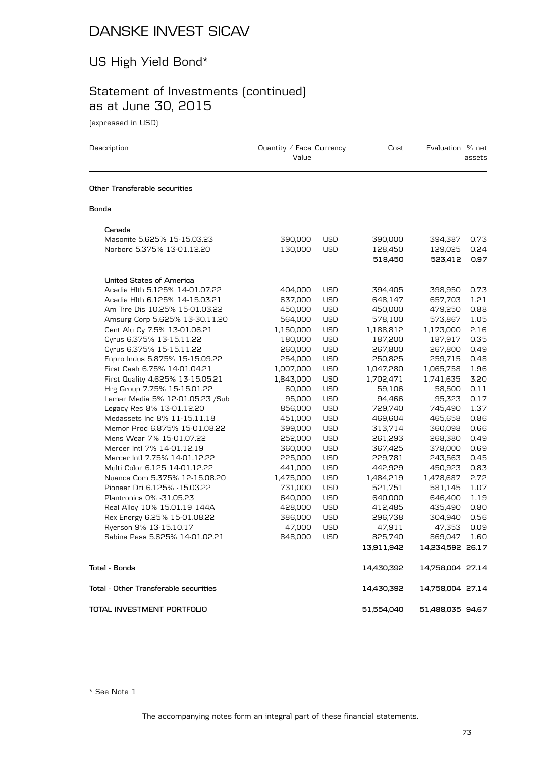# DANSKE INVEST SICAV

## US High Yield Bond*

## Statement of Investments (continued) as at June 30, 2015

(expressed in USD)

| Description | Quantity / Face Value | Currency | Cost | Evaluation | % net assets |
|---|---|---|---|---|---|
| **Other Transferable securities** | | | | | |
| **Bonds** | | | | | |
| **Canada** | | | | | |
| Masonite 5.625% 15-15.03.23 | 390,000 | USD | 390,000 | 394,387 | 0.73 |
| Norbord 5.375% 13-01.12.20 | 130,000 | USD | 128,450 | 129,025 | 0.24 |
| | | | **518,450** | **523,412** | **0.97** |
| **United States of America** | | | | | |
| Acadia Hlth 5.125% 14-01.07.22 | 404,000 | USD | 394,405 | 398,950 | 0.73 |
| Acadia Hlth 6.125% 14-15.03.21 | 637,000 | USD | 648,147 | 657,703 | 1.21 |
| Am Tire Dis 10.25% 15-01.03.22 | 450,000 | USD | 450,000 | 479,250 | 0.88 |
| Amsurg Corp 5.625% 13-30.11.20 | 564,000 | USD | 578,100 | 573,867 | 1.05 |
| Cent Alu Cy 7.5% 13-01.06.21 | 1,150,000 | USD | 1,188,812 | 1,173,000 | 2.16 |
| Cyrus 6.375% 13-15.11.22 | 180,000 | USD | 187,200 | 187,917 | 0.35 |
| Cyrus 6.375% 15-15.11.22 | 260,000 | USD | 267,800 | 267,800 | 0.49 |
| Enpro Indus 5.875% 15-15.09.22 | 254,000 | USD | 250,825 | 259,715 | 0.48 |
| First Cash 6.75% 14-01.04.21 | 1,007,000 | USD | 1,047,280 | 1,065,758 | 1.96 |
| First Quality 4.625% 13-15.05.21 | 1,843,000 | USD | 1,702,471 | 1,741,635 | 3.20 |
| Hrg Group 7.75% 15-15.01.22 | 60,000 | USD | 59,106 | 58,500 | 0.11 |
| Lamar Media 5% 12-01.05.23 /Sub | 95,000 | USD | 94,466 | 95,323 | 0.17 |
| Legacy Res 8% 13-01.12.20 | 856,000 | USD | 729,740 | 745,490 | 1.37 |
| Medassets Inc 8% 11-15.11.18 | 451,000 | USD | 469,604 | 465,658 | 0.86 |
| Memor Prod 6.875% 15-01.08.22 | 399,000 | USD | 313,714 | 360,098 | 0.66 |
| Mens Wear 7% 15-01.07.22 | 252,000 | USD | 261,293 | 268,380 | 0.49 |
| Mercer Intl 7% 14-01.12.19 | 360,000 | USD | 367,425 | 378,000 | 0.69 |
| Mercer Intl 7.75% 14-01.12.22 | 225,000 | USD | 229,781 | 243,563 | 0.45 |
| Multi Color 6.125 14-01.12.22 | 441,000 | USD | 442,929 | 450,923 | 0.83 |
| Nuance Com 5.375% 12-15.08.20 | 1,475,000 | USD | 1,484,219 | 1,478,687 | 2.72 |
| Pioneer Dri 6.125% -15.03.22 | 731,000 | USD | 521,751 | 581,145 | 1.07 |
| Plantronics 0% -31.05.23 | 640,000 | USD | 640,000 | 646,400 | 1.19 |
| Real Alloy 10% 15.01.19 144A | 428,000 | USD | 412,485 | 435,490 | 0.80 |
| Rex Energy 6.25% 15-01.08.22 | 386,000 | USD | 296,738 | 304,940 | 0.56 |
| Ryerson 9% 13-15.10.17 | 47,000 | USD | 47,911 | 47,353 | 0.09 |
| Sabine Pass 5.625% 14-01.02.21 | 848,000 | USD | 825,740 | 869,047 | 1.60 |
| | | | **13,911,942** | **14,234,592** | **26.17** |
| **Total - Bonds** | | | **14,430,392** | **14,758,004** | **27.14** |
| **Total - Other Transferable securities** | | | **14,430,392** | **14,758,004** | **27.14** |
| **TOTAL INVESTMENT PORTFOLIO** | | | **51,554,040** | **51,488,035** | **94.67** |

* See Note 1

The accompanying notes form an integral part of these financial statements.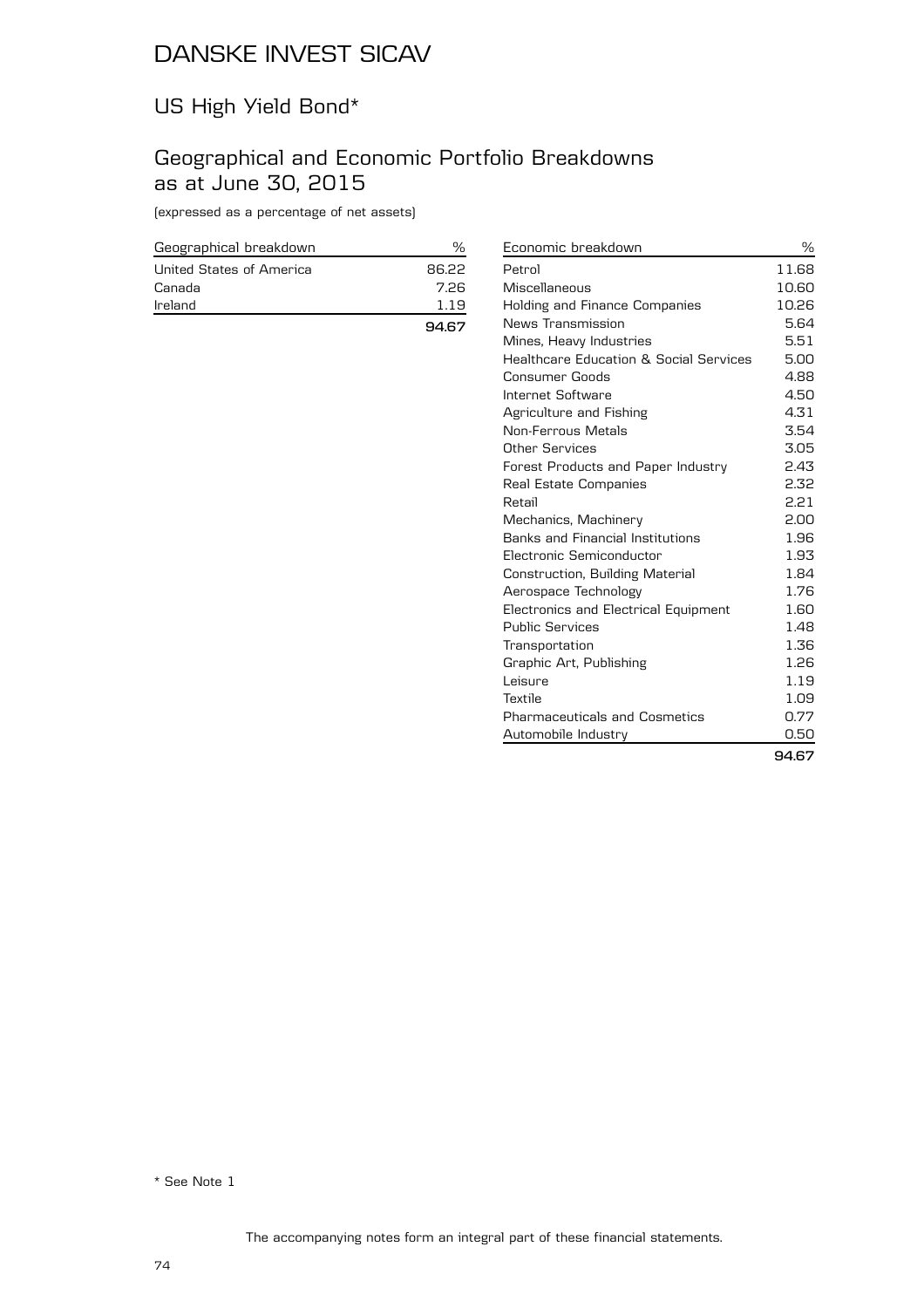# DANSKE INVEST SICAV

## US High Yield Bond*

## Geographical and Economic Portfolio Breakdowns as at June 30, 2015

(expressed as a percentage of net assets)

| Geographical breakdown | % |
|---|---|
| United States of America | 86.22 |
| Canada | 7.26 |
| Ireland | 1.19 |
| | **94.67** |

| Economic breakdown | % |
|---|---|
| Petrol | 11.68 |
| Miscellaneous | 10.60 |
| Holding and Finance Companies | 10.26 |
| News Transmission | 5.64 |
| Mines, Heavy Industries | 5.51 |
| Healthcare Education & Social Services | 5.00 |
| Consumer Goods | 4.88 |
| Internet Software | 4.50 |
| Agriculture and Fishing | 4.31 |
| Non-Ferrous Metals | 3.54 |
| Other Services | 3.05 |
| Forest Products and Paper Industry | 2.43 |
| Real Estate Companies | 2.32 |
| Retail | 2.21 |
| Mechanics, Machinery | 2.00 |
| Banks and Financial Institutions | 1.96 |
| Electronic Semiconductor | 1.93 |
| Construction, Building Material | 1.84 |
| Aerospace Technology | 1.76 |
| Electronics and Electrical Equipment | 1.60 |
| Public Services | 1.48 |
| Transportation | 1.36 |
| Graphic Art, Publishing | 1.26 |
| Leisure | 1.19 |
| Textile | 1.09 |
| Pharmaceuticals and Cosmetics | 0.77 |
| Automobile Industry | 0.50 |
| | **94.67** |

* See Note 1

The accompanying notes form an integral part of these financial statements.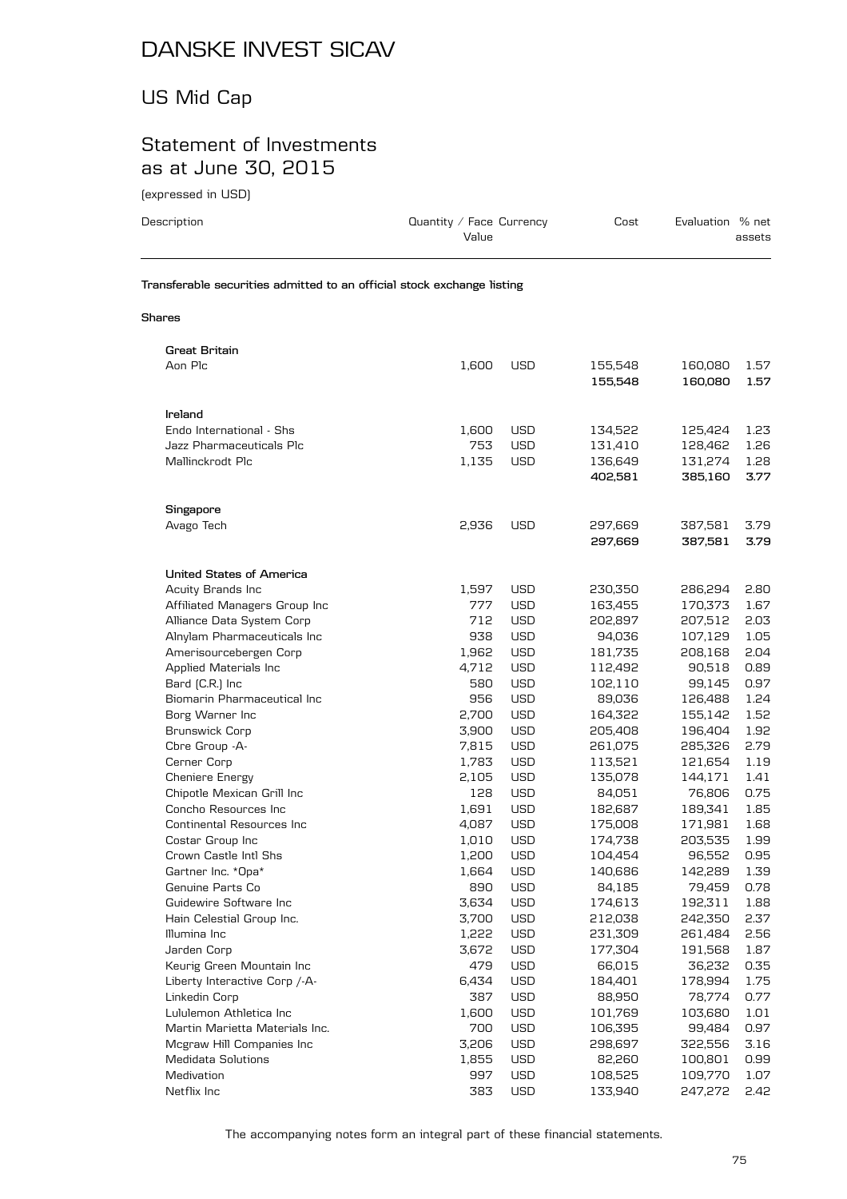# DANSKE INVEST SICAV

## US Mid Cap

## Statement of Investments as at June 30, 2015

(expressed in USD)

| Description | Quantity / Face Value | Currency | Cost | Evaluation | % net assets |
|---|---|---|---|---|---|
| **Transferable securities admitted to an official stock exchange listing** | | | | | |
| **Shares** | | | | | |
| **Great Britain** | | | | | |
| Aon Plc | 1,600 | USD | 155,548 | 160,080 | 1.57 |
| | | | **155,548** | **160,080** | **1.57** |
| **Ireland** | | | | | |
| Endo International - Shs | 1,600 | USD | 134,522 | 125,424 | 1.23 |
| Jazz Pharmaceuticals Plc | 753 | USD | 131,410 | 128,462 | 1.26 |
| Mallinckrodt Plc | 1,135 | USD | 136,649 | 131,274 | 1.28 |
| | | | **402,581** | **385,160** | **3.77** |
| **Singapore** | | | | | |
| Avago Tech | 2,936 | USD | 297,669 | 387,581 | 3.79 |
| | | | **297,669** | **387,581** | **3.79** |
| **United States of America** | | | | | |
| Acuity Brands Inc | 1,597 | USD | 230,350 | 286,294 | 2.80 |
| Affiliated Managers Group Inc | 777 | USD | 163,455 | 170,373 | 1.67 |
| Alliance Data System Corp | 712 | USD | 202,897 | 207,512 | 2.03 |
| Alnylam Pharmaceuticals Inc | 938 | USD | 94,036 | 107,129 | 1.05 |
| Amerisourcebergen Corp | 1,962 | USD | 181,735 | 208,168 | 2.04 |
| Applied Materials Inc | 4,712 | USD | 112,492 | 90,518 | 0.89 |
| Bard (C.R.) Inc | 580 | USD | 102,110 | 99,145 | 0.97 |
| Biomarin Pharmaceutical Inc | 956 | USD | 89,036 | 126,488 | 1.24 |
| Borg Warner Inc | 2,700 | USD | 164,322 | 155,142 | 1.52 |
| Brunswick Corp | 3,900 | USD | 205,408 | 196,404 | 1.92 |
| Cbre Group -A- | 7,815 | USD | 261,075 | 285,326 | 2.79 |
| Cerner Corp | 1,783 | USD | 113,521 | 121,654 | 1.19 |
| Cheniere Energy | 2,105 | USD | 135,078 | 144,171 | 1.41 |
| Chipotle Mexican Grill Inc | 128 | USD | 84,051 | 76,806 | 0.75 |
| Concho Resources Inc | 1,691 | USD | 182,687 | 189,341 | 1.85 |
| Continental Resources Inc | 4,087 | USD | 175,008 | 171,981 | 1.68 |
| Costar Group Inc | 1,010 | USD | 174,738 | 203,535 | 1.99 |
| Crown Castle Intl Shs | 1,200 | USD | 104,454 | 96,552 | 0.95 |
| Gartner Inc. *Opa* | 1,664 | USD | 140,686 | 142,289 | 1.39 |
| Genuine Parts Co | 890 | USD | 84,185 | 79,459 | 0.78 |
| Guidewire Software Inc | 3,634 | USD | 174,613 | 192,311 | 1.88 |
| Hain Celestial Group Inc. | 3,700 | USD | 212,038 | 242,350 | 2.37 |
| Illumina Inc | 1,222 | USD | 231,309 | 261,484 | 2.56 |
| Jarden Corp | 3,672 | USD | 177,304 | 191,568 | 1.87 |
| Keurig Green Mountain Inc | 479 | USD | 66,015 | 36,232 | 0.35 |
| Liberty Interactive Corp /-A- | 6,434 | USD | 184,401 | 178,994 | 1.75 |
| Linkedin Corp | 387 | USD | 88,950 | 78,774 | 0.77 |
| Lululemon Athletica Inc | 1,600 | USD | 101,769 | 103,680 | 1.01 |
| Martin Marietta Materials Inc. | 700 | USD | 106,395 | 99,484 | 0.97 |
| Mcgraw Hill Companies Inc | 3,206 | USD | 298,697 | 322,556 | 3.16 |
| Medidata Solutions | 1,855 | USD | 82,260 | 100,801 | 0.99 |
| Medivation | 997 | USD | 108,525 | 109,770 | 1.07 |
| Netflix Inc | 383 | USD | 133,940 | 247,272 | 2.42 |

The accompanying notes form an integral part of these financial statements.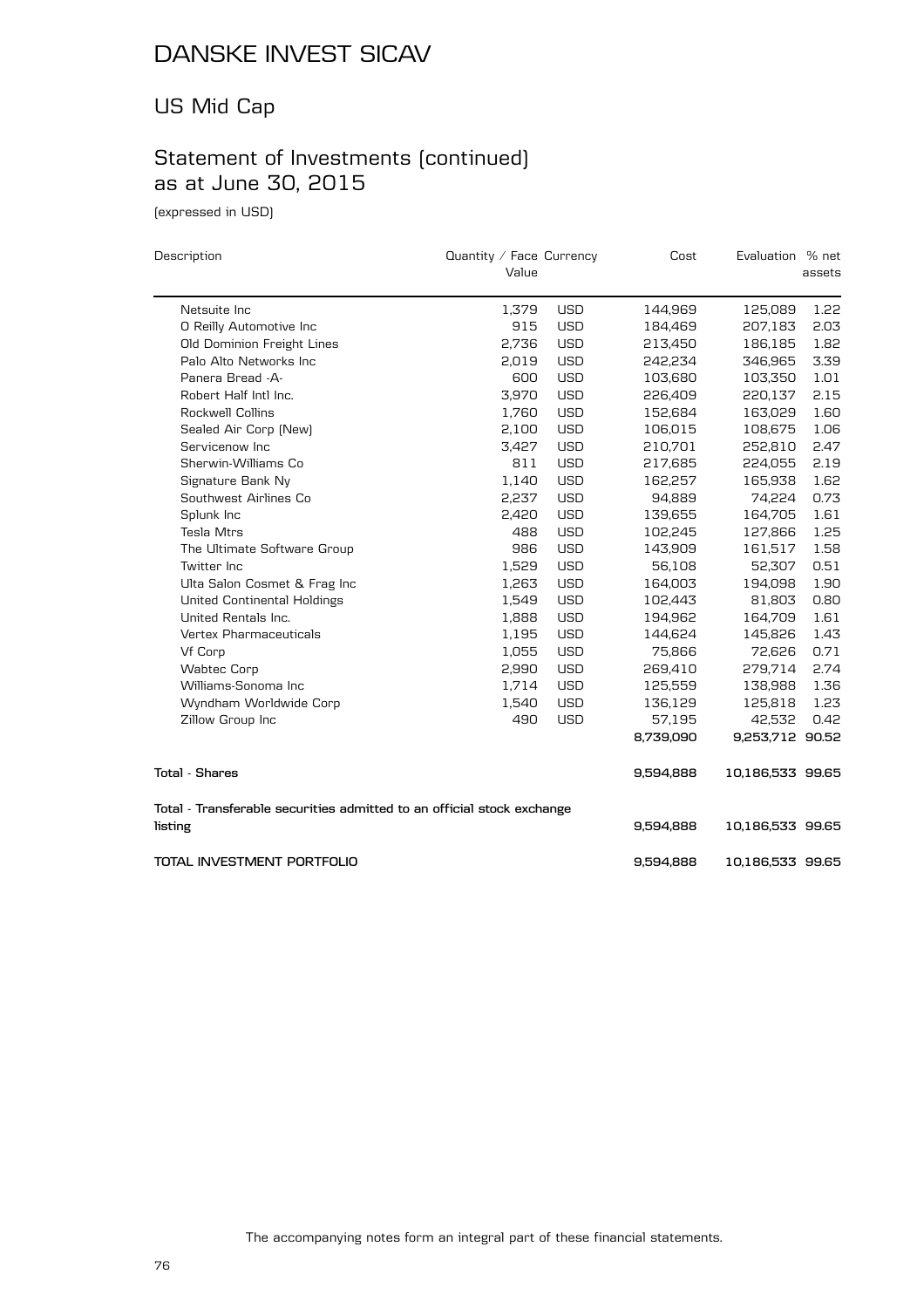# DANSKE INVEST SICAV

## US Mid Cap

## Statement of Investments (continued) as at June 30, 2015

(expressed in USD)

| Description | Quantity / Face Value | Currency | Cost | Evaluation | % net assets |
|---|---|---|---|---|---|
| Netsuite Inc | 1,379 | USD | 144,969 | 125,089 | 1.22 |
| O Reilly Automotive Inc | 915 | USD | 184,469 | 207,183 | 2.03 |
| Old Dominion Freight Lines | 2,736 | USD | 213,450 | 186,185 | 1.82 |
| Palo Alto Networks Inc | 2,019 | USD | 242,234 | 346,965 | 3.39 |
| Panera Bread -A- | 600 | USD | 103,680 | 103,350 | 1.01 |
| Robert Half Intl Inc. | 3,970 | USD | 226,409 | 220,137 | 2.15 |
| Rockwell Collins | 1,760 | USD | 152,684 | 163,029 | 1.60 |
| Sealed Air Corp (New) | 2,100 | USD | 106,015 | 108,675 | 1.06 |
| Servicenow Inc | 3,427 | USD | 210,701 | 252,810 | 2.47 |
| Sherwin-Williams Co | 811 | USD | 217,685 | 224,055 | 2.19 |
| Signature Bank Ny | 1,140 | USD | 162,257 | 165,938 | 1.62 |
| Southwest Airlines Co | 2,237 | USD | 94,889 | 74,224 | 0.73 |
| Splunk Inc | 2,420 | USD | 139,655 | 164,705 | 1.61 |
| Tesla Mtrs | 488 | USD | 102,245 | 127,866 | 1.25 |
| The Ultimate Software Group | 986 | USD | 143,909 | 161,517 | 1.58 |
| Twitter Inc | 1,529 | USD | 56,108 | 52,307 | 0.51 |
| Ulta Salon Cosmet & Frag Inc | 1,263 | USD | 164,003 | 194,098 | 1.90 |
| United Continental Holdings | 1,549 | USD | 102,443 | 81,803 | 0.80 |
| United Rentals Inc. | 1,888 | USD | 194,962 | 164,709 | 1.61 |
| Vertex Pharmaceuticals | 1,195 | USD | 144,624 | 145,826 | 1.43 |
| Vf Corp | 1,055 | USD | 75,866 | 72,626 | 0.71 |
| Wabtec Corp | 2,990 | USD | 269,410 | 279,714 | 2.74 |
| Williams-Sonoma Inc | 1,714 | USD | 125,559 | 138,988 | 1.36 |
| Wyndham Worldwide Corp | 1,540 | USD | 136,129 | 125,818 | 1.23 |
| Zillow Group Inc | 490 | USD | 57,195 | 42,532 | 0.42 |
| | | | 8,739,090 | 9,253,712 | 90.52 |
| **Total - Shares** | | | 9,594,888 | 10,186,533 | 99.65 |
| **Total - Transferable securities admitted to an official stock exchange listing** | | | 9,594,888 | 10,186,533 | 99.65 |
| **TOTAL INVESTMENT PORTFOLIO** | | | 9,594,888 | 10,186,533 | 99.65 |

The accompanying notes form an integral part of these financial statements.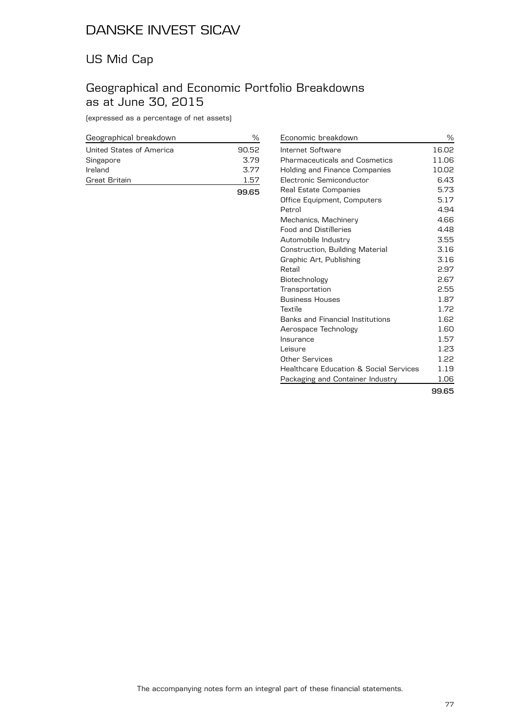# DANSKE INVEST SICAV

## US Mid Cap

## Geographical and Economic Portfolio Breakdowns as at June 30, 2015

(expressed as a percentage of net assets)

| Geographical breakdown | % |
|---|---|
| United States of America | 90.52 |
| Singapore | 3.79 |
| Ireland | 3.77 |
| Great Britain | 1.57 |
| | **99.65** |

| Economic breakdown | % |
|---|---|
| Internet Software | 16.02 |
| Pharmaceuticals and Cosmetics | 11.06 |
| Holding and Finance Companies | 10.02 |
| Electronic Semiconductor | 6.43 |
| Real Estate Companies | 5.73 |
| Office Equipment, Computers | 5.17 |
| Petrol | 4.94 |
| Mechanics, Machinery | 4.66 |
| Food and Distilleries | 4.48 |
| Automobile Industry | 3.55 |
| Construction, Building Material | 3.16 |
| Graphic Art, Publishing | 3.16 |
| Retail | 2.97 |
| Biotechnology | 2.67 |
| Transportation | 2.55 |
| Business Houses | 1.87 |
| Textile | 1.72 |
| Banks and Financial Institutions | 1.62 |
| Aerospace Technology | 1.60 |
| Insurance | 1.57 |
| Leisure | 1.23 |
| Other Services | 1.22 |
| Healthcare Education & Social Services | 1.19 |
| Packaging and Container Industry | 1.06 |
| | **99.65** |

The accompanying notes form an integral part of these financial statements.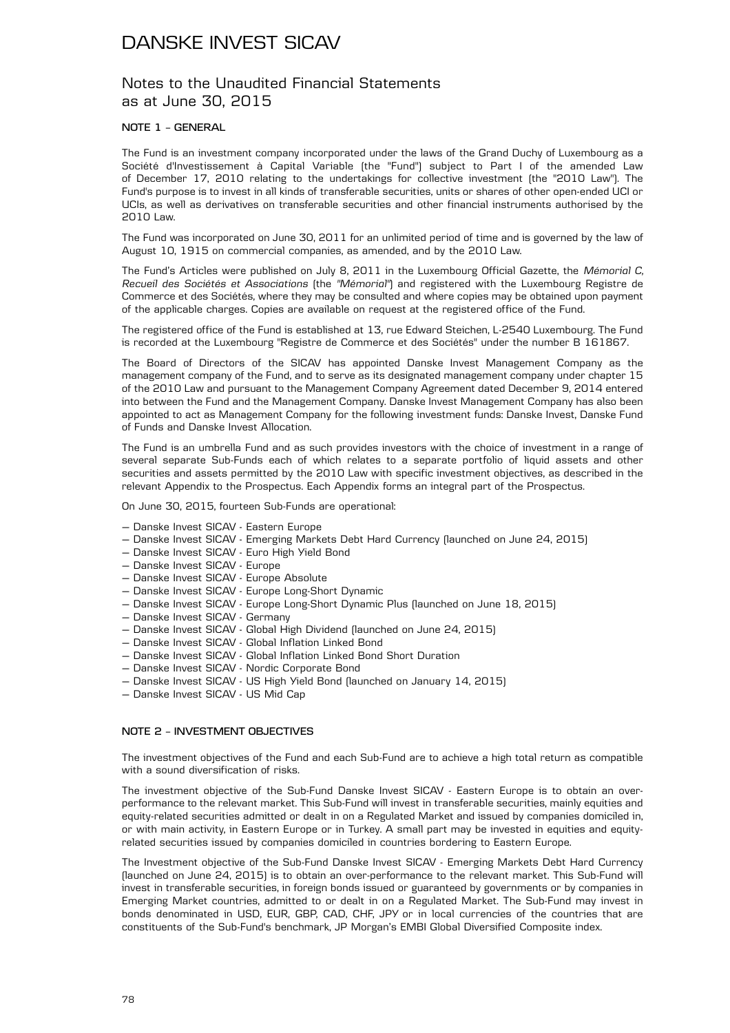# DANSKE INVEST SICAV

## Notes to the Unaudited Financial Statements as at June 30, 2015

### NOTE 1 – GENERAL

The Fund is an investment company incorporated under the laws of the Grand Duchy of Luxembourg as a Société d'Investissement à Capital Variable (the "Fund") subject to Part I of the amended Law of December 17, 2010 relating to the undertakings for collective investment (the "2010 Law"). The Fund's purpose is to invest in all kinds of transferable securities, units or shares of other open-ended UCI or UCIs, as well as derivatives on transferable securities and other financial instruments authorised by the 2010 Law.

The Fund was incorporated on June 30, 2011 for an unlimited period of time and is governed by the law of August 10, 1915 on commercial companies, as amended, and by the 2010 Law.

The Fund's Articles were published on July 8, 2011 in the Luxembourg Official Gazette, the *Mémorial C, Recueil des Sociétés et Associations* (the *"Mémorial"*) and registered with the Luxembourg Registre de Commerce et des Sociétés, where they may be consulted and where copies may be obtained upon payment of the applicable charges. Copies are available on request at the registered office of the Fund.

The registered office of the Fund is established at 13, rue Edward Steichen, L-2540 Luxembourg. The Fund is recorded at the Luxembourg "Registre de Commerce et des Sociétés" under the number B 161867.

The Board of Directors of the SICAV has appointed Danske Invest Management Company as the management company of the Fund, and to serve as its designated management company under chapter 15 of the 2010 Law and pursuant to the Management Company Agreement dated December 9, 2014 entered into between the Fund and the Management Company. Danske Invest Management Company has also been appointed to act as Management Company for the following investment funds: Danske Invest, Danske Fund of Funds and Danske Invest Allocation.

The Fund is an umbrella Fund and as such provides investors with the choice of investment in a range of several separate Sub-Funds each of which relates to a separate portfolio of liquid assets and other securities and assets permitted by the 2010 Law with specific investment objectives, as described in the relevant Appendix to the Prospectus. Each Appendix forms an integral part of the Prospectus.

On June 30, 2015, fourteen Sub-Funds are operational:

- Danske Invest SICAV - Eastern Europe
- Danske Invest SICAV - Emerging Markets Debt Hard Currency (launched on June 24, 2015)
- Danske Invest SICAV - Euro High Yield Bond
- Danske Invest SICAV - Europe
- Danske Invest SICAV - Europe Absolute
- Danske Invest SICAV - Europe Long-Short Dynamic
- Danske Invest SICAV - Europe Long-Short Dynamic Plus (launched on June 18, 2015)
- Danske Invest SICAV - Germany
- Danske Invest SICAV - Global High Dividend (launched on June 24, 2015)
- Danske Invest SICAV - Global Inflation Linked Bond
- Danske Invest SICAV - Global Inflation Linked Bond Short Duration
- Danske Invest SICAV - Nordic Corporate Bond
- Danske Invest SICAV - US High Yield Bond (launched on January 14, 2015)
- Danske Invest SICAV - US Mid Cap

### NOTE 2 – INVESTMENT OBJECTIVES

The investment objectives of the Fund and each Sub-Fund are to achieve a high total return as compatible with a sound diversification of risks.

The investment objective of the Sub-Fund Danske Invest SICAV - Eastern Europe is to obtain an over-performance to the relevant market. This Sub-Fund will invest in transferable securities, mainly equities and equity-related securities admitted or dealt in on a Regulated Market and issued by companies domiciled in, or with main activity, in Eastern Europe or in Turkey. A small part may be invested in equities and equity-related securities issued by companies domiciled in countries bordering to Eastern Europe.

The Investment objective of the Sub-Fund Danske Invest SICAV - Emerging Markets Debt Hard Currency (launched on June 24, 2015) is to obtain an over-performance to the relevant market. This Sub-Fund will invest in transferable securities, in foreign bonds issued or guaranteed by governments or by companies in Emerging Market countries, admitted to or dealt in on a Regulated Market. The Sub-Fund may invest in bonds denominated in USD, EUR, GBP, CAD, CHF, JPY or in local currencies of the countries that are constituents of the Sub-Fund's benchmark, JP Morgan's EMBI Global Diversified Composite index.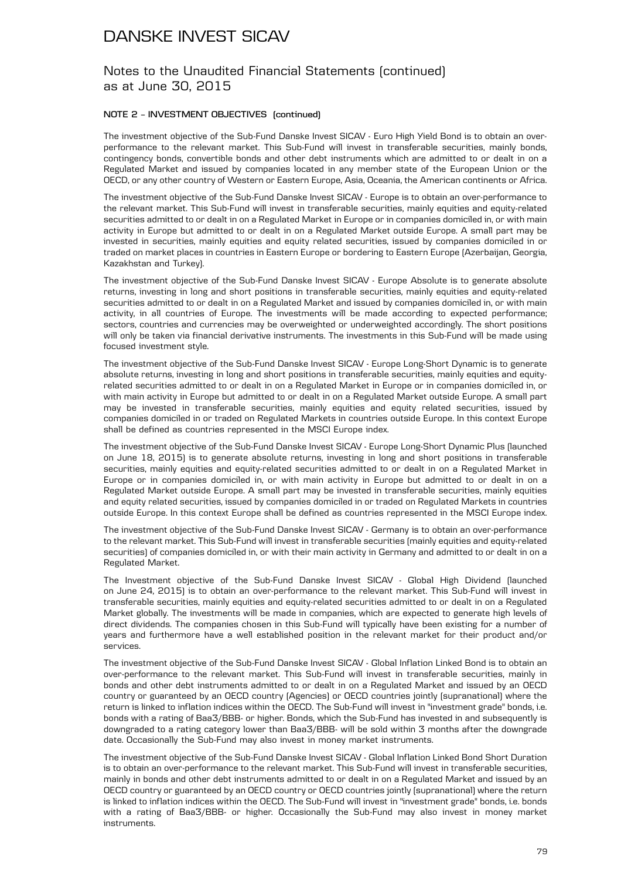# DANSKE INVEST SICAV

## Notes to the Unaudited Financial Statements (continued) as at June 30, 2015

### NOTE 2 – INVESTMENT OBJECTIVES (continued)

The investment objective of the Sub-Fund Danske Invest SICAV - Euro High Yield Bond is to obtain an over-performance to the relevant market. This Sub-Fund will invest in transferable securities, mainly bonds, contingency bonds, convertible bonds and other debt instruments which are admitted to or dealt in on a Regulated Market and issued by companies located in any member state of the European Union or the OECD, or any other country of Western or Eastern Europe, Asia, Oceania, the American continents or Africa.

The investment objective of the Sub-Fund Danske Invest SICAV - Europe is to obtain an over-performance to the relevant market. This Sub-Fund will invest in transferable securities, mainly equities and equity-related securities admitted to or dealt in on a Regulated Market in Europe or in companies domiciled in, or with main activity in Europe but admitted to or dealt in on a Regulated Market outside Europe. A small part may be invested in securities, mainly equities and equity related securities, issued by companies domiciled in or traded on market places in countries in Eastern Europe or bordering to Eastern Europe (Azerbaijan, Georgia, Kazakhstan and Turkey).

The investment objective of the Sub-Fund Danske Invest SICAV - Europe Absolute is to generate absolute returns, investing in long and short positions in transferable securities, mainly equities and equity-related securities admitted to or dealt in on a Regulated Market and issued by companies domiciled in, or with main activity, in all countries of Europe. The investments will be made according to expected performance; sectors, countries and currencies may be overweighted or underweighted accordingly. The short positions will only be taken via financial derivative instruments. The investments in this Sub-Fund will be made using focused investment style.

The investment objective of the Sub-Fund Danske Invest SICAV - Europe Long-Short Dynamic is to generate absolute returns, investing in long and short positions in transferable securities, mainly equities and equity-related securities admitted to or dealt in on a Regulated Market in Europe or in companies domiciled in, or with main activity in Europe but admitted to or dealt in on a Regulated Market outside Europe. A small part may be invested in transferable securities, mainly equities and equity related securities, issued by companies domiciled in or traded on Regulated Markets in countries outside Europe. In this context Europe shall be defined as countries represented in the MSCI Europe index.

The investment objective of the Sub-Fund Danske Invest SICAV - Europe Long-Short Dynamic Plus (launched on June 18, 2015) is to generate absolute returns, investing in long and short positions in transferable securities, mainly equities and equity-related securities admitted to or dealt in on a Regulated Market in Europe or in companies domiciled in, or with main activity in Europe but admitted to or dealt in on a Regulated Market outside Europe. A small part may be invested in transferable securities, mainly equities and equity related securities, issued by companies domiciled in or traded on Regulated Markets in countries outside Europe. In this context Europe shall be defined as countries represented in the MSCI Europe index.

The investment objective of the Sub-Fund Danske Invest SICAV - Germany is to obtain an over-performance to the relevant market. This Sub-Fund will invest in transferable securities (mainly equities and equity-related securities) of companies domiciled in, or with their main activity in Germany and admitted to or dealt in on a Regulated Market.

The Investment objective of the Sub-Fund Danske Invest SICAV - Global High Dividend (launched on June 24, 2015) is to obtain an over-performance to the relevant market. This Sub-Fund will invest in transferable securities, mainly equities and equity-related securities admitted to or dealt in on a Regulated Market globally. The investments will be made in companies, which are expected to generate high levels of direct dividends. The companies chosen in this Sub-Fund will typically have been existing for a number of years and furthermore have a well established position in the relevant market for their product and/or services.

The investment objective of the Sub-Fund Danske Invest SICAV - Global Inflation Linked Bond is to obtain an over-performance to the relevant market. This Sub-Fund will invest in transferable securities, mainly in bonds and other debt instruments admitted to or dealt in on a Regulated Market and issued by an OECD country or guaranteed by an OECD country (Agencies) or OECD countries jointly (supranational) where the return is linked to inflation indices within the OECD. The Sub-Fund will invest in "investment grade" bonds, i.e. bonds with a rating of Baa3/BBB- or higher. Bonds, which the Sub-Fund has invested in and subsequently is downgraded to a rating category lower than Baa3/BBB- will be sold within 3 months after the downgrade date. Occasionally the Sub-Fund may also invest in money market instruments.

The investment objective of the Sub-Fund Danske Invest SICAV - Global Inflation Linked Bond Short Duration is to obtain an over-performance to the relevant market. This Sub-Fund will invest in transferable securities, mainly in bonds and other debt instruments admitted to or dealt in on a Regulated Market and issued by an OECD country or guaranteed by an OECD country or OECD countries jointly (supranational) where the return is linked to inflation indices within the OECD. The Sub-Fund will invest in "investment grade" bonds, i.e. bonds with a rating of Baa3/BBB- or higher. Occasionally the Sub-Fund may also invest in money market instruments.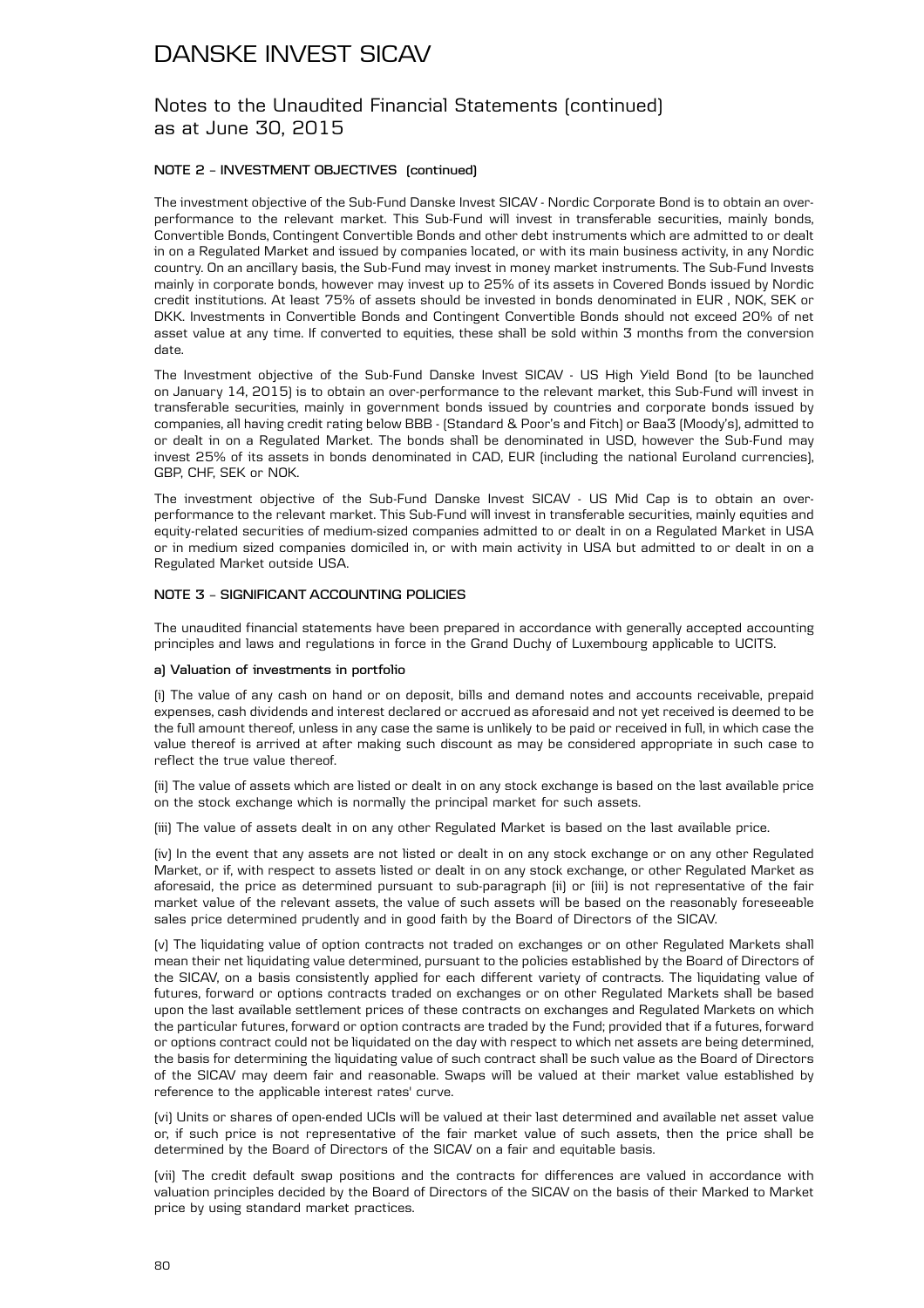# DANSKE INVEST SICAV

## Notes to the Unaudited Financial Statements (continued) as at June 30, 2015

### NOTE 2 – INVESTMENT OBJECTIVES (continued)

The investment objective of the Sub-Fund Danske Invest SICAV - Nordic Corporate Bond is to obtain an over-performance to the relevant market. This Sub-Fund will invest in transferable securities, mainly bonds, Convertible Bonds, Contingent Convertible Bonds and other debt instruments which are admitted to or dealt in on a Regulated Market and issued by companies located, or with its main business activity, in any Nordic country. On an ancillary basis, the Sub-Fund may invest in money market instruments. The Sub-Fund Invests mainly in corporate bonds, however may invest up to 25% of its assets in Covered Bonds issued by Nordic credit institutions. At least 75% of assets should be invested in bonds denominated in EUR , NOK, SEK or DKK. Investments in Convertible Bonds and Contingent Convertible Bonds should not exceed 20% of net asset value at any time. If converted to equities, these shall be sold within 3 months from the conversion date.

The Investment objective of the Sub-Fund Danske Invest SICAV - US High Yield Bond (to be launched on January 14, 2015) is to obtain an over-performance to the relevant market, this Sub-Fund will invest in transferable securities, mainly in government bonds issued by countries and corporate bonds issued by companies, all having credit rating below BBB - (Standard & Poor's and Fitch) or Baa3 (Moody's), admitted to or dealt in on a Regulated Market. The bonds shall be denominated in USD, however the Sub-Fund may invest 25% of its assets in bonds denominated in CAD, EUR (including the national Euroland currencies), GBP, CHF, SEK or NOK.

The investment objective of the Sub-Fund Danske Invest SICAV - US Mid Cap is to obtain an over-performance to the relevant market. This Sub-Fund will invest in transferable securities, mainly equities and equity-related securities of medium-sized companies admitted to or dealt in on a Regulated Market in USA or in medium sized companies domiciled in, or with main activity in USA but admitted to or dealt in on a Regulated Market outside USA.

### NOTE 3 – SIGNIFICANT ACCOUNTING POLICIES

The unaudited financial statements have been prepared in accordance with generally accepted accounting principles and laws and regulations in force in the Grand Duchy of Luxembourg applicable to UCITS.

**a) Valuation of investments in portfolio**

(i) The value of any cash on hand or on deposit, bills and demand notes and accounts receivable, prepaid expenses, cash dividends and interest declared or accrued as aforesaid and not yet received is deemed to be the full amount thereof, unless in any case the same is unlikely to be paid or received in full, in which case the value thereof is arrived at after making such discount as may be considered appropriate in such case to reflect the true value thereof.

(ii) The value of assets which are listed or dealt in on any stock exchange is based on the last available price on the stock exchange which is normally the principal market for such assets.

(iii) The value of assets dealt in on any other Regulated Market is based on the last available price.

(iv) In the event that any assets are not listed or dealt in on any stock exchange or on any other Regulated Market, or if, with respect to assets listed or dealt in on any stock exchange, or other Regulated Market as aforesaid, the price as determined pursuant to sub-paragraph (ii) or (iii) is not representative of the fair market value of the relevant assets, the value of such assets will be based on the reasonably foreseeable sales price determined prudently and in good faith by the Board of Directors of the SICAV.

(v) The liquidating value of option contracts not traded on exchanges or on other Regulated Markets shall mean their net liquidating value determined, pursuant to the policies established by the Board of Directors of the SICAV, on a basis consistently applied for each different variety of contracts. The liquidating value of futures, forward or options contracts traded on exchanges or on other Regulated Markets shall be based upon the last available settlement prices of these contracts on exchanges and Regulated Markets on which the particular futures, forward or option contracts are traded by the Fund; provided that if a futures, forward or options contract could not be liquidated on the day with respect to which net assets are being determined, the basis for determining the liquidating value of such contract shall be such value as the Board of Directors of the SICAV may deem fair and reasonable. Swaps will be valued at their market value established by reference to the applicable interest rates' curve.

(vi) Units or shares of open-ended UCIs will be valued at their last determined and available net asset value or, if such price is not representative of the fair market value of such assets, then the price shall be determined by the Board of Directors of the SICAV on a fair and equitable basis.

(vii) The credit default swap positions and the contracts for differences are valued in accordance with valuation principles decided by the Board of Directors of the SICAV on the basis of their Marked to Market price by using standard market practices.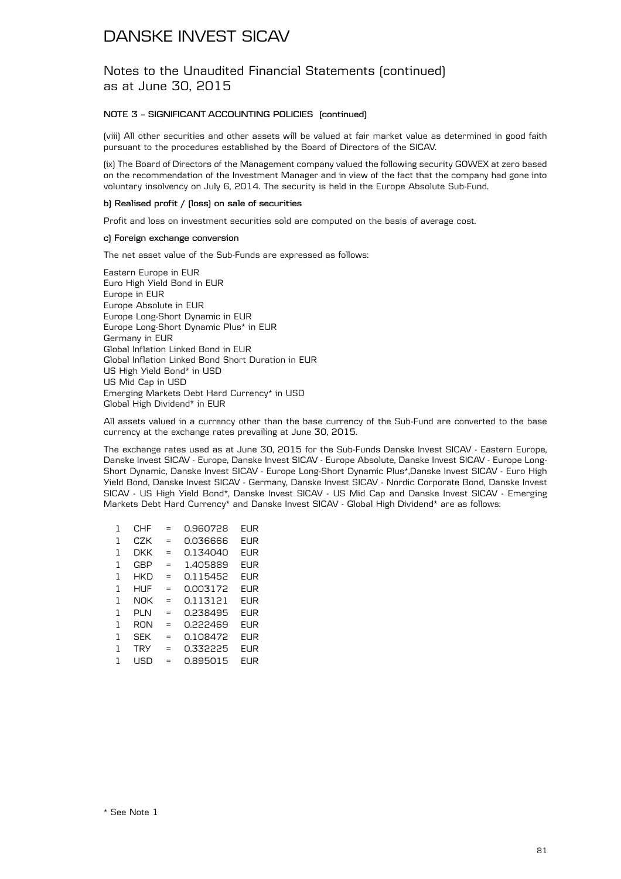# DANSKE INVEST SICAV

## Notes to the Unaudited Financial Statements (continued) as at June 30, 2015

### NOTE 3 – SIGNIFICANT ACCOUNTING POLICIES (continued)

(viii) All other securities and other assets will be valued at fair market value as determined in good faith pursuant to the procedures established by the Board of Directors of the SICAV.

(ix) The Board of Directors of the Management company valued the following security GOWEX at zero based on the recommendation of the Investment Manager and in view of the fact that the company had gone into voluntary insolvency on July 6, 2014. The security is held in the Europe Absolute Sub-Fund.

**b) Realised profit / (loss) on sale of securities**

Profit and loss on investment securities sold are computed on the basis of average cost.

**c) Foreign exchange conversion**

The net asset value of the Sub-Funds are expressed as follows:

Eastern Europe in EUR
Euro High Yield Bond in EUR
Europe in EUR
Europe Absolute in EUR
Europe Long-Short Dynamic in EUR
Europe Long-Short Dynamic Plus* in EUR
Germany in EUR
Global Inflation Linked Bond in EUR
Global Inflation Linked Bond Short Duration in EUR
US High Yield Bond* in USD
US Mid Cap in USD
Emerging Markets Debt Hard Currency* in USD
Global High Dividend* in EUR

All assets valued in a currency other than the base currency of the Sub-Fund are converted to the base currency at the exchange rates prevailing at June 30, 2015.

The exchange rates used as at June 30, 2015 for the Sub-Funds Danske Invest SICAV - Eastern Europe, Danske Invest SICAV - Europe, Danske Invest SICAV - Europe Absolute, Danske Invest SICAV - Europe Long-Short Dynamic, Danske Invest SICAV - Europe Long-Short Dynamic Plus*,Danske Invest SICAV - Euro High Yield Bond, Danske Invest SICAV - Germany, Danske Invest SICAV - Nordic Corporate Bond, Danske Invest SICAV - US High Yield Bond*, Danske Invest SICAV - US Mid Cap and Danske Invest SICAV - Emerging Markets Debt Hard Currency* and Danske Invest SICAV - Global High Dividend* are as follows:

| | | | | |
|---|---|---|---|---|
| 1 | CHF | = | 0.960728 | EUR |
| 1 | CZK | = | 0.036666 | EUR |
| 1 | DKK | = | 0.134040 | EUR |
| 1 | GBP | = | 1.405889 | EUR |
| 1 | HKD | = | 0.115452 | EUR |
| 1 | HUF | = | 0.003172 | EUR |
| 1 | NOK | = | 0.113121 | EUR |
| 1 | PLN | = | 0.238495 | EUR |
| 1 | RON | = | 0.222469 | EUR |
| 1 | SEK | = | 0.108472 | EUR |
| 1 | TRY | = | 0.332225 | EUR |
| 1 | USD | = | 0.895015 | EUR |

\* See Note 1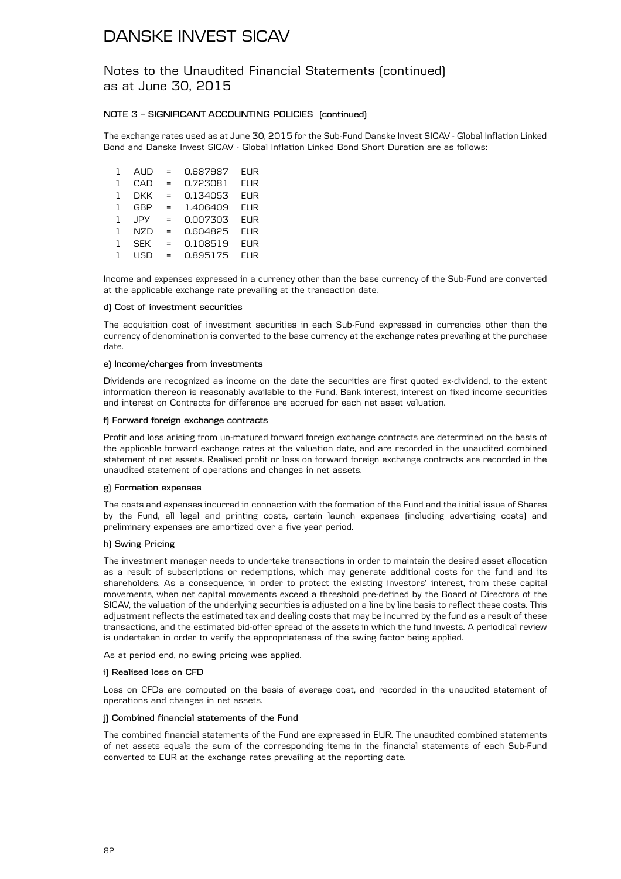# DANSKE INVEST SICAV

## Notes to the Unaudited Financial Statements (continued) as at June 30, 2015

### NOTE 3 – SIGNIFICANT ACCOUNTING POLICIES (continued)

The exchange rates used as at June 30, 2015 for the Sub-Fund Danske Invest SICAV - Global Inflation Linked Bond and Danske Invest SICAV - Global Inflation Linked Bond Short Duration are as follows:

| | | | | |
|---|---|---|---|---|
| 1 | AUD | = | 0.687987 | EUR |
| 1 | CAD | = | 0.723081 | EUR |
| 1 | DKK | = | 0.134053 | EUR |
| 1 | GBP | = | 1.406409 | EUR |
| 1 | JPY | = | 0.007303 | EUR |
| 1 | NZD | = | 0.604825 | EUR |
| 1 | SEK | = | 0.108519 | EUR |
| 1 | USD | = | 0.895175 | EUR |

Income and expenses expressed in a currency other than the base currency of the Sub-Fund are converted at the applicable exchange rate prevailing at the transaction date.

#### d) Cost of investment securities

The acquisition cost of investment securities in each Sub-Fund expressed in currencies other than the currency of denomination is converted to the base currency at the exchange rates prevailing at the purchase date.

#### e) Income/charges from investments

Dividends are recognized as income on the date the securities are first quoted ex-dividend, to the extent information thereon is reasonably available to the Fund. Bank interest, interest on fixed income securities and interest on Contracts for difference are accrued for each net asset valuation.

#### f) Forward foreign exchange contracts

Profit and loss arising from un-matured forward foreign exchange contracts are determined on the basis of the applicable forward exchange rates at the valuation date, and are recorded in the unaudited combined statement of net assets. Realised profit or loss on forward foreign exchange contracts are recorded in the unaudited statement of operations and changes in net assets.

#### g) Formation expenses

The costs and expenses incurred in connection with the formation of the Fund and the initial issue of Shares by the Fund, all legal and printing costs, certain launch expenses (including advertising costs) and preliminary expenses are amortized over a five year period.

#### h) Swing Pricing

The investment manager needs to undertake transactions in order to maintain the desired asset allocation as a result of subscriptions or redemptions, which may generate additional costs for the fund and its shareholders. As a consequence, in order to protect the existing investors' interest, from these capital movements, when net capital movements exceed a threshold pre-defined by the Board of Directors of the SICAV, the valuation of the underlying securities is adjusted on a line by line basis to reflect these costs. This adjustment reflects the estimated tax and dealing costs that may be incurred by the fund as a result of these transactions, and the estimated bid-offer spread of the assets in which the fund invests. A periodical review is undertaken in order to verify the appropriateness of the swing factor being applied.

As at period end, no swing pricing was applied.

#### i) Realised loss on CFD

Loss on CFDs are computed on the basis of average cost, and recorded in the unaudited statement of operations and changes in net assets.

#### j) Combined financial statements of the Fund

The combined financial statements of the Fund are expressed in EUR. The unaudited combined statements of net assets equals the sum of the corresponding items in the financial statements of each Sub-Fund converted to EUR at the exchange rates prevailing at the reporting date.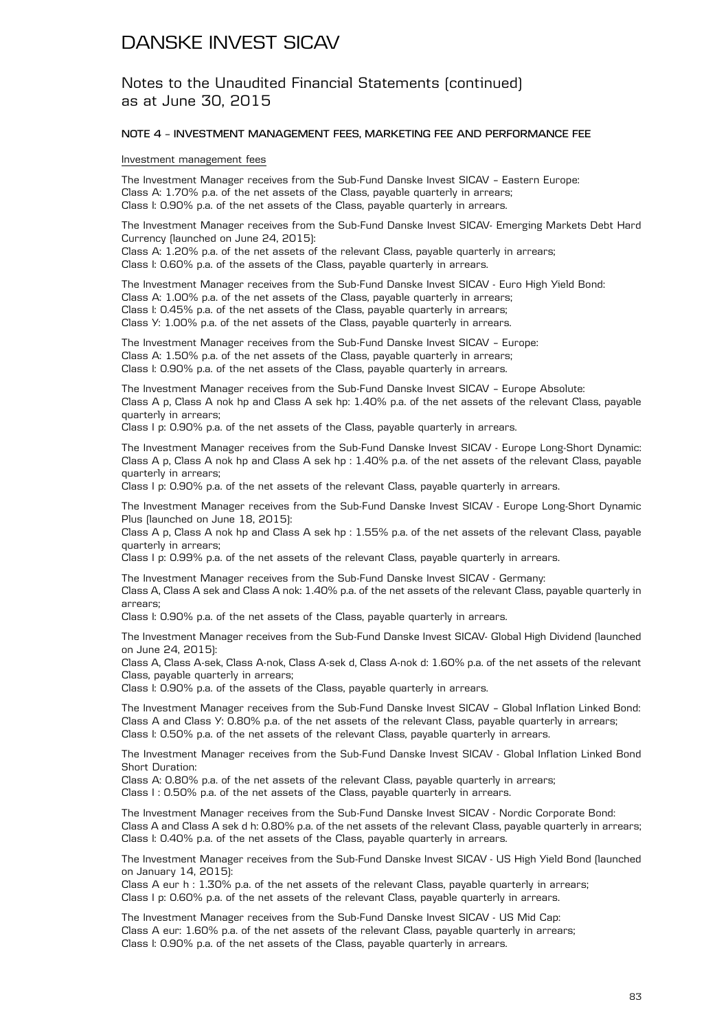# DANSKE INVEST SICAV

## Notes to the Unaudited Financial Statements (continued) as at June 30, 2015

### NOTE 4 – INVESTMENT MANAGEMENT FEES, MARKETING FEE AND PERFORMANCE FEE

Investment management fees

The Investment Manager receives from the Sub-Fund Danske Invest SICAV – Eastern Europe:
Class A: 1.70% p.a. of the net assets of the Class, payable quarterly in arrears;
Class I: 0.90% p.a. of the net assets of the Class, payable quarterly in arrears.

The Investment Manager receives from the Sub-Fund Danske Invest SICAV- Emerging Markets Debt Hard Currency (launched on June 24, 2015):
Class A: 1.20% p.a. of the net assets of the relevant Class, payable quarterly in arrears;
Class I: 0.60% p.a. of the assets of the Class, payable quarterly in arrears.

The Investment Manager receives from the Sub-Fund Danske Invest SICAV - Euro High Yield Bond:
Class A: 1.00% p.a. of the net assets of the Class, payable quarterly in arrears;
Class I: 0.45% p.a. of the net assets of the Class, payable quarterly in arrears;
Class Y: 1.00% p.a. of the net assets of the Class, payable quarterly in arrears.

The Investment Manager receives from the Sub-Fund Danske Invest SICAV – Europe:
Class A: 1.50% p.a. of the net assets of the Class, payable quarterly in arrears;
Class I: 0.90% p.a. of the net assets of the Class, payable quarterly in arrears.

The Investment Manager receives from the Sub-Fund Danske Invest SICAV – Europe Absolute:
Class A p, Class A nok hp and Class A sek hp: 1.40% p.a. of the net assets of the relevant Class, payable quarterly in arrears;
Class I p: 0.90% p.a. of the net assets of the Class, payable quarterly in arrears.

The Investment Manager receives from the Sub-Fund Danske Invest SICAV - Europe Long-Short Dynamic:
Class A p, Class A nok hp and Class A sek hp : 1.40% p.a. of the net assets of the relevant Class, payable quarterly in arrears;
Class I p: 0.90% p.a. of the net assets of the relevant Class, payable quarterly in arrears.

The Investment Manager receives from the Sub-Fund Danske Invest SICAV - Europe Long-Short Dynamic Plus (launched on June 18, 2015):
Class A p, Class A nok hp and Class A sek hp : 1.55% p.a. of the net assets of the relevant Class, payable quarterly in arrears;
Class I p: 0.99% p.a. of the net assets of the relevant Class, payable quarterly in arrears.

The Investment Manager receives from the Sub-Fund Danske Invest SICAV - Germany:
Class A, Class A sek and Class A nok: 1.40% p.a. of the net assets of the relevant Class, payable quarterly in arrears;
Class I: 0.90% p.a. of the net assets of the Class, payable quarterly in arrears.

The Investment Manager receives from the Sub-Fund Danske Invest SICAV- Global High Dividend (launched on June 24, 2015):
Class A, Class A-sek, Class A-nok, Class A-sek d, Class A-nok d: 1.60% p.a. of the net assets of the relevant Class, payable quarterly in arrears;
Class I: 0.90% p.a. of the assets of the Class, payable quarterly in arrears.

The Investment Manager receives from the Sub-Fund Danske Invest SICAV – Global Inflation Linked Bond:
Class A and Class Y: 0.80% p.a. of the net assets of the relevant Class, payable quarterly in arrears;
Class I: 0.50% p.a. of the net assets of the relevant Class, payable quarterly in arrears.

The Investment Manager receives from the Sub-Fund Danske Invest SICAV - Global Inflation Linked Bond Short Duration:
Class A: 0.80% p.a. of the net assets of the relevant Class, payable quarterly in arrears;
Class I : 0.50% p.a. of the net assets of the Class, payable quarterly in arrears.

The Investment Manager receives from the Sub-Fund Danske Invest SICAV - Nordic Corporate Bond:
Class A and Class A sek d h: 0.80% p.a. of the net assets of the relevant Class, payable quarterly in arrears;
Class I: 0.40% p.a. of the net assets of the Class, payable quarterly in arrears.

The Investment Manager receives from the Sub-Fund Danske Invest SICAV - US High Yield Bond (launched on January 14, 2015):
Class A eur h : 1.30% p.a. of the net assets of the relevant Class, payable quarterly in arrears;
Class I p: 0.60% p.a. of the net assets of the relevant Class, payable quarterly in arrears.

The Investment Manager receives from the Sub-Fund Danske Invest SICAV - US Mid Cap:
Class A eur: 1.60% p.a. of the net assets of the relevant Class, payable quarterly in arrears;
Class I: 0.90% p.a. of the net assets of the Class, payable quarterly in arrears.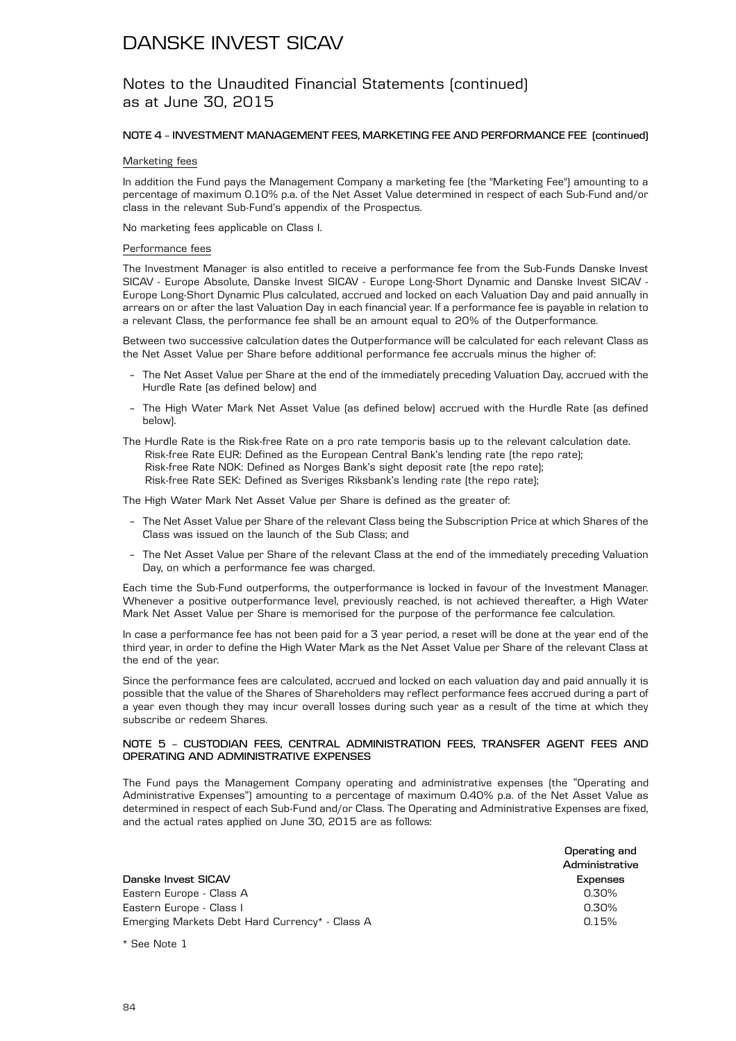# DANSKE INVEST SICAV

## Notes to the Unaudited Financial Statements (continued) as at June 30, 2015

### NOTE 4 – INVESTMENT MANAGEMENT* FEES, MARKETING FEE AND PERFORMANCE FEE (continued)

Marketing fees

In addition the Fund pays the Management Company a marketing fee (the "Marketing Fee") amounting to a percentage of maximum 0.10% p.a. of the Net Asset Value determined in respect of each Sub-Fund and/or class in the relevant Sub-Fund's appendix of the Prospectus.

No marketing fees applicable on Class I.

Performance fees

The Investment Manager is also entitled to receive a performance fee from the Sub-Funds Danske Invest SICAV - Europe Absolute, Danske Invest SICAV - Europe Long-Short Dynamic and Danske Invest SICAV - Europe Long-Short Dynamic Plus calculated, accrued and locked on each Valuation Day and paid annually in arrears on or after the last Valuation Day in each financial year. If a performance fee is payable in relation to a relevant Class, the performance fee shall be an amount equal to 20% of the Outperformance.

Between two successive calculation dates the Outperformance will be calculated for each relevant Class as the Net Asset Value per Share before additional performance fee accruals minus the higher of:

- The Net Asset Value per Share at the end of the immediately preceding Valuation Day, accrued with the Hurdle Rate (as defined below) and
- The High Water Mark Net Asset Value (as defined below) accrued with the Hurdle Rate (as defined below).

The Hurdle Rate is the Risk-free Rate on a pro rate temporis basis up to the relevant calculation date.
Risk-free Rate EUR: Defined as the European Central Bank's lending rate (the repo rate);
Risk-free Rate NOK: Defined as Norges Bank's sight deposit rate (the repo rate);
Risk-free Rate SEK: Defined as Sveriges Riksbank's lending rate (the repo rate);

The High Water Mark Net Asset Value per Share is defined as the greater of:

- The Net Asset Value per Share of the relevant Class being the Subscription Price at which Shares of the Class was issued on the launch of the Sub Class; and
- The Net Asset Value per Share of the relevant Class at the end of the immediately preceding Valuation Day, on which a performance fee was charged.

Each time the Sub-Fund outperforms, the outperformance is locked in favour of the Investment Manager. Whenever a positive outperformance level, previously reached, is not achieved thereafter, a High Water Mark Net Asset Value per Share is memorised for the purpose of the performance fee calculation.

In case a performance fee has not been paid for a 3 year period, a reset will be done at the year end of the third year, in order to define the High Water Mark as the Net Asset Value per Share of the relevant Class at the end of the year.

Since the performance fees are calculated, accrued and locked on each valuation day and paid annually it is possible that the value of the Shares of Shareholders may reflect performance fees accrued during a part of a year even though they may incur overall losses during such year as a result of the time at which they subscribe or redeem Shares.

### NOTE 5 – CUSTODIAN FEES, CENTRAL ADMINISTRATION FEES, TRANSFER AGENT FEES AND OPERATING AND ADMINISTRATIVE EXPENSES

The Fund pays the Management Company operating and administrative expenses (the "Operating and Administrative Expenses") amounting to a percentage of maximum 0.40% p.a. of the Net Asset Value as determined in respect of each Sub-Fund and/or Class. The Operating and Administrative Expenses are fixed, and the actual rates applied on June 30, 2015 are as follows:

| Danske Invest SICAV | Operating and Administrative Expenses |
|---|---|
| Eastern Europe - Class A | 0.30% |
| Eastern Europe - Class I | 0.30% |
| Emerging Markets Debt Hard Currency* - Class A | 0.15% |

* See Note 1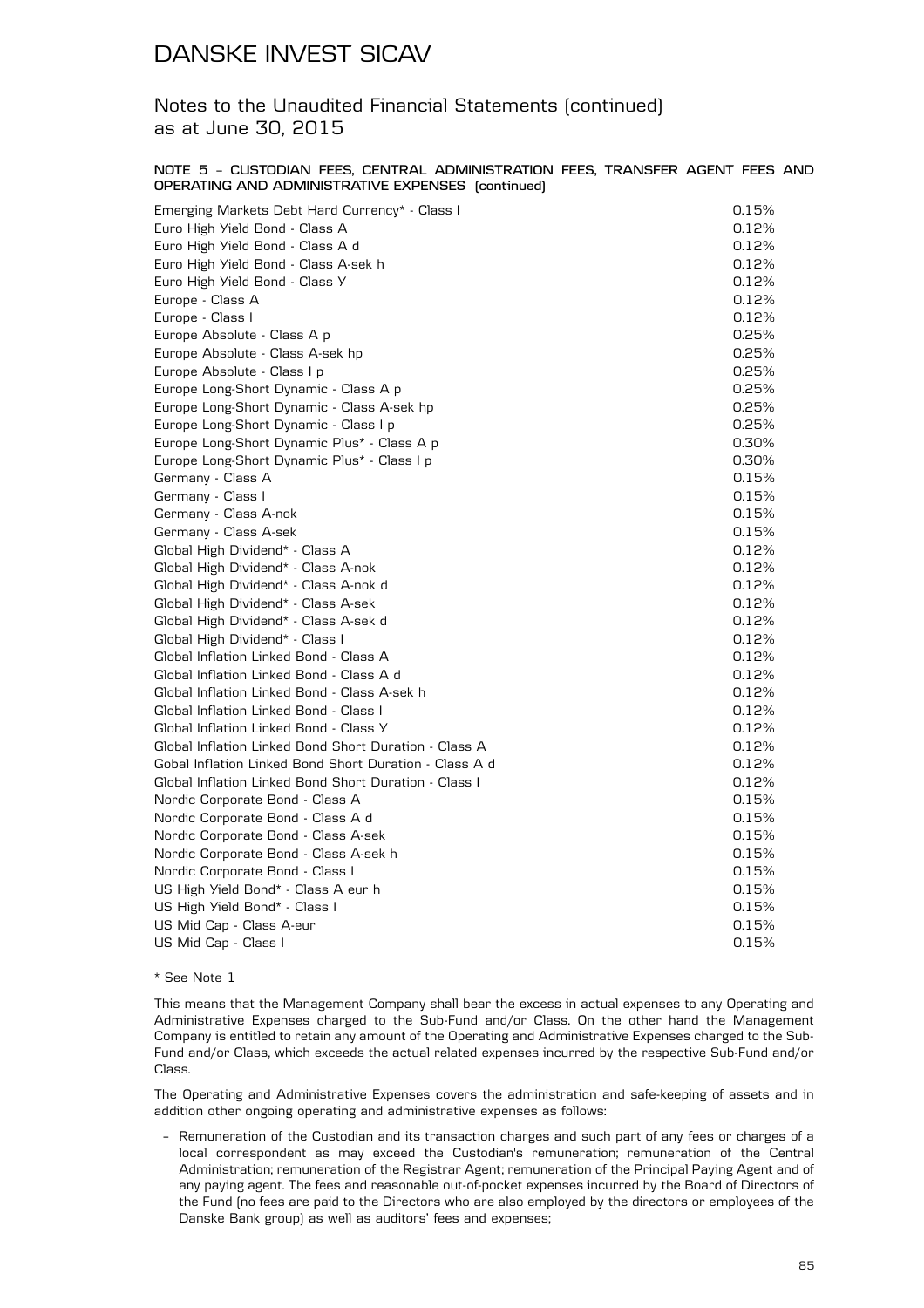# DANSKE INVEST SICAV

## Notes to the Unaudited Financial Statements (continued) as at June 30, 2015

### NOTE 5 – CUSTODIAN FEES, CENTRAL ADMINISTRATION FEES, TRANSFER AGENT FEES AND OPERATING AND ADMINISTRATIVE EXPENSES (continued)

| | |
|---|---|
| Emerging Markets Debt Hard Currency* - Class I | 0.15% |
| Euro High Yield Bond - Class A | 0.12% |
| Euro High Yield Bond - Class A d | 0.12% |
| Euro High Yield Bond - Class A-sek h | 0.12% |
| Euro High Yield Bond - Class Y | 0.12% |
| Europe - Class A | 0.12% |
| Europe - Class I | 0.12% |
| Europe Absolute - Class A p | 0.25% |
| Europe Absolute - Class A-sek hp | 0.25% |
| Europe Absolute - Class I p | 0.25% |
| Europe Long-Short Dynamic - Class A p | 0.25% |
| Europe Long-Short Dynamic - Class A-sek hp | 0.25% |
| Europe Long-Short Dynamic - Class I p | 0.25% |
| Europe Long-Short Dynamic Plus* - Class A p | 0.30% |
| Europe Long-Short Dynamic Plus* - Class I p | 0.30% |
| Germany - Class A | 0.15% |
| Germany - Class I | 0.15% |
| Germany - Class A-nok | 0.15% |
| Germany - Class A-sek | 0.15% |
| Global High Dividend* - Class A | 0.12% |
| Global High Dividend* - Class A-nok | 0.12% |
| Global High Dividend* - Class A-nok d | 0.12% |
| Global High Dividend* - Class A-sek | 0.12% |
| Global High Dividend* - Class A-sek d | 0.12% |
| Global High Dividend* - Class I | 0.12% |
| Global Inflation Linked Bond - Class A | 0.12% |
| Global Inflation Linked Bond - Class A d | 0.12% |
| Global Inflation Linked Bond - Class A-sek h | 0.12% |
| Global Inflation Linked Bond - Class I | 0.12% |
| Global Inflation Linked Bond - Class Y | 0.12% |
| Global Inflation Linked Bond Short Duration - Class A | 0.12% |
| Gobal Inflation Linked Bond Short Duration - Class A d | 0.12% |
| Global Inflation Linked Bond Short Duration - Class I | 0.12% |
| Nordic Corporate Bond - Class A | 0.15% |
| Nordic Corporate Bond - Class A d | 0.15% |
| Nordic Corporate Bond - Class A-sek | 0.15% |
| Nordic Corporate Bond - Class A-sek h | 0.15% |
| Nordic Corporate Bond - Class I | 0.15% |
| US High Yield Bond* - Class A eur h | 0.15% |
| US High Yield Bond* - Class I | 0.15% |
| US Mid Cap - Class A-eur | 0.15% |
| US Mid Cap - Class I | 0.15% |

\* See Note 1

This means that the Management Company shall bear the excess in actual expenses to any Operating and Administrative Expenses charged to the Sub-Fund and/or Class. On the other hand the Management Company is entitled to retain any amount of the Operating and Administrative Expenses charged to the Sub-Fund and/or Class, which exceeds the actual related expenses incurred by the respective Sub-Fund and/or Class.

The Operating and Administrative Expenses covers the administration and safe-keeping of assets and in addition other ongoing operating and administrative expenses as follows:

- Remuneration of the Custodian and its transaction charges and such part of any fees or charges of a local correspondent as may exceed the Custodian's remuneration; remuneration of the Central Administration; remuneration of the Registrar Agent; remuneration of the Principal Paying Agent and of any paying agent. The fees and reasonable out-of-pocket expenses incurred by the Board of Directors of the Fund (no fees are paid to the Directors who are also employed by the directors or employees of the Danske Bank group) as well as auditors' fees and expenses;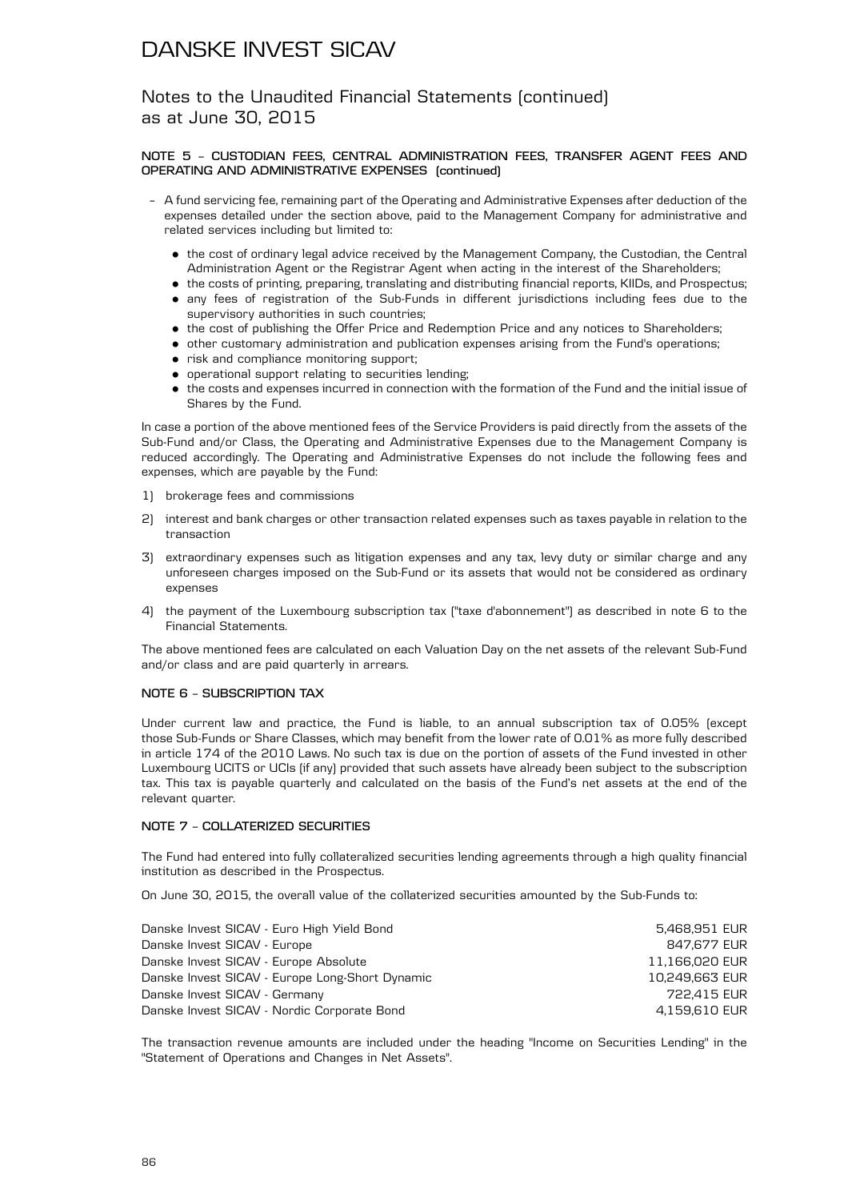# DANSKE INVEST SICAV

## Notes to the Unaudited Financial Statements (continued) as at June 30, 2015

### NOTE 5 – CUSTODIAN FEES, CENTRAL ADMINISTRATION FEES, TRANSFER AGENT FEES AND OPERATING AND ADMINISTRATIVE EXPENSES (continued)

- A fund servicing fee, remaining part of the Operating and Administrative Expenses after deduction of the expenses detailed under the section above, paid to the Management Company for administrative and related services including but limited to:
  - the cost of ordinary legal advice received by the Management Company, the Custodian, the Central Administration Agent or the Registrar Agent when acting in the interest of the Shareholders;
  - the costs of printing, preparing, translating and distributing financial reports, KIIDs, and Prospectus;
  - any fees of registration of the Sub-Funds in different jurisdictions including fees due to the supervisory authorities in such countries;
  - the cost of publishing the Offer Price and Redemption Price and any notices to Shareholders;
  - other customary administration and publication expenses arising from the Fund's operations;
  - risk and compliance monitoring support;
  - operational support relating to securities lending;
  - the costs and expenses incurred in connection with the formation of the Fund and the initial issue of Shares by the Fund.

In case a portion of the above mentioned fees of the Service Providers is paid directly from the assets of the Sub-Fund and/or Class, the Operating and Administrative Expenses due to the Management Company is reduced accordingly. The Operating and Administrative Expenses do not include the following fees and expenses, which are payable by the Fund:

1) brokerage fees and commissions

2) interest and bank charges or other transaction related expenses such as taxes payable in relation to the transaction

3) extraordinary expenses such as litigation expenses and any tax, levy duty or similar charge and any unforeseen charges imposed on the Sub-Fund or its assets that would not be considered as ordinary expenses

4) the payment of the Luxembourg subscription tax ("taxe d'abonnement") as described in note 6 to the Financial Statements.

The above mentioned fees are calculated on each Valuation Day on the net assets of the relevant Sub-Fund and/or class and are paid quarterly in arrears.

### NOTE 6 – SUBSCRIPTION TAX

Under current law and practice, the Fund is liable, to an annual subscription tax of 0.05% (except those Sub-Funds or Share Classes, which may benefit from the lower rate of 0.01% as more fully described in article 174 of the 2010 Laws. No such tax is due on the portion of assets of the Fund invested in other Luxembourg UCITS or UCIs (if any) provided that such assets have already been subject to the subscription tax. This tax is payable quarterly and calculated on the basis of the Fund's net assets at the end of the relevant quarter.

### NOTE 7 – COLLATERIZED SECURITIES

The Fund had entered into fully collateralized securities lending agreements through a high quality financial institution as described in the Prospectus.

On June 30, 2015, the overall value of the collaterized securities amounted by the Sub-Funds to:

| | |
|---|---|
| Danske Invest SICAV - Euro High Yield Bond | 5,468,951 EUR |
| Danske Invest SICAV - Europe | 847,677 EUR |
| Danske Invest SICAV - Europe Absolute | 11,166,020 EUR |
| Danske Invest SICAV - Europe Long-Short Dynamic | 10,249,663 EUR |
| Danske Invest SICAV - Germany | 722,415 EUR |
| Danske Invest SICAV - Nordic Corporate Bond | 4,159,610 EUR |

The transaction revenue amounts are included under the heading "Income on Securities Lending" in the "Statement of Operations and Changes in Net Assets".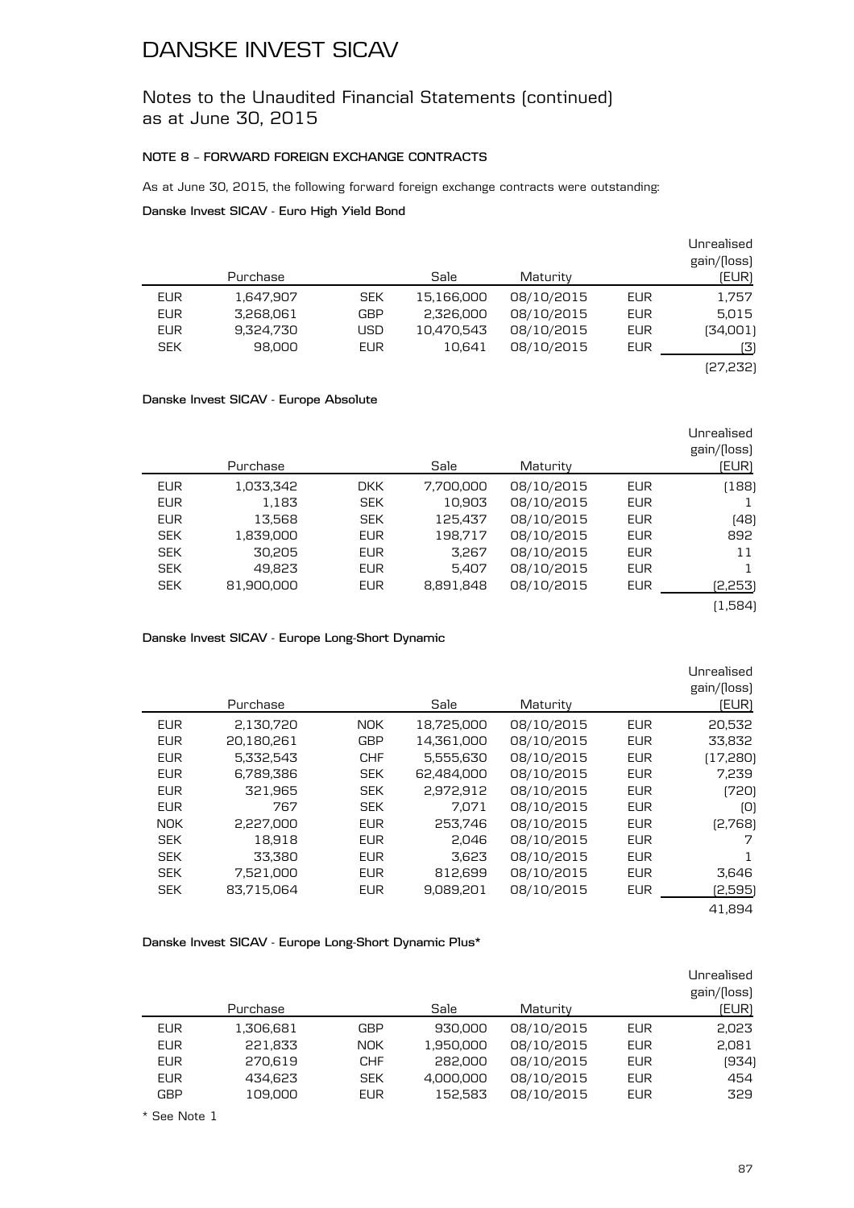# DANSKE INVEST SICAV

## Notes to the Unaudited Financial Statements (continued) as at June 30, 2015

### NOTE 8 – FORWARD FOREIGN EXCHANGE CONTRACTS

As at June 30, 2015, the following forward foreign exchange contracts were outstanding:

**Danske Invest SICAV - Euro High Yield Bond**

| | Purchase | | Sale | Maturity | | Unrealised gain/(loss) (EUR) |
|---|---|---|---|---|---|---|
| EUR | 1,647,907 | SEK | 15,166,000 | 08/10/2015 | EUR | 1,757 |
| EUR | 3,268,061 | GBP | 2,326,000 | 08/10/2015 | EUR | 5,015 |
| EUR | 9,324,730 | USD | 10,470,543 | 08/10/2015 | EUR | (34,001) |
| SEK | 98,000 | EUR | 10,641 | 08/10/2015 | EUR | (3) |
| | | | | | | (27,232) |

**Danske Invest SICAV - Europe Absolute**

| | Purchase | | Sale | Maturity | | Unrealised gain/(loss) (EUR) |
|---|---|---|---|---|---|---|
| EUR | 1,033,342 | DKK | 7,700,000 | 08/10/2015 | EUR | (188) |
| EUR | 1,183 | SEK | 10,903 | 08/10/2015 | EUR | 1 |
| EUR | 13,568 | SEK | 125,437 | 08/10/2015 | EUR | (48) |
| SEK | 1,839,000 | EUR | 198,717 | 08/10/2015 | EUR | 892 |
| SEK | 30,205 | EUR | 3,267 | 08/10/2015 | EUR | 11 |
| SEK | 49,823 | EUR | 5,407 | 08/10/2015 | EUR | 1 |
| SEK | 81,900,000 | EUR | 8,891,848 | 08/10/2015 | EUR | (2,253) |
| | | | | | | (1,584) |

**Danske Invest SICAV - Europe Long-Short Dynamic**

| | Purchase | | Sale | Maturity | | Unrealised gain/(loss) (EUR) |
|---|---|---|---|---|---|---|
| EUR | 2,130,720 | NOK | 18,725,000 | 08/10/2015 | EUR | 20,532 |
| EUR | 20,180,261 | GBP | 14,361,000 | 08/10/2015 | EUR | 33,832 |
| EUR | 5,332,543 | CHF | 5,555,630 | 08/10/2015 | EUR | (17,280) |
| EUR | 6,789,386 | SEK | 62,484,000 | 08/10/2015 | EUR | 7,239 |
| EUR | 321,965 | SEK | 2,972,912 | 08/10/2015 | EUR | (720) |
| EUR | 767 | SEK | 7,071 | 08/10/2015 | EUR | (0) |
| NOK | 2,227,000 | EUR | 253,746 | 08/10/2015 | EUR | (2,768) |
| SEK | 18,918 | EUR | 2,046 | 08/10/2015 | EUR | 7 |
| SEK | 33,380 | EUR | 3,623 | 08/10/2015 | EUR | 1 |
| SEK | 7,521,000 | EUR | 812,699 | 08/10/2015 | EUR | 3,646 |
| SEK | 83,715,064 | EUR | 9,089,201 | 08/10/2015 | EUR | (2,595) |
| | | | | | | 41,894 |

**Danske Invest SICAV - Europe Long-Short Dynamic Plus***

| | Purchase | | Sale | Maturity | | Unrealised gain/(loss) (EUR) |
|---|---|---|---|---|---|---|
| EUR | 1,306,681 | GBP | 930,000 | 08/10/2015 | EUR | 2,023 |
| EUR | 221,833 | NOK | 1,950,000 | 08/10/2015 | EUR | 2,081 |
| EUR | 270,619 | CHF | 282,000 | 08/10/2015 | EUR | (934) |
| EUR | 434,623 | SEK | 4,000,000 | 08/10/2015 | EUR | 454 |
| GBP | 109,000 | EUR | 152,583 | 08/10/2015 | EUR | 329 |

* See Note 1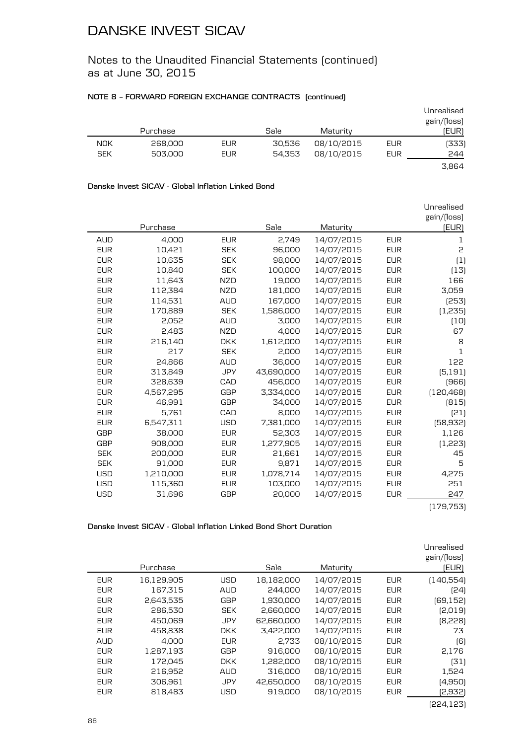# DANSKE INVEST SICAV

## Notes to the Unaudited Financial Statements (continued) as at June 30, 2015

### NOTE 8 – FORWARD FOREIGN EXCHANGE CONTRACTS (continued)

| | Purchase | | Sale | Maturity | | Unrealised gain/(loss) (EUR) |
|---|---|---|---|---|---|---|
| NOK | 268,000 | EUR | 30,536 | 08/10/2015 | EUR | (333) |
| SEK | 503,000 | EUR | 54,353 | 08/10/2015 | EUR | 244 |
| | | | | | | 3,864 |

**Danske Invest SICAV - Global Inflation Linked Bond**

| | Purchase | | Sale | Maturity | | Unrealised gain/(loss) (EUR) |
|---|---|---|---|---|---|---|
| AUD | 4,000 | EUR | 2,749 | 14/07/2015 | EUR | 1 |
| EUR | 10,421 | SEK | 96,000 | 14/07/2015 | EUR | 2 |
| EUR | 10,635 | SEK | 98,000 | 14/07/2015 | EUR | (1) |
| EUR | 10,840 | SEK | 100,000 | 14/07/2015 | EUR | (13) |
| EUR | 11,643 | NZD | 19,000 | 14/07/2015 | EUR | 166 |
| EUR | 112,384 | NZD | 181,000 | 14/07/2015 | EUR | 3,059 |
| EUR | 114,531 | AUD | 167,000 | 14/07/2015 | EUR | (253) |
| EUR | 170,889 | SEK | 1,586,000 | 14/07/2015 | EUR | (1,235) |
| EUR | 2,052 | AUD | 3,000 | 14/07/2015 | EUR | (10) |
| EUR | 2,483 | NZD | 4,000 | 14/07/2015 | EUR | 67 |
| EUR | 216,140 | DKK | 1,612,000 | 14/07/2015 | EUR | 8 |
| EUR | 217 | SEK | 2,000 | 14/07/2015 | EUR | 1 |
| EUR | 24,866 | AUD | 36,000 | 14/07/2015 | EUR | 122 |
| EUR | 313,849 | JPY | 43,690,000 | 14/07/2015 | EUR | (5,191) |
| EUR | 328,639 | CAD | 456,000 | 14/07/2015 | EUR | (966) |
| EUR | 4,567,295 | GBP | 3,334,000 | 14/07/2015 | EUR | (120,468) |
| EUR | 46,991 | GBP | 34,000 | 14/07/2015 | EUR | (815) |
| EUR | 5,761 | CAD | 8,000 | 14/07/2015 | EUR | (21) |
| EUR | 6,547,311 | USD | 7,381,000 | 14/07/2015 | EUR | (58,932) |
| GBP | 38,000 | EUR | 52,303 | 14/07/2015 | EUR | 1,126 |
| GBP | 908,000 | EUR | 1,277,905 | 14/07/2015 | EUR | (1,223) |
| SEK | 200,000 | EUR | 21,661 | 14/07/2015 | EUR | 45 |
| SEK | 91,000 | EUR | 9,871 | 14/07/2015 | EUR | 5 |
| USD | 1,210,000 | EUR | 1,078,714 | 14/07/2015 | EUR | 4,275 |
| USD | 115,360 | EUR | 103,000 | 14/07/2015 | EUR | 251 |
| USD | 31,696 | GBP | 20,000 | 14/07/2015 | EUR | 247 |
| | | | | | | (179,753) |

**Danske Invest SICAV - Global Inflation Linked Bond Short Duration**

| | Purchase | | Sale | Maturity | | Unrealised gain/(loss) (EUR) |
|---|---|---|---|---|---|---|
| EUR | 16,129,905 | USD | 18,182,000 | 14/07/2015 | EUR | (140,554) |
| EUR | 167,315 | AUD | 244,000 | 14/07/2015 | EUR | (24) |
| EUR | 2,643,535 | GBP | 1,930,000 | 14/07/2015 | EUR | (69,152) |
| EUR | 286,530 | SEK | 2,660,000 | 14/07/2015 | EUR | (2,019) |
| EUR | 450,069 | JPY | 62,660,000 | 14/07/2015 | EUR | (8,228) |
| EUR | 458,838 | DKK | 3,422,000 | 14/07/2015 | EUR | 73 |
| AUD | 4,000 | EUR | 2,733 | 08/10/2015 | EUR | (6) |
| EUR | 1,287,193 | GBP | 916,000 | 08/10/2015 | EUR | 2,176 |
| EUR | 172,045 | DKK | 1,282,000 | 08/10/2015 | EUR | (31) |
| EUR | 216,952 | AUD | 316,000 | 08/10/2015 | EUR | 1,524 |
| EUR | 306,961 | JPY | 42,650,000 | 08/10/2015 | EUR | (4,950) |
| EUR | 818,483 | USD | 919,000 | 08/10/2015 | EUR | (2,932) |
| | | | | | | (224,123) |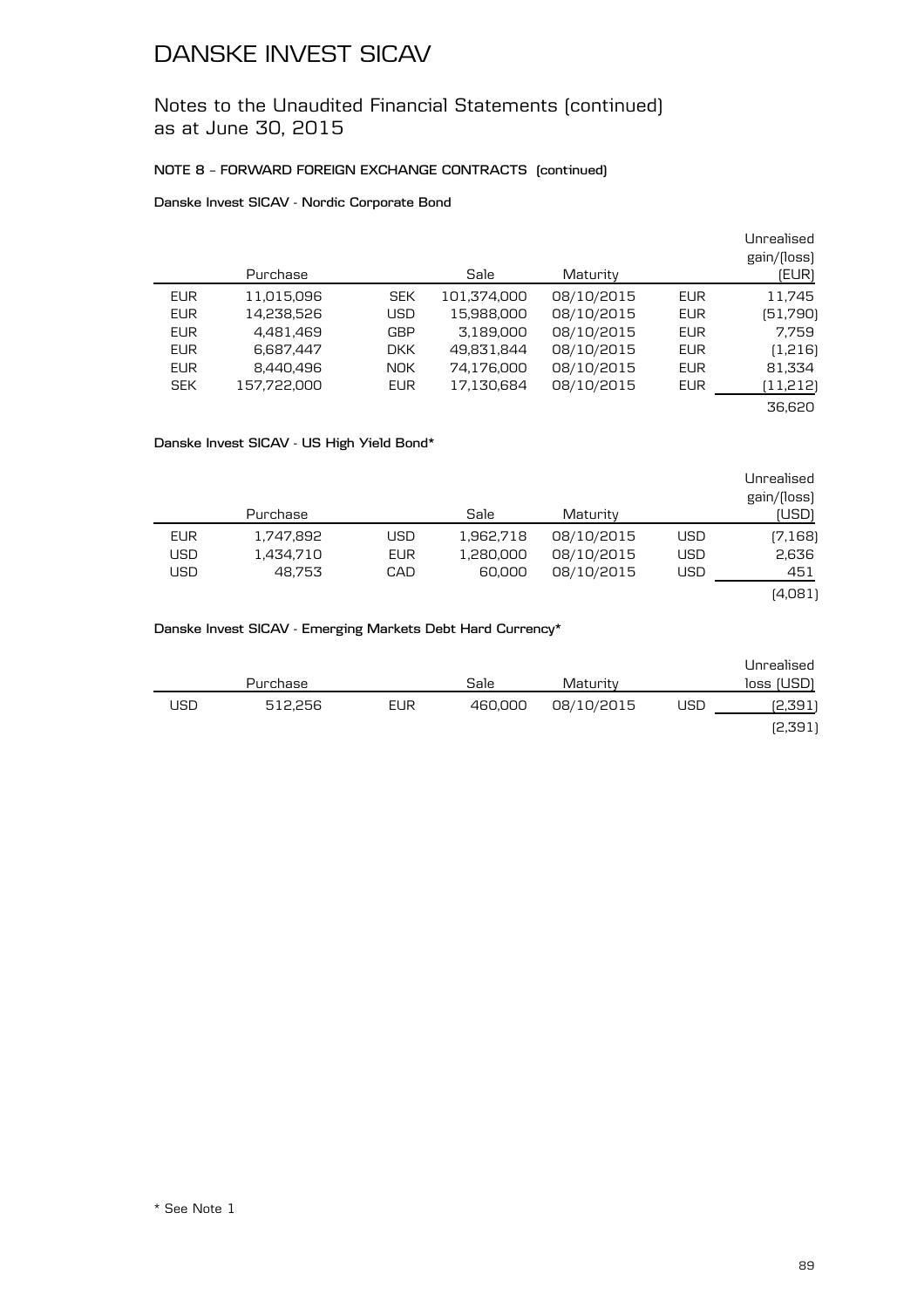# DANSKE INVEST SICAV

## Notes to the Unaudited Financial Statements (continued) as at June 30, 2015

### NOTE 8 – FORWARD FOREIGN EXCHANGE CONTRACTS (continued)

**Danske Invest SICAV - Nordic Corporate Bond**

| | Purchase | | Sale | Maturity | | Unrealised gain/(loss) (EUR) |
|---|---|---|---|---|---|---|
| EUR | 11,015,096 | SEK | 101,374,000 | 08/10/2015 | EUR | 11,745 |
| EUR | 14,238,526 | USD | 15,988,000 | 08/10/2015 | EUR | (51,790) |
| EUR | 4,481,469 | GBP | 3,189,000 | 08/10/2015 | EUR | 7,759 |
| EUR | 6,687,447 | DKK | 49,831,844 | 08/10/2015 | EUR | (1,216) |
| EUR | 8,440,496 | NOK | 74,176,000 | 08/10/2015 | EUR | 81,334 |
| SEK | 157,722,000 | EUR | 17,130,684 | 08/10/2015 | EUR | (11,212) |
| | | | | | | 36,620 |

**Danske Invest SICAV - US High Yield Bond***

| | Purchase | | Sale | Maturity | | Unrealised gain/(loss) (USD) |
|---|---|---|---|---|---|---|
| EUR | 1,747,892 | USD | 1,962,718 | 08/10/2015 | USD | (7,168) |
| USD | 1,434,710 | EUR | 1,280,000 | 08/10/2015 | USD | 2,636 |
| USD | 48,753 | CAD | 60,000 | 08/10/2015 | USD | 451 |
| | | | | | | (4,081) |

**Danske Invest SICAV - Emerging Markets Debt Hard Currency***

| | Purchase | | Sale | Maturity | | Unrealised loss (USD) |
|---|---|---|---|---|---|---|
| USD | 512,256 | EUR | 460,000 | 08/10/2015 | USD | (2,391) |
| | | | | | | (2,391) |

* See Note 1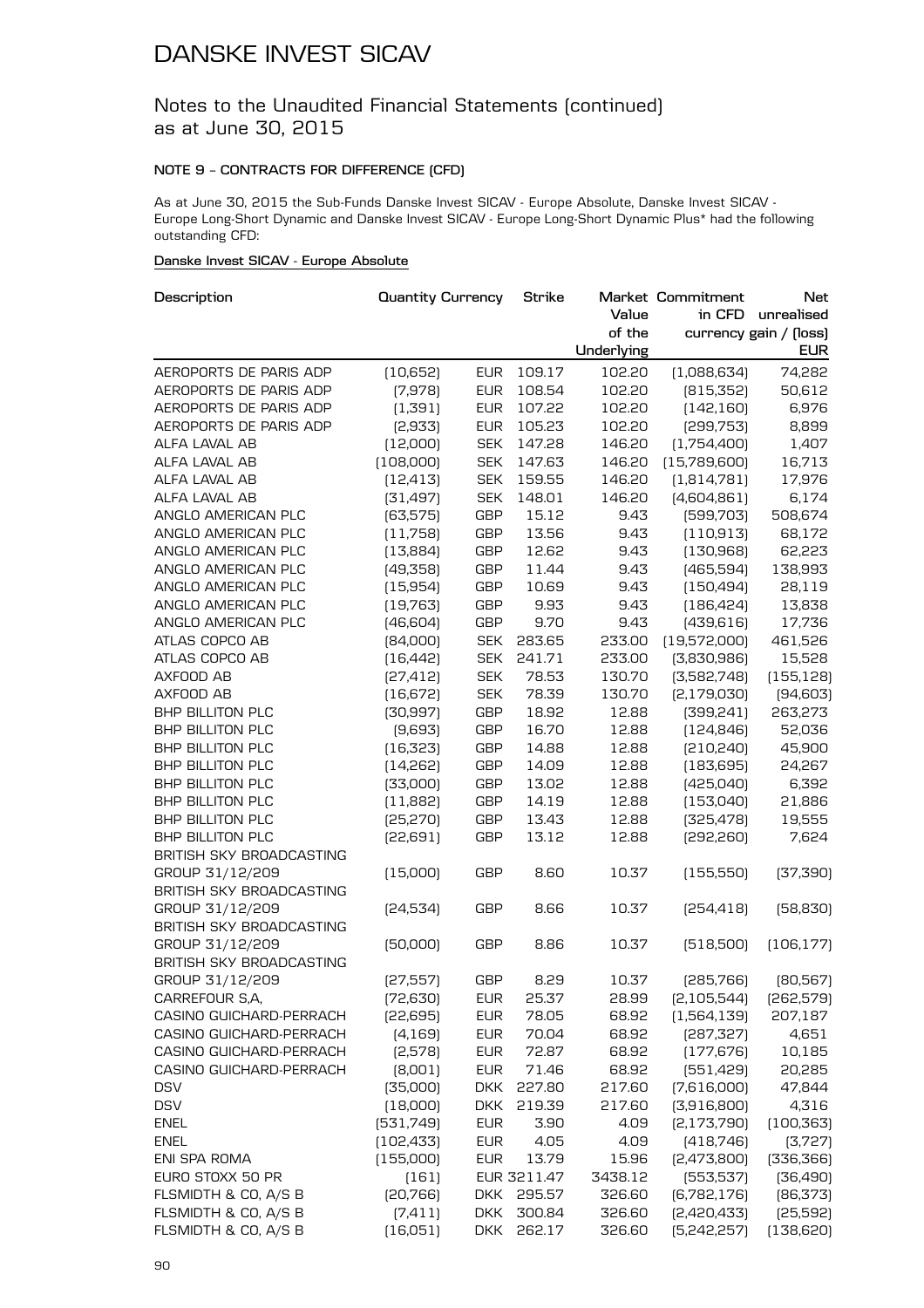# DANSKE INVEST SICAV

## Notes to the Unaudited Financial Statements (continued) as at June 30, 2015

### NOTE 9 – CONTRACTS FOR DIFFERENCE (CFD)

As at June 30, 2015 the Sub-Funds Danske Invest SICAV - Europe Absolute, Danske Invest SICAV - Europe Long-Short Dynamic and Danske Invest SICAV - Europe Long-Short Dynamic Plus* had the following outstanding CFD:

#### Danske Invest SICAV - Europe Absolute

| Description | Quantity | Currency | Strike | Market Value of the Underlying | Commitment in CFD currency | Net unrealised gain / (loss) EUR |
|---|---|---|---|---|---|---|
| AEROPORTS DE PARIS ADP | (10,652) | EUR | 109.17 | 102.20 | (1,088,634) | 74,282 |
| AEROPORTS DE PARIS ADP | (7,978) | EUR | 108.54 | 102.20 | (815,352) | 50,612 |
| AEROPORTS DE PARIS ADP | (1,391) | EUR | 107.22 | 102.20 | (142,160) | 6,976 |
| AEROPORTS DE PARIS ADP | (2,933) | EUR | 105.23 | 102.20 | (299,753) | 8,899 |
| ALFA LAVAL AB | (12,000) | SEK | 147.28 | 146.20 | (1,754,400) | 1,407 |
| ALFA LAVAL AB | (108,000) | SEK | 147.63 | 146.20 | (15,789,600) | 16,713 |
| ALFA LAVAL AB | (12,413) | SEK | 159.55 | 146.20 | (1,814,781) | 17,976 |
| ALFA LAVAL AB | (31,497) | SEK | 148.01 | 146.20 | (4,604,861) | 6,174 |
| ANGLO AMERICAN PLC | (63,575) | GBP | 15.12 | 9.43 | (599,703) | 508,674 |
| ANGLO AMERICAN PLC | (11,758) | GBP | 13.56 | 9.43 | (110,913) | 68,172 |
| ANGLO AMERICAN PLC | (13,884) | GBP | 12.62 | 9.43 | (130,968) | 62,223 |
| ANGLO AMERICAN PLC | (49,358) | GBP | 11.44 | 9.43 | (465,594) | 138,993 |
| ANGLO AMERICAN PLC | (15,954) | GBP | 10.69 | 9.43 | (150,494) | 28,119 |
| ANGLO AMERICAN PLC | (19,763) | GBP | 9.93 | 9.43 | (186,424) | 13,838 |
| ANGLO AMERICAN PLC | (46,604) | GBP | 9.70 | 9.43 | (439,616) | 17,736 |
| ATLAS COPCO AB | (84,000) | SEK | 283.65 | 233.00 | (19,572,000) | 461,526 |
| ATLAS COPCO AB | (16,442) | SEK | 241.71 | 233.00 | (3,830,986) | 15,528 |
| AXFOOD AB | (27,412) | SEK | 78.53 | 130.70 | (3,582,748) | (155,128) |
| AXFOOD AB | (16,672) | SEK | 78.39 | 130.70 | (2,179,030) | (94,603) |
| BHP BILLITON PLC | (30,997) | GBP | 18.92 | 12.88 | (399,241) | 263,273 |
| BHP BILLITON PLC | (9,693) | GBP | 16.70 | 12.88 | (124,846) | 52,036 |
| BHP BILLITON PLC | (16,323) | GBP | 14.88 | 12.88 | (210,240) | 45,900 |
| BHP BILLITON PLC | (14,262) | GBP | 14.09 | 12.88 | (183,695) | 24,267 |
| BHP BILLITON PLC | (33,000) | GBP | 13.02 | 12.88 | (425,040) | 6,392 |
| BHP BILLITON PLC | (11,882) | GBP | 14.19 | 12.88 | (153,040) | 21,886 |
| BHP BILLITON PLC | (25,270) | GBP | 13.43 | 12.88 | (325,478) | 19,555 |
| BHP BILLITON PLC | (22,691) | GBP | 13.12 | 12.88 | (292,260) | 7,624 |
| BRITISH SKY BROADCASTING GROUP 31/12/209 | (15,000) | GBP | 8.60 | 10.37 | (155,550) | (37,390) |
| BRITISH SKY BROADCASTING GROUP 31/12/209 | (24,534) | GBP | 8.66 | 10.37 | (254,418) | (58,830) |
| BRITISH SKY BROADCASTING GROUP 31/12/209 | (50,000) | GBP | 8.86 | 10.37 | (518,500) | (106,177) |
| BRITISH SKY BROADCASTING GROUP 31/12/209 | (27,557) | GBP | 8.29 | 10.37 | (285,766) | (80,567) |
| CARREFOUR S,A, | (72,630) | EUR | 25.37 | 28.99 | (2,105,544) | (262,579) |
| CASINO GUICHARD-PERRACH | (22,695) | EUR | 78.05 | 68.92 | (1,564,139) | 207,187 |
| CASINO GUICHARD-PERRACH | (4,169) | EUR | 70.04 | 68.92 | (287,327) | 4,651 |
| CASINO GUICHARD-PERRACH | (2,578) | EUR | 72.87 | 68.92 | (177,676) | 10,185 |
| CASINO GUICHARD-PERRACH | (8,001) | EUR | 71.46 | 68.92 | (551,429) | 20,285 |
| DSV | (35,000) | DKK | 227.80 | 217.60 | (7,616,000) | 47,844 |
| DSV | (18,000) | DKK | 219.39 | 217.60 | (3,916,800) | 4,316 |
| ENEL | (531,749) | EUR | 3.90 | 4.09 | (2,173,790) | (100,363) |
| ENEL | (102,433) | EUR | 4.05 | 4.09 | (418,746) | (3,727) |
| ENI SPA ROMA | (155,000) | EUR | 13.79 | 15.96 | (2,473,800) | (336,366) |
| EURO STOXX 50 PR | (161) | EUR | 3211.47 | 3438.12 | (553,537) | (36,490) |
| FLSMIDTH & CO, A/S B | (20,766) | DKK | 295.57 | 326.60 | (6,782,176) | (86,373) |
| FLSMIDTH & CO, A/S B | (7,411) | DKK | 300.84 | 326.60 | (2,420,433) | (25,592) |
| FLSMIDTH & CO, A/S B | (16,051) | DKK | 262.17 | 326.60 | (5,242,257) | (138,620) |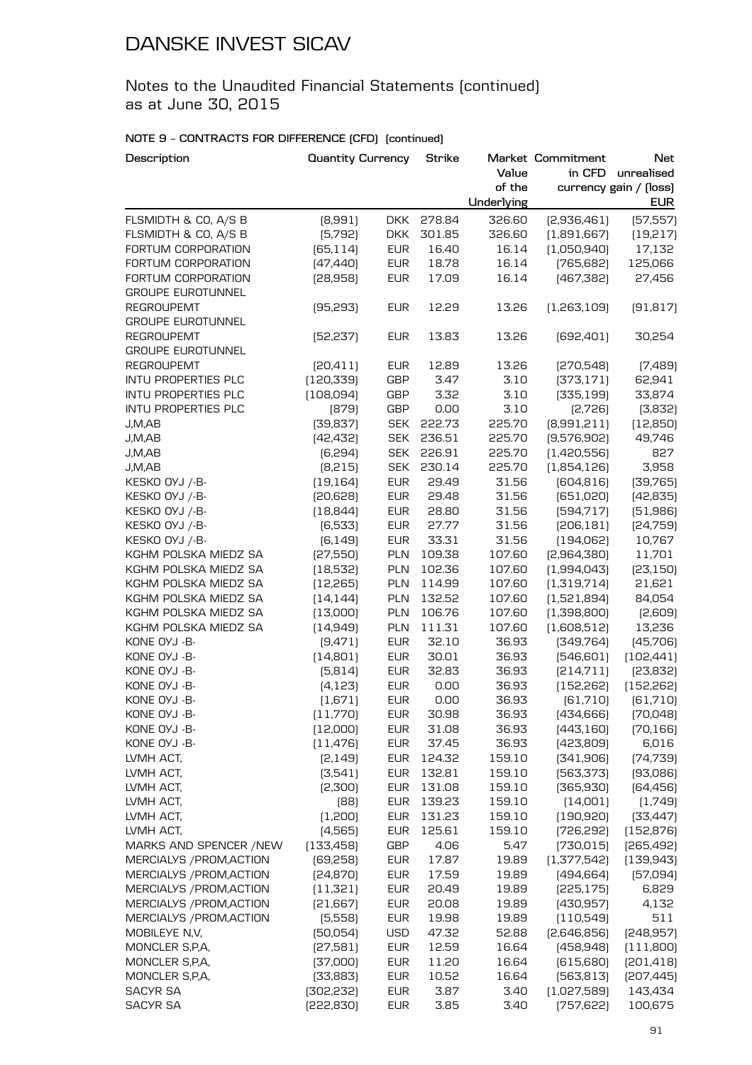# DANSKE INVEST SICAV

## Notes to the Unaudited Financial Statements (continued) as at June 30, 2015

### NOTE 9 - CONTRACTS FOR DIFFERENCE (CFD) (continued)

| Description | Quantity | Currency | Strike | Market Value of the Underlying | Commitment in CFD currency | Net unrealised gain / (loss) EUR |
|---|---|---|---|---|---|---|
| FLSMIDTH & CO, A/S B | (8,991) | DKK | 278.84 | 326.60 | (2,936,461) | (57,557) |
| FLSMIDTH & CO, A/S B | (5,792) | DKK | 301.85 | 326.60 | (1,891,667) | (19,217) |
| FORTUM CORPORATION | (65,114) | EUR | 16.40 | 16.14 | (1,050,940) | 17,132 |
| FORTUM CORPORATION | (47,440) | EUR | 18.78 | 16.14 | (765,682) | 125,066 |
| FORTUM CORPORATION | (28,958) | EUR | 17.09 | 16.14 | (467,382) | 27,456 |
| GROUPE EUROTUNNEL REGROUPEMT | (95,293) | EUR | 12.29 | 13.26 | (1,263,109) | (91,817) |
| GROUPE EUROTUNNEL REGROUPEMT | (52,237) | EUR | 13.83 | 13.26 | (692,401) | 30,254 |
| GROUPE EUROTUNNEL REGROUPEMT | (20,411) | EUR | 12.89 | 13.26 | (270,548) | (7,489) |
| INTU PROPERTIES PLC | (120,339) | GBP | 3.47 | 3.10 | (373,171) | 62,941 |
| INTU PROPERTIES PLC | (108,094) | GBP | 3.32 | 3.10 | (335,199) | 33,874 |
| INTU PROPERTIES PLC | (879) | GBP | 0.00 | 3.10 | (2,726) | (3,832) |
| J,M,AB | (39,837) | SEK | 222.73 | 225.70 | (8,991,211) | (12,850) |
| J,M,AB | (42,432) | SEK | 236.51 | 225.70 | (9,576,902) | 49,746 |
| J,M,AB | (6,294) | SEK | 226.91 | 225.70 | (1,420,556) | 827 |
| J,M,AB | (8,215) | SEK | 230.14 | 225.70 | (1,854,126) | 3,958 |
| KESKO OYJ /-B- | (19,164) | EUR | 29.49 | 31.56 | (604,816) | (39,765) |
| KESKO OYJ /-B- | (20,628) | EUR | 29.48 | 31.56 | (651,020) | (42,835) |
| KESKO OYJ /-B- | (18,844) | EUR | 28.80 | 31.56 | (594,717) | (51,986) |
| KESKO OYJ /-B- | (6,533) | EUR | 27.77 | 31.56 | (206,181) | (24,759) |
| KESKO OYJ /-B- | (6,149) | EUR | 33.31 | 31.56 | (194,062) | 10,767 |
| KGHM POLSKA MIEDZ SA | (27,550) | PLN | 109.38 | 107.60 | (2,964,380) | 11,701 |
| KGHM POLSKA MIEDZ SA | (18,532) | PLN | 102.36 | 107.60 | (1,994,043) | (23,150) |
| KGHM POLSKA MIEDZ SA | (12,265) | PLN | 114.99 | 107.60 | (1,319,714) | 21,621 |
| KGHM POLSKA MIEDZ SA | (14,144) | PLN | 132.52 | 107.60 | (1,521,894) | 84,054 |
| KGHM POLSKA MIEDZ SA | (13,000) | PLN | 106.76 | 107.60 | (1,398,800) | (2,609) |
| KGHM POLSKA MIEDZ SA | (14,949) | PLN | 111.31 | 107.60 | (1,608,512) | 13,236 |
| KONE OYJ -B- | (9,471) | EUR | 32.10 | 36.93 | (349,764) | (45,706) |
| KONE OYJ -B- | (14,801) | EUR | 30.01 | 36.93 | (546,601) | (102,441) |
| KONE OYJ -B- | (5,814) | EUR | 32.83 | 36.93 | (214,711) | (23,832) |
| KONE OYJ -B- | (4,123) | EUR | 0.00 | 36.93 | (152,262) | (152,262) |
| KONE OYJ -B- | (1,671) | EUR | 0.00 | 36.93 | (61,710) | (61,710) |
| KONE OYJ -B- | (11,770) | EUR | 30.98 | 36.93 | (434,666) | (70,048) |
| KONE OYJ -B- | (12,000) | EUR | 31.08 | 36.93 | (443,160) | (70,166) |
| KONE OYJ -B- | (11,476) | EUR | 37.45 | 36.93 | (423,809) | 6,016 |
| LVMH ACT, | (2,149) | EUR | 124.32 | 159.10 | (341,906) | (74,739) |
| LVMH ACT, | (3,541) | EUR | 132.81 | 159.10 | (563,373) | (93,086) |
| LVMH ACT, | (2,300) | EUR | 131.08 | 159.10 | (365,930) | (64,456) |
| LVMH ACT, | (88) | EUR | 139.23 | 159.10 | (14,001) | (1,749) |
| LVMH ACT, | (1,200) | EUR | 131.23 | 159.10 | (190,920) | (33,447) |
| LVMH ACT, | (4,565) | EUR | 125.61 | 159.10 | (726,292) | (152,876) |
| MARKS AND SPENCER /NEW | (133,458) | GBP | 4.06 | 5.47 | (730,015) | (265,492) |
| MERCIALYS /PROM,ACTION | (69,258) | EUR | 17.87 | 19.89 | (1,377,542) | (139,943) |
| MERCIALYS /PROM,ACTION | (24,870) | EUR | 17.59 | 19.89 | (494,664) | (57,094) |
| MERCIALYS /PROM,ACTION | (11,321) | EUR | 20.49 | 19.89 | (225,175) | 6,829 |
| MERCIALYS /PROM,ACTION | (21,667) | EUR | 20.08 | 19.89 | (430,957) | 4,132 |
| MERCIALYS /PROM,ACTION | (5,558) | EUR | 19.98 | 19.89 | (110,549) | 511 |
| MOBILEYE N,V, | (50,054) | USD | 47.32 | 52.88 | (2,646,856) | (248,957) |
| MONCLER S,P,A, | (27,581) | EUR | 12.59 | 16.64 | (458,948) | (111,800) |
| MONCLER S,P,A, | (37,000) | EUR | 11.20 | 16.64 | (615,680) | (201,418) |
| MONCLER S,P,A, | (33,883) | EUR | 10.52 | 16.64 | (563,813) | (207,445) |
| SACYR SA | (302,232) | EUR | 3.87 | 3.40 | (1,027,589) | 143,434 |
| SACYR SA | (222,830) | EUR | 3.85 | 3.40 | (757,622) | 100,675 |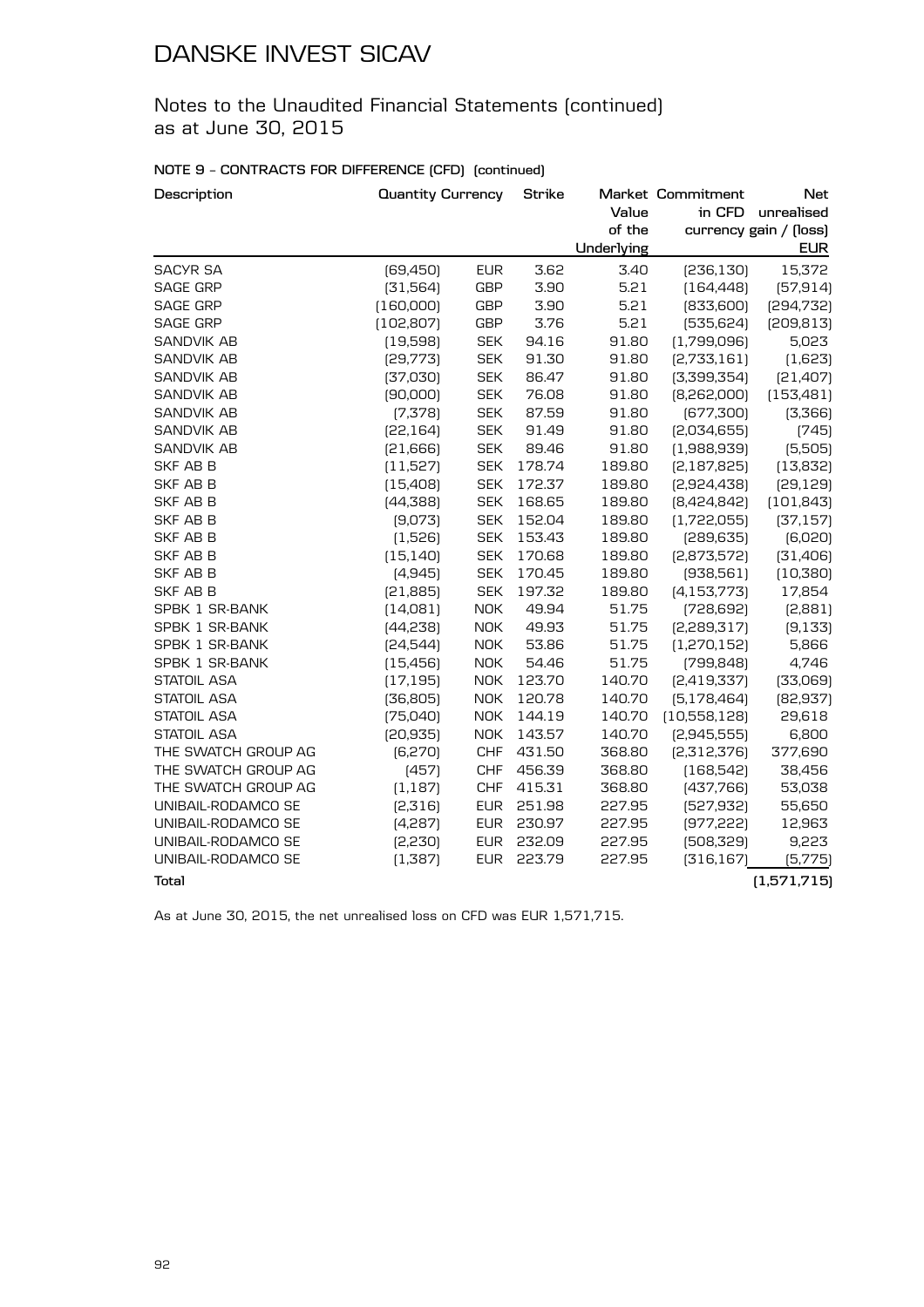# DANSKE INVEST SICAV

## Notes to the Unaudited Financial Statements (continued) as at June 30, 2015

### NOTE 9 – CONTRACTS FOR DIFFERENCE (CFD) (continued)

| Description | Quantity | Currency | Strike | Market Value of the Underlying | Commitment in CFD currency | Net unrealised gain / (loss) EUR |
|---|---|---|---|---|---|---|
| SACYR SA | (69,450) | EUR | 3.62 | 3.40 | (236,130) | 15,372 |
| SAGE GRP | (31,564) | GBP | 3.90 | 5.21 | (164,448) | (57,914) |
| SAGE GRP | (160,000) | GBP | 3.90 | 5.21 | (833,600) | (294,732) |
| SAGE GRP | (102,807) | GBP | 3.76 | 5.21 | (535,624) | (209,813) |
| SANDVIK AB | (19,598) | SEK | 94.16 | 91.80 | (1,799,096) | 5,023 |
| SANDVIK AB | (29,773) | SEK | 91.30 | 91.80 | (2,733,161) | (1,623) |
| SANDVIK AB | (37,030) | SEK | 86.47 | 91.80 | (3,399,354) | (21,407) |
| SANDVIK AB | (90,000) | SEK | 76.08 | 91.80 | (8,262,000) | (153,481) |
| SANDVIK AB | (7,378) | SEK | 87.59 | 91.80 | (677,300) | (3,366) |
| SANDVIK AB | (22,164) | SEK | 91.49 | 91.80 | (2,034,655) | (745) |
| SANDVIK AB | (21,666) | SEK | 89.46 | 91.80 | (1,988,939) | (5,505) |
| SKF AB B | (11,527) | SEK | 178.74 | 189.80 | (2,187,825) | (13,832) |
| SKF AB B | (15,408) | SEK | 172.37 | 189.80 | (2,924,438) | (29,129) |
| SKF AB B | (44,388) | SEK | 168.65 | 189.80 | (8,424,842) | (101,843) |
| SKF AB B | (9,073) | SEK | 152.04 | 189.80 | (1,722,055) | (37,157) |
| SKF AB B | (1,526) | SEK | 153.43 | 189.80 | (289,635) | (6,020) |
| SKF AB B | (15,140) | SEK | 170.68 | 189.80 | (2,873,572) | (31,406) |
| SKF AB B | (4,945) | SEK | 170.45 | 189.80 | (938,561) | (10,380) |
| SKF AB B | (21,885) | SEK | 197.32 | 189.80 | (4,153,773) | 17,854 |
| SPBK 1 SR-BANK | (14,081) | NOK | 49.94 | 51.75 | (728,692) | (2,881) |
| SPBK 1 SR-BANK | (44,238) | NOK | 49.93 | 51.75 | (2,289,317) | (9,133) |
| SPBK 1 SR-BANK | (24,544) | NOK | 53.86 | 51.75 | (1,270,152) | 5,866 |
| SPBK 1 SR-BANK | (15,456) | NOK | 54.46 | 51.75 | (799,848) | 4,746 |
| STATOIL ASA | (17,195) | NOK | 123.70 | 140.70 | (2,419,337) | (33,069) |
| STATOIL ASA | (36,805) | NOK | 120.78 | 140.70 | (5,178,464) | (82,937) |
| STATOIL ASA | (75,040) | NOK | 144.19 | 140.70 | (10,558,128) | 29,618 |
| STATOIL ASA | (20,935) | NOK | 143.57 | 140.70 | (2,945,555) | 6,800 |
| THE SWATCH GROUP AG | (6,270) | CHF | 431.50 | 368.80 | (2,312,376) | 377,690 |
| THE SWATCH GROUP AG | (457) | CHF | 456.39 | 368.80 | (168,542) | 38,456 |
| THE SWATCH GROUP AG | (1,187) | CHF | 415.31 | 368.80 | (437,766) | 53,038 |
| UNIBAIL-RODAMCO SE | (2,316) | EUR | 251.98 | 227.95 | (527,932) | 55,650 |
| UNIBAIL-RODAMCO SE | (4,287) | EUR | 230.97 | 227.95 | (977,222) | 12,963 |
| UNIBAIL-RODAMCO SE | (2,230) | EUR | 232.09 | 227.95 | (508,329) | 9,223 |
| UNIBAIL-RODAMCO SE | (1,387) | EUR | 223.79 | 227.95 | (316,167) | (5,775) |
| **Total** | | | | | | **(1,571,715)** |

As at June 30, 2015, the net unrealised loss on CFD was EUR 1,571,715.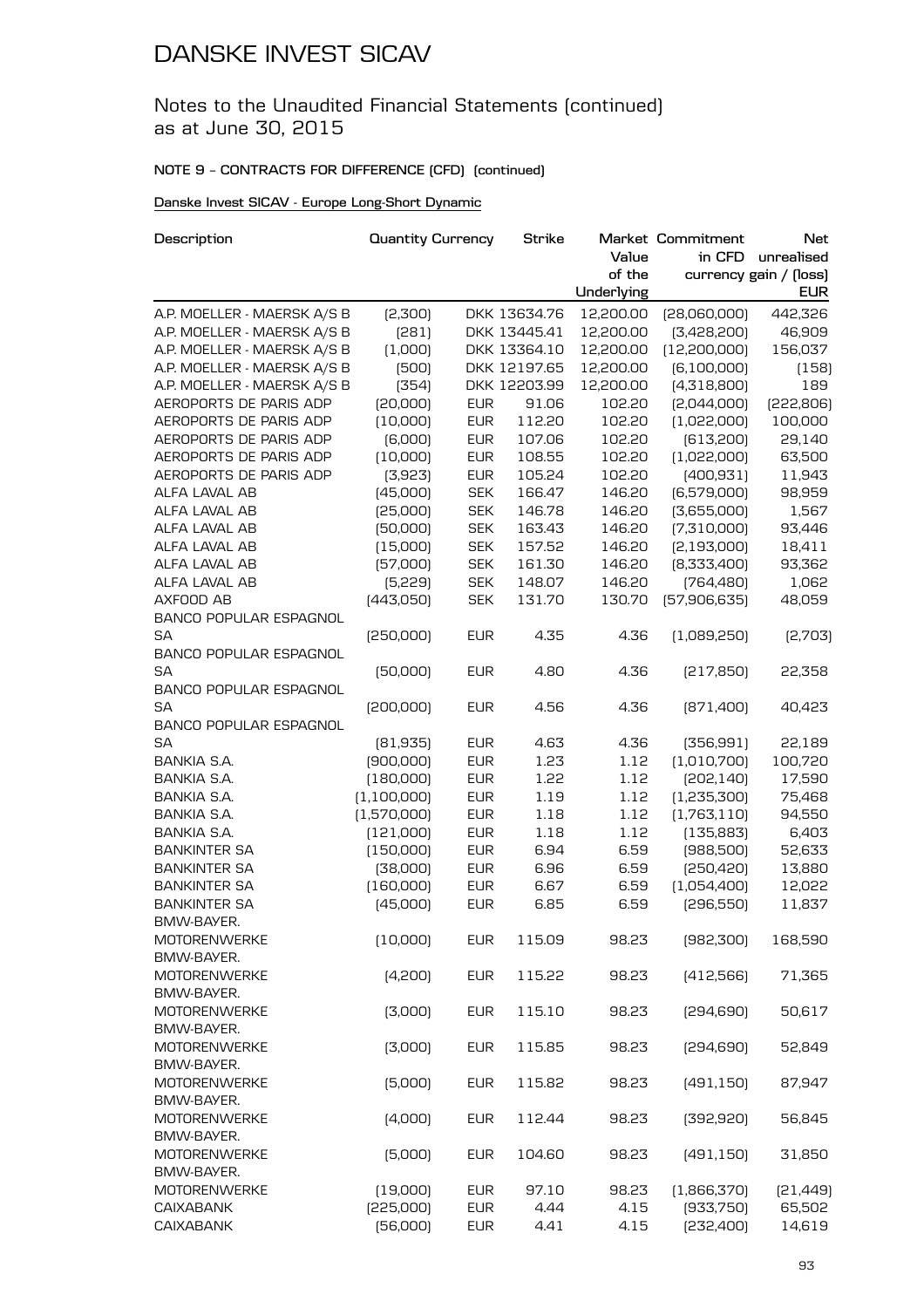# DANSKE INVEST SICAV

Notes to the Unaudited Financial Statements (continued)
as at June 30, 2015

**NOTE 9 – CONTRACTS FOR DIFFERENCE (CFD) (continued)**

Danske Invest SICAV - Europe Long-Short Dynamic

| Description | Quantity | Currency | Strike | Market Value of the Underlying | Commitment in CFD currency | Net unrealised gain / (loss) EUR |
|---|---|---|---|---|---|---|
| A.P. MOELLER - MAERSK A/S B | (2,300) | DKK | 13634.76 | 12,200.00 | (28,060,000) | 442,326 |
| A.P. MOELLER - MAERSK A/S B | (281) | DKK | 13445.41 | 12,200.00 | (3,428,200) | 46,909 |
| A.P. MOELLER - MAERSK A/S B | (1,000) | DKK | 13364.10 | 12,200.00 | (12,200,000) | 156,037 |
| A.P. MOELLER - MAERSK A/S B | (500) | DKK | 12197.65 | 12,200.00 | (6,100,000) | (158) |
| A.P. MOELLER - MAERSK A/S B | (354) | DKK | 12203.99 | 12,200.00 | (4,318,800) | 189 |
| AEROPORTS DE PARIS ADP | (20,000) | EUR | 91.06 | 102.20 | (2,044,000) | (222,806) |
| AEROPORTS DE PARIS ADP | (10,000) | EUR | 112.20 | 102.20 | (1,022,000) | 100,000 |
| AEROPORTS DE PARIS ADP | (6,000) | EUR | 107.06 | 102.20 | (613,200) | 29,140 |
| AEROPORTS DE PARIS ADP | (10,000) | EUR | 108.55 | 102.20 | (1,022,000) | 63,500 |
| AEROPORTS DE PARIS ADP | (3,923) | EUR | 105.24 | 102.20 | (400,931) | 11,943 |
| ALFA LAVAL AB | (45,000) | SEK | 166.47 | 146.20 | (6,579,000) | 98,959 |
| ALFA LAVAL AB | (25,000) | SEK | 146.78 | 146.20 | (3,655,000) | 1,567 |
| ALFA LAVAL AB | (50,000) | SEK | 163.43 | 146.20 | (7,310,000) | 93,446 |
| ALFA LAVAL AB | (15,000) | SEK | 157.52 | 146.20 | (2,193,000) | 18,411 |
| ALFA LAVAL AB | (57,000) | SEK | 161.30 | 146.20 | (8,333,400) | 93,362 |
| ALFA LAVAL AB | (5,229) | SEK | 148.07 | 146.20 | (764,480) | 1,062 |
| AXFOOD AB | (443,050) | SEK | 131.70 | 130.70 | (57,906,635) | 48,059 |
| BANCO POPULAR ESPAGNOL SA | (250,000) | EUR | 4.35 | 4.36 | (1,089,250) | (2,703) |
| BANCO POPULAR ESPAGNOL SA | (50,000) | EUR | 4.80 | 4.36 | (217,850) | 22,358 |
| BANCO POPULAR ESPAGNOL SA | (200,000) | EUR | 4.56 | 4.36 | (871,400) | 40,423 |
| BANCO POPULAR ESPAGNOL SA | (81,935) | EUR | 4.63 | 4.36 | (356,991) | 22,189 |
| BANKIA S.A. | (900,000) | EUR | 1.23 | 1.12 | (1,010,700) | 100,720 |
| BANKIA S.A. | (180,000) | EUR | 1.22 | 1.12 | (202,140) | 17,590 |
| BANKIA S.A. | (1,100,000) | EUR | 1.19 | 1.12 | (1,235,300) | 75,468 |
| BANKIA S.A. | (1,570,000) | EUR | 1.18 | 1.12 | (1,763,110) | 94,550 |
| BANKIA S.A. | (121,000) | EUR | 1.18 | 1.12 | (135,883) | 6,403 |
| BANKINTER SA | (150,000) | EUR | 6.94 | 6.59 | (988,500) | 52,633 |
| BANKINTER SA | (38,000) | EUR | 6.96 | 6.59 | (250,420) | 13,880 |
| BANKINTER SA | (160,000) | EUR | 6.67 | 6.59 | (1,054,400) | 12,022 |
| BANKINTER SA | (45,000) | EUR | 6.85 | 6.59 | (296,550) | 11,837 |
| BMW-BAYER. MOTORENWERKE | (10,000) | EUR | 115.09 | 98.23 | (982,300) | 168,590 |
| BMW-BAYER. MOTORENWERKE | (4,200) | EUR | 115.22 | 98.23 | (412,566) | 71,365 |
| BMW-BAYER. MOTORENWERKE | (3,000) | EUR | 115.10 | 98.23 | (294,690) | 50,617 |
| BMW-BAYER. MOTORENWERKE | (3,000) | EUR | 115.85 | 98.23 | (294,690) | 52,849 |
| BMW-BAYER. MOTORENWERKE | (5,000) | EUR | 115.82 | 98.23 | (491,150) | 87,947 |
| BMW-BAYER. MOTORENWERKE | (4,000) | EUR | 112.44 | 98.23 | (392,920) | 56,845 |
| BMW-BAYER. MOTORENWERKE | (5,000) | EUR | 104.60 | 98.23 | (491,150) | 31,850 |
| BMW-BAYER. MOTORENWERKE | (19,000) | EUR | 97.10 | 98.23 | (1,866,370) | (21,449) |
| CAIXABANK | (225,000) | EUR | 4.44 | 4.15 | (933,750) | 65,502 |
| CAIXABANK | (56,000) | EUR | 4.41 | 4.15 | (232,400) | 14,619 |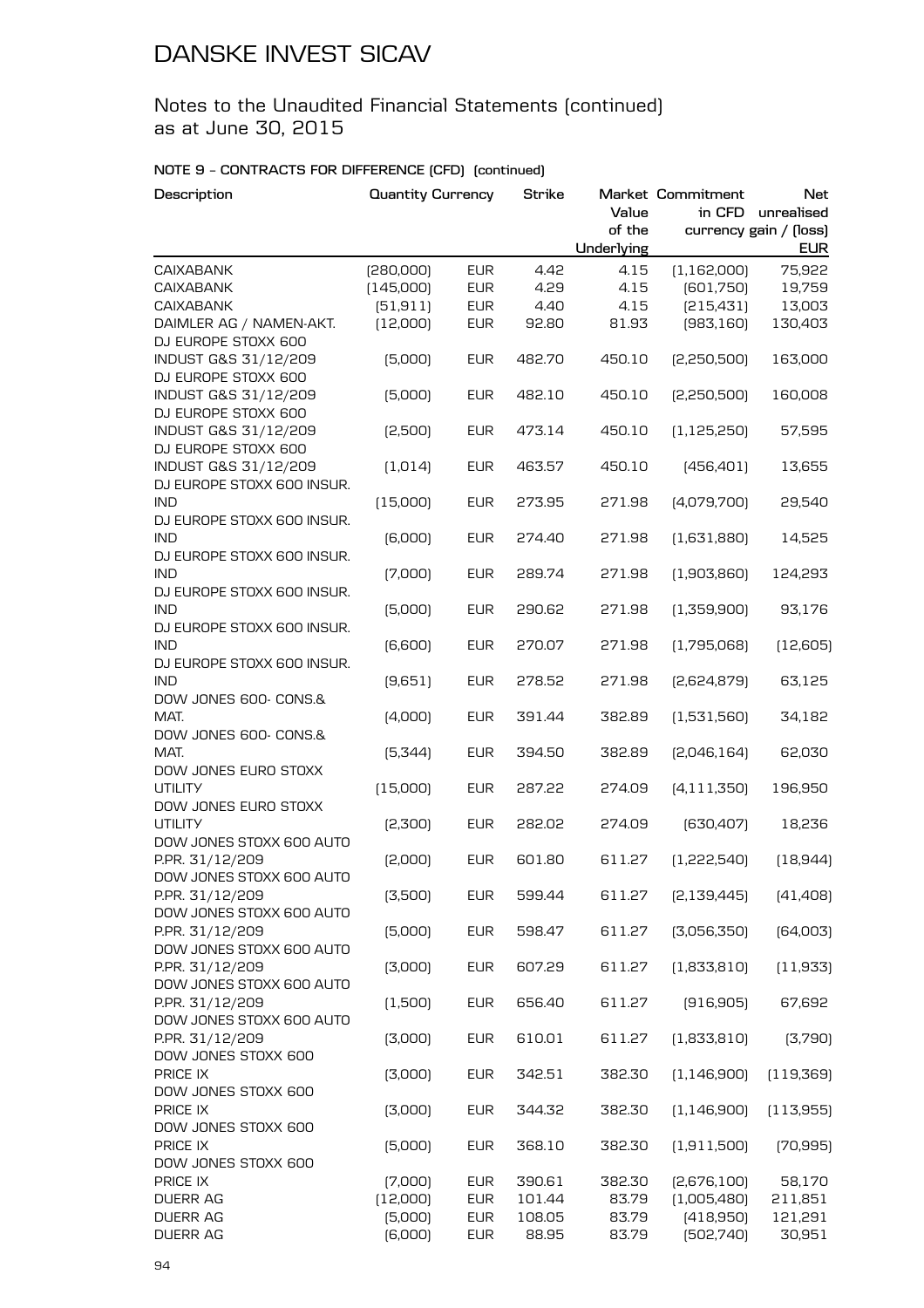# DANSKE INVEST SICAV

## Notes to the Unaudited Financial Statements (continued) as at June 30, 2015

### NOTE 9 – CONTRACTS FOR DIFFERENCE (CFD) (continued)

| Description | Quantity | Currency | Strike | Market Value of the Underlying | Commitment in CFD currency | Net unrealised gain / (loss) EUR |
|---|---|---|---|---|---|---|
| CAIXABANK | (280,000) | EUR | 4.42 | 4.15 | (1,162,000) | 75,922 |
| CAIXABANK | (145,000) | EUR | 4.29 | 4.15 | (601,750) | 19,759 |
| CAIXABANK | (51,911) | EUR | 4.40 | 4.15 | (215,431) | 13,003 |
| DAIMLER AG / NAMEN-AKT. | (12,000) | EUR | 92.80 | 81.93 | (983,160) | 130,403 |
| DJ EUROPE STOXX 600 INDUST G&S 31/12/209 | (5,000) | EUR | 482.70 | 450.10 | (2,250,500) | 163,000 |
| DJ EUROPE STOXX 600 INDUST G&S 31/12/209 | (5,000) | EUR | 482.10 | 450.10 | (2,250,500) | 160,008 |
| DJ EUROPE STOXX 600 INDUST G&S 31/12/209 | (2,500) | EUR | 473.14 | 450.10 | (1,125,250) | 57,595 |
| DJ EUROPE STOXX 600 INDUST G&S 31/12/209 | (1,014) | EUR | 463.57 | 450.10 | (456,401) | 13,655 |
| DJ EUROPE STOXX 600 INSUR. IND | (15,000) | EUR | 273.95 | 271.98 | (4,079,700) | 29,540 |
| DJ EUROPE STOXX 600 INSUR. IND | (6,000) | EUR | 274.40 | 271.98 | (1,631,880) | 14,525 |
| DJ EUROPE STOXX 600 INSUR. IND | (7,000) | EUR | 289.74 | 271.98 | (1,903,860) | 124,293 |
| DJ EUROPE STOXX 600 INSUR. IND | (5,000) | EUR | 290.62 | 271.98 | (1,359,900) | 93,176 |
| DJ EUROPE STOXX 600 INSUR. IND | (6,600) | EUR | 270.07 | 271.98 | (1,795,068) | (12,605) |
| DJ EUROPE STOXX 600 INSUR. IND | (9,651) | EUR | 278.52 | 271.98 | (2,624,879) | 63,125 |
| DOW JONES 600- CONS.& MAT. | (4,000) | EUR | 391.44 | 382.89 | (1,531,560) | 34,182 |
| DOW JONES 600- CONS.& MAT. | (5,344) | EUR | 394.50 | 382.89 | (2,046,164) | 62,030 |
| DOW JONES EURO STOXX UTILITY | (15,000) | EUR | 287.22 | 274.09 | (4,111,350) | 196,950 |
| DOW JONES EURO STOXX UTILITY | (2,300) | EUR | 282.02 | 274.09 | (630,407) | 18,236 |
| DOW JONES STOXX 600 AUTO P.PR. 31/12/209 | (2,000) | EUR | 601.80 | 611.27 | (1,222,540) | (18,944) |
| DOW JONES STOXX 600 AUTO P.PR. 31/12/209 | (3,500) | EUR | 599.44 | 611.27 | (2,139,445) | (41,408) |
| DOW JONES STOXX 600 AUTO P.PR. 31/12/209 | (5,000) | EUR | 598.47 | 611.27 | (3,056,350) | (64,003) |
| DOW JONES STOXX 600 AUTO P.PR. 31/12/209 | (3,000) | EUR | 607.29 | 611.27 | (1,833,810) | (11,933) |
| DOW JONES STOXX 600 AUTO P.PR. 31/12/209 | (1,500) | EUR | 656.40 | 611.27 | (916,905) | 67,692 |
| DOW JONES STOXX 600 AUTO P.PR. 31/12/209 | (3,000) | EUR | 610.01 | 611.27 | (1,833,810) | (3,790) |
| DOW JONES STOXX 600 PRICE IX | (3,000) | EUR | 342.51 | 382.30 | (1,146,900) | (119,369) |
| DOW JONES STOXX 600 PRICE IX | (3,000) | EUR | 344.32 | 382.30 | (1,146,900) | (113,955) |
| DOW JONES STOXX 600 PRICE IX | (5,000) | EUR | 368.10 | 382.30 | (1,911,500) | (70,995) |
| DOW JONES STOXX 600 PRICE IX | (7,000) | EUR | 390.61 | 382.30 | (2,676,100) | 58,170 |
| DUERR AG | (12,000) | EUR | 101.44 | 83.79 | (1,005,480) | 211,851 |
| DUERR AG | (5,000) | EUR | 108.05 | 83.79 | (418,950) | 121,291 |
| DUERR AG | (6,000) | EUR | 88.95 | 83.79 | (502,740) | 30,951 |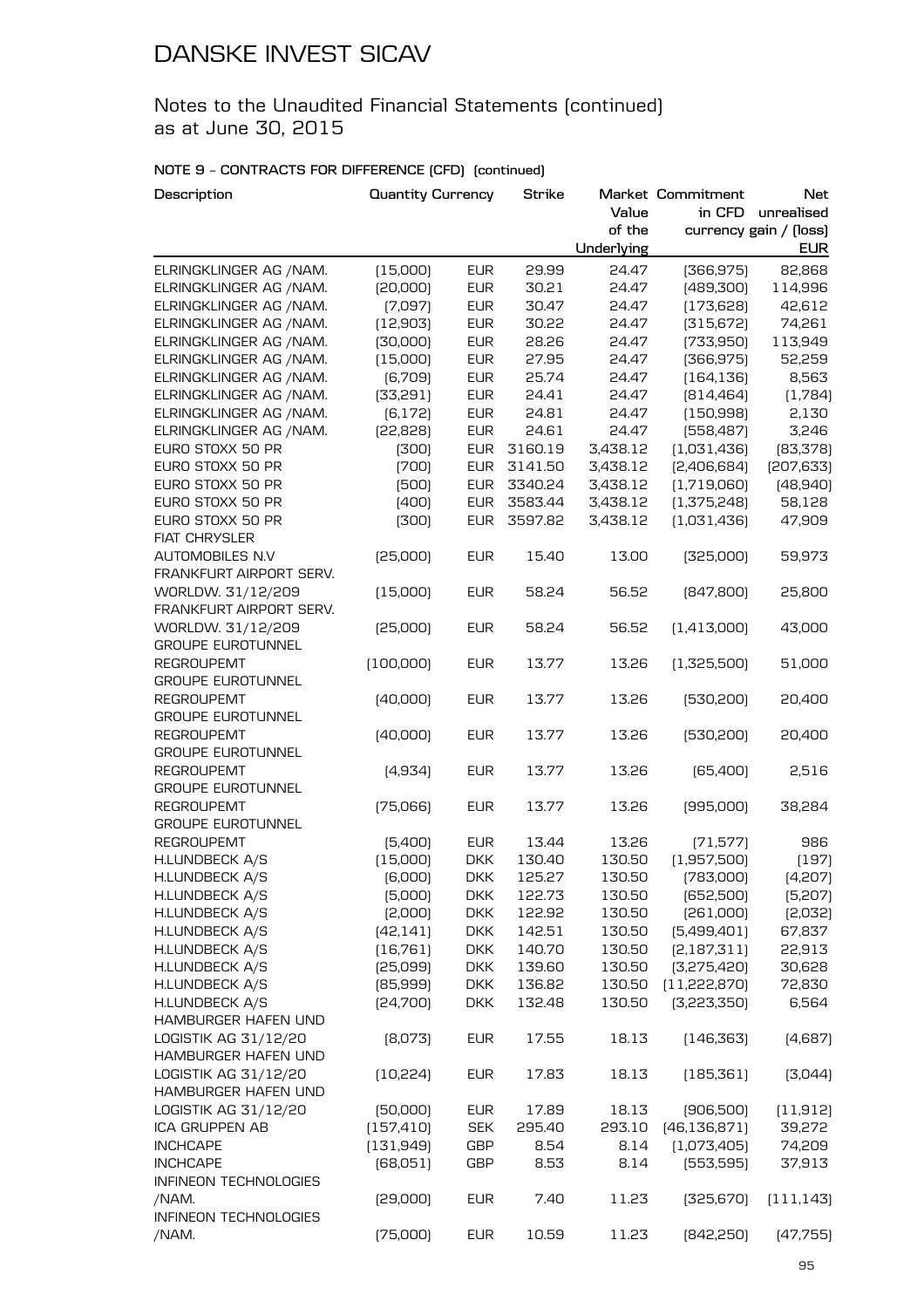# DANSKE INVEST SICAV

## Notes to the Unaudited Financial Statements (continued) as at June 30, 2015

### NOTE 9 - CONTRACTS FOR DIFFERENCE (CFD) (continued)

| Description | Quantity | Currency | Strike | Market Value of the Underlying | Commitment in CFD currency | Net unrealised gain / (loss) EUR |
|---|---|---|---|---|---|---|
| ELRINGKLINGER AG /NAM. | (15,000) | EUR | 29.99 | 24.47 | (366,975) | 82,868 |
| ELRINGKLINGER AG /NAM. | (20,000) | EUR | 30.21 | 24.47 | (489,300) | 114,996 |
| ELRINGKLINGER AG /NAM. | (7,097) | EUR | 30.47 | 24.47 | (173,628) | 42,612 |
| ELRINGKLINGER AG /NAM. | (12,903) | EUR | 30.22 | 24.47 | (315,672) | 74,261 |
| ELRINGKLINGER AG /NAM. | (30,000) | EUR | 28.26 | 24.47 | (733,950) | 113,949 |
| ELRINGKLINGER AG /NAM. | (15,000) | EUR | 27.95 | 24.47 | (366,975) | 52,259 |
| ELRINGKLINGER AG /NAM. | (6,709) | EUR | 25.74 | 24.47 | (164,136) | 8,563 |
| ELRINGKLINGER AG /NAM. | (33,291) | EUR | 24.41 | 24.47 | (814,464) | (1,784) |
| ELRINGKLINGER AG /NAM. | (6,172) | EUR | 24.81 | 24.47 | (150,998) | 2,130 |
| ELRINGKLINGER AG /NAM. | (22,828) | EUR | 24.61 | 24.47 | (558,487) | 3,246 |
| EURO STOXX 50 PR | (300) | EUR | 3160.19 | 3,438.12 | (1,031,436) | (83,378) |
| EURO STOXX 50 PR | (700) | EUR | 3141.50 | 3,438.12 | (2,406,684) | (207,633) |
| EURO STOXX 50 PR | (500) | EUR | 3340.24 | 3,438.12 | (1,719,060) | (48,940) |
| EURO STOXX 50 PR | (400) | EUR | 3583.44 | 3,438.12 | (1,375,248) | 58,128 |
| EURO STOXX 50 PR | (300) | EUR | 3597.82 | 3,438.12 | (1,031,436) | 47,909 |
| FIAT CHRYSLER AUTOMOBILES N.V | (25,000) | EUR | 15.40 | 13.00 | (325,000) | 59,973 |
| FRANKFURT AIRPORT SERV. WORLDW. 31/12/209 | (15,000) | EUR | 58.24 | 56.52 | (847,800) | 25,800 |
| FRANKFURT AIRPORT SERV. WORLDW. 31/12/209 | (25,000) | EUR | 58.24 | 56.52 | (1,413,000) | 43,000 |
| GROUPE EUROTUNNEL REGROUPEMT | (100,000) | EUR | 13.77 | 13.26 | (1,325,500) | 51,000 |
| GROUPE EUROTUNNEL REGROUPEMT | (40,000) | EUR | 13.77 | 13.26 | (530,200) | 20,400 |
| GROUPE EUROTUNNEL REGROUPEMT | (40,000) | EUR | 13.77 | 13.26 | (530,200) | 20,400 |
| GROUPE EUROTUNNEL REGROUPEMT | (4,934) | EUR | 13.77 | 13.26 | (65,400) | 2,516 |
| GROUPE EUROTUNNEL REGROUPEMT | (75,066) | EUR | 13.77 | 13.26 | (995,000) | 38,284 |
| GROUPE EUROTUNNEL REGROUPEMT | (5,400) | EUR | 13.44 | 13.26 | (71,577) | 986 |
| H.LUNDBECK A/S | (15,000) | DKK | 130.40 | 130.50 | (1,957,500) | (197) |
| H.LUNDBECK A/S | (6,000) | DKK | 125.27 | 130.50 | (783,000) | (4,207) |
| H.LUNDBECK A/S | (5,000) | DKK | 122.73 | 130.50 | (652,500) | (5,207) |
| H.LUNDBECK A/S | (2,000) | DKK | 122.92 | 130.50 | (261,000) | (2,032) |
| H.LUNDBECK A/S | (42,141) | DKK | 142.51 | 130.50 | (5,499,401) | 67,837 |
| H.LUNDBECK A/S | (16,761) | DKK | 140.70 | 130.50 | (2,187,311) | 22,913 |
| H.LUNDBECK A/S | (25,099) | DKK | 139.60 | 130.50 | (3,275,420) | 30,628 |
| H.LUNDBECK A/S | (85,999) | DKK | 136.82 | 130.50 | (11,222,870) | 72,830 |
| H.LUNDBECK A/S | (24,700) | DKK | 132.48 | 130.50 | (3,223,350) | 6,564 |
| HAMBURGER HAFEN UND LOGISTIK AG 31/12/20 | (8,073) | EUR | 17.55 | 18.13 | (146,363) | (4,687) |
| HAMBURGER HAFEN UND LOGISTIK AG 31/12/20 | (10,224) | EUR | 17.83 | 18.13 | (185,361) | (3,044) |
| HAMBURGER HAFEN UND LOGISTIK AG 31/12/20 | (50,000) | EUR | 17.89 | 18.13 | (906,500) | (11,912) |
| ICA GRUPPEN AB | (157,410) | SEK | 295.40 | 293.10 | (46,136,871) | 39,272 |
| INCHCAPE | (131,949) | GBP | 8.54 | 8.14 | (1,073,405) | 74,209 |
| INCHCAPE | (68,051) | GBP | 8.53 | 8.14 | (553,595) | 37,913 |
| INFINEON TECHNOLOGIES /NAM. | (29,000) | EUR | 7.40 | 11.23 | (325,670) | (111,143) |
| INFINEON TECHNOLOGIES /NAM. | (75,000) | EUR | 10.59 | 11.23 | (842,250) | (47,755) |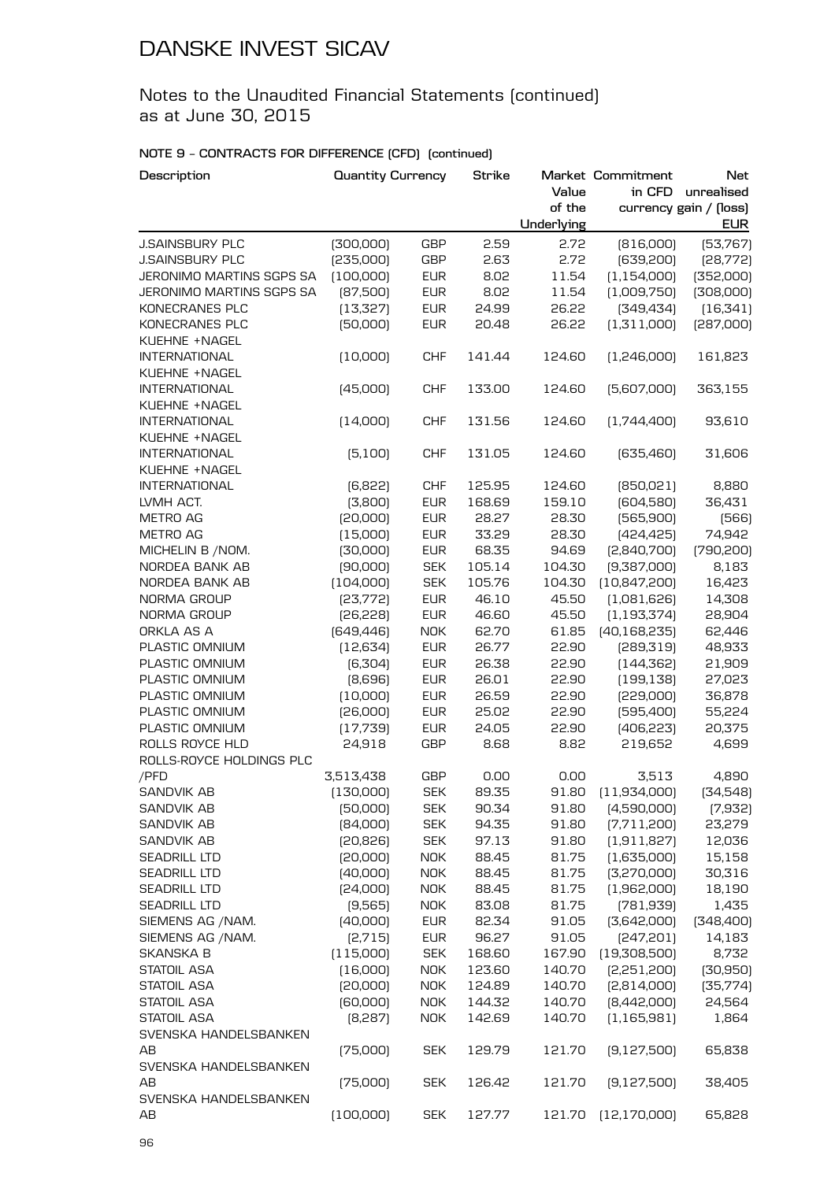# DANSKE INVEST SICAV

## Notes to the Unaudited Financial Statements (continued) as at June 30, 2015

### NOTE 9 – CONTRACTS FOR DIFFERENCE (CFD) (continued)

| Description | Quantity | Currency | Strike | Market Value of the Underlying | Commitment in CFD currency | Net unrealised gain / (loss) EUR |
|---|---|---|---|---|---|---|
| J.SAINSBURY PLC | (300,000) | GBP | 2.59 | 2.72 | (816,000) | (53,767) |
| J.SAINSBURY PLC | (235,000) | GBP | 2.63 | 2.72 | (639,200) | (28,772) |
| JERONIMO MARTINS SGPS SA | (100,000) | EUR | 8.02 | 11.54 | (1,154,000) | (352,000) |
| JERONIMO MARTINS SGPS SA | (87,500) | EUR | 8.02 | 11.54 | (1,009,750) | (308,000) |
| KONECRANES PLC | (13,327) | EUR | 24.99 | 26.22 | (349,434) | (16,341) |
| KONECRANES PLC | (50,000) | EUR | 20.48 | 26.22 | (1,311,000) | (287,000) |
| KUEHNE +NAGEL INTERNATIONAL | (10,000) | CHF | 141.44 | 124.60 | (1,246,000) | 161,823 |
| KUEHNE +NAGEL INTERNATIONAL | (45,000) | CHF | 133.00 | 124.60 | (5,607,000) | 363,155 |
| KUEHNE +NAGEL INTERNATIONAL | (14,000) | CHF | 131.56 | 124.60 | (1,744,400) | 93,610 |
| KUEHNE +NAGEL INTERNATIONAL | (5,100) | CHF | 131.05 | 124.60 | (635,460) | 31,606 |
| KUEHNE +NAGEL INTERNATIONAL | (6,822) | CHF | 125.95 | 124.60 | (850,021) | 8,880 |
| LVMH ACT. | (3,800) | EUR | 168.69 | 159.10 | (604,580) | 36,431 |
| METRO AG | (20,000) | EUR | 28.27 | 28.30 | (565,900) | (566) |
| METRO AG | (15,000) | EUR | 33.29 | 28.30 | (424,425) | 74,942 |
| MICHELIN B /NOM. | (30,000) | EUR | 68.35 | 94.69 | (2,840,700) | (790,200) |
| NORDEA BANK AB | (90,000) | SEK | 105.14 | 104.30 | (9,387,000) | 8,183 |
| NORDEA BANK AB | (104,000) | SEK | 105.76 | 104.30 | (10,847,200) | 16,423 |
| NORMA GROUP | (23,772) | EUR | 46.10 | 45.50 | (1,081,626) | 14,308 |
| NORMA GROUP | (26,228) | EUR | 46.60 | 45.50 | (1,193,374) | 28,904 |
| ORKLA AS A | (649,446) | NOK | 62.70 | 61.85 | (40,168,235) | 62,446 |
| PLASTIC OMNIUM | (12,634) | EUR | 26.77 | 22.90 | (289,319) | 48,933 |
| PLASTIC OMNIUM | (6,304) | EUR | 26.38 | 22.90 | (144,362) | 21,909 |
| PLASTIC OMNIUM | (8,696) | EUR | 26.01 | 22.90 | (199,138) | 27,023 |
| PLASTIC OMNIUM | (10,000) | EUR | 26.59 | 22.90 | (229,000) | 36,878 |
| PLASTIC OMNIUM | (26,000) | EUR | 25.02 | 22.90 | (595,400) | 55,224 |
| PLASTIC OMNIUM | (17,739) | EUR | 24.05 | 22.90 | (406,223) | 20,375 |
| ROLLS ROYCE HLD | 24,918 | GBP | 8.68 | 8.82 | 219,652 | 4,699 |
| ROLLS-ROYCE HOLDINGS PLC /PFD | 3,513,438 | GBP | 0.00 | 0.00 | 3,513 | 4,890 |
| SANDVIK AB | (130,000) | SEK | 89.35 | 91.80 | (11,934,000) | (34,548) |
| SANDVIK AB | (50,000) | SEK | 90.34 | 91.80 | (4,590,000) | (7,932) |
| SANDVIK AB | (84,000) | SEK | 94.35 | 91.80 | (7,711,200) | 23,279 |
| SANDVIK AB | (20,826) | SEK | 97.13 | 91.80 | (1,911,827) | 12,036 |
| SEADRILL LTD | (20,000) | NOK | 88.45 | 81.75 | (1,635,000) | 15,158 |
| SEADRILL LTD | (40,000) | NOK | 88.45 | 81.75 | (3,270,000) | 30,316 |
| SEADRILL LTD | (24,000) | NOK | 88.45 | 81.75 | (1,962,000) | 18,190 |
| SEADRILL LTD | (9,565) | NOK | 83.08 | 81.75 | (781,939) | 1,435 |
| SIEMENS AG /NAM. | (40,000) | EUR | 82.34 | 91.05 | (3,642,000) | (348,400) |
| SIEMENS AG /NAM. | (2,715) | EUR | 96.27 | 91.05 | (247,201) | 14,183 |
| SKANSKA B | (115,000) | SEK | 168.60 | 167.90 | (19,308,500) | 8,732 |
| STATOIL ASA | (16,000) | NOK | 123.60 | 140.70 | (2,251,200) | (30,950) |
| STATOIL ASA | (20,000) | NOK | 124.89 | 140.70 | (2,814,000) | (35,774) |
| STATOIL ASA | (60,000) | NOK | 144.32 | 140.70 | (8,442,000) | 24,564 |
| STATOIL ASA | (8,287) | NOK | 142.69 | 140.70 | (1,165,981) | 1,864 |
| SVENSKA HANDELSBANKEN AB | (75,000) | SEK | 129.79 | 121.70 | (9,127,500) | 65,838 |
| SVENSKA HANDELSBANKEN AB | (75,000) | SEK | 126.42 | 121.70 | (9,127,500) | 38,405 |
| SVENSKA HANDELSBANKEN AB | (100,000) | SEK | 127.77 | 121.70 | (12,170,000) | 65,828 |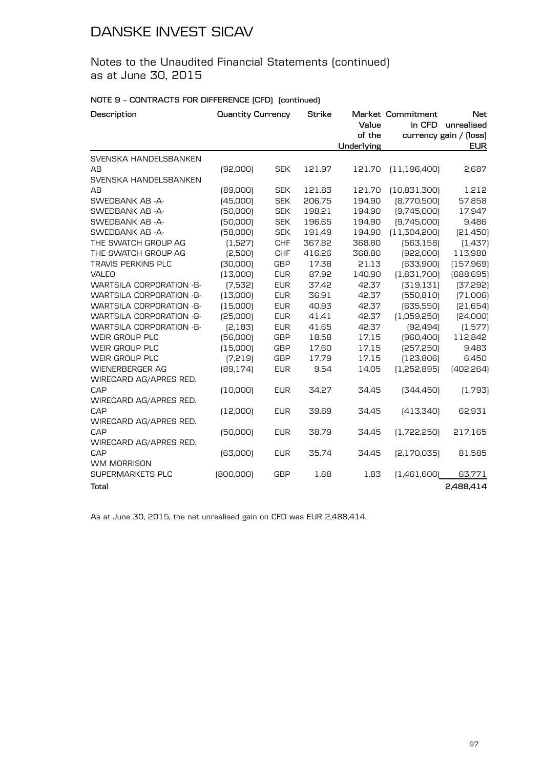# DANSKE INVEST SICAV

## Notes to the Unaudited Financial Statements (continued) as at June 30, 2015

### NOTE 9 – CONTRACTS FOR DIFFERENCE (CFD) (continued)

| Description | Quantity | Currency | Strike | Market Value of the Underlying | Commitment in CFD currency | Net unrealised gain / (loss) EUR |
|---|---|---|---|---|---|---|
| SVENSKA HANDELSBANKEN AB | (92,000) | SEK | 121.97 | 121.70 | (11,196,400) | 2,687 |
| SVENSKA HANDELSBANKEN AB | (89,000) | SEK | 121.83 | 121.70 | (10,831,300) | 1,212 |
| SWEDBANK AB -A- | (45,000) | SEK | 206.75 | 194.90 | (8,770,500) | 57,858 |
| SWEDBANK AB -A- | (50,000) | SEK | 198.21 | 194.90 | (9,745,000) | 17,947 |
| SWEDBANK AB -A- | (50,000) | SEK | 196.65 | 194.90 | (9,745,000) | 9,486 |
| SWEDBANK AB -A- | (58,000) | SEK | 191.49 | 194.90 | (11,304,200) | (21,450) |
| THE SWATCH GROUP AG | (1,527) | CHF | 367.82 | 368.80 | (563,158) | (1,437) |
| THE SWATCH GROUP AG | (2,500) | CHF | 416.26 | 368.80 | (922,000) | 113,988 |
| TRAVIS PERKINS PLC | (30,000) | GBP | 17.38 | 21.13 | (633,900) | (157,969) |
| VALEO | (13,000) | EUR | 87.92 | 140.90 | (1,831,700) | (688,695) |
| WARTSILA CORPORATION -B- | (7,532) | EUR | 37.42 | 42.37 | (319,131) | (37,292) |
| WARTSILA CORPORATION -B- | (13,000) | EUR | 36.91 | 42.37 | (550,810) | (71,006) |
| WARTSILA CORPORATION -B- | (15,000) | EUR | 40.93 | 42.37 | (635,550) | (21,654) |
| WARTSILA CORPORATION -B- | (25,000) | EUR | 41.41 | 42.37 | (1,059,250) | (24,000) |
| WARTSILA CORPORATION -B- | (2,183) | EUR | 41.65 | 42.37 | (92,494) | (1,577) |
| WEIR GROUP PLC | (56,000) | GBP | 18.58 | 17.15 | (960,400) | 112,842 |
| WEIR GROUP PLC | (15,000) | GBP | 17.60 | 17.15 | (257,250) | 9,483 |
| WEIR GROUP PLC | (7,219) | GBP | 17.79 | 17.15 | (123,806) | 6,450 |
| WIENERBERGER AG | (89,174) | EUR | 9.54 | 14.05 | (1,252,895) | (402,264) |
| WIRECARD AG/APRES RED. CAP | (10,000) | EUR | 34.27 | 34.45 | (344,450) | (1,793) |
| WIRECARD AG/APRES RED. CAP | (12,000) | EUR | 39.69 | 34.45 | (413,340) | 62,931 |
| WIRECARD AG/APRES RED. CAP | (50,000) | EUR | 38.79 | 34.45 | (1,722,250) | 217,165 |
| WIRECARD AG/APRES RED. CAP | (63,000) | EUR | 35.74 | 34.45 | (2,170,035) | 81,585 |
| WM MORRISON SUPERMARKETS PLC | (800,000) | GBP | 1.88 | 1.83 | (1,461,600) | 63,771 |
| **Total** | | | | | | **2,488,414** |

As at June 30, 2015, the net unrealised gain on CFD was EUR 2,488,414.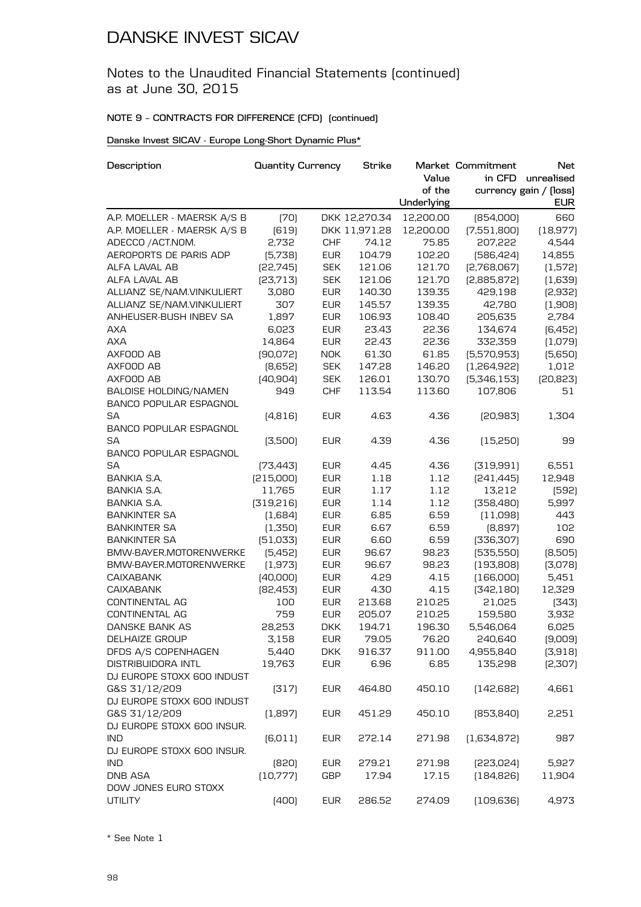# DANSKE INVEST SICAV

## Notes to the Unaudited Financial Statements (continued) as at June 30, 2015

**NOTE 9 – CONTRACTS FOR DIFFERENCE (CFD) (continued)**

Danske Invest SICAV - Europe Long-Short Dynamic Plus*

| Description | Quantity | Currency | Strike | Market Value of the Underlying | Commitment in CFD currency | Net unrealised gain / (loss) EUR |
|---|---|---|---|---|---|---|
| A.P. MOELLER - MAERSK A/S B | (70) | DKK | 12,270.34 | 12,200.00 | (854,000) | 660 |
| A.P. MOELLER - MAERSK A/S B | (619) | DKK | 11,971.28 | 12,200.00 | (7,551,800) | (18,977) |
| ADECCO /ACT.NOM. | 2,732 | CHF | 74.12 | 75.85 | 207,222 | 4,544 |
| AEROPORTS DE PARIS ADP | (5,738) | EUR | 104.79 | 102.20 | (586,424) | 14,855 |
| ALFA LAVAL AB | (22,745) | SEK | 121.06 | 121.70 | (2,768,067) | (1,572) |
| ALFA LAVAL AB | (23,713) | SEK | 121.06 | 121.70 | (2,885,872) | (1,639) |
| ALLIANZ SE/NAM.VINKULIERT | 3,080 | EUR | 140.30 | 139.35 | 429,198 | (2,932) |
| ALLIANZ SE/NAM.VINKULIERT | 307 | EUR | 145.57 | 139.35 | 42,780 | (1,908) |
| ANHEUSER-BUSH INBEV SA | 1,897 | EUR | 106.93 | 108.40 | 205,635 | 2,784 |
| AXA | 6,023 | EUR | 23.43 | 22.36 | 134,674 | (6,452) |
| AXA | 14,864 | EUR | 22.43 | 22.36 | 332,359 | (1,079) |
| AXFOOD AB | (90,072) | NOK | 61.30 | 61.85 | (5,570,953) | (5,650) |
| AXFOOD AB | (8,652) | SEK | 147.28 | 146.20 | (1,264,922) | 1,012 |
| AXFOOD AB | (40,904) | SEK | 126.01 | 130.70 | (5,346,153) | (20,823) |
| BALOISE HOLDING/NAMEN | 949 | CHF | 113.54 | 113.60 | 107,806 | 51 |
| BANCO POPULAR ESPAGNOL SA | (4,816) | EUR | 4.63 | 4.36 | (20,983) | 1,304 |
| BANCO POPULAR ESPAGNOL SA | (3,500) | EUR | 4.39 | 4.36 | (15,250) | 99 |
| BANCO POPULAR ESPAGNOL SA | (73,443) | EUR | 4.45 | 4.36 | (319,991) | 6,551 |
| BANKIA S.A. | (215,000) | EUR | 1.18 | 1.12 | (241,445) | 12,948 |
| BANKIA S.A. | 11,765 | EUR | 1.17 | 1.12 | 13,212 | (592) |
| BANKIA S.A. | (319,216) | EUR | 1.14 | 1.12 | (358,480) | 5,997 |
| BANKINTER SA | (1,684) | EUR | 6.85 | 6.59 | (11,098) | 443 |
| BANKINTER SA | (1,350) | EUR | 6.67 | 6.59 | (8,897) | 102 |
| BANKINTER SA | (51,033) | EUR | 6.60 | 6.59 | (336,307) | 690 |
| BMW-BAYER.MOTORENWERKE | (5,452) | EUR | 96.67 | 98.23 | (535,550) | (8,505) |
| BMW-BAYER.MOTORENWERKE | (1,973) | EUR | 96.67 | 98.23 | (193,808) | (3,078) |
| CAIXABANK | (40,000) | EUR | 4.29 | 4.15 | (166,000) | 5,451 |
| CAIXABANK | (82,453) | EUR | 4.30 | 4.15 | (342,180) | 12,329 |
| CONTINENTAL AG | 100 | EUR | 213.68 | 210.25 | 21,025 | (343) |
| CONTINENTAL AG | 759 | EUR | 205.07 | 210.25 | 159,580 | 3,932 |
| DANSKE BANK AS | 28,253 | DKK | 194.71 | 196.30 | 5,546,064 | 6,025 |
| DELHAIZE GROUP | 3,158 | EUR | 79.05 | 76.20 | 240,640 | (9,009) |
| DFDS A/S COPENHAGEN | 5,440 | DKK | 916.37 | 911.00 | 4,955,840 | (3,918) |
| DISTRIBUIDORA INTL | 19,763 | EUR | 6.96 | 6.85 | 135,298 | (2,307) |
| DJ EUROPE STOXX 600 INDUST G&S 31/12/209 | (317) | EUR | 464.80 | 450.10 | (142,682) | 4,661 |
| DJ EUROPE STOXX 600 INDUST G&S 31/12/209 | (1,897) | EUR | 451.29 | 450.10 | (853,840) | 2,251 |
| DJ EUROPE STOXX 600 INSUR. IND | (6,011) | EUR | 272.14 | 271.98 | (1,634,872) | 987 |
| DJ EUROPE STOXX 600 INSUR. IND | (820) | EUR | 279.21 | 271.98 | (223,024) | 5,927 |
| DNB ASA | (10,777) | GBP | 17.94 | 17.15 | (184,826) | 11,904 |
| DOW JONES EURO STOXX UTILITY | (400) | EUR | 286.52 | 274.09 | (109,636) | 4,973 |

\* See Note 1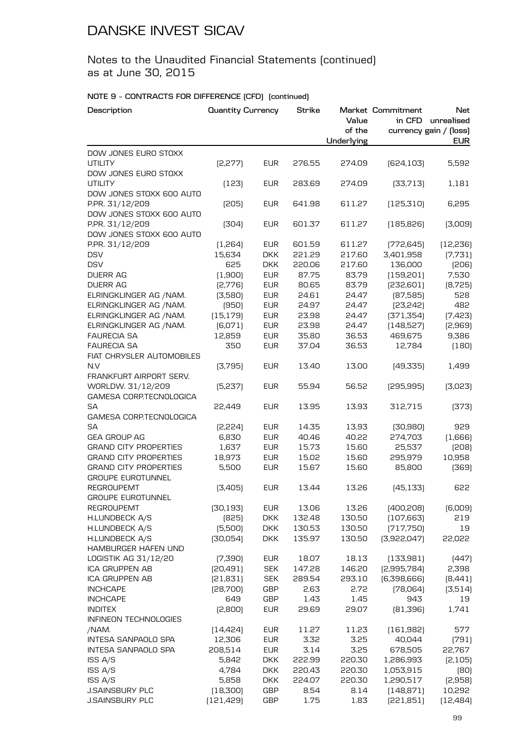# DANSKE INVEST SICAV

## Notes to the Unaudited Financial Statements (continued) as at June 30, 2015

### NOTE 9 - CONTRACTS FOR DIFFERENCE (CFD) (continued)

| Description | Quantity | Currency | Strike | Market Value of the Underlying | Commitment in CFD currency | Net unrealised gain / (loss) EUR |
|---|---|---|---|---|---|---|
| DOW JONES EURO STOXX UTILITY | (2,277) | EUR | 276.55 | 274.09 | (624,103) | 5,592 |
| DOW JONES EURO STOXX UTILITY | (123) | EUR | 283.69 | 274.09 | (33,713) | 1,181 |
| DOW JONES STOXX 600 AUTO P.PR. 31/12/209 | (205) | EUR | 641.98 | 611.27 | (125,310) | 6,295 |
| DOW JONES STOXX 600 AUTO P.PR. 31/12/209 | (304) | EUR | 601.37 | 611.27 | (185,826) | (3,009) |
| DOW JONES STOXX 600 AUTO P.PR. 31/12/209 | (1,264) | EUR | 601.59 | 611.27 | (772,645) | (12,236) |
| DSV | 15,634 | DKK | 221.29 | 217.60 | 3,401,958 | (7,731) |
| DSV | 625 | DKK | 220.06 | 217.60 | 136,000 | (206) |
| DUERR AG | (1,900) | EUR | 87.75 | 83.79 | (159,201) | 7,530 |
| DUERR AG | (2,776) | EUR | 80.65 | 83.79 | (232,601) | (8,725) |
| ELRINGKLINGER AG /NAM. | (3,580) | EUR | 24.61 | 24.47 | (87,585) | 528 |
| ELRINGKLINGER AG /NAM. | (950) | EUR | 24.97 | 24.47 | (23,242) | 482 |
| ELRINGKLINGER AG /NAM. | (15,179) | EUR | 23.98 | 24.47 | (371,354) | (7,423) |
| ELRINGKLINGER AG /NAM. | (6,071) | EUR | 23.98 | 24.47 | (148,527) | (2,969) |
| FAURECIA SA | 12,859 | EUR | 35.80 | 36.53 | 469,675 | 9,386 |
| FAURECIA SA | 350 | EUR | 37.04 | 36.53 | 12,784 | (180) |
| FIAT CHRYSLER AUTOMOBILES N.V | (3,795) | EUR | 13.40 | 13.00 | (49,335) | 1,499 |
| FRANKFURT AIRPORT SERV. WORLDW. 31/12/209 | (5,237) | EUR | 55.94 | 56.52 | (295,995) | (3,023) |
| GAMESA CORP.TECNOLOGICA SA | 22,449 | EUR | 13.95 | 13.93 | 312,715 | (373) |
| GAMESA CORP.TECNOLOGICA SA | (2,224) | EUR | 14.35 | 13.93 | (30,980) | 929 |
| GEA GROUP AG | 6,830 | EUR | 40.46 | 40.22 | 274,703 | (1,666) |
| GRAND CITY PROPERTIES | 1,637 | EUR | 15.73 | 15.60 | 25,537 | (208) |
| GRAND CITY PROPERTIES | 18,973 | EUR | 15.02 | 15.60 | 295,979 | 10,958 |
| GRAND CITY PROPERTIES | 5,500 | EUR | 15.67 | 15.60 | 85,800 | (369) |
| GROUPE EUROTUNNEL REGROUPEMT | (3,405) | EUR | 13.44 | 13.26 | (45,133) | 622 |
| GROUPE EUROTUNNEL REGROUPEMT | (30,193) | EUR | 13.06 | 13.26 | (400,208) | (6,009) |
| H.LUNDBECK A/S | (825) | DKK | 132.48 | 130.50 | (107,663) | 219 |
| H.LUNDBECK A/S | (5,500) | DKK | 130.53 | 130.50 | (717,750) | 19 |
| H.LUNDBECK A/S | (30,054) | DKK | 135.97 | 130.50 | (3,922,047) | 22,022 |
| HAMBURGER HAFEN UND LOGISTIK AG 31/12/20 | (7,390) | EUR | 18.07 | 18.13 | (133,981) | (447) |
| ICA GRUPPEN AB | (20,491) | SEK | 147.28 | 146.20 | (2,995,784) | 2,398 |
| ICA GRUPPEN AB | (21,831) | SEK | 289.54 | 293.10 | (6,398,666) | (8,441) |
| INCHCAPE | (28,700) | GBP | 2.63 | 2.72 | (78,064) | (3,514) |
| INCHCAPE | 649 | GBP | 1.43 | 1.45 | 943 | 19 |
| INDITEX | (2,800) | EUR | 29.69 | 29.07 | (81,396) | 1,741 |
| INFINEON TECHNOLOGIES /NAM. | (14,424) | EUR | 11.27 | 11.23 | (161,982) | 577 |
| INTESA SANPAOLO SPA | 12,306 | EUR | 3.32 | 3.25 | 40,044 | (791) |
| INTESA SANPAOLO SPA | 208,514 | EUR | 3.14 | 3.25 | 678,505 | 22,767 |
| ISS A/S | 5,842 | DKK | 222.99 | 220.30 | 1,286,993 | (2,105) |
| ISS A/S | 4,784 | DKK | 220.43 | 220.30 | 1,053,915 | (80) |
| ISS A/S | 5,858 | DKK | 224.07 | 220.30 | 1,290,517 | (2,958) |
| J.SAINSBURY PLC | (18,300) | GBP | 8.54 | 8.14 | (148,871) | 10,292 |
| J.SAINSBURY PLC | (121,429) | GBP | 1.75 | 1.83 | (221,851) | (12,484) |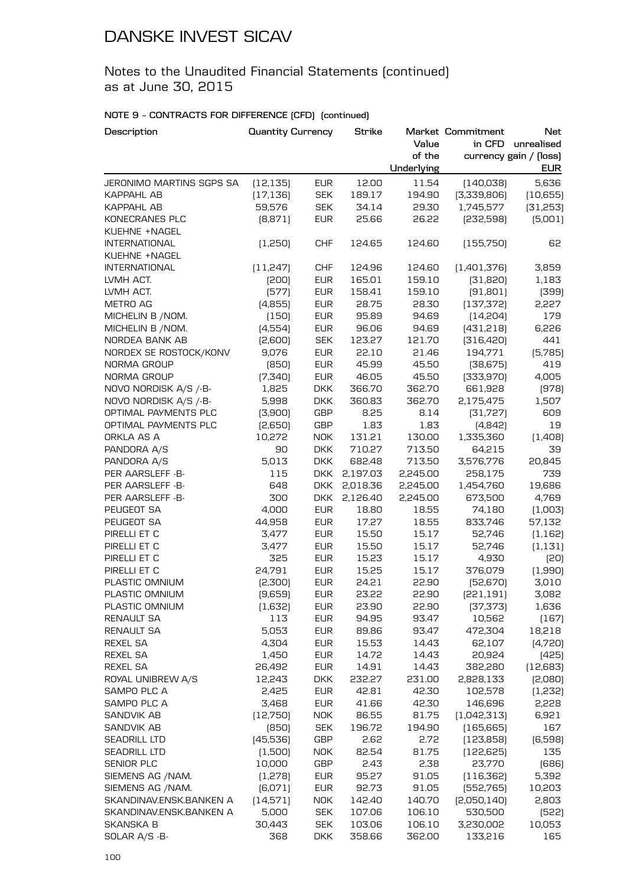# DANSKE INVEST SICAV

## Notes to the Unaudited Financial Statements (continued) as at June 30, 2015

### NOTE 9 – CONTRACTS FOR DIFFERENCE (CFD) (continued)

| Description | Quantity | Currency | Strike | Market Value of the Underlying | Commitment in CFD currency | Net unrealised gain / (loss) EUR |
|---|---|---|---|---|---|---|
| JERONIMO MARTINS SGPS SA | (12,135) | EUR | 12.00 | 11.54 | (140,038) | 5,636 |
| KAPPAHL AB | (17,136) | SEK | 189.17 | 194.90 | (3,339,806) | (10,655) |
| KAPPAHL AB | 59,576 | SEK | 34.14 | 29.30 | 1,745,577 | (31,253) |
| KONECRANES PLC | (8,871) | EUR | 25.66 | 26.22 | (232,598) | (5,001) |
| KUEHNE +NAGEL INTERNATIONAL | (1,250) | CHF | 124.65 | 124.60 | (155,750) | 62 |
| KUEHNE +NAGEL INTERNATIONAL | (11,247) | CHF | 124.96 | 124.60 | (1,401,376) | 3,859 |
| LVMH ACT. | (200) | EUR | 165.01 | 159.10 | (31,820) | 1,183 |
| LVMH ACT. | (577) | EUR | 158.41 | 159.10 | (91,801) | (399) |
| METRO AG | (4,855) | EUR | 28.75 | 28.30 | (137,372) | 2,227 |
| MICHELIN B /NOM. | (150) | EUR | 95.89 | 94.69 | (14,204) | 179 |
| MICHELIN B /NOM. | (4,554) | EUR | 96.06 | 94.69 | (431,218) | 6,226 |
| NORDEA BANK AB | (2,600) | SEK | 123.27 | 121.70 | (316,420) | 441 |
| NORDEX SE ROSTOCK/KONV | 9,076 | EUR | 22.10 | 21.46 | 194,771 | (5,785) |
| NORMA GROUP | (850) | EUR | 45.99 | 45.50 | (38,675) | 419 |
| NORMA GROUP | (7,340) | EUR | 46.05 | 45.50 | (333,970) | 4,005 |
| NOVO NORDISK A/S /-B- | 1,825 | DKK | 366.70 | 362.70 | 661,928 | (978) |
| NOVO NORDISK A/S /-B- | 5,998 | DKK | 360.83 | 362.70 | 2,175,475 | 1,507 |
| OPTIMAL PAYMENTS PLC | (3,900) | GBP | 8.25 | 8.14 | (31,727) | 609 |
| OPTIMAL PAYMENTS PLC | (2,650) | GBP | 1.83 | 1.83 | (4,842) | 19 |
| ORKLA AS A | 10,272 | NOK | 131.21 | 130.00 | 1,335,360 | (1,408) |
| PANDORA A/S | 90 | DKK | 710.27 | 713.50 | 64,215 | 39 |
| PANDORA A/S | 5,013 | DKK | 682.48 | 713.50 | 3,576,776 | 20,845 |
| PER AARSLEFF -B- | 115 | DKK | 2,197.03 | 2,245.00 | 258,175 | 739 |
| PER AARSLEFF -B- | 648 | DKK | 2,018.36 | 2,245.00 | 1,454,760 | 19,686 |
| PER AARSLEFF -B- | 300 | DKK | 2,126.40 | 2,245.00 | 673,500 | 4,769 |
| PEUGEOT SA | 4,000 | EUR | 18.80 | 18.55 | 74,180 | (1,003) |
| PEUGEOT SA | 44,958 | EUR | 17.27 | 18.55 | 833,746 | 57,132 |
| PIRELLI ET C | 3,477 | EUR | 15.50 | 15.17 | 52,746 | (1,162) |
| PIRELLI ET C | 3,477 | EUR | 15.50 | 15.17 | 52,746 | (1,131) |
| PIRELLI ET C | 325 | EUR | 15.23 | 15.17 | 4,930 | (20) |
| PIRELLI ET C | 24,791 | EUR | 15.25 | 15.17 | 376,079 | (1,990) |
| PLASTIC OMNIUM | (2,300) | EUR | 24.21 | 22.90 | (52,670) | 3,010 |
| PLASTIC OMNIUM | (9,659) | EUR | 23.22 | 22.90 | (221,191) | 3,082 |
| PLASTIC OMNIUM | (1,632) | EUR | 23.90 | 22.90 | (37,373) | 1,636 |
| RENAULT SA | 113 | EUR | 94.95 | 93.47 | 10,562 | (167) |
| RENAULT SA | 5,053 | EUR | 89.86 | 93.47 | 472,304 | 18,218 |
| REXEL SA | 4,304 | EUR | 15.53 | 14.43 | 62,107 | (4,720) |
| REXEL SA | 1,450 | EUR | 14.72 | 14.43 | 20,924 | (425) |
| REXEL SA | 26,492 | EUR | 14.91 | 14.43 | 382,280 | (12,683) |
| ROYAL UNIBREW A/S | 12,243 | DKK | 232.27 | 231.00 | 2,828,133 | (2,080) |
| SAMPO PLC A | 2,425 | EUR | 42.81 | 42.30 | 102,578 | (1,232) |
| SAMPO PLC A | 3,468 | EUR | 41.66 | 42.30 | 146,696 | 2,228 |
| SANDVIK AB | (12,750) | NOK | 86.55 | 81.75 | (1,042,313) | 6,921 |
| SANDVIK AB | (850) | SEK | 196.72 | 194.90 | (165,665) | 167 |
| SEADRILL LTD | (45,536) | GBP | 2.62 | 2.72 | (123,858) | (6,598) |
| SEADRILL LTD | (1,500) | NOK | 82.54 | 81.75 | (122,625) | 135 |
| SENIOR PLC | 10,000 | GBP | 2.43 | 2.38 | 23,770 | (686) |
| SIEMENS AG /NAM. | (1,278) | EUR | 95.27 | 91.05 | (116,362) | 5,392 |
| SIEMENS AG /NAM. | (6,071) | EUR | 92.73 | 91.05 | (552,765) | 10,203 |
| SKANDINAV.ENSK.BANKEN A | (14,571) | NOK | 142.40 | 140.70 | (2,050,140) | 2,803 |
| SKANDINAV.ENSK.BANKEN A | 5,000 | SEK | 107.06 | 106.10 | 530,500 | (522) |
| SKANSKA B | 30,443 | SEK | 103.06 | 106.10 | 3,230,002 | 10,053 |
| SOLAR A/S -B- | 368 | DKK | 358.66 | 362.00 | 133,216 | 165 |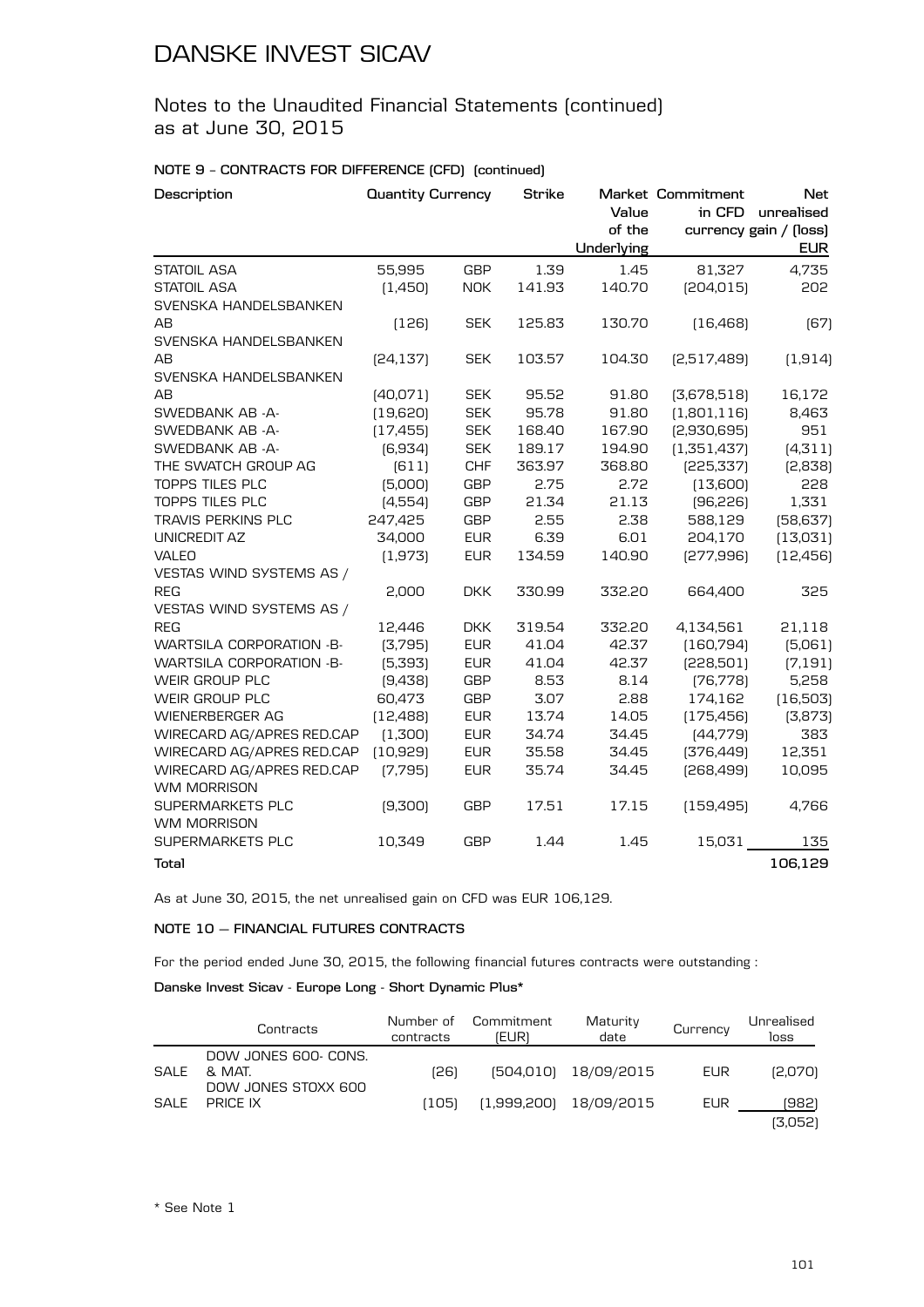# DANSKE INVEST SICAV

## Notes to the Unaudited Financial Statements (continued) as at June 30, 2015

**NOTE 9 – CONTRACTS FOR DIFFERENCE (CFD) (continued)**

| Description | Quantity | Currency | Strike | Market Value of the Underlying | Commitment in CFD currency | Net unrealised gain / (loss) EUR |
|---|---|---|---|---|---|---|
| STATOIL ASA | 55,995 | GBP | 1.39 | 1.45 | 81,327 | 4,735 |
| STATOIL ASA | (1,450) | NOK | 141.93 | 140.70 | (204,015) | 202 |
| SVENSKA HANDELSBANKEN AB | (126) | SEK | 125.83 | 130.70 | (16,468) | (67) |
| SVENSKA HANDELSBANKEN AB | (24,137) | SEK | 103.57 | 104.30 | (2,517,489) | (1,914) |
| SVENSKA HANDELSBANKEN AB | (40,071) | SEK | 95.52 | 91.80 | (3,678,518) | 16,172 |
| SWEDBANK AB -A- | (19,620) | SEK | 95.78 | 91.80 | (1,801,116) | 8,463 |
| SWEDBANK AB -A- | (17,455) | SEK | 168.40 | 167.90 | (2,930,695) | 951 |
| SWEDBANK AB -A- | (6,934) | SEK | 189.17 | 194.90 | (1,351,437) | (4,311) |
| THE SWATCH GROUP AG | (611) | CHF | 363.97 | 368.80 | (225,337) | (2,838) |
| TOPPS TILES PLC | (5,000) | GBP | 2.75 | 2.72 | (13,600) | 228 |
| TOPPS TILES PLC | (4,554) | GBP | 21.34 | 21.13 | (96,226) | 1,331 |
| TRAVIS PERKINS PLC | 247,425 | GBP | 2.55 | 2.38 | 588,129 | (58,637) |
| UNICREDIT AZ | 34,000 | EUR | 6.39 | 6.01 | 204,170 | (13,031) |
| VALEO | (1,973) | EUR | 134.59 | 140.90 | (277,996) | (12,456) |
| VESTAS WIND SYSTEMS AS / REG | 2,000 | DKK | 330.99 | 332.20 | 664,400 | 325 |
| VESTAS WIND SYSTEMS AS / REG | 12,446 | DKK | 319.54 | 332.20 | 4,134,561 | 21,118 |
| WARTSILA CORPORATION -B- | (3,795) | EUR | 41.04 | 42.37 | (160,794) | (5,061) |
| WARTSILA CORPORATION -B- | (5,393) | EUR | 41.04 | 42.37 | (228,501) | (7,191) |
| WEIR GROUP PLC | (9,438) | GBP | 8.53 | 8.14 | (76,778) | 5,258 |
| WEIR GROUP PLC | 60,473 | GBP | 3.07 | 2.88 | 174,162 | (16,503) |
| WIENERBERGER AG | (12,488) | EUR | 13.74 | 14.05 | (175,456) | (3,873) |
| WIRECARD AG/APRES RED.CAP | (1,300) | EUR | 34.74 | 34.45 | (44,779) | 383 |
| WIRECARD AG/APRES RED.CAP | (10,929) | EUR | 35.58 | 34.45 | (376,449) | 12,351 |
| WIRECARD AG/APRES RED.CAP | (7,795) | EUR | 35.74 | 34.45 | (268,499) | 10,095 |
| WM MORRISON SUPERMARKETS PLC | (9,300) | GBP | 17.51 | 17.15 | (159,495) | 4,766 |
| WM MORRISON SUPERMARKETS PLC | 10,349 | GBP | 1.44 | 1.45 | 15,031 | 135 |
| **Total** | | | | | | **106,129** |

As at June 30, 2015, the net unrealised gain on CFD was EUR 106,129.

**NOTE 10 — FINANCIAL FUTURES CONTRACTS**

For the period ended June 30, 2015, the following financial futures contracts were outstanding :

**Danske Invest Sicav - Europe Long - Short Dynamic Plus***

| | Contracts | Number of contracts | Commitment (EUR) | Maturity date | Currency | Unrealised loss |
|---|---|---|---|---|---|---|
| SALE | DOW JONES 600- CONS. & MAT. | (26) | (504,010) | 18/09/2015 | EUR | (2,070) |
| SALE | DOW JONES STOXX 600 PRICE IX | (105) | (1,999,200) | 18/09/2015 | EUR | (982) |
| | | | | | | (3,052) |

\* See Note 1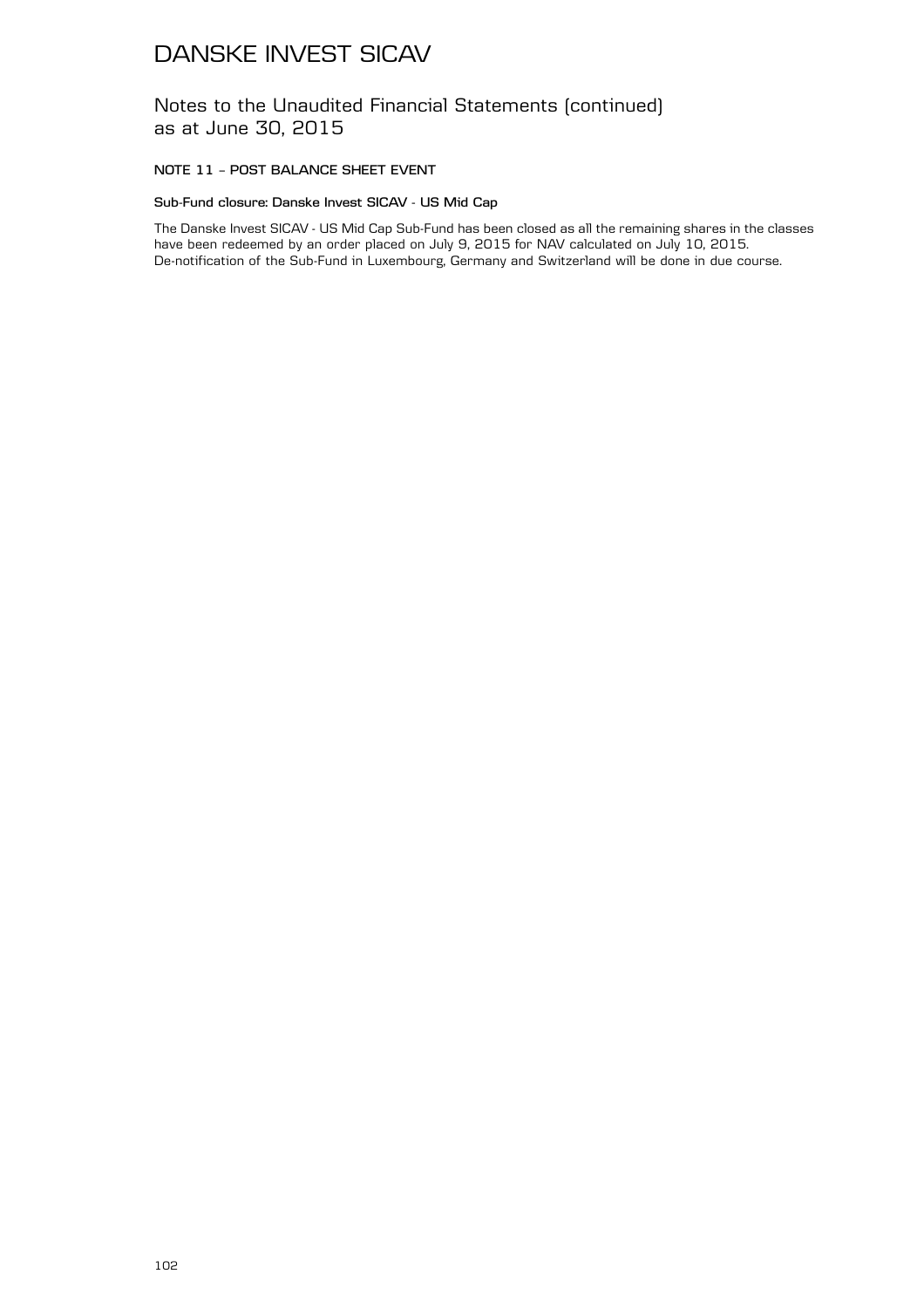# DANSKE INVEST SICAV

## Notes to the Unaudited Financial Statements (continued) as at June 30, 2015

### NOTE 11 – POST BALANCE SHEET EVENT

**Sub-Fund closure: Danske Invest SICAV - US Mid Cap**

The Danske Invest SICAV - US Mid Cap Sub-Fund has been closed as all the remaining shares in the classes have been redeemed by an order placed on July 9, 2015 for NAV calculated on July 10, 2015.
De-notification of the Sub-Fund in Luxembourg, Germany and Switzerland will be done in due course.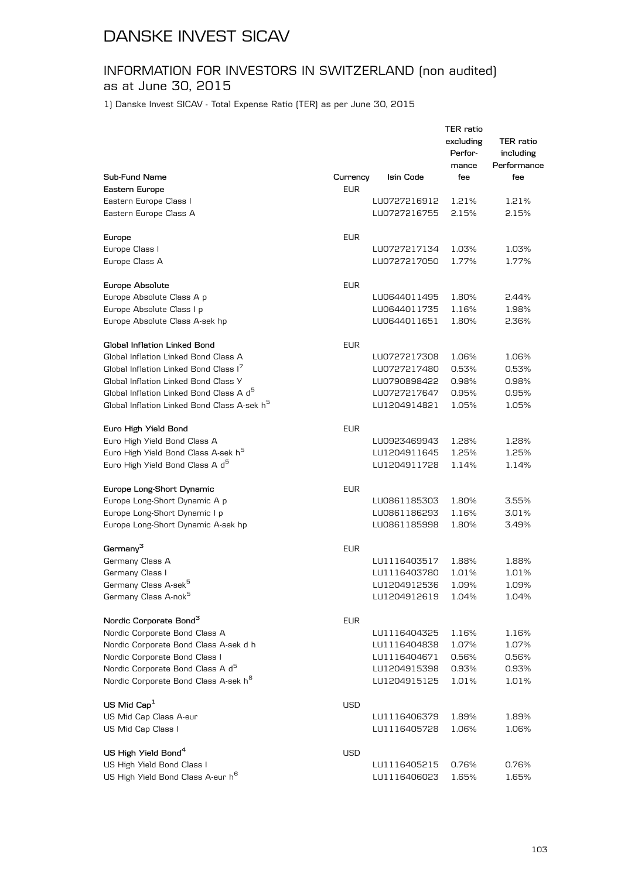# DANSKE INVEST SICAV

## INFORMATION FOR INVESTORS IN SWITZERLAND (non audited) as at June 30, 2015

1) Danske Invest SICAV - Total Expense Ratio (TER) as per June 30, 2015

| Sub-Fund Name | Currency | Isin Code | TER ratio excluding Perfor-mance fee | TER ratio including Performance fee |
|---|---|---|---|---|
| **Eastern Europe** | EUR | | | |
| Eastern Europe Class I | | LU0727216912 | 1.21% | 1.21% |
| Eastern Europe Class A | | LU0727216755 | 2.15% | 2.15% |
| | | | | |
| **Europe** | EUR | | | |
| Europe Class I | | LU0727217134 | 1.03% | 1.03% |
| Europe Class A | | LU0727217050 | 1.77% | 1.77% |
| | | | | |
| **Europe Absolute** | EUR | | | |
| Europe Absolute Class A p | | LU0644011495 | 1.80% | 2.44% |
| Europe Absolute Class I p | | LU0644011735 | 1.16% | 1.98% |
| Europe Absolute Class A-sek hp | | LU0644011651 | 1.80% | 2.36% |
| | | | | |
| **Global Inflation Linked Bond** | EUR | | | |
| Global Inflation Linked Bond Class A | | LU0727217308 | 1.06% | 1.06% |
| Global Inflation Linked Bond Class I[7] | | LU0727217480 | 0.53% | 0.53% |
| Global Inflation Linked Bond Class Y | | LU0790898422 | 0.98% | 0.98% |
| Global Inflation Linked Bond Class A d[5] | | LU0727217647 | 0.95% | 0.95% |
| Global Inflation Linked Bond Class A-sek h[5] | | LU1204914821 | 1.05% | 1.05% |
| | | | | |
| **Euro High Yield Bond** | EUR | | | |
| Euro High Yield Bond Class A | | LU0923469943 | 1.28% | 1.28% |
| Euro High Yield Bond Class A-sek h[5] | | LU1204911645 | 1.25% | 1.25% |
| Euro High Yield Bond Class A d[5] | | LU1204911728 | 1.14% | 1.14% |
| | | | | |
| **Europe Long-Short Dynamic** | EUR | | | |
| Europe Long-Short Dynamic A p | | LU0861185303 | 1.80% | 3.55% |
| Europe Long-Short Dynamic I p | | LU0861186293 | 1.16% | 3.01% |
| Europe Long-Short Dynamic A-sek hp | | LU0861185998 | 1.80% | 3.49% |
| | | | | |
| **Germany[3]** | EUR | | | |
| Germany Class A | | LU1116403517 | 1.88% | 1.88% |
| Germany Class I | | LU1116403780 | 1.01% | 1.01% |
| Germany Class A-sek[5] | | LU1204912536 | 1.09% | 1.09% |
| Germany Class A-nok[5] | | LU1204912619 | 1.04% | 1.04% |
| | | | | |
| **Nordic Corporate Bond[3]** | EUR | | | |
| Nordic Corporate Bond Class A | | LU1116404325 | 1.16% | 1.16% |
| Nordic Corporate Bond Class A-sek d h | | LU1116404838 | 1.07% | 1.07% |
| Nordic Corporate Bond Class I | | LU1116404671 | 0.56% | 0.56% |
| Nordic Corporate Bond Class A d[5] | | LU1204915398 | 0.93% | 0.93% |
| Nordic Corporate Bond Class A-sek h[8] | | LU1204915125 | 1.01% | 1.01% |
| | | | | |
| **US Mid Cap[1]** | USD | | | |
| US Mid Cap Class A-eur | | LU1116406379 | 1.89% | 1.89% |
| US Mid Cap Class I | | LU1116405728 | 1.06% | 1.06% |
| | | | | |
| **US High Yield Bond[4]** | USD | | | |
| US High Yield Bond Class I | | LU1116405215 | 0.76% | 0.76% |
| US High Yield Bond Class A-eur h[6] | | LU1116406023 | 1.65% | 1.65% |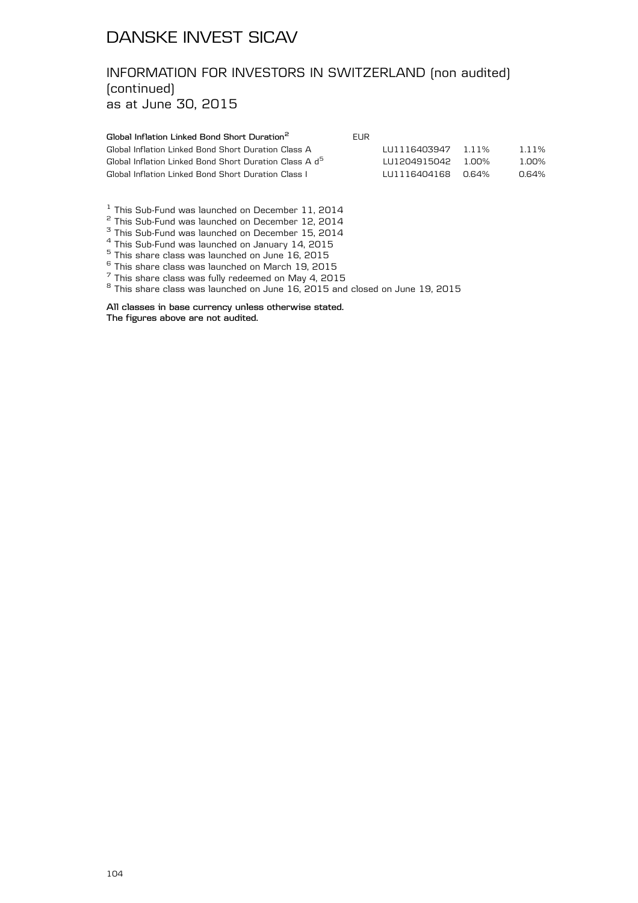# DANSKE INVEST SICAV

## INFORMATION FOR INVESTORS IN SWITZERLAND (non audited) (continued)
as at June 30, 2015

| | | | | |
|---|---|---|---|---|
| **Global Inflation Linked Bond Short Duration[2]** | EUR | | | |
| Global Inflation Linked Bond Short Duration Class A | | LU1116403947 | 1.11% | 1.11% |
| Global Inflation Linked Bond Short Duration Class A d[5] | | LU1204915042 | 1.00% | 1.00% |
| Global Inflation Linked Bond Short Duration Class I | | LU1116404168 | 0.64% | 0.64% |

[1] This Sub-Fund was launched on December 11, 2014
[2] This Sub-Fund was launched on December 12, 2014
[3] This Sub-Fund was launched on December 15, 2014
[4] This Sub-Fund was launched on January 14, 2015
[5] This share class was launched on June 16, 2015
[6] This share class was launched on March 19, 2015
[7] This share class was fully redeemed on May 4, 2015
[8] This share class was launched on June 16, 2015 and closed on June 19, 2015

**All classes in base currency unless otherwise stated.**
**The figures above are not audited.**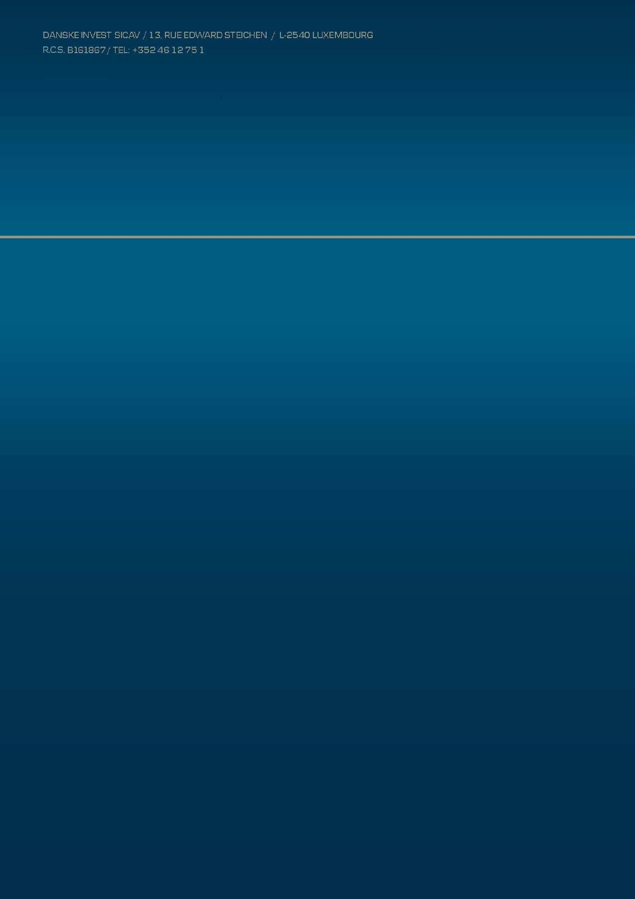DANSKE INVEST SICAV / 13, RUE EDWARD STEICHEN / L-2540 LUXEMBOURG
R.C.S. B161867 / TEL: +352 46 12 75 1